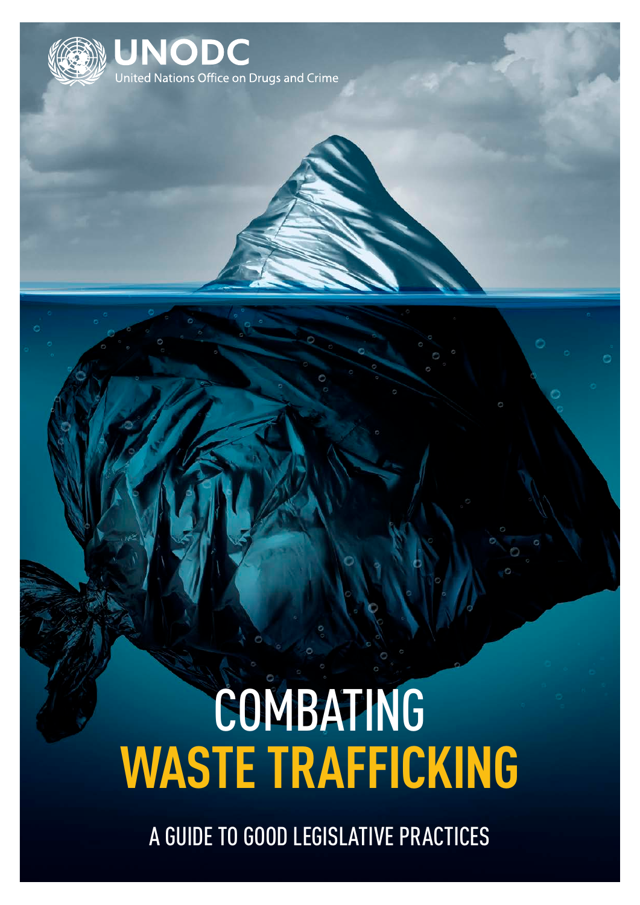UNODC

United Nations Office on Drugs and Crime

# COMBATING WASTE TRAFFICKING

## A GUIDE TO GOOD LEGISLATIVE PRACTICES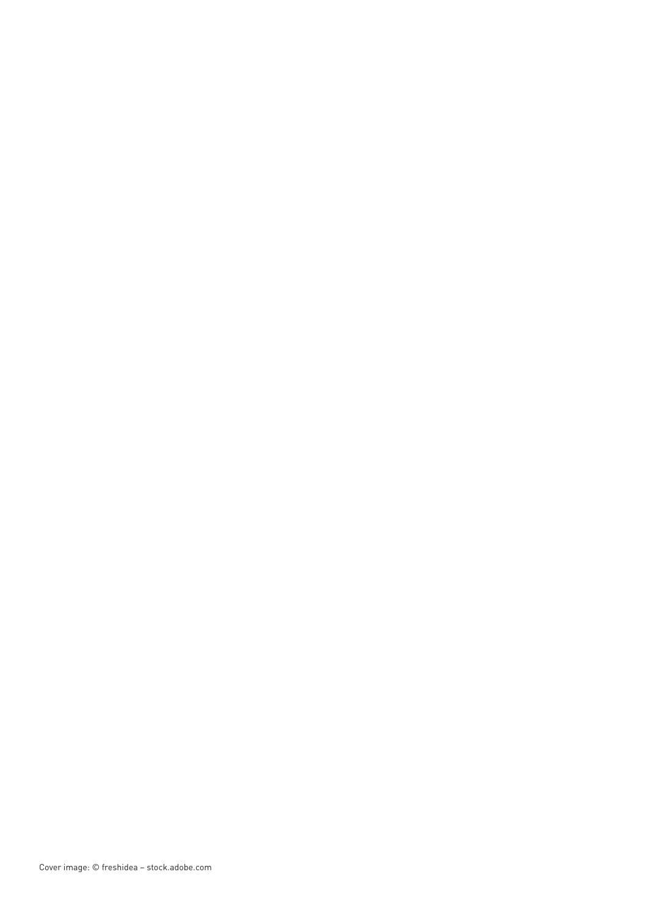Cover image: © freshidea – stock.adobe.com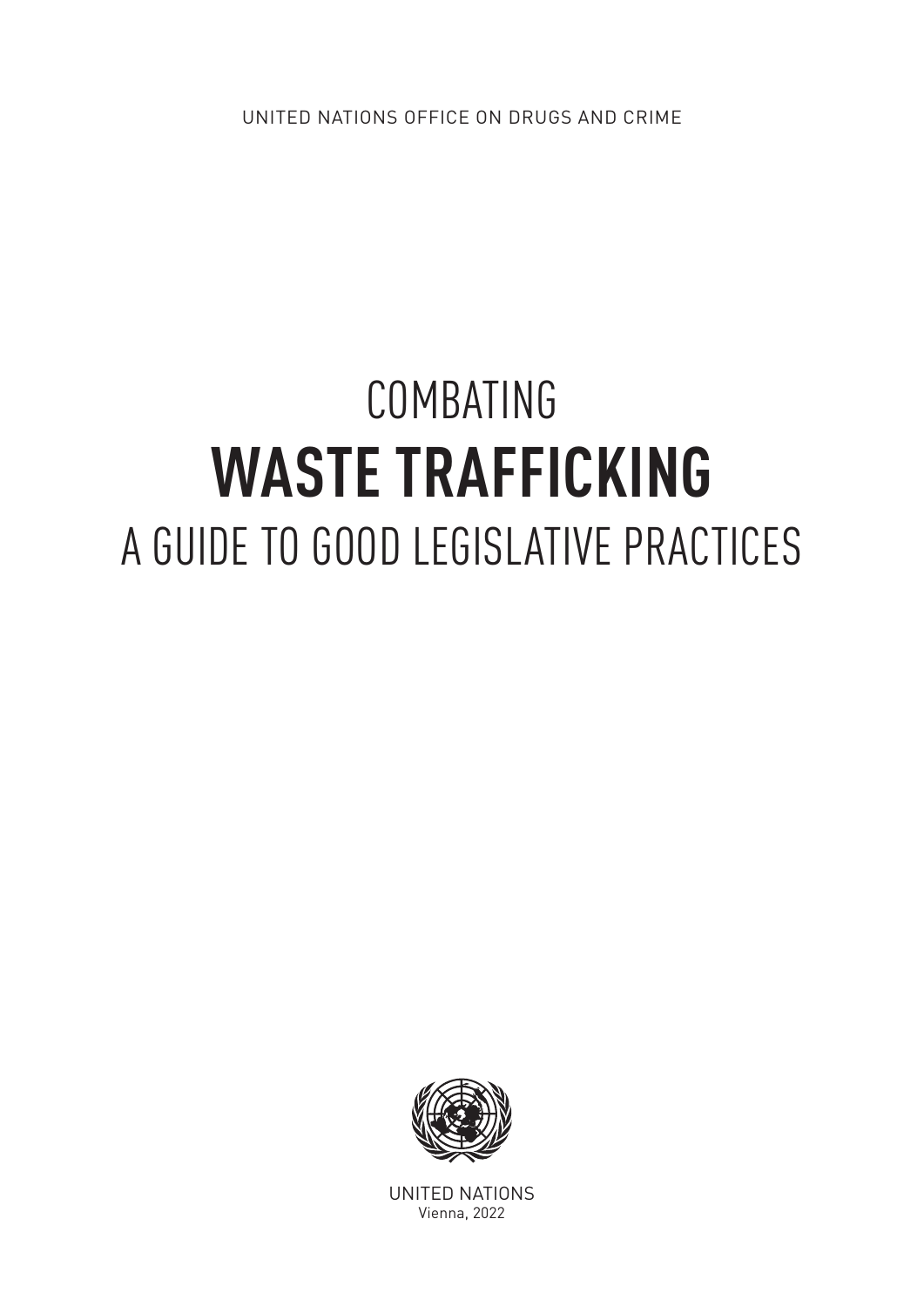UNITED NATIONS OFFICE ON DRUGS AND CRIME

# COMBATING
# WASTE TRAFFICKING
## A GUIDE TO GOOD LEGISLATIVE PRACTICES

UNITED NATIONS
Vienna, 2022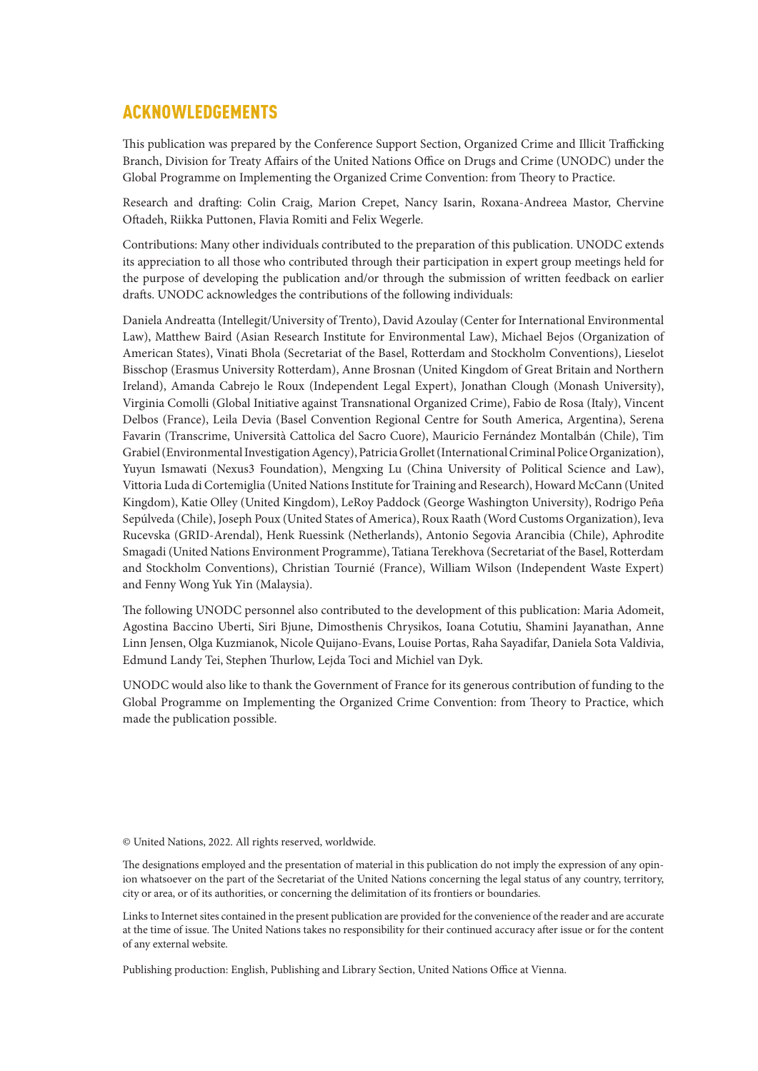# ACKNOWLEDGEMENTS

This publication was prepared by the Conference Support Section, Organized Crime and Illicit Trafficking Branch, Division for Treaty Affairs of the United Nations Office on Drugs and Crime (UNODC) under the Global Programme on Implementing the Organized Crime Convention: from Theory to Practice.

Research and drafting: Colin Craig, Marion Crepet, Nancy Isarin, Roxana-Andreea Mastor, Chervine Oftadeh, Riikka Puttonen, Flavia Romiti and Felix Wegerle.

Contributions: Many other individuals contributed to the preparation of this publication. UNODC extends its appreciation to all those who contributed through their participation in expert group meetings held for the purpose of developing the publication and/or through the submission of written feedback on earlier drafts. UNODC acknowledges the contributions of the following individuals:

Daniela Andreatta (Intellegit/University of Trento), David Azoulay (Center for International Environmental Law), Matthew Baird (Asian Research Institute for Environmental Law), Michael Bejos (Organization of American States), Vinati Bhola (Secretariat of the Basel, Rotterdam and Stockholm Conventions), Lieselot Bisschop (Erasmus University Rotterdam), Anne Brosnan (United Kingdom of Great Britain and Northern Ireland), Amanda Cabrejo le Roux (Independent Legal Expert), Jonathan Clough (Monash University), Virginia Comolli (Global Initiative against Transnational Organized Crime), Fabio de Rosa (Italy), Vincent Delbos (France), Leila Devia (Basel Convention Regional Centre for South America, Argentina), Serena Favarin (Transcrime, Università Cattolica del Sacro Cuore), Mauricio Fernández Montalbán (Chile), Tim Grabiel (Environmental Investigation Agency), Patricia Grollet (International Criminal Police Organization), Yuyun Ismawati (Nexus3 Foundation), Mengxing Lu (China University of Political Science and Law), Vittoria Luda di Cortemiglia (United Nations Institute for Training and Research), Howard McCann (United Kingdom), Katie Olley (United Kingdom), LeRoy Paddock (George Washington University), Rodrigo Peña Sepúlveda (Chile), Joseph Poux (United States of America), Roux Raath (Word Customs Organization), Ieva Rucevska (GRID-Arendal), Henk Ruessink (Netherlands), Antonio Segovia Arancibia (Chile), Aphrodite Smagadi (United Nations Environment Programme), Tatiana Terekhova (Secretariat of the Basel, Rotterdam and Stockholm Conventions), Christian Tournié (France), William Wilson (Independent Waste Expert) and Fenny Wong Yuk Yin (Malaysia).

The following UNODC personnel also contributed to the development of this publication: Maria Adomeit, Agostina Baccino Uberti, Siri Bjune, Dimosthenis Chrysikos, Ioana Cotutiu, Shamini Jayanathan, Anne Linn Jensen, Olga Kuzmianok, Nicole Quijano-Evans, Louise Portas, Raha Sayadifar, Daniela Sota Valdivia, Edmund Landy Tei, Stephen Thurlow, Lejda Toci and Michiel van Dyk.

UNODC would also like to thank the Government of France for its generous contribution of funding to the Global Programme on Implementing the Organized Crime Convention: from Theory to Practice, which made the publication possible.

© United Nations, 2022. All rights reserved, worldwide.

The designations employed and the presentation of material in this publication do not imply the expression of any opinion whatsoever on the part of the Secretariat of the United Nations concerning the legal status of any country, territory, city or area, or of its authorities, or concerning the delimitation of its frontiers or boundaries.

Links to Internet sites contained in the present publication are provided for the convenience of the reader and are accurate at the time of issue. The United Nations takes no responsibility for their continued accuracy after issue or for the content of any external website.

Publishing production: English, Publishing and Library Section, United Nations Office at Vienna.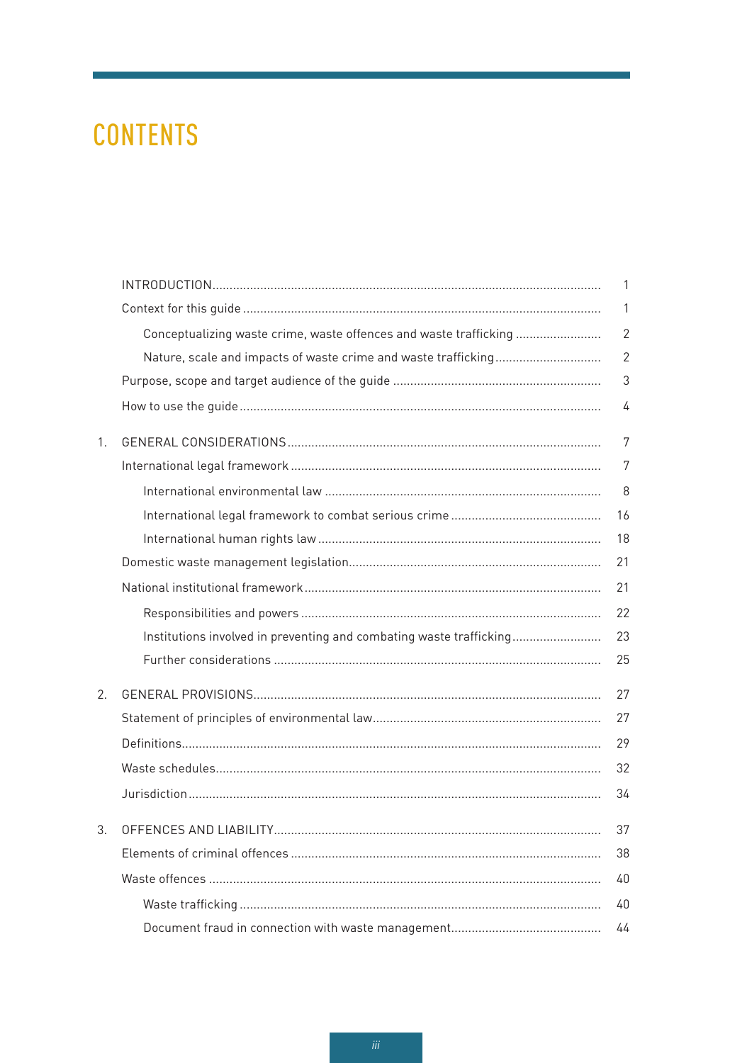# CONTENTS

| | | |
|---|---|---|
| | INTRODUCTION | 1 |
| | Context for this guide | 1 |
| | Conceptualizing waste crime, waste offences and waste trafficking | 2 |
| | Nature, scale and impacts of waste crime and waste trafficking | 2 |
| | Purpose, scope and target audience of the guide | 3 |
| | How to use the guide | 4 |
| 1. | GENERAL CONSIDERATIONS | 7 |
| | International legal framework | 7 |
| | International environmental law | 8 |
| | International legal framework to combat serious crime | 16 |
| | International human rights law | 18 |
| | Domestic waste management legislation | 21 |
| | National institutional framework | 21 |
| | Responsibilities and powers | 22 |
| | Institutions involved in preventing and combating waste trafficking | 23 |
| | Further considerations | 25 |
| 2. | GENERAL PROVISIONS | 27 |
| | Statement of principles of environmental law | 27 |
| | Definitions | 29 |
| | Waste schedules | 32 |
| | Jurisdiction | 34 |
| 3. | OFFENCES AND LIABILITY | 37 |
| | Elements of criminal offences | 38 |
| | Waste offences | 40 |
| | Waste trafficking | 40 |
| | Document fraud in connection with waste management | 44 |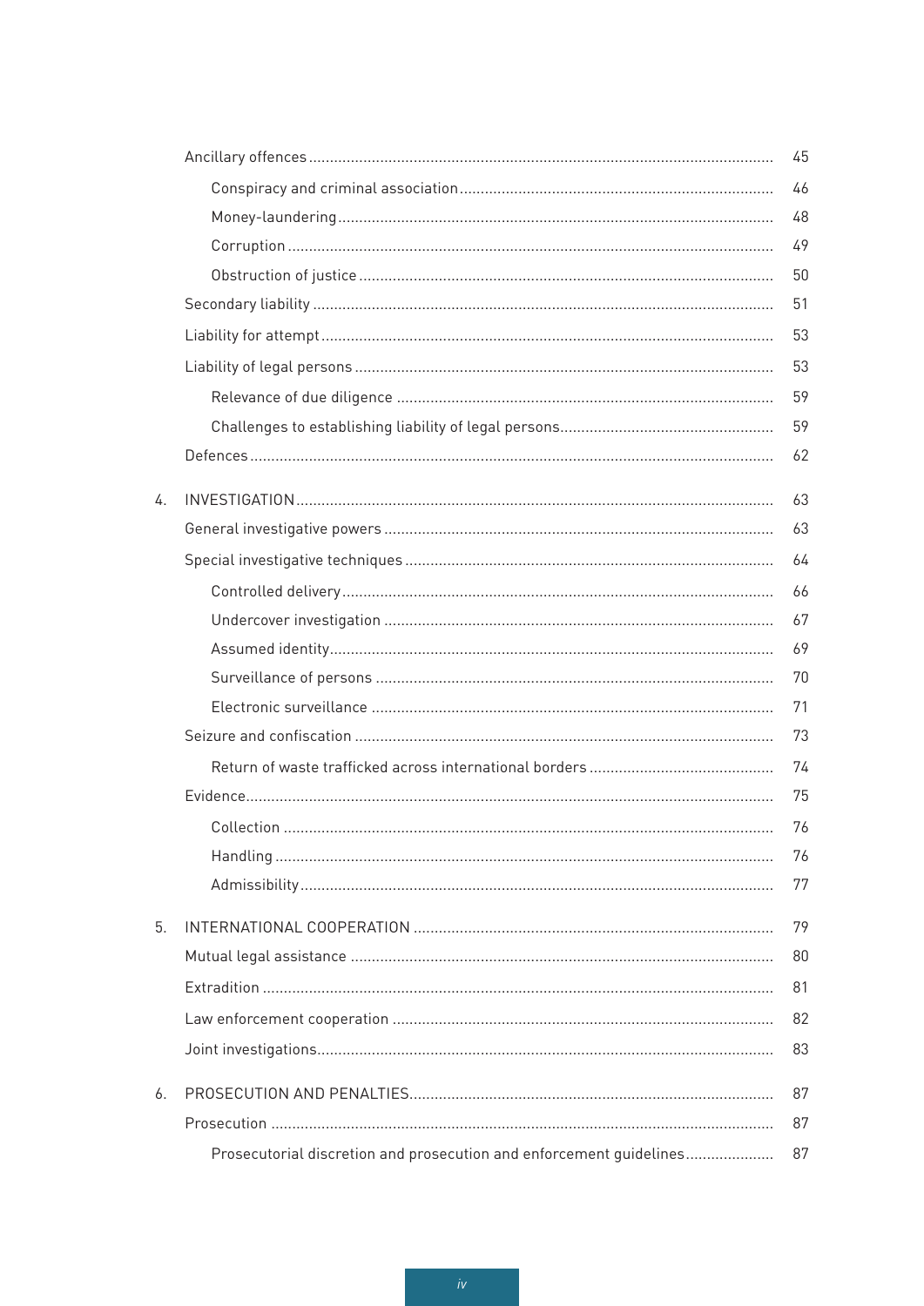Ancillary offences ........................................................................................................ 45

Conspiracy and criminal association ........................................................................ 46

Money-laundering ..................................................................................................... 48

Corruption ................................................................................................................ 49

Obstruction of justice ............................................................................................... 50

Secondary liability ........................................................................................................ 51

Liability for attempt ...................................................................................................... 53

Liability of legal persons .............................................................................................. 53

Relevance of due diligence ....................................................................................... 59

Challenges to establishing liability of legal persons ................................................. 59

Defences ...................................................................................................................... 62

4. INVESTIGATION ........................................................................................................ 63

General investigative powers ....................................................................................... 63

Special investigative techniques .................................................................................. 64

Controlled delivery .................................................................................................... 66

Undercover investigation ........................................................................................... 67

Assumed identity ....................................................................................................... 69

Surveillance of persons ............................................................................................. 70

Electronic surveillance .............................................................................................. 71

Seizure and confiscation .............................................................................................. 73

Return of waste trafficked across international borders ........................................... 74

Evidence ....................................................................................................................... 75

Collection .................................................................................................................. 76

Handling .................................................................................................................... 76

Admissibility .............................................................................................................. 77

5. INTERNATIONAL COOPERATION ............................................................................. 79

Mutual legal assistance ................................................................................................ 80

Extradition .................................................................................................................... 81

Law enforcement cooperation ...................................................................................... 82

Joint investigations ....................................................................................................... 83

6. PROSECUTION AND PENALTIES ................................................................................ 87

Prosecution .................................................................................................................. 87

Prosecutorial discretion and prosecution and enforcement guidelines ..................... 87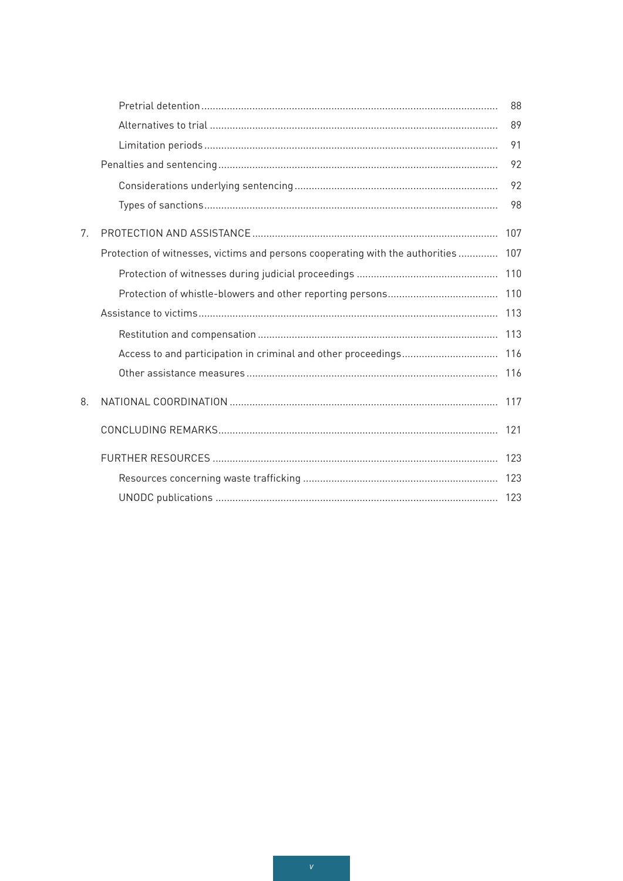| | | |
|---|---|---|
| | Pretrial detention | 88 |
| | Alternatives to trial | 89 |
| | Limitation periods | 91 |
| | Penalties and sentencing | 92 |
| | Considerations underlying sentencing | 92 |
| | Types of sanctions | 98 |
| 7. | PROTECTION AND ASSISTANCE | 107 |
| | Protection of witnesses, victims and persons cooperating with the authorities | 107 |
| | Protection of witnesses during judicial proceedings | 110 |
| | Protection of whistle-blowers and other reporting persons | 110 |
| | Assistance to victims | 113 |
| | Restitution and compensation | 113 |
| | Access to and participation in criminal and other proceedings | 116 |
| | Other assistance measures | 116 |
| 8. | NATIONAL COORDINATION | 117 |
| | CONCLUDING REMARKS | 121 |
| | FURTHER RESOURCES | 123 |
| | Resources concerning waste trafficking | 123 |
| | UNODC publications | 123 |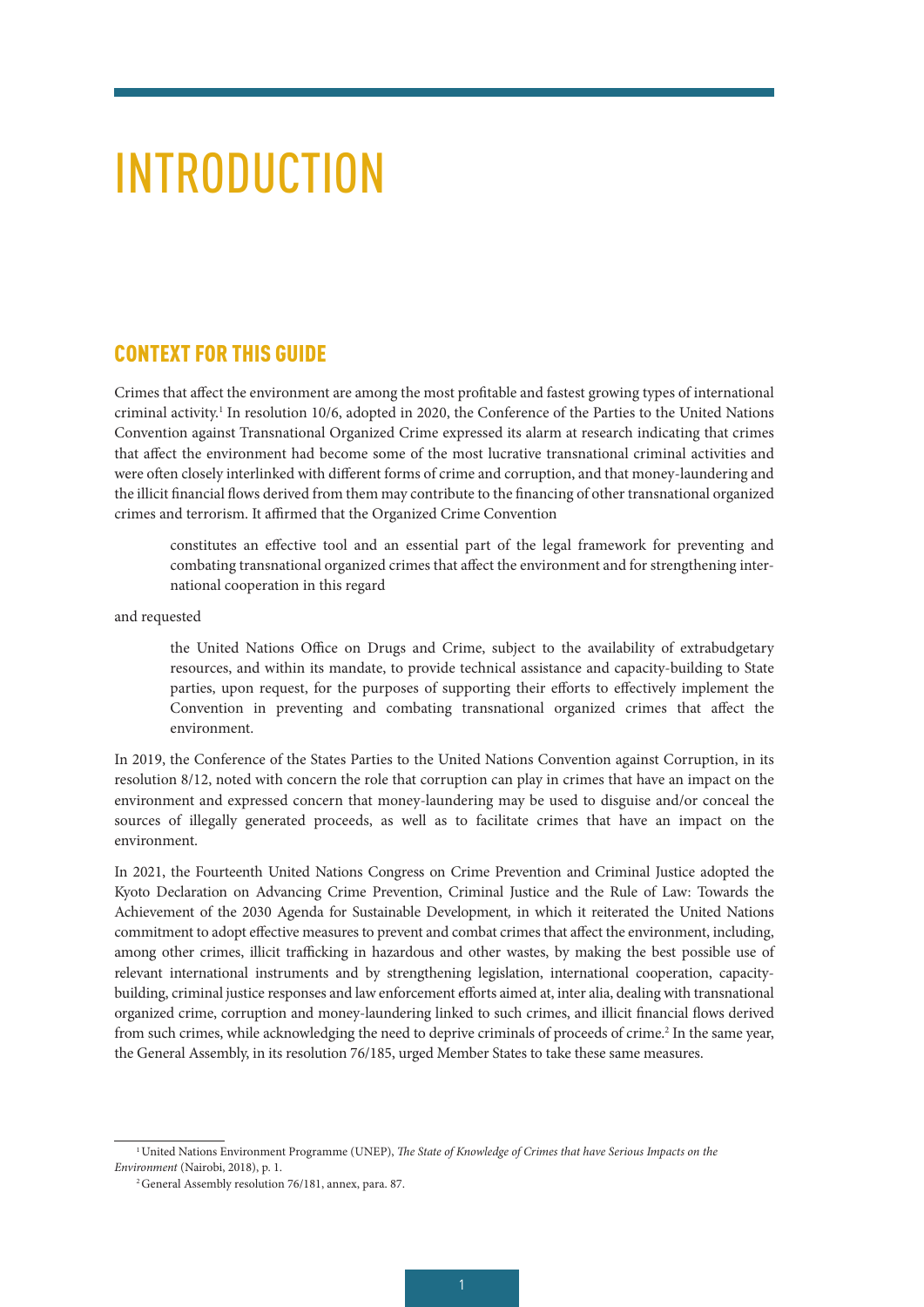# INTRODUCTION

## CONTEXT FOR THIS GUIDE

Crimes that affect the environment are among the most profitable and fastest growing types of international criminal activity.[1] In resolution 10/6, adopted in 2020, the Conference of the Parties to the United Nations Convention against Transnational Organized Crime expressed its alarm at research indicating that crimes that affect the environment had become some of the most lucrative transnational criminal activities and were often closely interlinked with different forms of crime and corruption, and that money-laundering and the illicit financial flows derived from them may contribute to the financing of other transnational organized crimes and terrorism. It affirmed that the Organized Crime Convention

> constitutes an effective tool and an essential part of the legal framework for preventing and combating transnational organized crimes that affect the environment and for strengthening international cooperation in this regard

and requested

> the United Nations Office on Drugs and Crime, subject to the availability of extrabudgetary resources, and within its mandate, to provide technical assistance and capacity-building to State parties, upon request, for the purposes of supporting their efforts to effectively implement the Convention in preventing and combating transnational organized crimes that affect the environment.

In 2019, the Conference of the States Parties to the United Nations Convention against Corruption, in its resolution 8/12, noted with concern the role that corruption can play in crimes that have an impact on the environment and expressed concern that money-laundering may be used to disguise and/or conceal the sources of illegally generated proceeds, as well as to facilitate crimes that have an impact on the environment.

In 2021, the Fourteenth United Nations Congress on Crime Prevention and Criminal Justice adopted the Kyoto Declaration on Advancing Crime Prevention, Criminal Justice and the Rule of Law: Towards the Achievement of the 2030 Agenda for Sustainable Development, in which it reiterated the United Nations commitment to adopt effective measures to prevent and combat crimes that affect the environment, including, among other crimes, illicit trafficking in hazardous and other wastes, by making the best possible use of relevant international instruments and by strengthening legislation, international cooperation, capacity-building, criminal justice responses and law enforcement efforts aimed at, inter alia, dealing with transnational organized crime, corruption and money-laundering linked to such crimes, and illicit financial flows derived from such crimes, while acknowledging the need to deprive criminals of proceeds of crime.[2] In the same year, the General Assembly, in its resolution 76/185, urged Member States to take these same measures.

---

[1] United Nations Environment Programme (UNEP), *The State of Knowledge of Crimes that have Serious Impacts on the Environment* (Nairobi, 2018), p. 1.

[2] General Assembly resolution 76/181, annex, para. 87.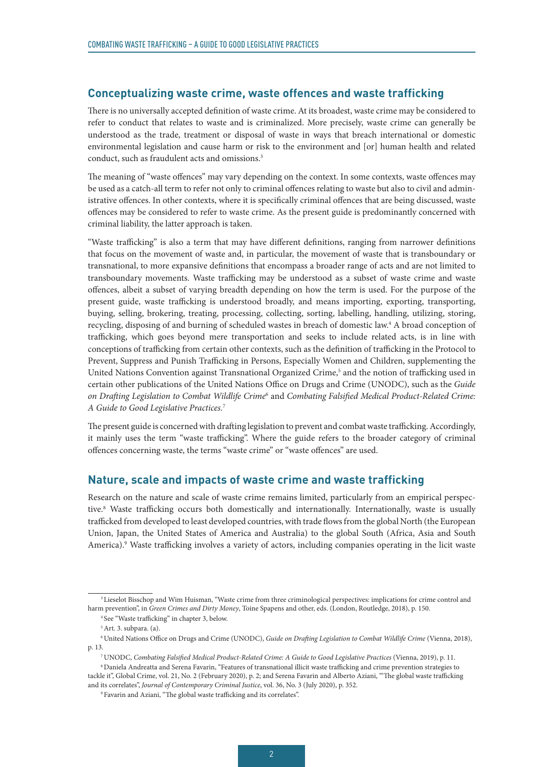## Conceptualizing waste crime, waste offences and waste trafficking

There is no universally accepted definition of waste crime. At its broadest, waste crime may be considered to refer to conduct that relates to waste and is criminalized. More precisely, waste crime can generally be understood as the trade, treatment or disposal of waste in ways that breach international or domestic environmental legislation and cause harm or risk to the environment and [or] human health and related conduct, such as fraudulent acts and omissions.[3]

The meaning of "waste offences" may vary depending on the context. In some contexts, waste offences may be used as a catch-all term to refer not only to criminal offences relating to waste but also to civil and administrative offences. In other contexts, where it is specifically criminal offences that are being discussed, waste offences may be considered to refer to waste crime. As the present guide is predominantly concerned with criminal liability, the latter approach is taken.

"Waste trafficking" is also a term that may have different definitions, ranging from narrower definitions that focus on the movement of waste and, in particular, the movement of waste that is transboundary or transnational, to more expansive definitions that encompass a broader range of acts and are not limited to transboundary movements. Waste trafficking may be understood as a subset of waste crime and waste offences, albeit a subset of varying breadth depending on how the term is used. For the purpose of the present guide, waste trafficking is understood broadly, and means importing, exporting, transporting, buying, selling, brokering, treating, processing, collecting, sorting, labelling, handling, utilizing, storing, recycling, disposing of and burning of scheduled wastes in breach of domestic law.[4] A broad conception of trafficking, which goes beyond mere transportation and seeks to include related acts, is in line with conceptions of trafficking from certain other contexts, such as the definition of trafficking in the Protocol to Prevent, Suppress and Punish Trafficking in Persons, Especially Women and Children, supplementing the United Nations Convention against Transnational Organized Crime,[5] and the notion of trafficking used in certain other publications of the United Nations Office on Drugs and Crime (UNODC), such as the *Guide on Drafting Legislation to Combat Wildlife Crime*[6] and *Combating Falsified Medical Product-Related Crime: A Guide to Good Legislative Practices.*[7]

The present guide is concerned with drafting legislation to prevent and combat waste trafficking. Accordingly, it mainly uses the term "waste trafficking". Where the guide refers to the broader category of criminal offences concerning waste, the terms "waste crime" or "waste offences" are used.

## Nature, scale and impacts of waste crime and waste trafficking

Research on the nature and scale of waste crime remains limited, particularly from an empirical perspective.[8] Waste trafficking occurs both domestically and internationally. Internationally, waste is usually trafficked from developed to least developed countries, with trade flows from the global North (the European Union, Japan, the United States of America and Australia) to the global South (Africa, Asia and South America).[9] Waste trafficking involves a variety of actors, including companies operating in the licit waste

---

[3] Lieselot Bisschop and Wim Huisman, "Waste crime from three criminological perspectives: implications for crime control and harm prevention", in *Green Crimes and Dirty Money*, Toine Spapens and other, eds. (London, Routledge, 2018), p. 150.

[4] See "Waste trafficking" in chapter 3, below.

[5] Art. 3. subpara. (a).

[6] United Nations Office on Drugs and Crime (UNODC), *Guide on Drafting Legislation to Combat Wildlife Crime* (Vienna, 2018), p. 13.

[7] UNODC, *Combating Falsified Medical Product-Related Crime: A Guide to Good Legislative Practices* (Vienna, 2019), p. 11.

[8] Daniela Andreatta and Serena Favarin, "Features of transnational illicit waste trafficking and crime prevention strategies to tackle it", Global Crime, vol. 21, No. 2 (February 2020), p. 2; and Serena Favarin and Alberto Aziani, "'The global waste trafficking and its correlates", *Journal of Contemporary Criminal Justice*, vol. 36, No. 3 (July 2020), p. 352.

[9] Favarin and Aziani, "The global waste trafficking and its correlates".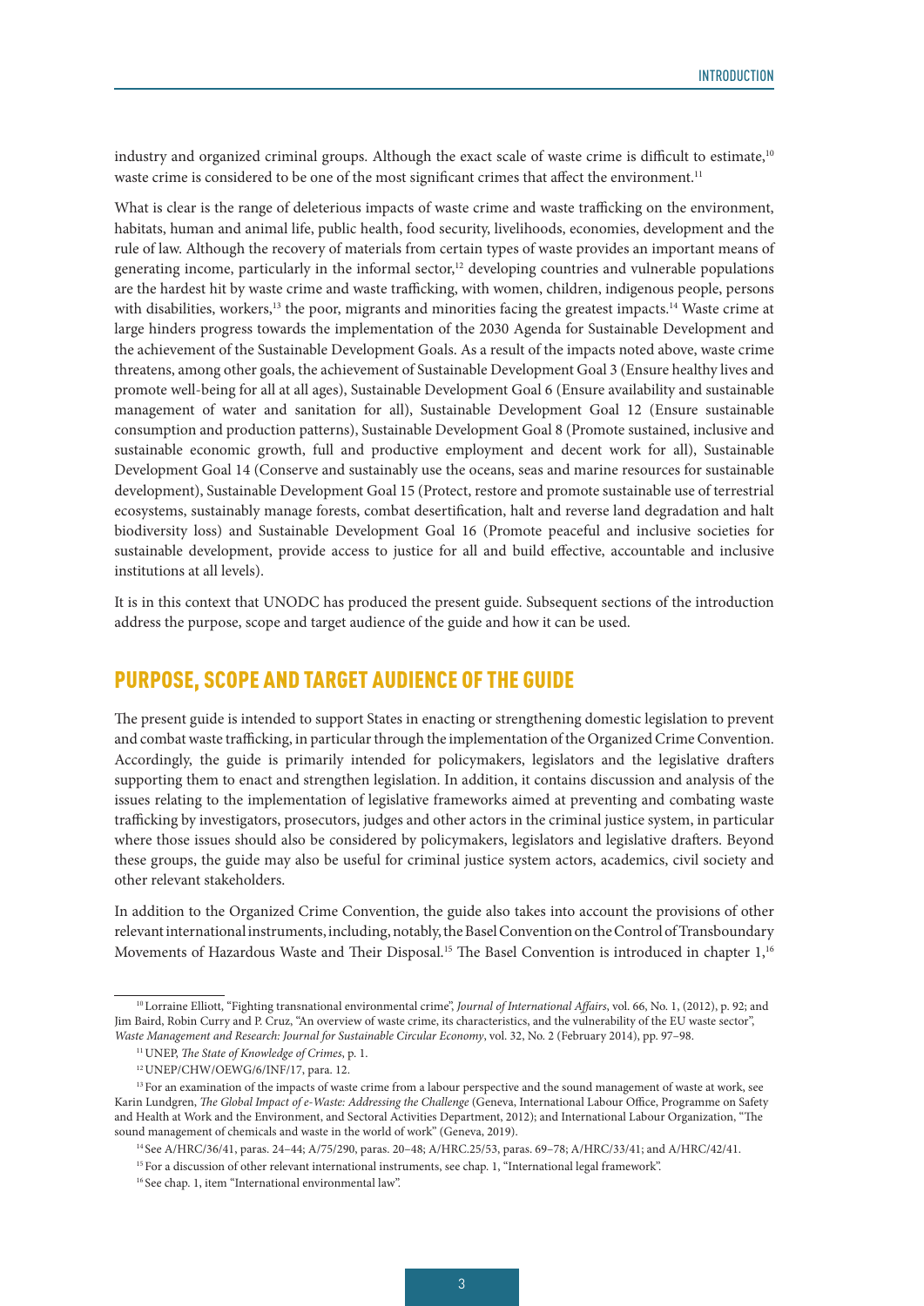industry and organized criminal groups. Although the exact scale of waste crime is difficult to estimate,[10] waste crime is considered to be one of the most significant crimes that affect the environment.[11]

What is clear is the range of deleterious impacts of waste crime and waste trafficking on the environment, habitats, human and animal life, public health, food security, livelihoods, economies, development and the rule of law. Although the recovery of materials from certain types of waste provides an important means of generating income, particularly in the informal sector,[12] developing countries and vulnerable populations are the hardest hit by waste crime and waste trafficking, with women, children, indigenous people, persons with disabilities, workers,[13] the poor, migrants and minorities facing the greatest impacts.[14] Waste crime at large hinders progress towards the implementation of the 2030 Agenda for Sustainable Development and the achievement of the Sustainable Development Goals. As a result of the impacts noted above, waste crime threatens, among other goals, the achievement of Sustainable Development Goal 3 (Ensure healthy lives and promote well-being for all at all ages), Sustainable Development Goal 6 (Ensure availability and sustainable management of water and sanitation for all), Sustainable Development Goal 12 (Ensure sustainable consumption and production patterns), Sustainable Development Goal 8 (Promote sustained, inclusive and sustainable economic growth, full and productive employment and decent work for all), Sustainable Development Goal 14 (Conserve and sustainably use the oceans, seas and marine resources for sustainable development), Sustainable Development Goal 15 (Protect, restore and promote sustainable use of terrestrial ecosystems, sustainably manage forests, combat desertification, halt and reverse land degradation and halt biodiversity loss) and Sustainable Development Goal 16 (Promote peaceful and inclusive societies for sustainable development, provide access to justice for all and build effective, accountable and inclusive institutions at all levels).

It is in this context that UNODC has produced the present guide. Subsequent sections of the introduction address the purpose, scope and target audience of the guide and how it can be used.

## PURPOSE, SCOPE AND TARGET AUDIENCE OF THE GUIDE

The present guide is intended to support States in enacting or strengthening domestic legislation to prevent and combat waste trafficking, in particular through the implementation of the Organized Crime Convention. Accordingly, the guide is primarily intended for policymakers, legislators and the legislative drafters supporting them to enact and strengthen legislation. In addition, it contains discussion and analysis of the issues relating to the implementation of legislative frameworks aimed at preventing and combating waste trafficking by investigators, prosecutors, judges and other actors in the criminal justice system, in particular where those issues should also be considered by policymakers, legislators and legislative drafters. Beyond these groups, the guide may also be useful for criminal justice system actors, academics, civil society and other relevant stakeholders.

In addition to the Organized Crime Convention, the guide also takes into account the provisions of other relevant international instruments, including, notably, the Basel Convention on the Control of Transboundary Movements of Hazardous Waste and Their Disposal.[15] The Basel Convention is introduced in chapter 1,[16]

---

[10] Lorraine Elliott, "Fighting transnational environmental crime", *Journal of International Affairs*, vol. 66, No. 1, (2012), p. 92; and Jim Baird, Robin Curry and P. Cruz, "An overview of waste crime, its characteristics, and the vulnerability of the EU waste sector", *Waste Management and Research: Journal for Sustainable Circular Economy*, vol. 32, No. 2 (February 2014), pp. 97–98.

[11] UNEP, *The State of Knowledge of Crimes*, p. 1.

[12] UNEP/CHW/OEWG/6/INF/17, para. 12.

[13] For an examination of the impacts of waste crime from a labour perspective and the sound management of waste at work, see Karin Lundgren, *The Global Impact of e-Waste: Addressing the Challenge* (Geneva, International Labour Office, Programme on Safety and Health at Work and the Environment, and Sectoral Activities Department, 2012); and International Labour Organization, "The sound management of chemicals and waste in the world of work" (Geneva, 2019).

[14] See A/HRC/36/41, paras. 24–44; A/75/290, paras. 20–48; A/HRC.25/53, paras. 69–78; A/HRC/33/41; and A/HRC/42/41.

[15] For a discussion of other relevant international instruments, see chap. 1, "International legal framework".

[16] See chap. 1, item "International environmental law".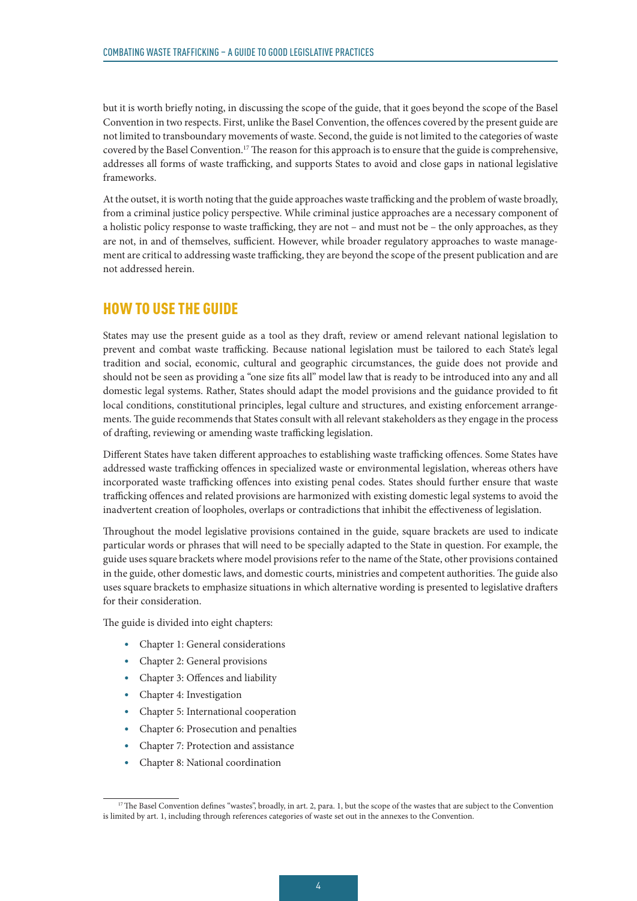but it is worth briefly noting, in discussing the scope of the guide, that it goes beyond the scope of the Basel Convention in two respects. First, unlike the Basel Convention, the offences covered by the present guide are not limited to transboundary movements of waste. Second, the guide is not limited to the categories of waste covered by the Basel Convention.[17] The reason for this approach is to ensure that the guide is comprehensive, addresses all forms of waste trafficking, and supports States to avoid and close gaps in national legislative frameworks.

At the outset, it is worth noting that the guide approaches waste trafficking and the problem of waste broadly, from a criminal justice policy perspective. While criminal justice approaches are a necessary component of a holistic policy response to waste trafficking, they are not – and must not be – the only approaches, as they are not, in and of themselves, sufficient. However, while broader regulatory approaches to waste management are critical to addressing waste trafficking, they are beyond the scope of the present publication and are not addressed herein.

## HOW TO USE THE GUIDE

States may use the present guide as a tool as they draft, review or amend relevant national legislation to prevent and combat waste trafficking. Because national legislation must be tailored to each State's legal tradition and social, economic, cultural and geographic circumstances, the guide does not provide and should not be seen as providing a "one size fits all" model law that is ready to be introduced into any and all domestic legal systems. Rather, States should adapt the model provisions and the guidance provided to fit local conditions, constitutional principles, legal culture and structures, and existing enforcement arrangements. The guide recommends that States consult with all relevant stakeholders as they engage in the process of drafting, reviewing or amending waste trafficking legislation.

Different States have taken different approaches to establishing waste trafficking offences. Some States have addressed waste trafficking offences in specialized waste or environmental legislation, whereas others have incorporated waste trafficking offences into existing penal codes. States should further ensure that waste trafficking offences and related provisions are harmonized with existing domestic legal systems to avoid the inadvertent creation of loopholes, overlaps or contradictions that inhibit the effectiveness of legislation.

Throughout the model legislative provisions contained in the guide, square brackets are used to indicate particular words or phrases that will need to be specially adapted to the State in question. For example, the guide uses square brackets where model provisions refer to the name of the State, other provisions contained in the guide, other domestic laws, and domestic courts, ministries and competent authorities. The guide also uses square brackets to emphasize situations in which alternative wording is presented to legislative drafters for their consideration.

The guide is divided into eight chapters:

- Chapter 1: General considerations
- Chapter 2: General provisions
- Chapter 3: Offences and liability
- Chapter 4: Investigation
- Chapter 5: International cooperation
- Chapter 6: Prosecution and penalties
- Chapter 7: Protection and assistance
- Chapter 8: National coordination

---

[17] The Basel Convention defines "wastes", broadly, in art. 2, para. 1, but the scope of the wastes that are subject to the Convention is limited by art. 1, including through references categories of waste set out in the annexes to the Convention.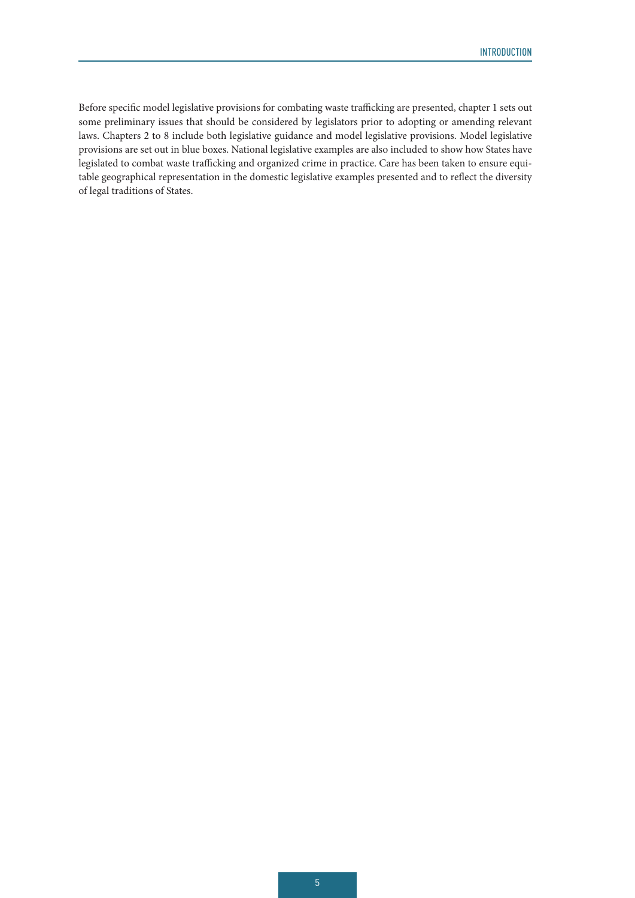Before specific model legislative provisions for combating waste trafficking are presented, chapter 1 sets out some preliminary issues that should be considered by legislators prior to adopting or amending relevant laws. Chapters 2 to 8 include both legislative guidance and model legislative provisions. Model legislative provisions are set out in blue boxes. National legislative examples are also included to show how States have legislated to combat waste trafficking and organized crime in practice. Care has been taken to ensure equitable geographical representation in the domestic legislative examples presented and to reflect the diversity of legal traditions of States.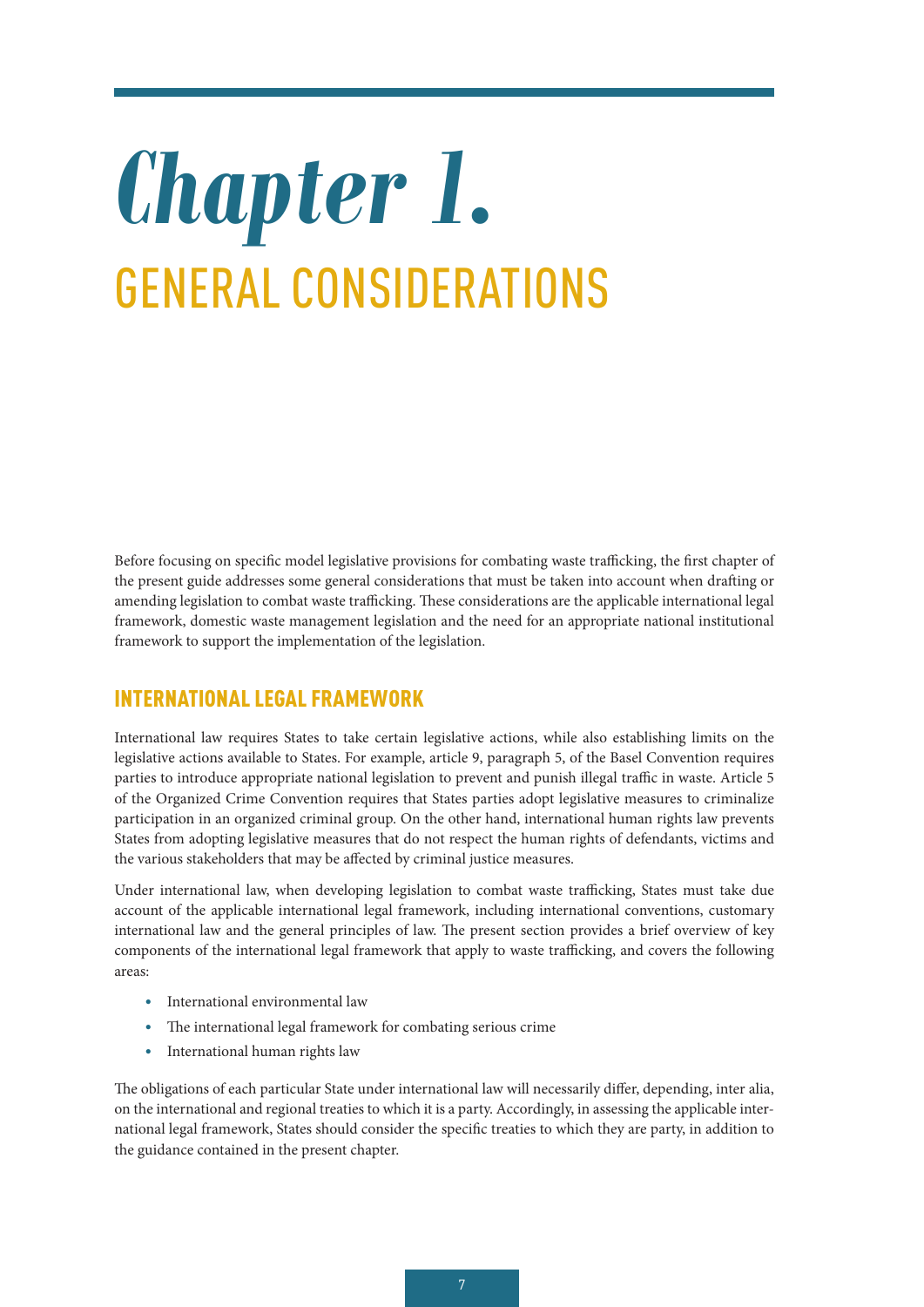# Chapter 1.
# GENERAL CONSIDERATIONS

Before focusing on specific model legislative provisions for combating waste trafficking, the first chapter of the present guide addresses some general considerations that must be taken into account when drafting or amending legislation to combat waste trafficking. These considerations are the applicable international legal framework, domestic waste management legislation and the need for an appropriate national institutional framework to support the implementation of the legislation.

## INTERNATIONAL LEGAL FRAMEWORK

International law requires States to take certain legislative actions, while also establishing limits on the legislative actions available to States. For example, article 9, paragraph 5, of the Basel Convention requires parties to introduce appropriate national legislation to prevent and punish illegal traffic in waste. Article 5 of the Organized Crime Convention requires that States parties adopt legislative measures to criminalize participation in an organized criminal group. On the other hand, international human rights law prevents States from adopting legislative measures that do not respect the human rights of defendants, victims and the various stakeholders that may be affected by criminal justice measures.

Under international law, when developing legislation to combat waste trafficking, States must take due account of the applicable international legal framework, including international conventions, customary international law and the general principles of law. The present section provides a brief overview of key components of the international legal framework that apply to waste trafficking, and covers the following areas:

- International environmental law
- The international legal framework for combating serious crime
- International human rights law

The obligations of each particular State under international law will necessarily differ, depending, inter alia, on the international and regional treaties to which it is a party. Accordingly, in assessing the applicable international legal framework, States should consider the specific treaties to which they are party, in addition to the guidance contained in the present chapter.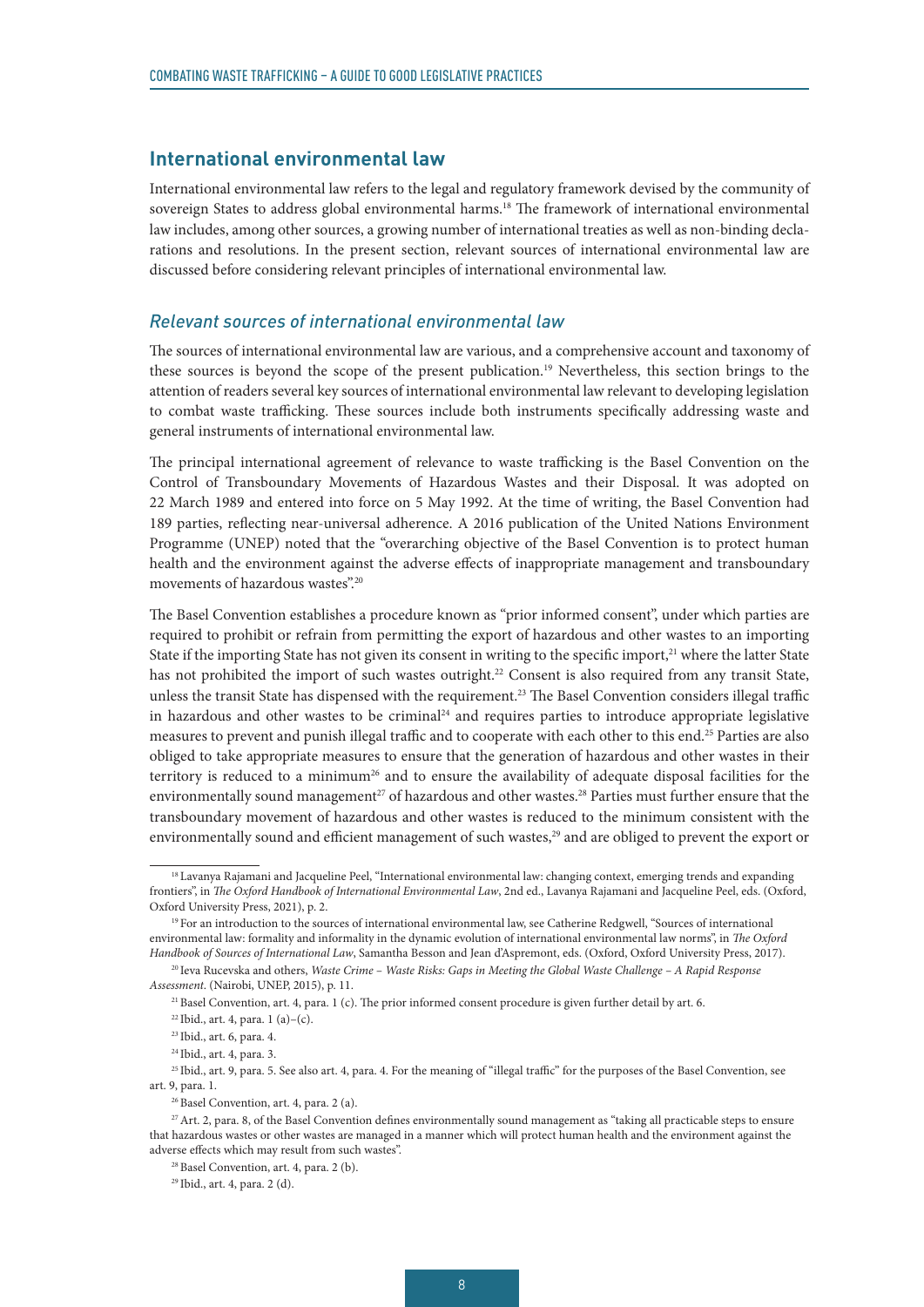## International environmental law

International environmental law refers to the legal and regulatory framework devised by the community of sovereign States to address global environmental harms.[18] The framework of international environmental law includes, among other sources, a growing number of international treaties as well as non-binding declarations and resolutions. In the present section, relevant sources of international environmental law are discussed before considering relevant principles of international environmental law.

### *Relevant sources of international environmental law*

The sources of international environmental law are various, and a comprehensive account and taxonomy of these sources is beyond the scope of the present publication.[19] Nevertheless, this section brings to the attention of readers several key sources of international environmental law relevant to developing legislation to combat waste trafficking. These sources include both instruments specifically addressing waste and general instruments of international environmental law.

The principal international agreement of relevance to waste trafficking is the Basel Convention on the Control of Transboundary Movements of Hazardous Wastes and their Disposal. It was adopted on 22 March 1989 and entered into force on 5 May 1992. At the time of writing, the Basel Convention had 189 parties, reflecting near-universal adherence. A 2016 publication of the United Nations Environment Programme (UNEP) noted that the "overarching objective of the Basel Convention is to protect human health and the environment against the adverse effects of inappropriate management and transboundary movements of hazardous wastes".[20]

The Basel Convention establishes a procedure known as "prior informed consent", under which parties are required to prohibit or refrain from permitting the export of hazardous and other wastes to an importing State if the importing State has not given its consent in writing to the specific import,[21] where the latter State has not prohibited the import of such wastes outright.[22] Consent is also required from any transit State, unless the transit State has dispensed with the requirement.[23] The Basel Convention considers illegal traffic in hazardous and other wastes to be criminal[24] and requires parties to introduce appropriate legislative measures to prevent and punish illegal traffic and to cooperate with each other to this end.[25] Parties are also obliged to take appropriate measures to ensure that the generation of hazardous and other wastes in their territory is reduced to a minimum[26] and to ensure the availability of adequate disposal facilities for the environmentally sound management[27] of hazardous and other wastes.[28] Parties must further ensure that the transboundary movement of hazardous and other wastes is reduced to the minimum consistent with the environmentally sound and efficient management of such wastes,[29] and are obliged to prevent the export or

---

[18] Lavanya Rajamani and Jacqueline Peel, "International environmental law: changing context, emerging trends and expanding frontiers", in *The Oxford Handbook of International Environmental Law*, 2nd ed., Lavanya Rajamani and Jacqueline Peel, eds. (Oxford, Oxford University Press, 2021), p. 2.

[19] For an introduction to the sources of international environmental law, see Catherine Redgwell, "Sources of international environmental law: formality and informality in the dynamic evolution of international environmental law norms", in *The Oxford Handbook of Sources of International Law*, Samantha Besson and Jean d'Aspremont, eds. (Oxford, Oxford University Press, 2017).

[20] Ieva Rucevska and others, *Waste Crime – Waste Risks: Gaps in Meeting the Global Waste Challenge – A Rapid Response Assessment*. (Nairobi, UNEP, 2015), p. 11.

[21] Basel Convention, art. 4, para. 1 (c). The prior informed consent procedure is given further detail by art. 6.

[22] Ibid., art. 4, para. 1 (a)–(c).

[23] Ibid., art. 6, para. 4.

[24] Ibid., art. 4, para. 3.

[25] Ibid., art. 9, para. 5. See also art. 4, para. 4. For the meaning of "illegal traffic" for the purposes of the Basel Convention, see art. 9, para. 1.

[26] Basel Convention, art. 4, para. 2 (a).

[27] Art. 2, para. 8, of the Basel Convention defines environmentally sound management as "taking all practicable steps to ensure that hazardous wastes or other wastes are managed in a manner which will protect human health and the environment against the adverse effects which may result from such wastes".

[28] Basel Convention, art. 4, para. 2 (b).

[29] Ibid., art. 4, para. 2 (d).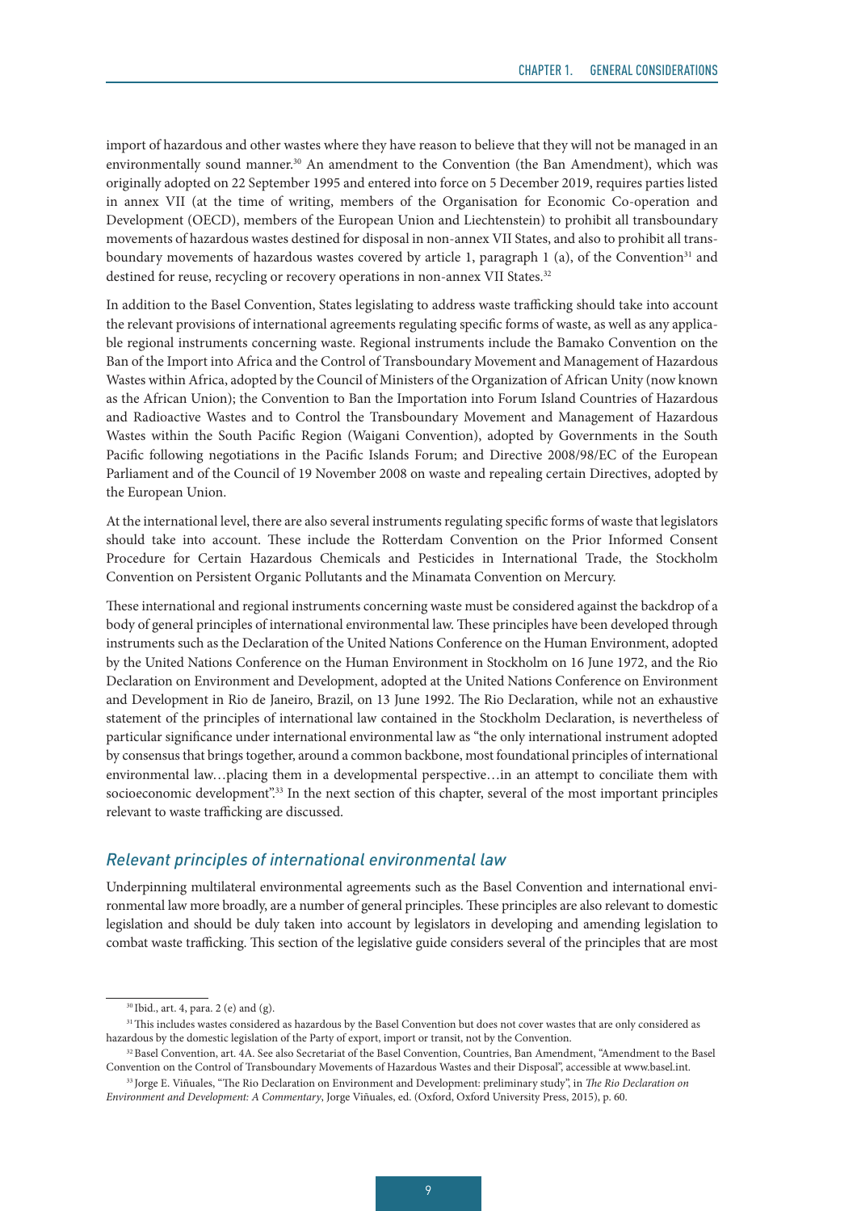import of hazardous and other wastes where they have reason to believe that they will not be managed in an environmentally sound manner.[30] An amendment to the Convention (the Ban Amendment), which was originally adopted on 22 September 1995 and entered into force on 5 December 2019, requires parties listed in annex VII (at the time of writing, members of the Organisation for Economic Co-operation and Development (OECD), members of the European Union and Liechtenstein) to prohibit all transboundary movements of hazardous wastes destined for disposal in non-annex VII States, and also to prohibit all transboundary movements of hazardous wastes covered by article 1, paragraph 1 (a), of the Convention[31] and destined for reuse, recycling or recovery operations in non-annex VII States.[32]

In addition to the Basel Convention, States legislating to address waste trafficking should take into account the relevant provisions of international agreements regulating specific forms of waste, as well as any applicable regional instruments concerning waste. Regional instruments include the Bamako Convention on the Ban of the Import into Africa and the Control of Transboundary Movement and Management of Hazardous Wastes within Africa, adopted by the Council of Ministers of the Organization of African Unity (now known as the African Union); the Convention to Ban the Importation into Forum Island Countries of Hazardous and Radioactive Wastes and to Control the Transboundary Movement and Management of Hazardous Wastes within the South Pacific Region (Waigani Convention), adopted by Governments in the South Pacific following negotiations in the Pacific Islands Forum; and Directive 2008/98/EC of the European Parliament and of the Council of 19 November 2008 on waste and repealing certain Directives, adopted by the European Union.

At the international level, there are also several instruments regulating specific forms of waste that legislators should take into account. These include the Rotterdam Convention on the Prior Informed Consent Procedure for Certain Hazardous Chemicals and Pesticides in International Trade, the Stockholm Convention on Persistent Organic Pollutants and the Minamata Convention on Mercury.

These international and regional instruments concerning waste must be considered against the backdrop of a body of general principles of international environmental law. These principles have been developed through instruments such as the Declaration of the United Nations Conference on the Human Environment, adopted by the United Nations Conference on the Human Environment in Stockholm on 16 June 1972, and the Rio Declaration on Environment and Development, adopted at the United Nations Conference on Environment and Development in Rio de Janeiro, Brazil, on 13 June 1992. The Rio Declaration, while not an exhaustive statement of the principles of international law contained in the Stockholm Declaration, is nevertheless of particular significance under international environmental law as "the only international instrument adopted by consensus that brings together, around a common backbone, most foundational principles of international environmental law…placing them in a developmental perspective…in an attempt to conciliate them with socioeconomic development".[33] In the next section of this chapter, several of the most important principles relevant to waste trafficking are discussed.

### *Relevant principles of international environmental law*

Underpinning multilateral environmental agreements such as the Basel Convention and international environmental law more broadly, are a number of general principles. These principles are also relevant to domestic legislation and should be duly taken into account by legislators in developing and amending legislation to combat waste trafficking. This section of the legislative guide considers several of the principles that are most

---

[30] Ibid., art. 4, para. 2 (e) and (g).

[31] This includes wastes considered as hazardous by the Basel Convention but does not cover wastes that are only considered as hazardous by the domestic legislation of the Party of export, import or transit, not by the Convention.

[32] Basel Convention, art. 4A. See also Secretariat of the Basel Convention, Countries, Ban Amendment, "Amendment to the Basel Convention on the Control of Transboundary Movements of Hazardous Wastes and their Disposal", accessible at www.basel.int.

[33] Jorge E. Viñuales, "The Rio Declaration on Environment and Development: preliminary study", in *The Rio Declaration on Environment and Development: A Commentary*, Jorge Viñuales, ed. (Oxford, Oxford University Press, 2015), p. 60.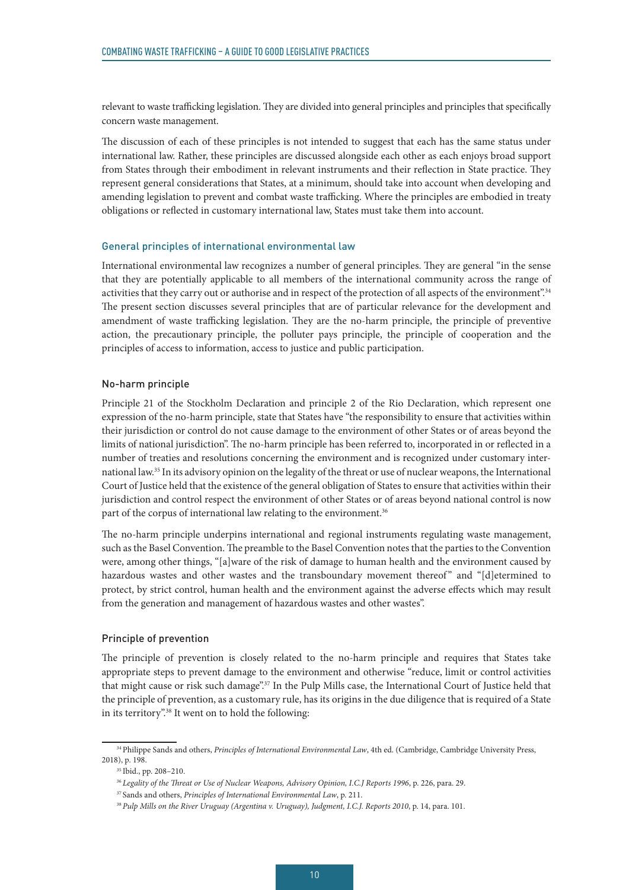relevant to waste trafficking legislation. They are divided into general principles and principles that specifically concern waste management.

The discussion of each of these principles is not intended to suggest that each has the same status under international law. Rather, these principles are discussed alongside each other as each enjoys broad support from States through their embodiment in relevant instruments and their reflection in State practice. They represent general considerations that States, at a minimum, should take into account when developing and amending legislation to prevent and combat waste trafficking. Where the principles are embodied in treaty obligations or reflected in customary international law, States must take them into account.

### General principles of international environmental law

International environmental law recognizes a number of general principles. They are general "in the sense that they are potentially applicable to all members of the international community across the range of activities that they carry out or authorise and in respect of the protection of all aspects of the environment".[34] The present section discusses several principles that are of particular relevance for the development and amendment of waste trafficking legislation. They are the no-harm principle, the principle of preventive action, the precautionary principle, the polluter pays principle, the principle of cooperation and the principles of access to information, access to justice and public participation.

#### No-harm principle

Principle 21 of the Stockholm Declaration and principle 2 of the Rio Declaration, which represent one expression of the no-harm principle, state that States have "the responsibility to ensure that activities within their jurisdiction or control do not cause damage to the environment of other States or of areas beyond the limits of national jurisdiction". The no-harm principle has been referred to, incorporated in or reflected in a number of treaties and resolutions concerning the environment and is recognized under customary international law.[35] In its advisory opinion on the legality of the threat or use of nuclear weapons, the International Court of Justice held that the existence of the general obligation of States to ensure that activities within their jurisdiction and control respect the environment of other States or of areas beyond national control is now part of the corpus of international law relating to the environment.[36]

The no-harm principle underpins international and regional instruments regulating waste management, such as the Basel Convention. The preamble to the Basel Convention notes that the parties to the Convention were, among other things, "[a]ware of the risk of damage to human health and the environment caused by hazardous wastes and other wastes and the transboundary movement thereof" and "[d]etermined to protect, by strict control, human health and the environment against the adverse effects which may result from the generation and management of hazardous wastes and other wastes".

#### Principle of prevention

The principle of prevention is closely related to the no-harm principle and requires that States take appropriate steps to prevent damage to the environment and otherwise "reduce, limit or control activities that might cause or risk such damage".[37] In the Pulp Mills case, the International Court of Justice held that the principle of prevention, as a customary rule, has its origins in the due diligence that is required of a State in its territory".[38] It went on to hold the following:

---

[34] Philippe Sands and others, *Principles of International Environmental Law*, 4th ed. (Cambridge, Cambridge University Press, 2018), p. 198.

[35] Ibid., pp. 208–210.

[36] *Legality of the Threat or Use of Nuclear Weapons, Advisory Opinion, I.C.J Reports 1996*, p. 226, para. 29.

[37] Sands and others, *Principles of International Environmental Law*, p. 211.

[38] *Pulp Mills on the River Uruguay (Argentina v. Uruguay), Judgment, I.C.J. Reports 2010*, p. 14, para. 101.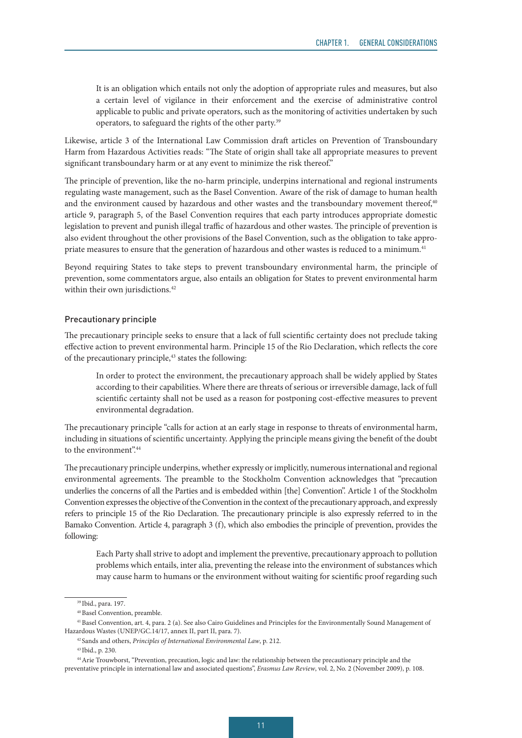> It is an obligation which entails not only the adoption of appropriate rules and measures, but also a certain level of vigilance in their enforcement and the exercise of administrative control applicable to public and private operators, such as the monitoring of activities undertaken by such operators, to safeguard the rights of the other party.[39]

Likewise, article 3 of the International Law Commission draft articles on Prevention of Transboundary Harm from Hazardous Activities reads: "The State of origin shall take all appropriate measures to prevent significant transboundary harm or at any event to minimize the risk thereof."

The principle of prevention, like the no-harm principle, underpins international and regional instruments regulating waste management, such as the Basel Convention. Aware of the risk of damage to human health and the environment caused by hazardous and other wastes and the transboundary movement thereof,[40] article 9, paragraph 5, of the Basel Convention requires that each party introduces appropriate domestic legislation to prevent and punish illegal traffic of hazardous and other wastes. The principle of prevention is also evident throughout the other provisions of the Basel Convention, such as the obligation to take appropriate measures to ensure that the generation of hazardous and other wastes is reduced to a minimum.[41]

Beyond requiring States to take steps to prevent transboundary environmental harm, the principle of prevention, some commentators argue, also entails an obligation for States to prevent environmental harm within their own jurisdictions.[42]

### Precautionary principle

The precautionary principle seeks to ensure that a lack of full scientific certainty does not preclude taking effective action to prevent environmental harm. Principle 15 of the Rio Declaration, which reflects the core of the precautionary principle,[43] states the following:

> In order to protect the environment, the precautionary approach shall be widely applied by States according to their capabilities. Where there are threats of serious or irreversible damage, lack of full scientific certainty shall not be used as a reason for postponing cost-effective measures to prevent environmental degradation.

The precautionary principle "calls for action at an early stage in response to threats of environmental harm, including in situations of scientific uncertainty. Applying the principle means giving the benefit of the doubt to the environment".[44]

The precautionary principle underpins, whether expressly or implicitly, numerous international and regional environmental agreements. The preamble to the Stockholm Convention acknowledges that "precaution underlies the concerns of all the Parties and is embedded within [the] Convention". Article 1 of the Stockholm Convention expresses the objective of the Convention in the context of the precautionary approach, and expressly refers to principle 15 of the Rio Declaration. The precautionary principle is also expressly referred to in the Bamako Convention. Article 4, paragraph 3 (f), which also embodies the principle of prevention, provides the following:

> Each Party shall strive to adopt and implement the preventive, precautionary approach to pollution problems which entails, inter alia, preventing the release into the environment of substances which may cause harm to humans or the environment without waiting for scientific proof regarding such

---

[39] Ibid., para. 197.

[40] Basel Convention, preamble.

[41] Basel Convention, art. 4, para. 2 (a). See also Cairo Guidelines and Principles for the Environmentally Sound Management of Hazardous Wastes (UNEP/GC.14/17, annex II, part II, para. 7).

[42] Sands and others, *Principles of International Environmental Law*, p. 212.

[43] Ibid., p. 230.

[44] Arie Trouwborst, "Prevention, precaution, logic and law: the relationship between the precautionary principle and the preventative principle in international law and associated questions", *Erasmus Law Review*, vol. 2, No. 2 (November 2009), p. 108.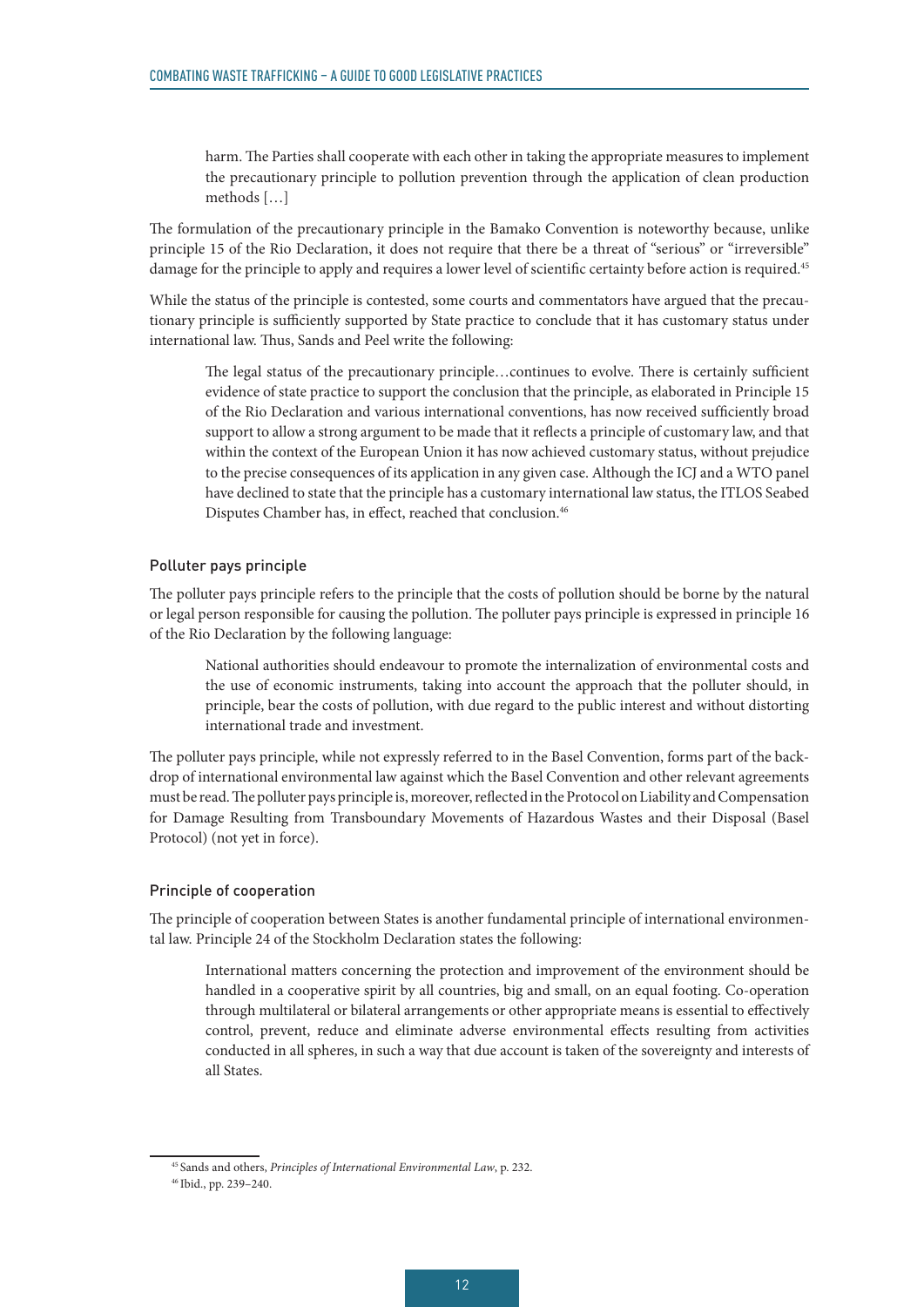> harm. The Parties shall cooperate with each other in taking the appropriate measures to implement the precautionary principle to pollution prevention through the application of clean production methods […]

The formulation of the precautionary principle in the Bamako Convention is noteworthy because, unlike principle 15 of the Rio Declaration, it does not require that there be a threat of "serious" or "irreversible" damage for the principle to apply and requires a lower level of scientific certainty before action is required.[45]

While the status of the principle is contested, some courts and commentators have argued that the precautionary principle is sufficiently supported by State practice to conclude that it has customary status under international law. Thus, Sands and Peel write the following:

> The legal status of the precautionary principle…continues to evolve. There is certainly sufficient evidence of state practice to support the conclusion that the principle, as elaborated in Principle 15 of the Rio Declaration and various international conventions, has now received sufficiently broad support to allow a strong argument to be made that it reflects a principle of customary law, and that within the context of the European Union it has now achieved customary status, without prejudice to the precise consequences of its application in any given case. Although the ICJ and a WTO panel have declined to state that the principle has a customary international law status, the ITLOS Seabed Disputes Chamber has, in effect, reached that conclusion.[46]

### Polluter pays principle

The polluter pays principle refers to the principle that the costs of pollution should be borne by the natural or legal person responsible for causing the pollution. The polluter pays principle is expressed in principle 16 of the Rio Declaration by the following language:

> National authorities should endeavour to promote the internalization of environmental costs and the use of economic instruments, taking into account the approach that the polluter should, in principle, bear the costs of pollution, with due regard to the public interest and without distorting international trade and investment.

The polluter pays principle, while not expressly referred to in the Basel Convention, forms part of the backdrop of international environmental law against which the Basel Convention and other relevant agreements must be read. The polluter pays principle is, moreover, reflected in the Protocol on Liability and Compensation for Damage Resulting from Transboundary Movements of Hazardous Wastes and their Disposal (Basel Protocol) (not yet in force).

### Principle of cooperation

The principle of cooperation between States is another fundamental principle of international environmental law. Principle 24 of the Stockholm Declaration states the following:

> International matters concerning the protection and improvement of the environment should be handled in a cooperative spirit by all countries, big and small, on an equal footing. Co-operation through multilateral or bilateral arrangements or other appropriate means is essential to effectively control, prevent, reduce and eliminate adverse environmental effects resulting from activities conducted in all spheres, in such a way that due account is taken of the sovereignty and interests of all States.

---

[45] Sands and others, *Principles of International Environmental Law*, p. 232.

[46] Ibid., pp. 239–240.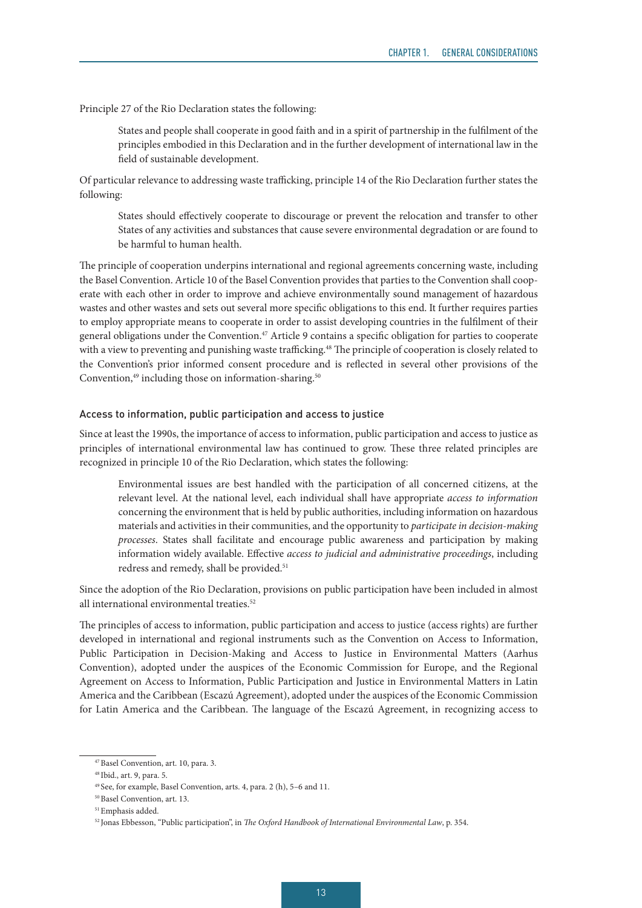Principle 27 of the Rio Declaration states the following:

> States and people shall cooperate in good faith and in a spirit of partnership in the fulfilment of the principles embodied in this Declaration and in the further development of international law in the field of sustainable development.

Of particular relevance to addressing waste trafficking, principle 14 of the Rio Declaration further states the following:

> States should effectively cooperate to discourage or prevent the relocation and transfer to other States of any activities and substances that cause severe environmental degradation or are found to be harmful to human health.

The principle of cooperation underpins international and regional agreements concerning waste, including the Basel Convention. Article 10 of the Basel Convention provides that parties to the Convention shall cooperate with each other in order to improve and achieve environmentally sound management of hazardous wastes and other wastes and sets out several more specific obligations to this end. It further requires parties to employ appropriate means to cooperate in order to assist developing countries in the fulfilment of their general obligations under the Convention.[47] Article 9 contains a specific obligation for parties to cooperate with a view to preventing and punishing waste trafficking.[48] The principle of cooperation is closely related to the Convention's prior informed consent procedure and is reflected in several other provisions of the Convention,[49] including those on information-sharing.[50]

### Access to information, public participation and access to justice

Since at least the 1990s, the importance of access to information, public participation and access to justice as principles of international environmental law has continued to grow. These three related principles are recognized in principle 10 of the Rio Declaration, which states the following:

> Environmental issues are best handled with the participation of all concerned citizens, at the relevant level. At the national level, each individual shall have appropriate *access to information* concerning the environment that is held by public authorities, including information on hazardous materials and activities in their communities, and the opportunity to *participate in decision-making processes*. States shall facilitate and encourage public awareness and participation by making information widely available. Effective *access to judicial and administrative proceedings*, including redress and remedy, shall be provided.[51]

Since the adoption of the Rio Declaration, provisions on public participation have been included in almost all international environmental treaties.[52]

The principles of access to information, public participation and access to justice (access rights) are further developed in international and regional instruments such as the Convention on Access to Information, Public Participation in Decision-Making and Access to Justice in Environmental Matters (Aarhus Convention), adopted under the auspices of the Economic Commission for Europe, and the Regional Agreement on Access to Information, Public Participation and Justice in Environmental Matters in Latin America and the Caribbean (Escazú Agreement), adopted under the auspices of the Economic Commission for Latin America and the Caribbean. The language of the Escazú Agreement, in recognizing access to

---

[47] Basel Convention, art. 10, para. 3.

[48] Ibid., art. 9, para. 5.

[49] See, for example, Basel Convention, arts. 4, para. 2 (h), 5–6 and 11.

[50] Basel Convention, art. 13.

[51] Emphasis added.

[52] Jonas Ebbesson, "Public participation", in *The Oxford Handbook of International Environmental Law*, p. 354.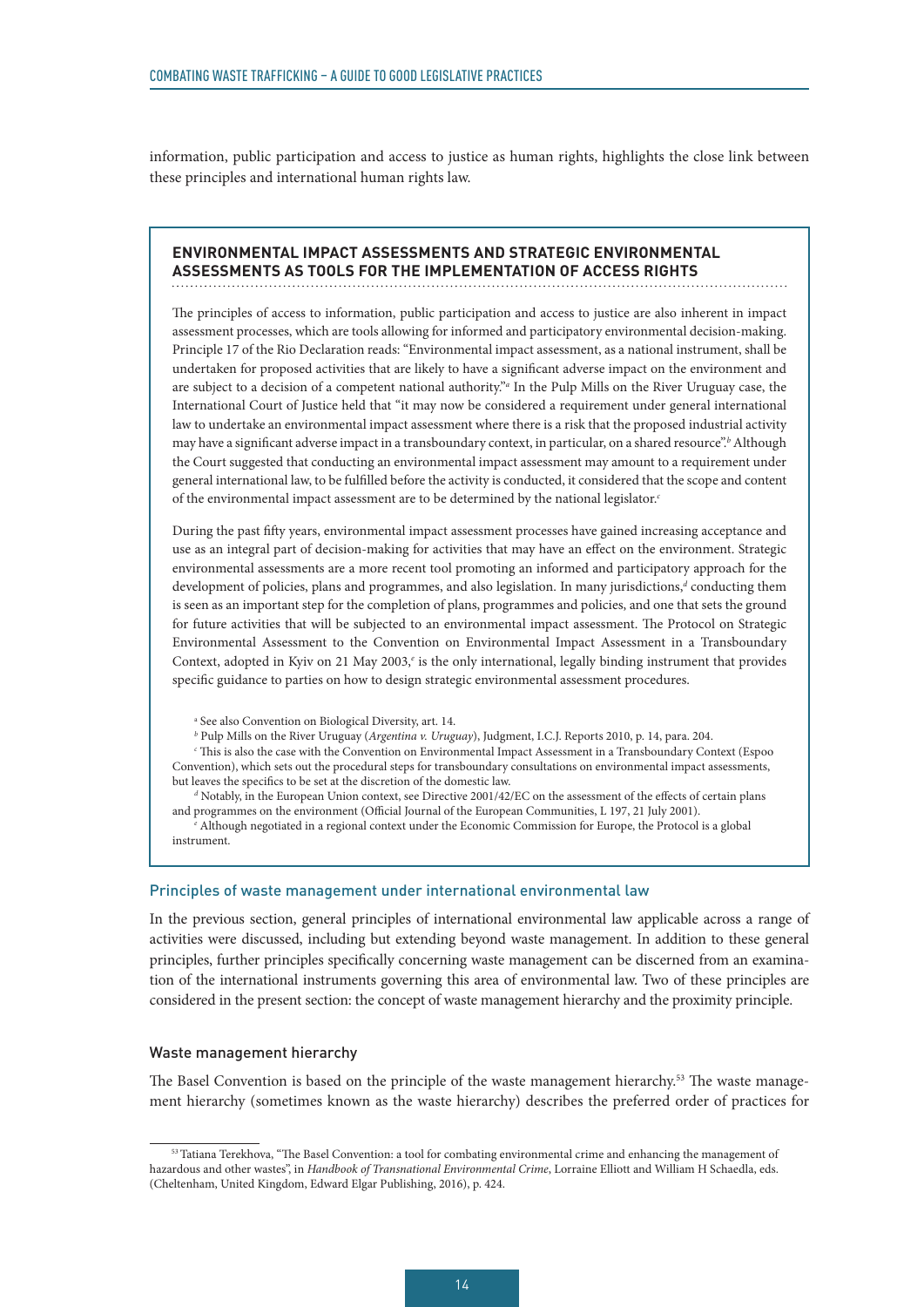information, public participation and access to justice as human rights, highlights the close link between these principles and international human rights law.

### ENVIRONMENTAL IMPACT ASSESSMENTS AND STRATEGIC ENVIRONMENTAL ASSESSMENTS AS TOOLS FOR THE IMPLEMENTATION OF ACCESS RIGHTS

The principles of access to information, public participation and access to justice are also inherent in impact assessment processes, which are tools allowing for informed and participatory environmental decision-making. Principle 17 of the Rio Declaration reads: "Environmental impact assessment, as a national instrument, shall be undertaken for proposed activities that are likely to have a significant adverse impact on the environment and are subject to a decision of a competent national authority."[a] In the Pulp Mills on the River Uruguay case, the International Court of Justice held that "it may now be considered a requirement under general international law to undertake an environmental impact assessment where there is a risk that the proposed industrial activity may have a significant adverse impact in a transboundary context, in particular, on a shared resource".[b] Although the Court suggested that conducting an environmental impact assessment may amount to a requirement under general international law, to be fulfilled before the activity is conducted, it considered that the scope and content of the environmental impact assessment are to be determined by the national legislator.[c]

During the past fifty years, environmental impact assessment processes have gained increasing acceptance and use as an integral part of decision-making for activities that may have an effect on the environment. Strategic environmental assessments are a more recent tool promoting an informed and participatory approach for the development of policies, plans and programmes, and also legislation. In many jurisdictions,[d] conducting them is seen as an important step for the completion of plans, programmes and policies, and one that sets the ground for future activities that will be subjected to an environmental impact assessment. The Protocol on Strategic Environmental Assessment to the Convention on Environmental Impact Assessment in a Transboundary Context, adopted in Kyiv on 21 May 2003,[e] is the only international, legally binding instrument that provides specific guidance to parties on how to design strategic environmental assessment procedures.

[a] See also Convention on Biological Diversity, art. 14.

[b] Pulp Mills on the River Uruguay (*Argentina v. Uruguay*), Judgment, I.C.J. Reports 2010, p. 14, para. 204.

[c] This is also the case with the Convention on Environmental Impact Assessment in a Transboundary Context (Espoo Convention), which sets out the procedural steps for transboundary consultations on environmental impact assessments, but leaves the specifics to be set at the discretion of the domestic law.

[d] Notably, in the European Union context, see Directive 2001/42/EC on the assessment of the effects of certain plans and programmes on the environment (Official Journal of the European Communities, L 197, 21 July 2001).

[e] Although negotiated in a regional context under the Economic Commission for Europe, the Protocol is a global instrument.

## Principles of waste management under international environmental law

In the previous section, general principles of international environmental law applicable across a range of activities were discussed, including but extending beyond waste management. In addition to these general principles, further principles specifically concerning waste management can be discerned from an examination of the international instruments governing this area of environmental law. Two of these principles are considered in the present section: the concept of waste management hierarchy and the proximity principle.

### Waste management hierarchy

The Basel Convention is based on the principle of the waste management hierarchy.[53] The waste management hierarchy (sometimes known as the waste hierarchy) describes the preferred order of practices for

[53] Tatiana Terekhova, "The Basel Convention: a tool for combating environmental crime and enhancing the management of hazardous and other wastes", in *Handbook of Transnational Environmental Crime*, Lorraine Elliott and William H Schaedla, eds. (Cheltenham, United Kingdom, Edward Elgar Publishing, 2016), p. 424.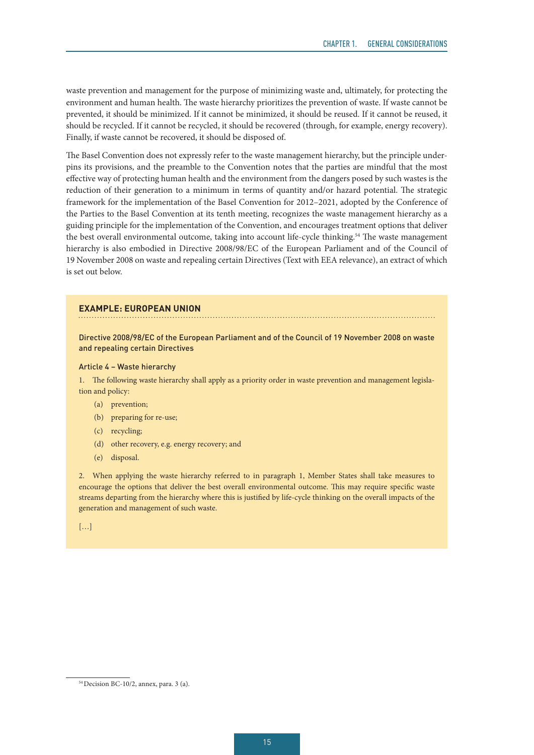waste prevention and management for the purpose of minimizing waste and, ultimately, for protecting the environment and human health. The waste hierarchy prioritizes the prevention of waste. If waste cannot be prevented, it should be minimized. If it cannot be minimized, it should be reused. If it cannot be reused, it should be recycled. If it cannot be recycled, it should be recovered (through, for example, energy recovery). Finally, if waste cannot be recovered, it should be disposed of.

The Basel Convention does not expressly refer to the waste management hierarchy, but the principle underpins its provisions, and the preamble to the Convention notes that the parties are mindful that the most effective way of protecting human health and the environment from the dangers posed by such wastes is the reduction of their generation to a minimum in terms of quantity and/or hazard potential. The strategic framework for the implementation of the Basel Convention for 2012–2021, adopted by the Conference of the Parties to the Basel Convention at its tenth meeting, recognizes the waste management hierarchy as a guiding principle for the implementation of the Convention, and encourages treatment options that deliver the best overall environmental outcome, taking into account life-cycle thinking.[54] The waste management hierarchy is also embodied in Directive 2008/98/EC of the European Parliament and of the Council of 19 November 2008 on waste and repealing certain Directives (Text with EEA relevance), an extract of which is set out below.

### EXAMPLE: EUROPEAN UNION

Directive 2008/98/EC of the European Parliament and of the Council of 19 November 2008 on waste and repealing certain Directives

Article 4 – Waste hierarchy

1. The following waste hierarchy shall apply as a priority order in waste prevention and management legislation and policy:

   (a) prevention;

   (b) preparing for re-use;

   (c) recycling;

   (d) other recovery, e.g. energy recovery; and

   (e) disposal.

2. When applying the waste hierarchy referred to in paragraph 1, Member States shall take measures to encourage the options that deliver the best overall environmental outcome. This may require specific waste streams departing from the hierarchy where this is justified by life-cycle thinking on the overall impacts of the generation and management of such waste.

[…]

[54] Decision BC-10/2, annex, para. 3 (a).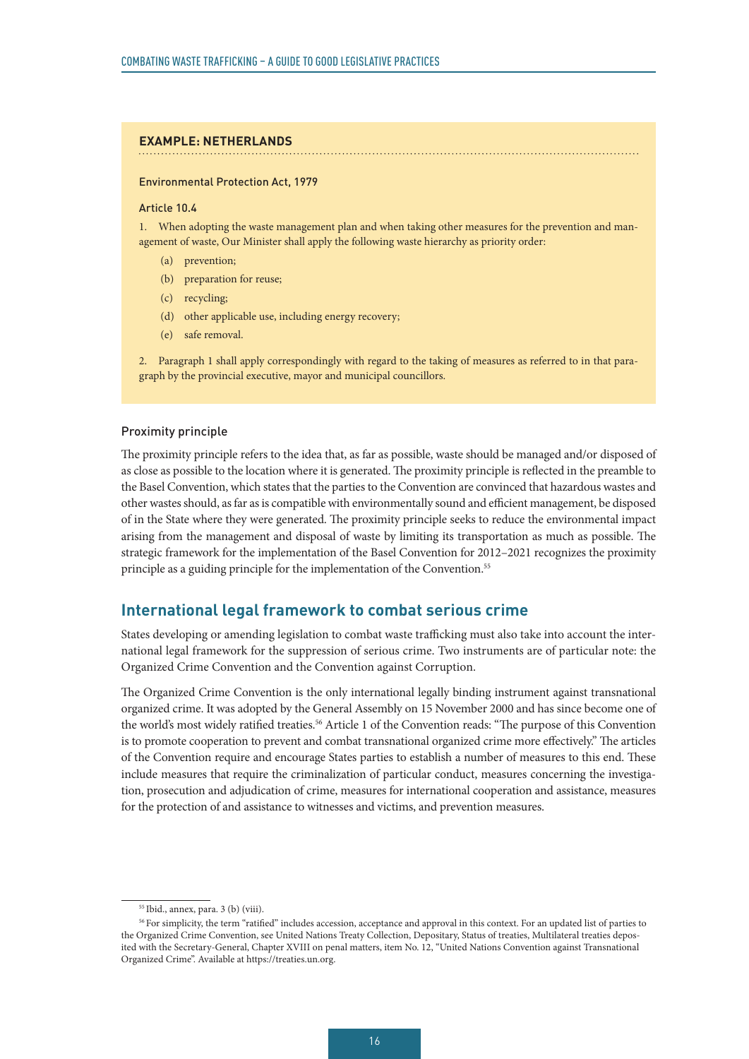**EXAMPLE: NETHERLANDS**

Environmental Protection Act, 1979

Article 10.4

1. When adopting the waste management plan and when taking other measures for the prevention and management of waste, Our Minister shall apply the following waste hierarchy as priority order:

   (a) prevention;

   (b) preparation for reuse;

   (c) recycling;

   (d) other applicable use, including energy recovery;

   (e) safe removal.

2. Paragraph 1 shall apply correspondingly with regard to the taking of measures as referred to in that paragraph by the provincial executive, mayor and municipal councillors.

### Proximity principle

The proximity principle refers to the idea that, as far as possible, waste should be managed and/or disposed of as close as possible to the location where it is generated. The proximity principle is reflected in the preamble to the Basel Convention, which states that the parties to the Convention are convinced that hazardous wastes and other wastes should, as far as is compatible with environmentally sound and efficient management, be disposed of in the State where they were generated. The proximity principle seeks to reduce the environmental impact arising from the management and disposal of waste by limiting its transportation as much as possible. The strategic framework for the implementation of the Basel Convention for 2012–2021 recognizes the proximity principle as a guiding principle for the implementation of the Convention.[55]

## International legal framework to combat serious crime

States developing or amending legislation to combat waste trafficking must also take into account the international legal framework for the suppression of serious crime. Two instruments are of particular note: the Organized Crime Convention and the Convention against Corruption.

The Organized Crime Convention is the only international legally binding instrument against transnational organized crime. It was adopted by the General Assembly on 15 November 2000 and has since become one of the world's most widely ratified treaties.[56] Article 1 of the Convention reads: "The purpose of this Convention is to promote cooperation to prevent and combat transnational organized crime more effectively." The articles of the Convention require and encourage States parties to establish a number of measures to this end. These include measures that require the criminalization of particular conduct, measures concerning the investigation, prosecution and adjudication of crime, measures for international cooperation and assistance, measures for the protection of and assistance to witnesses and victims, and prevention measures.

[55] Ibid., annex, para. 3 (b) (viii).

[56] For simplicity, the term "ratified" includes accession, acceptance and approval in this context. For an updated list of parties to the Organized Crime Convention, see United Nations Treaty Collection, Depositary, Status of treaties, Multilateral treaties deposited with the Secretary-General, Chapter XVIII on penal matters, item No. 12, "United Nations Convention against Transnational Organized Crime". Available at https://treaties.un.org.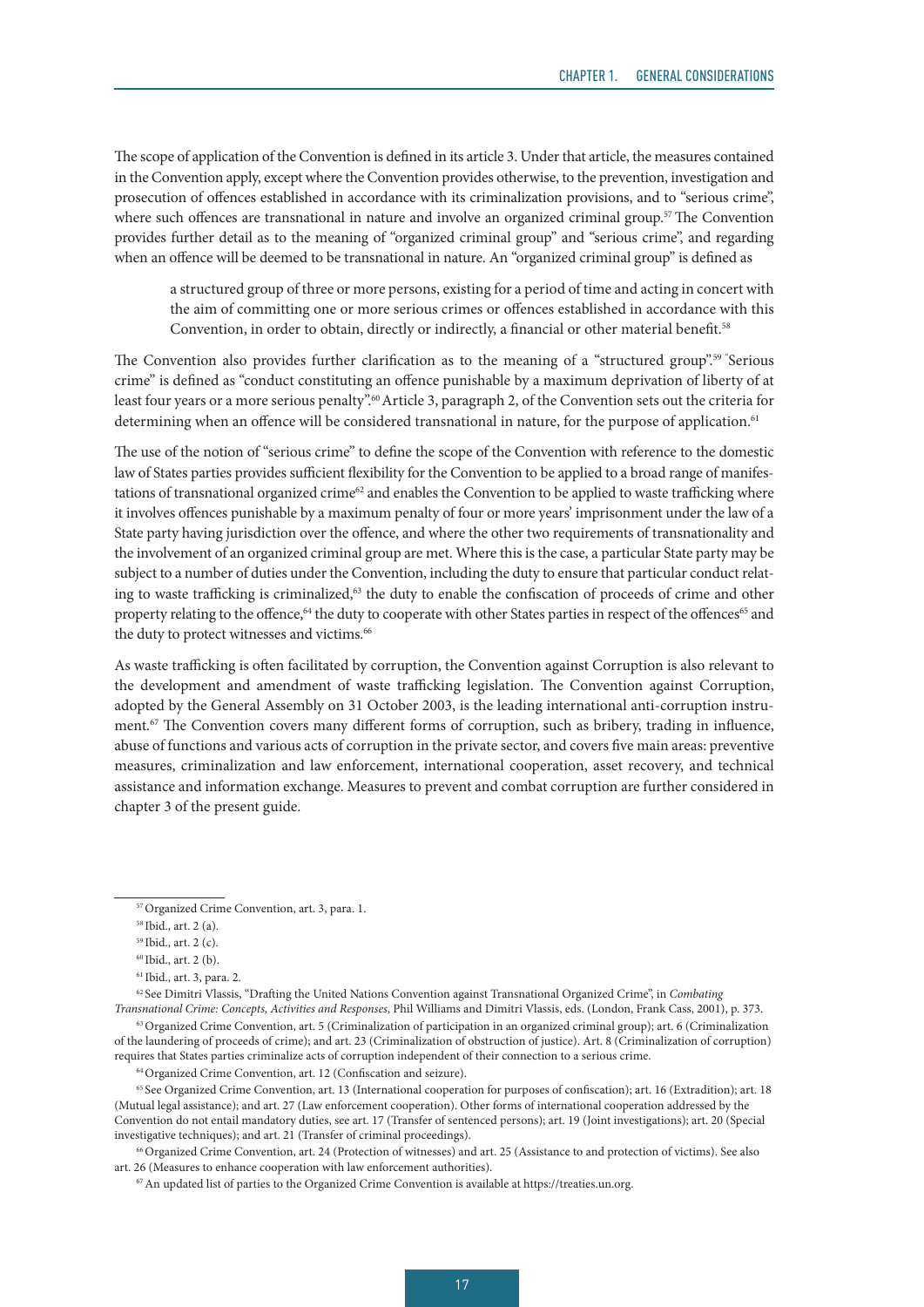The scope of application of the Convention is defined in its article 3. Under that article, the measures contained in the Convention apply, except where the Convention provides otherwise, to the prevention, investigation and prosecution of offences established in accordance with its criminalization provisions, and to "serious crime", where such offences are transnational in nature and involve an organized criminal group.[57] The Convention provides further detail as to the meaning of "organized criminal group" and "serious crime", and regarding when an offence will be deemed to be transnational in nature. An "organized criminal group" is defined as

> a structured group of three or more persons, existing for a period of time and acting in concert with the aim of committing one or more serious crimes or offences established in accordance with this Convention, in order to obtain, directly or indirectly, a financial or other material benefit.[58]

The Convention also provides further clarification as to the meaning of a "structured group".[59] "Serious crime" is defined as "conduct constituting an offence punishable by a maximum deprivation of liberty of at least four years or a more serious penalty".[60] Article 3, paragraph 2, of the Convention sets out the criteria for determining when an offence will be considered transnational in nature, for the purpose of application.[61]

The use of the notion of "serious crime" to define the scope of the Convention with reference to the domestic law of States parties provides sufficient flexibility for the Convention to be applied to a broad range of manifestations of transnational organized crime[62] and enables the Convention to be applied to waste trafficking where it involves offences punishable by a maximum penalty of four or more years' imprisonment under the law of a State party having jurisdiction over the offence, and where the other two requirements of transnationality and the involvement of an organized criminal group are met. Where this is the case, a particular State party may be subject to a number of duties under the Convention, including the duty to ensure that particular conduct relating to waste trafficking is criminalized,[63] the duty to enable the confiscation of proceeds of crime and other property relating to the offence,[64] the duty to cooperate with other States parties in respect of the offences[65] and the duty to protect witnesses and victims.[66]

As waste trafficking is often facilitated by corruption, the Convention against Corruption is also relevant to the development and amendment of waste trafficking legislation. The Convention against Corruption, adopted by the General Assembly on 31 October 2003, is the leading international anti-corruption instrument.[67] The Convention covers many different forms of corruption, such as bribery, trading in influence, abuse of functions and various acts of corruption in the private sector, and covers five main areas: preventive measures, criminalization and law enforcement, international cooperation, asset recovery, and technical assistance and information exchange. Measures to prevent and combat corruption are further considered in chapter 3 of the present guide.

---

[57] Organized Crime Convention, art. 3, para. 1.

[58] Ibid., art. 2 (a).

[59] Ibid., art. 2 (c).

[60] Ibid., art. 2 (b).

[61] Ibid., art. 3, para. 2.

[62] See Dimitri Vlassis, "Drafting the United Nations Convention against Transnational Organized Crime", in *Combating Transnational Crime: Concepts, Activities and Responses*, Phil Williams and Dimitri Vlassis, eds. (London, Frank Cass, 2001), p. 373.

[63] Organized Crime Convention, art. 5 (Criminalization of participation in an organized criminal group); art. 6 (Criminalization of the laundering of proceeds of crime); and art. 23 (Criminalization of obstruction of justice). Art. 8 (Criminalization of corruption) requires that States parties criminalize acts of corruption independent of their connection to a serious crime.

[64] Organized Crime Convention, art. 12 (Confiscation and seizure).

[65] See Organized Crime Convention, art. 13 (International cooperation for purposes of confiscation); art. 16 (Extradition); art. 18 (Mutual legal assistance); and art. 27 (Law enforcement cooperation). Other forms of international cooperation addressed by the Convention do not entail mandatory duties, see art. 17 (Transfer of sentenced persons); art. 19 (Joint investigations); art. 20 (Special investigative techniques); and art. 21 (Transfer of criminal proceedings).

[66] Organized Crime Convention, art. 24 (Protection of witnesses) and art. 25 (Assistance to and protection of victims). See also art. 26 (Measures to enhance cooperation with law enforcement authorities).

[67] An updated list of parties to the Organized Crime Convention is available at https://treaties.un.org.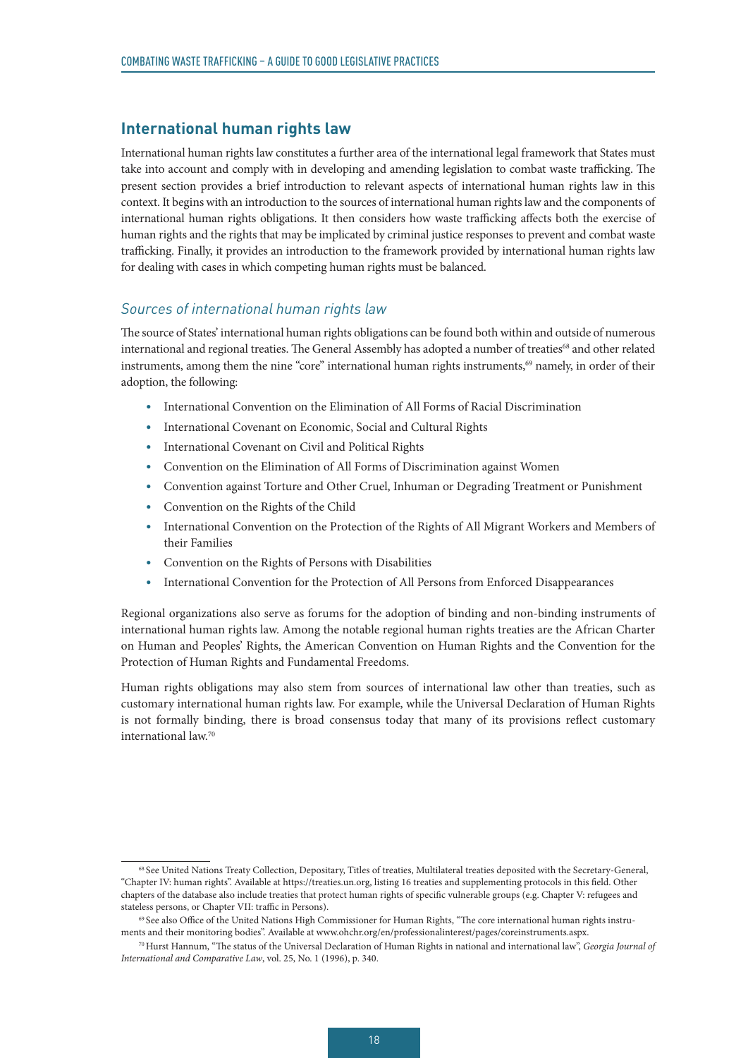## International human rights law

International human rights law constitutes a further area of the international legal framework that States must take into account and comply with in developing and amending legislation to combat waste trafficking. The present section provides a brief introduction to relevant aspects of international human rights law in this context. It begins with an introduction to the sources of international human rights law and the components of international human rights obligations. It then considers how waste trafficking affects both the exercise of human rights and the rights that may be implicated by criminal justice responses to prevent and combat waste trafficking. Finally, it provides an introduction to the framework provided by international human rights law for dealing with cases in which competing human rights must be balanced.

### *Sources of international human rights law*

The source of States' international human rights obligations can be found both within and outside of numerous international and regional treaties. The General Assembly has adopted a number of treaties[68] and other related instruments, among them the nine "core" international human rights instruments,[69] namely, in order of their adoption, the following:

- International Convention on the Elimination of All Forms of Racial Discrimination
- International Covenant on Economic, Social and Cultural Rights
- International Covenant on Civil and Political Rights
- Convention on the Elimination of All Forms of Discrimination against Women
- Convention against Torture and Other Cruel, Inhuman or Degrading Treatment or Punishment
- Convention on the Rights of the Child
- International Convention on the Protection of the Rights of All Migrant Workers and Members of their Families
- Convention on the Rights of Persons with Disabilities
- International Convention for the Protection of All Persons from Enforced Disappearances

Regional organizations also serve as forums for the adoption of binding and non-binding instruments of international human rights law. Among the notable regional human rights treaties are the African Charter on Human and Peoples' Rights, the American Convention on Human Rights and the Convention for the Protection of Human Rights and Fundamental Freedoms.

Human rights obligations may also stem from sources of international law other than treaties, such as customary international human rights law. For example, while the Universal Declaration of Human Rights is not formally binding, there is broad consensus today that many of its provisions reflect customary international law.[70]

---

[68] See United Nations Treaty Collection, Depositary, Titles of treaties, Multilateral treaties deposited with the Secretary-General, "Chapter IV: human rights". Available at https://treaties.un.org, listing 16 treaties and supplementing protocols in this field. Other chapters of the database also include treaties that protect human rights of specific vulnerable groups (e.g. Chapter V: refugees and stateless persons, or Chapter VII: traffic in Persons).

[69] See also Office of the United Nations High Commissioner for Human Rights, "The core international human rights instruments and their monitoring bodies". Available at www.ohchr.org/en/professionalinterest/pages/coreinstruments.aspx.

[70] Hurst Hannum, "The status of the Universal Declaration of Human Rights in national and international law", *Georgia Journal of International and Comparative Law*, vol. 25, No. 1 (1996), p. 340.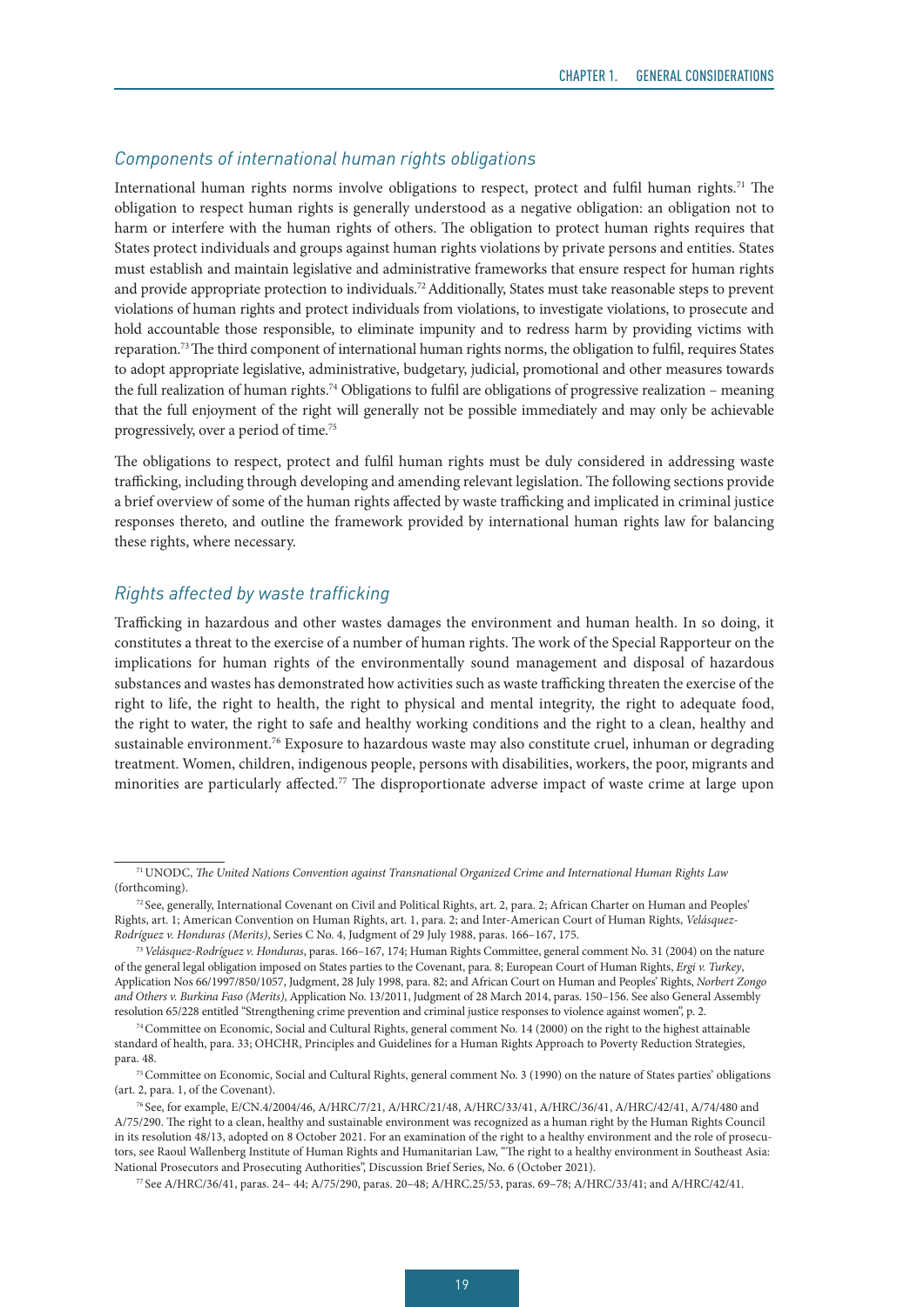### *Components of international human rights obligations*

International human rights norms involve obligations to respect, protect and fulfil human rights.[71] The obligation to respect human rights is generally understood as a negative obligation: an obligation not to harm or interfere with the human rights of others. The obligation to protect human rights requires that States protect individuals and groups against human rights violations by private persons and entities. States must establish and maintain legislative and administrative frameworks that ensure respect for human rights and provide appropriate protection to individuals.[72] Additionally, States must take reasonable steps to prevent violations of human rights and protect individuals from violations, to investigate violations, to prosecute and hold accountable those responsible, to eliminate impunity and to redress harm by providing victims with reparation.[73] The third component of international human rights norms, the obligation to fulfil, requires States to adopt appropriate legislative, administrative, budgetary, judicial, promotional and other measures towards the full realization of human rights.[74] Obligations to fulfil are obligations of progressive realization – meaning that the full enjoyment of the right will generally not be possible immediately and may only be achievable progressively, over a period of time.[75]

The obligations to respect, protect and fulfil human rights must be duly considered in addressing waste trafficking, including through developing and amending relevant legislation. The following sections provide a brief overview of some of the human rights affected by waste trafficking and implicated in criminal justice responses thereto, and outline the framework provided by international human rights law for balancing these rights, where necessary.

### *Rights affected by waste trafficking*

Trafficking in hazardous and other wastes damages the environment and human health. In so doing, it constitutes a threat to the exercise of a number of human rights. The work of the Special Rapporteur on the implications for human rights of the environmentally sound management and disposal of hazardous substances and wastes has demonstrated how activities such as waste trafficking threaten the exercise of the right to life, the right to health, the right to physical and mental integrity, the right to adequate food, the right to water, the right to safe and healthy working conditions and the right to a clean, healthy and sustainable environment.[76] Exposure to hazardous waste may also constitute cruel, inhuman or degrading treatment. Women, children, indigenous people, persons with disabilities, workers, the poor, migrants and minorities are particularly affected.[77] The disproportionate adverse impact of waste crime at large upon

---

[71] UNODC, *The United Nations Convention against Transnational Organized Crime and International Human Rights Law* (forthcoming).

[72] See, generally, International Covenant on Civil and Political Rights, art. 2, para. 2; African Charter on Human and Peoples' Rights, art. 1; American Convention on Human Rights, art. 1, para. 2; and Inter-American Court of Human Rights, *Velásquez-Rodríguez v. Honduras (Merits)*, Series C No. 4, Judgment of 29 July 1988, paras. 166–167, 175.

[73] *Velásquez-Rodríguez v. Honduras*, paras. 166–167, 174; Human Rights Committee, general comment No. 31 (2004) on the nature of the general legal obligation imposed on States parties to the Covenant, para. 8; European Court of Human Rights, *Ergi v. Turkey*, Application Nos 66/1997/850/1057, Judgment, 28 July 1998, para. 82; and African Court on Human and Peoples' Rights, *Norbert Zongo and Others v. Burkina Faso (Merits)*, Application No. 13/2011, Judgment of 28 March 2014, paras. 150–156. See also General Assembly resolution 65/228 entitled "Strengthening crime prevention and criminal justice responses to violence against women", p. 2.

[74] Committee on Economic, Social and Cultural Rights, general comment No. 14 (2000) on the right to the highest attainable standard of health, para. 33; OHCHR, Principles and Guidelines for a Human Rights Approach to Poverty Reduction Strategies, para. 48.

[75] Committee on Economic, Social and Cultural Rights, general comment No. 3 (1990) on the nature of States parties' obligations (art. 2, para. 1, of the Covenant).

[76] See, for example, E/CN.4/2004/46, A/HRC/7/21, A/HRC/21/48, A/HRC/33/41, A/HRC/36/41, A/HRC/42/41, A/74/480 and A/75/290. The right to a clean, healthy and sustainable environment was recognized as a human right by the Human Rights Council in its resolution 48/13, adopted on 8 October 2021. For an examination of the right to a healthy environment and the role of prosecutors, see Raoul Wallenberg Institute of Human Rights and Humanitarian Law, "The right to a healthy environment in Southeast Asia: National Prosecutors and Prosecuting Authorities", Discussion Brief Series, No. 6 (October 2021).

[77] See A/HRC/36/41, paras. 24– 44; A/75/290, paras. 20–48; A/HRC.25/53, paras. 69–78; A/HRC/33/41; and A/HRC/42/41.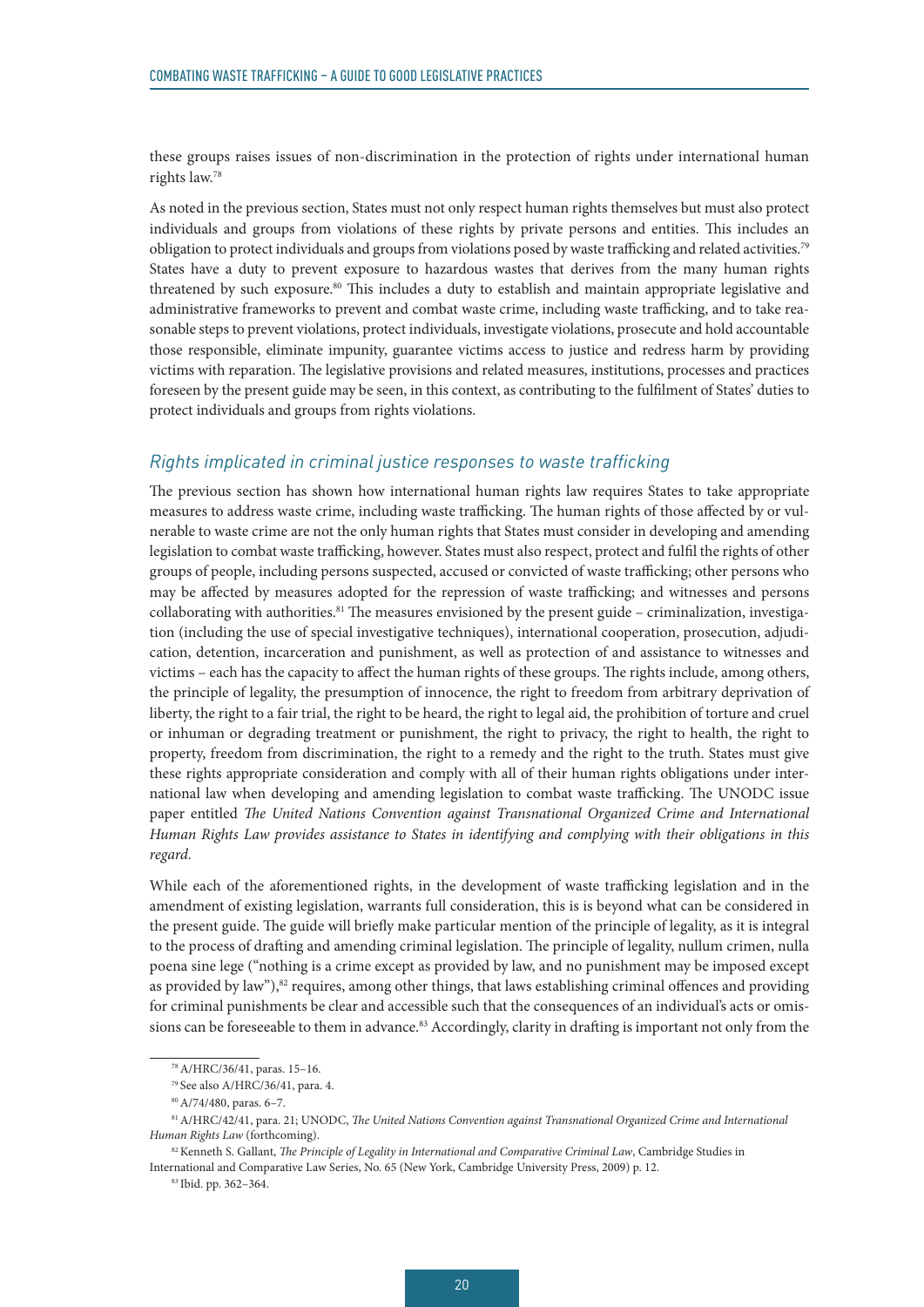these groups raises issues of non-discrimination in the protection of rights under international human rights law.[78]

As noted in the previous section, States must not only respect human rights themselves but must also protect individuals and groups from violations of these rights by private persons and entities. This includes an obligation to protect individuals and groups from violations posed by waste trafficking and related activities.[79] States have a duty to prevent exposure to hazardous wastes that derives from the many human rights threatened by such exposure.[80] This includes a duty to establish and maintain appropriate legislative and administrative frameworks to prevent and combat waste crime, including waste trafficking, and to take reasonable steps to prevent violations, protect individuals, investigate violations, prosecute and hold accountable those responsible, eliminate impunity, guarantee victims access to justice and redress harm by providing victims with reparation. The legislative provisions and related measures, institutions, processes and practices foreseen by the present guide may be seen, in this context, as contributing to the fulfilment of States' duties to protect individuals and groups from rights violations.

### *Rights implicated in criminal justice responses to waste trafficking*

The previous section has shown how international human rights law requires States to take appropriate measures to address waste crime, including waste trafficking. The human rights of those affected by or vulnerable to waste crime are not the only human rights that States must consider in developing and amending legislation to combat waste trafficking, however. States must also respect, protect and fulfil the rights of other groups of people, including persons suspected, accused or convicted of waste trafficking; other persons who may be affected by measures adopted for the repression of waste trafficking; and witnesses and persons collaborating with authorities.[81] The measures envisioned by the present guide – criminalization, investigation (including the use of special investigative techniques), international cooperation, prosecution, adjudication, detention, incarceration and punishment, as well as protection of and assistance to witnesses and victims – each has the capacity to affect the human rights of these groups. The rights include, among others, the principle of legality, the presumption of innocence, the right to freedom from arbitrary deprivation of liberty, the right to a fair trial, the right to be heard, the right to legal aid, the prohibition of torture and cruel or inhuman or degrading treatment or punishment, the right to privacy, the right to health, the right to property, freedom from discrimination, the right to a remedy and the right to the truth. States must give these rights appropriate consideration and comply with all of their human rights obligations under international law when developing and amending legislation to combat waste trafficking. The UNODC issue paper entitled *The United Nations Convention against Transnational Organized Crime and International Human Rights Law provides assistance to States in identifying and complying with their obligations in this regard.*

While each of the aforementioned rights, in the development of waste trafficking legislation and in the amendment of existing legislation, warrants full consideration, this is is beyond what can be considered in the present guide. The guide will briefly make particular mention of the principle of legality, as it is integral to the process of drafting and amending criminal legislation. The principle of legality, nullum crimen, nulla poena sine lege ("nothing is a crime except as provided by law, and no punishment may be imposed except as provided by law"),[82] requires, among other things, that laws establishing criminal offences and providing for criminal punishments be clear and accessible such that the consequences of an individual's acts or omissions can be foreseeable to them in advance.[83] Accordingly, clarity in drafting is important not only from the

---

[78] A/HRC/36/41, paras. 15–16.

[79] See also A/HRC/36/41, para. 4.

[80] A/74/480, paras. 6–7.

[81] A/HRC/42/41, para. 21; UNODC, *The United Nations Convention against Transnational Organized Crime and International Human Rights Law* (forthcoming).

[82] Kenneth S. Gallant, *The Principle of Legality in International and Comparative Criminal Law*, Cambridge Studies in International and Comparative Law Series, No. 65 (New York, Cambridge University Press, 2009) p. 12.

[83] Ibid. pp. 362–364.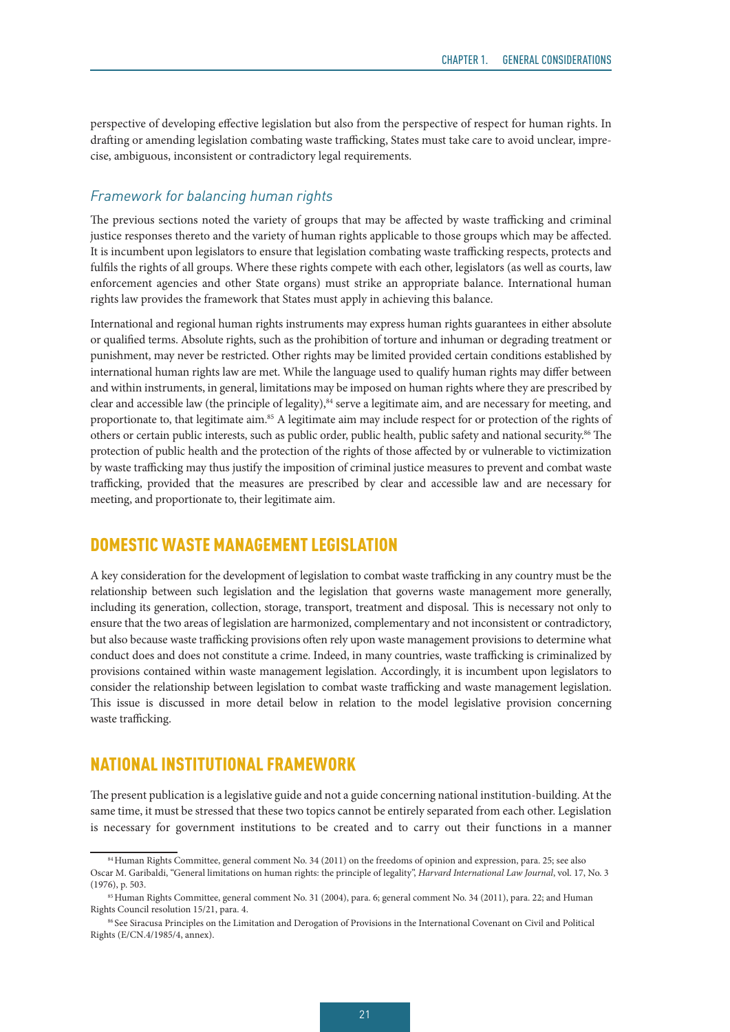perspective of developing effective legislation but also from the perspective of respect for human rights. In drafting or amending legislation combating waste trafficking, States must take care to avoid unclear, imprecise, ambiguous, inconsistent or contradictory legal requirements.

### *Framework for balancing human rights*

The previous sections noted the variety of groups that may be affected by waste trafficking and criminal justice responses thereto and the variety of human rights applicable to those groups which may be affected. It is incumbent upon legislators to ensure that legislation combating waste trafficking respects, protects and fulfils the rights of all groups. Where these rights compete with each other, legislators (as well as courts, law enforcement agencies and other State organs) must strike an appropriate balance. International human rights law provides the framework that States must apply in achieving this balance.

International and regional human rights instruments may express human rights guarantees in either absolute or qualified terms. Absolute rights, such as the prohibition of torture and inhuman or degrading treatment or punishment, may never be restricted. Other rights may be limited provided certain conditions established by international human rights law are met. While the language used to qualify human rights may differ between and within instruments, in general, limitations may be imposed on human rights where they are prescribed by clear and accessible law (the principle of legality),[84] serve a legitimate aim, and are necessary for meeting, and proportionate to, that legitimate aim.[85] A legitimate aim may include respect for or protection of the rights of others or certain public interests, such as public order, public health, public safety and national security.[86] The protection of public health and the protection of the rights of those affected by or vulnerable to victimization by waste trafficking may thus justify the imposition of criminal justice measures to prevent and combat waste trafficking, provided that the measures are prescribed by clear and accessible law and are necessary for meeting, and proportionate to, their legitimate aim.

## DOMESTIC WASTE MANAGEMENT LEGISLATION

A key consideration for the development of legislation to combat waste trafficking in any country must be the relationship between such legislation and the legislation that governs waste management more generally, including its generation, collection, storage, transport, treatment and disposal. This is necessary not only to ensure that the two areas of legislation are harmonized, complementary and not inconsistent or contradictory, but also because waste trafficking provisions often rely upon waste management provisions to determine what conduct does and does not constitute a crime. Indeed, in many countries, waste trafficking is criminalized by provisions contained within waste management legislation. Accordingly, it is incumbent upon legislators to consider the relationship between legislation to combat waste trafficking and waste management legislation. This issue is discussed in more detail below in relation to the model legislative provision concerning waste trafficking.

## NATIONAL INSTITUTIONAL FRAMEWORK

The present publication is a legislative guide and not a guide concerning national institution-building. At the same time, it must be stressed that these two topics cannot be entirely separated from each other. Legislation is necessary for government institutions to be created and to carry out their functions in a manner

---

[84] Human Rights Committee, general comment No. 34 (2011) on the freedoms of opinion and expression, para. 25; see also Oscar M. Garibaldi, "General limitations on human rights: the principle of legality", *Harvard International Law Journal*, vol. 17, No. 3 (1976), p. 503.

[85] Human Rights Committee, general comment No. 31 (2004), para. 6; general comment No. 34 (2011), para. 22; and Human Rights Council resolution 15/21, para. 4.

[86] See Siracusa Principles on the Limitation and Derogation of Provisions in the International Covenant on Civil and Political Rights (E/CN.4/1985/4, annex).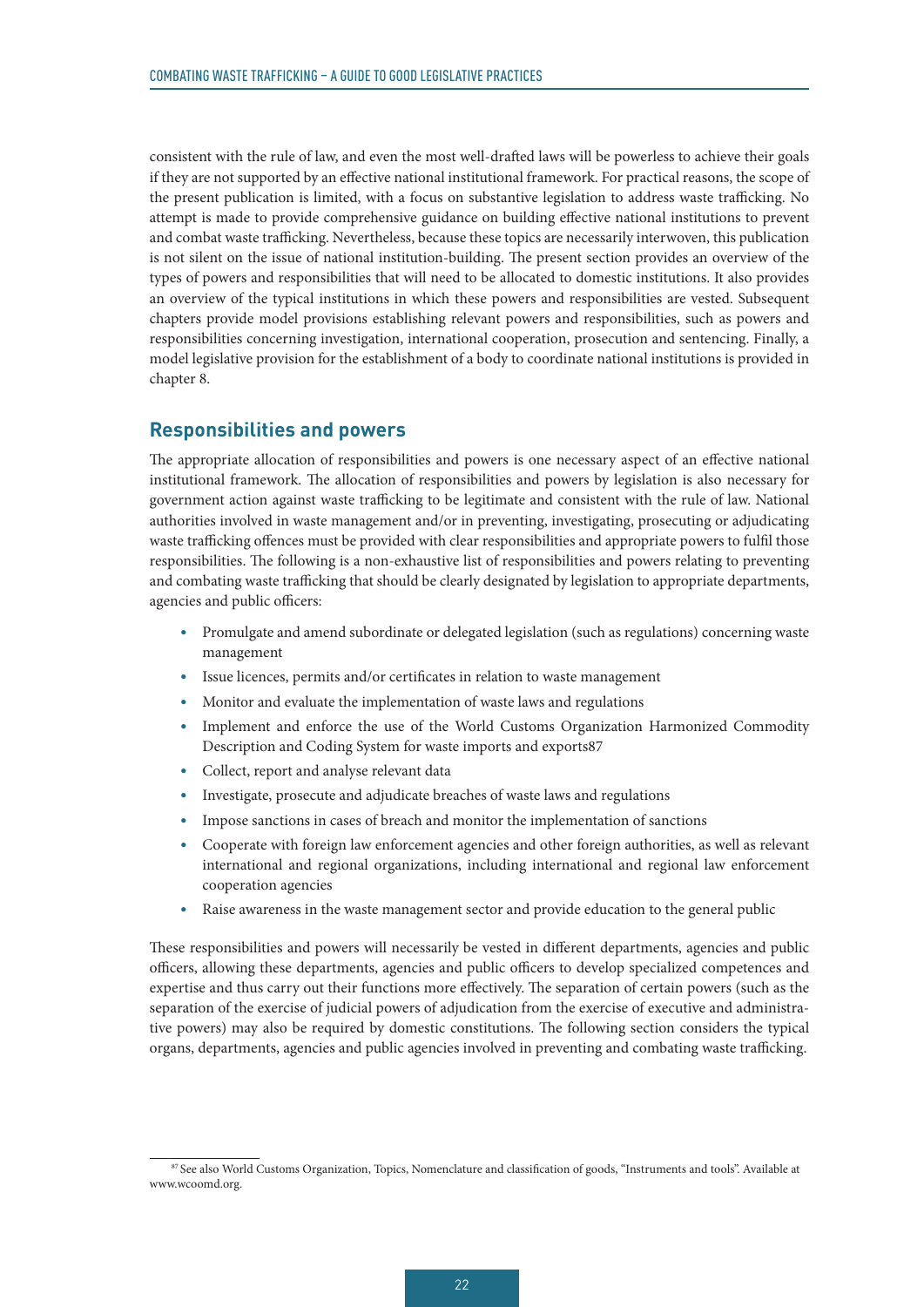consistent with the rule of law, and even the most well-drafted laws will be powerless to achieve their goals if they are not supported by an effective national institutional framework. For practical reasons, the scope of the present publication is limited, with a focus on substantive legislation to address waste trafficking. No attempt is made to provide comprehensive guidance on building effective national institutions to prevent and combat waste trafficking. Nevertheless, because these topics are necessarily interwoven, this publication is not silent on the issue of national institution-building. The present section provides an overview of the types of powers and responsibilities that will need to be allocated to domestic institutions. It also provides an overview of the typical institutions in which these powers and responsibilities are vested. Subsequent chapters provide model provisions establishing relevant powers and responsibilities, such as powers and responsibilities concerning investigation, international cooperation, prosecution and sentencing. Finally, a model legislative provision for the establishment of a body to coordinate national institutions is provided in chapter 8.

## Responsibilities and powers

The appropriate allocation of responsibilities and powers is one necessary aspect of an effective national institutional framework. The allocation of responsibilities and powers by legislation is also necessary for government action against waste trafficking to be legitimate and consistent with the rule of law. National authorities involved in waste management and/or in preventing, investigating, prosecuting or adjudicating waste trafficking offences must be provided with clear responsibilities and appropriate powers to fulfil those responsibilities. The following is a non-exhaustive list of responsibilities and powers relating to preventing and combating waste trafficking that should be clearly designated by legislation to appropriate departments, agencies and public officers:

- Promulgate and amend subordinate or delegated legislation (such as regulations) concerning waste management
- Issue licences, permits and/or certificates in relation to waste management
- Monitor and evaluate the implementation of waste laws and regulations
- Implement and enforce the use of the World Customs Organization Harmonized Commodity Description and Coding System for waste imports and exports[87]
- Collect, report and analyse relevant data
- Investigate, prosecute and adjudicate breaches of waste laws and regulations
- Impose sanctions in cases of breach and monitor the implementation of sanctions
- Cooperate with foreign law enforcement agencies and other foreign authorities, as well as relevant international and regional organizations, including international and regional law enforcement cooperation agencies
- Raise awareness in the waste management sector and provide education to the general public

These responsibilities and powers will necessarily be vested in different departments, agencies and public officers, allowing these departments, agencies and public officers to develop specialized competences and expertise and thus carry out their functions more effectively. The separation of certain powers (such as the separation of the exercise of judicial powers of adjudication from the exercise of executive and administrative powers) may also be required by domestic constitutions. The following section considers the typical organs, departments, agencies and public agencies involved in preventing and combating waste trafficking.

[87] See also World Customs Organization, Topics, Nomenclature and classification of goods, "Instruments and tools". Available at www.wcoomd.org.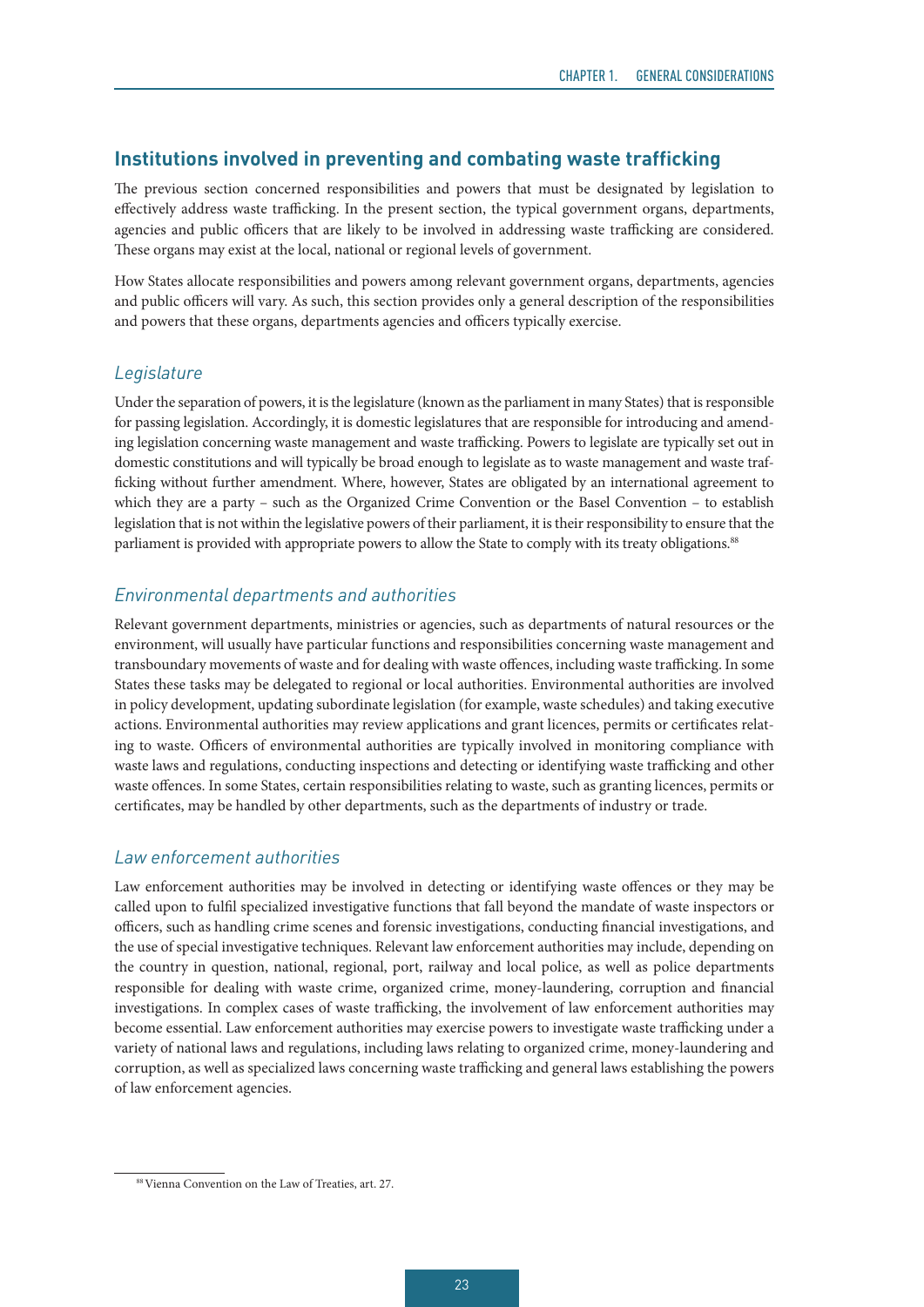## Institutions involved in preventing and combating waste trafficking

The previous section concerned responsibilities and powers that must be designated by legislation to effectively address waste trafficking. In the present section, the typical government organs, departments, agencies and public officers that are likely to be involved in addressing waste trafficking are considered. These organs may exist at the local, national or regional levels of government.

How States allocate responsibilities and powers among relevant government organs, departments, agencies and public officers will vary. As such, this section provides only a general description of the responsibilities and powers that these organs, departments agencies and officers typically exercise.

### *Legislature*

Under the separation of powers, it is the legislature (known as the parliament in many States) that is responsible for passing legislation. Accordingly, it is domestic legislatures that are responsible for introducing and amending legislation concerning waste management and waste trafficking. Powers to legislate are typically set out in domestic constitutions and will typically be broad enough to legislate as to waste management and waste trafficking without further amendment. Where, however, States are obligated by an international agreement to which they are a party – such as the Organized Crime Convention or the Basel Convention – to establish legislation that is not within the legislative powers of their parliament, it is their responsibility to ensure that the parliament is provided with appropriate powers to allow the State to comply with its treaty obligations.[88]

### *Environmental departments and authorities*

Relevant government departments, ministries or agencies, such as departments of natural resources or the environment, will usually have particular functions and responsibilities concerning waste management and transboundary movements of waste and for dealing with waste offences, including waste trafficking. In some States these tasks may be delegated to regional or local authorities. Environmental authorities are involved in policy development, updating subordinate legislation (for example, waste schedules) and taking executive actions. Environmental authorities may review applications and grant licences, permits or certificates relating to waste. Officers of environmental authorities are typically involved in monitoring compliance with waste laws and regulations, conducting inspections and detecting or identifying waste trafficking and other waste offences. In some States, certain responsibilities relating to waste, such as granting licences, permits or certificates, may be handled by other departments, such as the departments of industry or trade.

### *Law enforcement authorities*

Law enforcement authorities may be involved in detecting or identifying waste offences or they may be called upon to fulfil specialized investigative functions that fall beyond the mandate of waste inspectors or officers, such as handling crime scenes and forensic investigations, conducting financial investigations, and the use of special investigative techniques. Relevant law enforcement authorities may include, depending on the country in question, national, regional, port, railway and local police, as well as police departments responsible for dealing with waste crime, organized crime, money-laundering, corruption and financial investigations. In complex cases of waste trafficking, the involvement of law enforcement authorities may become essential. Law enforcement authorities may exercise powers to investigate waste trafficking under a variety of national laws and regulations, including laws relating to organized crime, money-laundering and corruption, as well as specialized laws concerning waste trafficking and general laws establishing the powers of law enforcement agencies.

---

[88] Vienna Convention on the Law of Treaties, art. 27.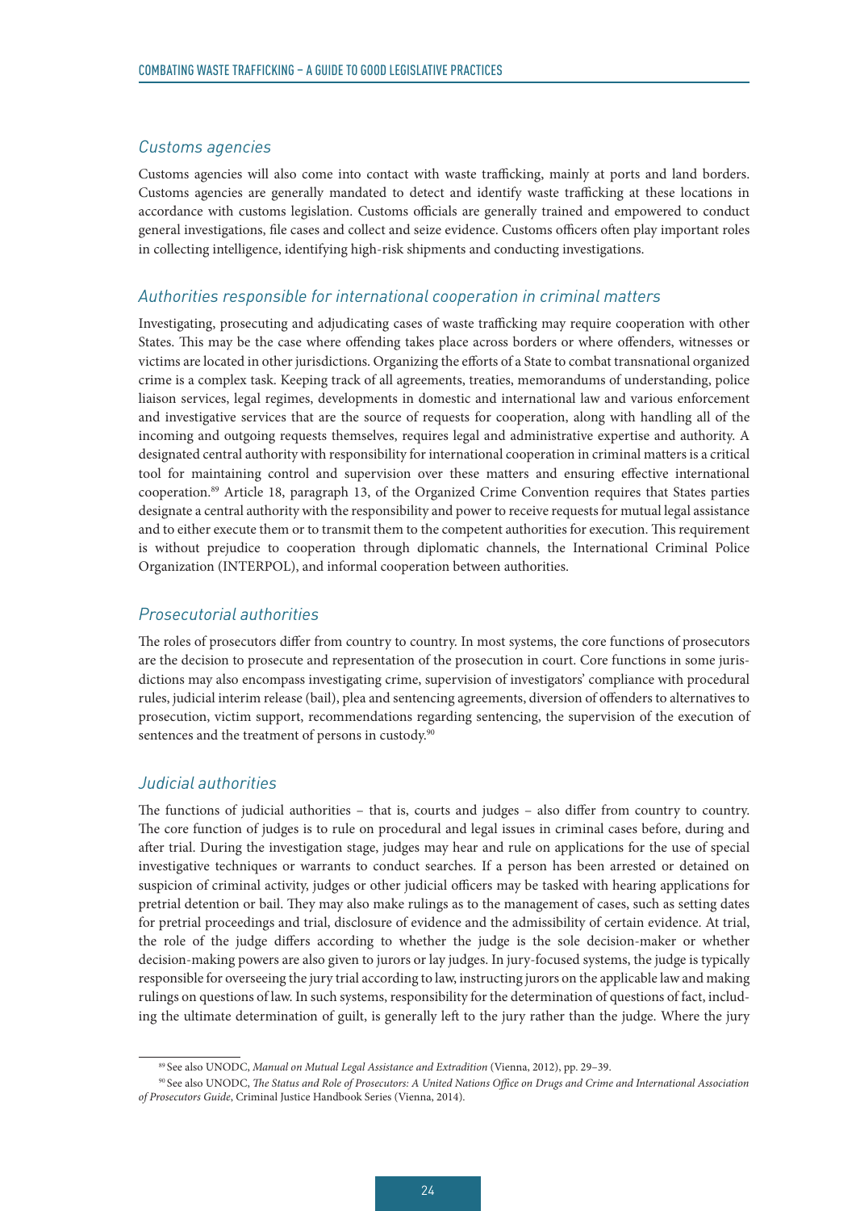### *Customs agencies*

Customs agencies will also come into contact with waste trafficking, mainly at ports and land borders. Customs agencies are generally mandated to detect and identify waste trafficking at these locations in accordance with customs legislation. Customs officials are generally trained and empowered to conduct general investigations, file cases and collect and seize evidence. Customs officers often play important roles in collecting intelligence, identifying high-risk shipments and conducting investigations.

### *Authorities responsible for international cooperation in criminal matters*

Investigating, prosecuting and adjudicating cases of waste trafficking may require cooperation with other States. This may be the case where offending takes place across borders or where offenders, witnesses or victims are located in other jurisdictions. Organizing the efforts of a State to combat transnational organized crime is a complex task. Keeping track of all agreements, treaties, memorandums of understanding, police liaison services, legal regimes, developments in domestic and international law and various enforcement and investigative services that are the source of requests for cooperation, along with handling all of the incoming and outgoing requests themselves, requires legal and administrative expertise and authority. A designated central authority with responsibility for international cooperation in criminal matters is a critical tool for maintaining control and supervision over these matters and ensuring effective international cooperation.[89] Article 18, paragraph 13, of the Organized Crime Convention requires that States parties designate a central authority with the responsibility and power to receive requests for mutual legal assistance and to either execute them or to transmit them to the competent authorities for execution. This requirement is without prejudice to cooperation through diplomatic channels, the International Criminal Police Organization (INTERPOL), and informal cooperation between authorities.

### *Prosecutorial authorities*

The roles of prosecutors differ from country to country. In most systems, the core functions of prosecutors are the decision to prosecute and representation of the prosecution in court. Core functions in some jurisdictions may also encompass investigating crime, supervision of investigators' compliance with procedural rules, judicial interim release (bail), plea and sentencing agreements, diversion of offenders to alternatives to prosecution, victim support, recommendations regarding sentencing, the supervision of the execution of sentences and the treatment of persons in custody.[90]

### *Judicial authorities*

The functions of judicial authorities – that is, courts and judges – also differ from country to country. The core function of judges is to rule on procedural and legal issues in criminal cases before, during and after trial. During the investigation stage, judges may hear and rule on applications for the use of special investigative techniques or warrants to conduct searches. If a person has been arrested or detained on suspicion of criminal activity, judges or other judicial officers may be tasked with hearing applications for pretrial detention or bail. They may also make rulings as to the management of cases, such as setting dates for pretrial proceedings and trial, disclosure of evidence and the admissibility of certain evidence. At trial, the role of the judge differs according to whether the judge is the sole decision-maker or whether decision-making powers are also given to jurors or lay judges. In jury-focused systems, the judge is typically responsible for overseeing the jury trial according to law, instructing jurors on the applicable law and making rulings on questions of law. In such systems, responsibility for the determination of questions of fact, including the ultimate determination of guilt, is generally left to the jury rather than the judge. Where the jury

---

[89] See also UNODC, *Manual on Mutual Legal Assistance and Extradition* (Vienna, 2012), pp. 29–39.

[90] See also UNODC, *The Status and Role of Prosecutors: A United Nations Office on Drugs and Crime and International Association of Prosecutors Guide*, Criminal Justice Handbook Series (Vienna, 2014).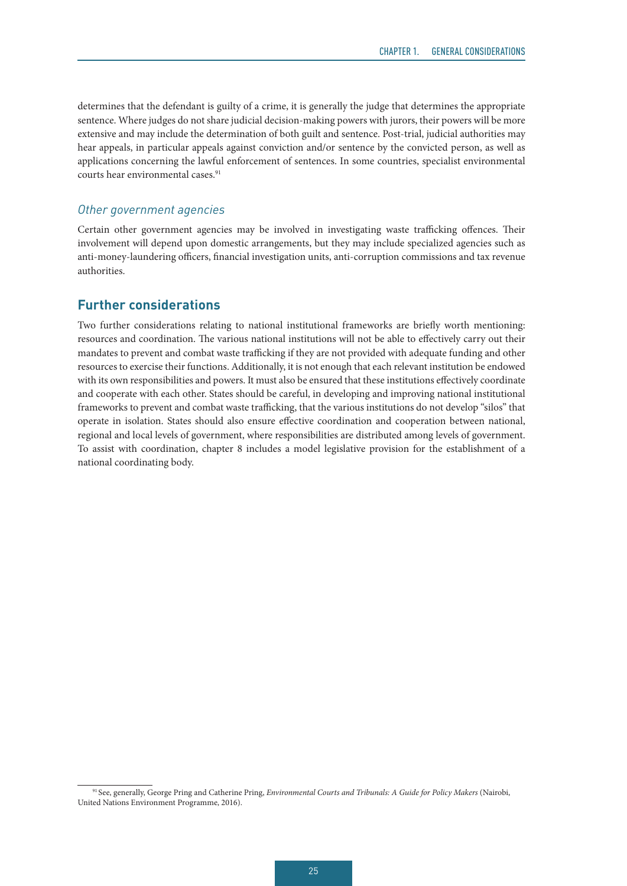determines that the defendant is guilty of a crime, it is generally the judge that determines the appropriate sentence. Where judges do not share judicial decision-making powers with jurors, their powers will be more extensive and may include the determination of both guilt and sentence. Post-trial, judicial authorities may hear appeals, in particular appeals against conviction and/or sentence by the convicted person, as well as applications concerning the lawful enforcement of sentences. In some countries, specialist environmental courts hear environmental cases.[91]

### *Other government agencies*

Certain other government agencies may be involved in investigating waste trafficking offences. Their involvement will depend upon domestic arrangements, but they may include specialized agencies such as anti-money-laundering officers, financial investigation units, anti-corruption commissions and tax revenue authorities.

## Further considerations

Two further considerations relating to national institutional frameworks are briefly worth mentioning: resources and coordination. The various national institutions will not be able to effectively carry out their mandates to prevent and combat waste trafficking if they are not provided with adequate funding and other resources to exercise their functions. Additionally, it is not enough that each relevant institution be endowed with its own responsibilities and powers. It must also be ensured that these institutions effectively coordinate and cooperate with each other. States should be careful, in developing and improving national institutional frameworks to prevent and combat waste trafficking, that the various institutions do not develop "silos" that operate in isolation. States should also ensure effective coordination and cooperation between national, regional and local levels of government, where responsibilities are distributed among levels of government. To assist with coordination, chapter 8 includes a model legislative provision for the establishment of a national coordinating body.

[91] See, generally, George Pring and Catherine Pring, *Environmental Courts and Tribunals: A Guide for Policy Makers* (Nairobi, United Nations Environment Programme, 2016).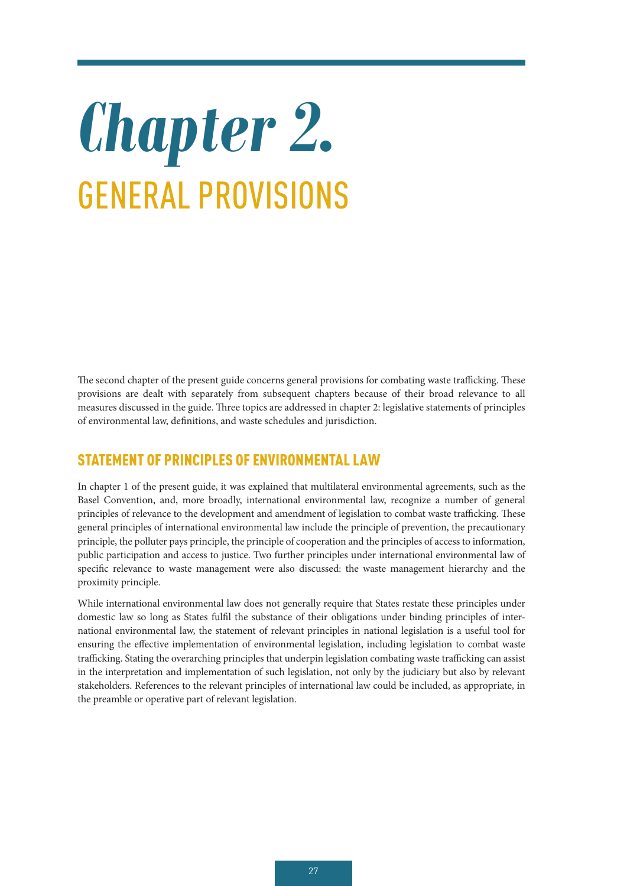# Chapter 2. GENERAL PROVISIONS

The second chapter of the present guide concerns general provisions for combating waste trafficking. These provisions are dealt with separately from subsequent chapters because of their broad relevance to all measures discussed in the guide. Three topics are addressed in chapter 2: legislative statements of principles of environmental law, definitions, and waste schedules and jurisdiction.

## STATEMENT OF PRINCIPLES OF ENVIRONMENTAL LAW

In chapter 1 of the present guide, it was explained that multilateral environmental agreements, such as the Basel Convention, and, more broadly, international environmental law, recognize a number of general principles of relevance to the development and amendment of legislation to combat waste trafficking. These general principles of international environmental law include the principle of prevention, the precautionary principle, the polluter pays principle, the principle of cooperation and the principles of access to information, public participation and access to justice. Two further principles under international environmental law of specific relevance to waste management were also discussed: the waste management hierarchy and the proximity principle.

While international environmental law does not generally require that States restate these principles under domestic law so long as States fulfil the substance of their obligations under binding principles of international environmental law, the statement of relevant principles in national legislation is a useful tool for ensuring the effective implementation of environmental legislation, including legislation to combat waste trafficking. Stating the overarching principles that underpin legislation combating waste trafficking can assist in the interpretation and implementation of such legislation, not only by the judiciary but also by relevant stakeholders. References to the relevant principles of international law could be included, as appropriate, in the preamble or operative part of relevant legislation.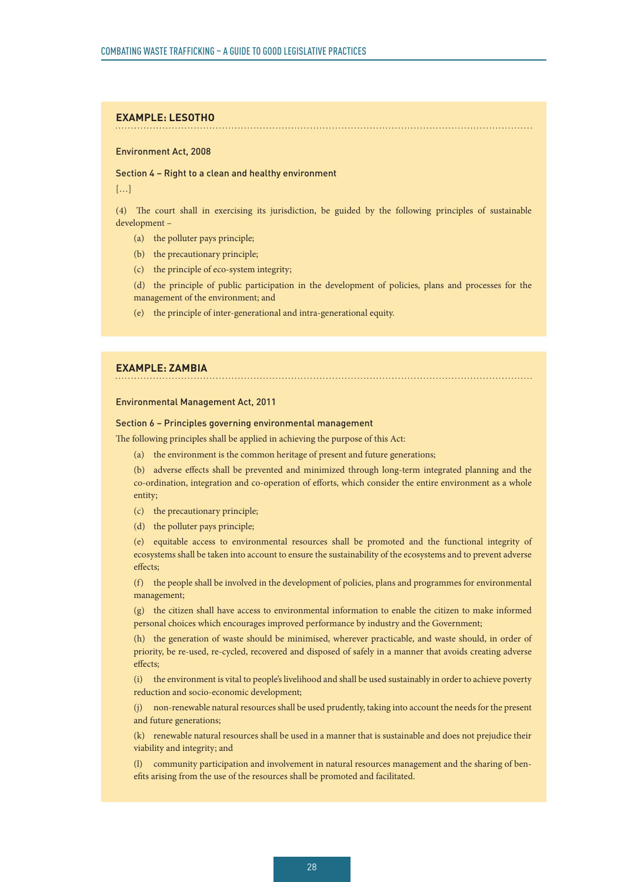### EXAMPLE: LESOTHO

Environment Act, 2008

Section 4 – Right to a clean and healthy environment

[…]

(4) The court shall in exercising its jurisdiction, be guided by the following principles of sustainable development –

(a) the polluter pays principle;

(b) the precautionary principle;

(c) the principle of eco-system integrity;

(d) the principle of public participation in the development of policies, plans and processes for the management of the environment; and

(e) the principle of inter-generational and intra-generational equity.

### EXAMPLE: ZAMBIA

Environmental Management Act, 2011

Section 6 – Principles governing environmental management

The following principles shall be applied in achieving the purpose of this Act:

(a) the environment is the common heritage of present and future generations;

(b) adverse effects shall be prevented and minimized through long-term integrated planning and the co-ordination, integration and co-operation of efforts, which consider the entire environment as a whole entity;

(c) the precautionary principle;

(d) the polluter pays principle;

(e) equitable access to environmental resources shall be promoted and the functional integrity of ecosystems shall be taken into account to ensure the sustainability of the ecosystems and to prevent adverse effects;

(f) the people shall be involved in the development of policies, plans and programmes for environmental management;

(g) the citizen shall have access to environmental information to enable the citizen to make informed personal choices which encourages improved performance by industry and the Government;

(h) the generation of waste should be minimised, wherever practicable, and waste should, in order of priority, be re-used, re-cycled, recovered and disposed of safely in a manner that avoids creating adverse effects;

(i) the environment is vital to people's livelihood and shall be used sustainably in order to achieve poverty reduction and socio-economic development;

(j) non-renewable natural resources shall be used prudently, taking into account the needs for the present and future generations;

(k) renewable natural resources shall be used in a manner that is sustainable and does not prejudice their viability and integrity; and

(l) community participation and involvement in natural resources management and the sharing of benefits arising from the use of the resources shall be promoted and facilitated.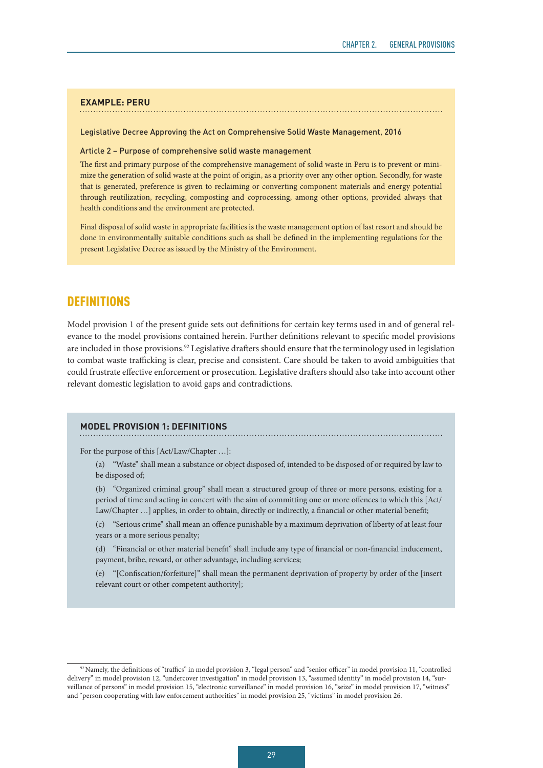**EXAMPLE: PERU**

Legislative Decree Approving the Act on Comprehensive Solid Waste Management, 2016

Article 2 – Purpose of comprehensive solid waste management

The first and primary purpose of the comprehensive management of solid waste in Peru is to prevent or minimize the generation of solid waste at the point of origin, as a priority over any other option. Secondly, for waste that is generated, preference is given to reclaiming or converting component materials and energy potential through reutilization, recycling, composting and coprocessing, among other options, provided always that health conditions and the environment are protected.

Final disposal of solid waste in appropriate facilities is the waste management option of last resort and should be done in environmentally suitable conditions such as shall be defined in the implementing regulations for the present Legislative Decree as issued by the Ministry of the Environment.

## DEFINITIONS

Model provision 1 of the present guide sets out definitions for certain key terms used in and of general relevance to the model provisions contained herein. Further definitions relevant to specific model provisions are included in those provisions.[92] Legislative drafters should ensure that the terminology used in legislation to combat waste trafficking is clear, precise and consistent. Care should be taken to avoid ambiguities that could frustrate effective enforcement or prosecution. Legislative drafters should also take into account other relevant domestic legislation to avoid gaps and contradictions.

**MODEL PROVISION 1: DEFINITIONS**

For the purpose of this [Act/Law/Chapter …]:

(a) "Waste" shall mean a substance or object disposed of, intended to be disposed of or required by law to be disposed of;

(b) "Organized criminal group" shall mean a structured group of three or more persons, existing for a period of time and acting in concert with the aim of committing one or more offences to which this [Act/Law/Chapter …] applies, in order to obtain, directly or indirectly, a financial or other material benefit;

(c) "Serious crime" shall mean an offence punishable by a maximum deprivation of liberty of at least four years or a more serious penalty;

(d) "Financial or other material benefit" shall include any type of financial or non-financial inducement, payment, bribe, reward, or other advantage, including services;

(e) "[Confiscation/forfeiture]" shall mean the permanent deprivation of property by order of the [insert relevant court or other competent authority];

[92] Namely, the definitions of "traffics" in model provision 3, "legal person" and "senior officer" in model provision 11, "controlled delivery" in model provision 12, "undercover investigation" in model provision 13, "assumed identity" in model provision 14, "surveillance of persons" in model provision 15, "electronic surveillance" in model provision 16, "seize" in model provision 17, "witness" and "person cooperating with law enforcement authorities" in model provision 25, "victims" in model provision 26.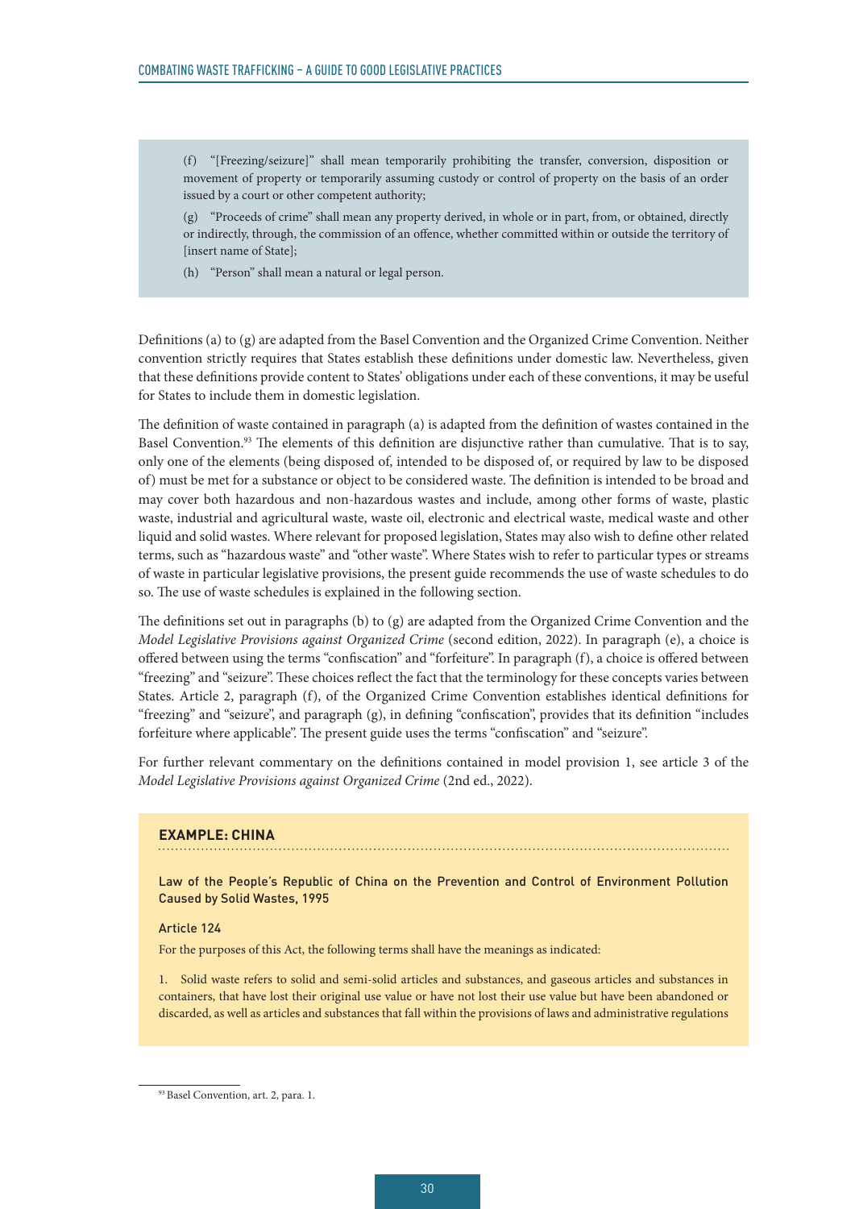(f) "[Freezing/seizure]" shall mean temporarily prohibiting the transfer, conversion, disposition or movement of property or temporarily assuming custody or control of property on the basis of an order issued by a court or other competent authority;

(g) "Proceeds of crime" shall mean any property derived, in whole or in part, from, or obtained, directly or indirectly, through, the commission of an offence, whether committed within or outside the territory of [insert name of State];

(h) "Person" shall mean a natural or legal person.

Definitions (a) to (g) are adapted from the Basel Convention and the Organized Crime Convention. Neither convention strictly requires that States establish these definitions under domestic law. Nevertheless, given that these definitions provide content to States' obligations under each of these conventions, it may be useful for States to include them in domestic legislation.

The definition of waste contained in paragraph (a) is adapted from the definition of wastes contained in the Basel Convention.[93] The elements of this definition are disjunctive rather than cumulative. That is to say, only one of the elements (being disposed of, intended to be disposed of, or required by law to be disposed of) must be met for a substance or object to be considered waste. The definition is intended to be broad and may cover both hazardous and non-hazardous wastes and include, among other forms of waste, plastic waste, industrial and agricultural waste, waste oil, electronic and electrical waste, medical waste and other liquid and solid wastes. Where relevant for proposed legislation, States may also wish to define other related terms, such as "hazardous waste" and "other waste". Where States wish to refer to particular types or streams of waste in particular legislative provisions, the present guide recommends the use of waste schedules to do so. The use of waste schedules is explained in the following section.

The definitions set out in paragraphs (b) to (g) are adapted from the Organized Crime Convention and the *Model Legislative Provisions against Organized Crime* (second edition, 2022). In paragraph (e), a choice is offered between using the terms "confiscation" and "forfeiture". In paragraph (f), a choice is offered between "freezing" and "seizure". These choices reflect the fact that the terminology for these concepts varies between States. Article 2, paragraph (f), of the Organized Crime Convention establishes identical definitions for "freezing" and "seizure", and paragraph (g), in defining "confiscation", provides that its definition "includes forfeiture where applicable". The present guide uses the terms "confiscation" and "seizure".

For further relevant commentary on the definitions contained in model provision 1, see article 3 of the *Model Legislative Provisions against Organized Crime* (2nd ed., 2022).

**EXAMPLE: CHINA**

Law of the People's Republic of China on the Prevention and Control of Environment Pollution Caused by Solid Wastes, 1995

Article 124

For the purposes of this Act, the following terms shall have the meanings as indicated:

1. Solid waste refers to solid and semi-solid articles and substances, and gaseous articles and substances in containers, that have lost their original use value or have not lost their use value but have been abandoned or discarded, as well as articles and substances that fall within the provisions of laws and administrative regulations

[93] Basel Convention, art. 2, para. 1.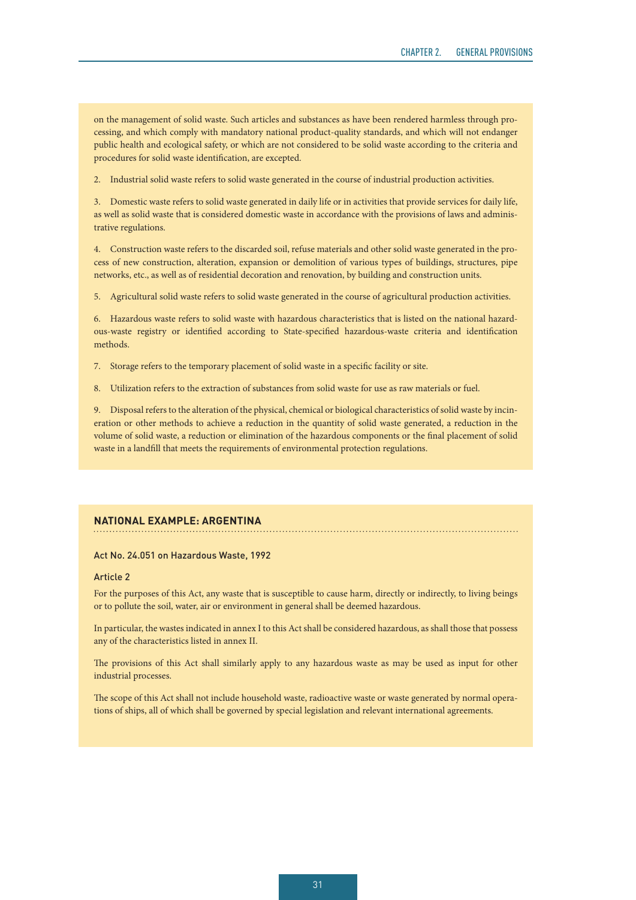on the management of solid waste. Such articles and substances as have been rendered harmless through processing, and which comply with mandatory national product-quality standards, and which will not endanger public health and ecological safety, or which are not considered to be solid waste according to the criteria and procedures for solid waste identification, are excepted.

2. Industrial solid waste refers to solid waste generated in the course of industrial production activities.

3. Domestic waste refers to solid waste generated in daily life or in activities that provide services for daily life, as well as solid waste that is considered domestic waste in accordance with the provisions of laws and administrative regulations.

4. Construction waste refers to the discarded soil, refuse materials and other solid waste generated in the process of new construction, alteration, expansion or demolition of various types of buildings, structures, pipe networks, etc., as well as of residential decoration and renovation, by building and construction units.

5. Agricultural solid waste refers to solid waste generated in the course of agricultural production activities.

6. Hazardous waste refers to solid waste with hazardous characteristics that is listed on the national hazardous-waste registry or identified according to State-specified hazardous-waste criteria and identification methods.

7. Storage refers to the temporary placement of solid waste in a specific facility or site.

8. Utilization refers to the extraction of substances from solid waste for use as raw materials or fuel.

9. Disposal refers to the alteration of the physical, chemical or biological characteristics of solid waste by incineration or other methods to achieve a reduction in the quantity of solid waste generated, a reduction in the volume of solid waste, a reduction or elimination of the hazardous components or the final placement of solid waste in a landfill that meets the requirements of environmental protection regulations.

## NATIONAL EXAMPLE: ARGENTINA

### Act No. 24.051 on Hazardous Waste, 1992

#### Article 2

For the purposes of this Act, any waste that is susceptible to cause harm, directly or indirectly, to living beings or to pollute the soil, water, air or environment in general shall be deemed hazardous.

In particular, the wastes indicated in annex I to this Act shall be considered hazardous, as shall those that possess any of the characteristics listed in annex II.

The provisions of this Act shall similarly apply to any hazardous waste as may be used as input for other industrial processes.

The scope of this Act shall not include household waste, radioactive waste or waste generated by normal operations of ships, all of which shall be governed by special legislation and relevant international agreements.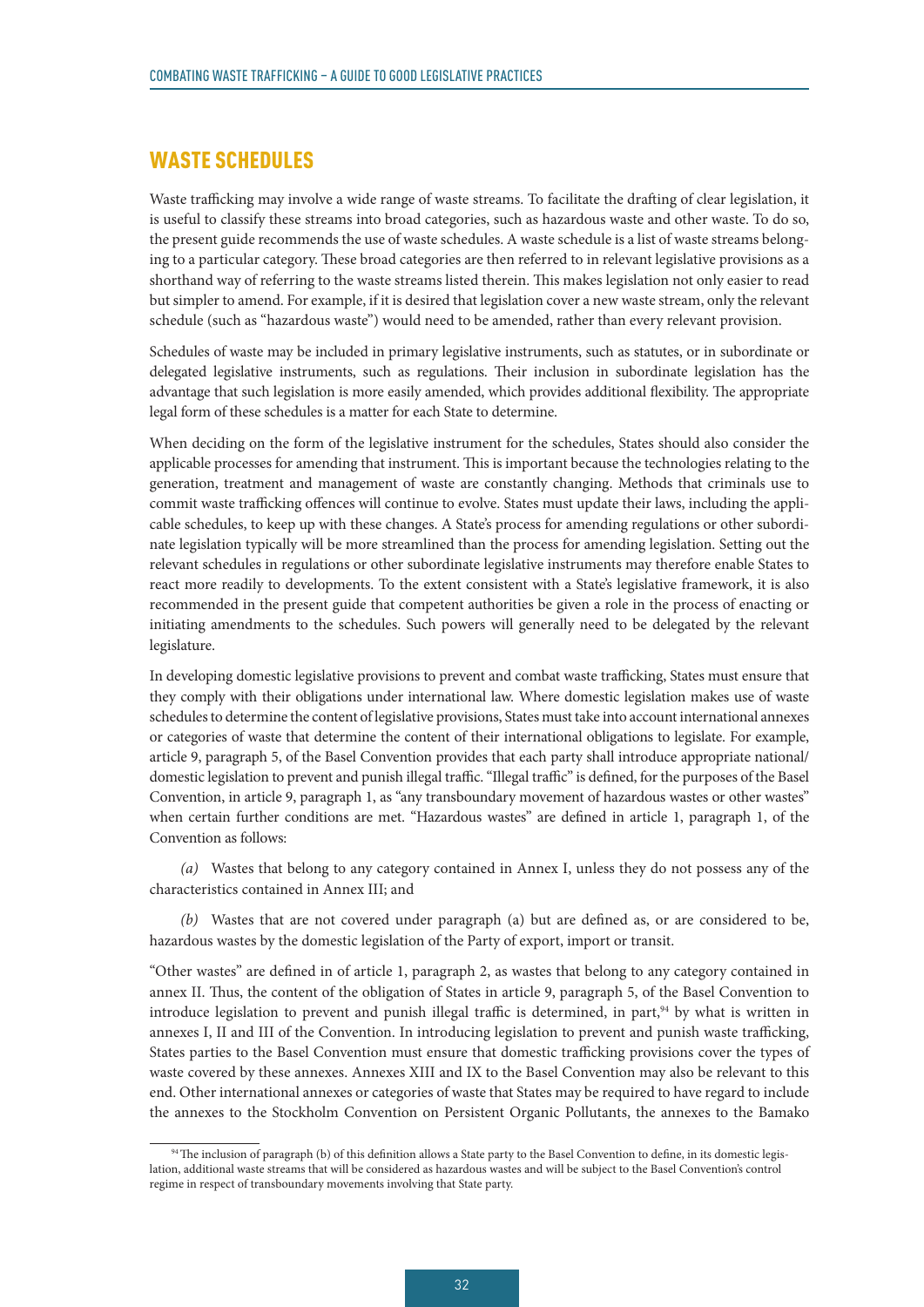## WASTE SCHEDULES

Waste trafficking may involve a wide range of waste streams. To facilitate the drafting of clear legislation, it is useful to classify these streams into broad categories, such as hazardous waste and other waste. To do so, the present guide recommends the use of waste schedules. A waste schedule is a list of waste streams belonging to a particular category. These broad categories are then referred to in relevant legislative provisions as a shorthand way of referring to the waste streams listed therein. This makes legislation not only easier to read but simpler to amend. For example, if it is desired that legislation cover a new waste stream, only the relevant schedule (such as "hazardous waste") would need to be amended, rather than every relevant provision.

Schedules of waste may be included in primary legislative instruments, such as statutes, or in subordinate or delegated legislative instruments, such as regulations. Their inclusion in subordinate legislation has the advantage that such legislation is more easily amended, which provides additional flexibility. The appropriate legal form of these schedules is a matter for each State to determine.

When deciding on the form of the legislative instrument for the schedules, States should also consider the applicable processes for amending that instrument. This is important because the technologies relating to the generation, treatment and management of waste are constantly changing. Methods that criminals use to commit waste trafficking offences will continue to evolve. States must update their laws, including the applicable schedules, to keep up with these changes. A State's process for amending regulations or other subordinate legislation typically will be more streamlined than the process for amending legislation. Setting out the relevant schedules in regulations or other subordinate legislative instruments may therefore enable States to react more readily to developments. To the extent consistent with a State's legislative framework, it is also recommended in the present guide that competent authorities be given a role in the process of enacting or initiating amendments to the schedules. Such powers will generally need to be delegated by the relevant legislature.

In developing domestic legislative provisions to prevent and combat waste trafficking, States must ensure that they comply with their obligations under international law. Where domestic legislation makes use of waste schedules to determine the content of legislative provisions, States must take into account international annexes or categories of waste that determine the content of their international obligations to legislate. For example, article 9, paragraph 5, of the Basel Convention provides that each party shall introduce appropriate national/domestic legislation to prevent and punish illegal traffic. "Illegal traffic" is defined, for the purposes of the Basel Convention, in article 9, paragraph 1, as "any transboundary movement of hazardous wastes or other wastes" when certain further conditions are met. "Hazardous wastes" are defined in article 1, paragraph 1, of the Convention as follows:

*(a)* Wastes that belong to any category contained in Annex I, unless they do not possess any of the characteristics contained in Annex III; and

*(b)* Wastes that are not covered under paragraph (a) but are defined as, or are considered to be, hazardous wastes by the domestic legislation of the Party of export, import or transit.

"Other wastes" are defined in of article 1, paragraph 2, as wastes that belong to any category contained in annex II. Thus, the content of the obligation of States in article 9, paragraph 5, of the Basel Convention to introduce legislation to prevent and punish illegal traffic is determined, in part,[94] by what is written in annexes I, II and III of the Convention. In introducing legislation to prevent and punish waste trafficking, States parties to the Basel Convention must ensure that domestic trafficking provisions cover the types of waste covered by these annexes. Annexes XIII and IX to the Basel Convention may also be relevant to this end. Other international annexes or categories of waste that States may be required to have regard to include the annexes to the Stockholm Convention on Persistent Organic Pollutants, the annexes to the Bamako

---

[94] The inclusion of paragraph (b) of this definition allows a State party to the Basel Convention to define, in its domestic legislation, additional waste streams that will be considered as hazardous wastes and will be subject to the Basel Convention's control regime in respect of transboundary movements involving that State party.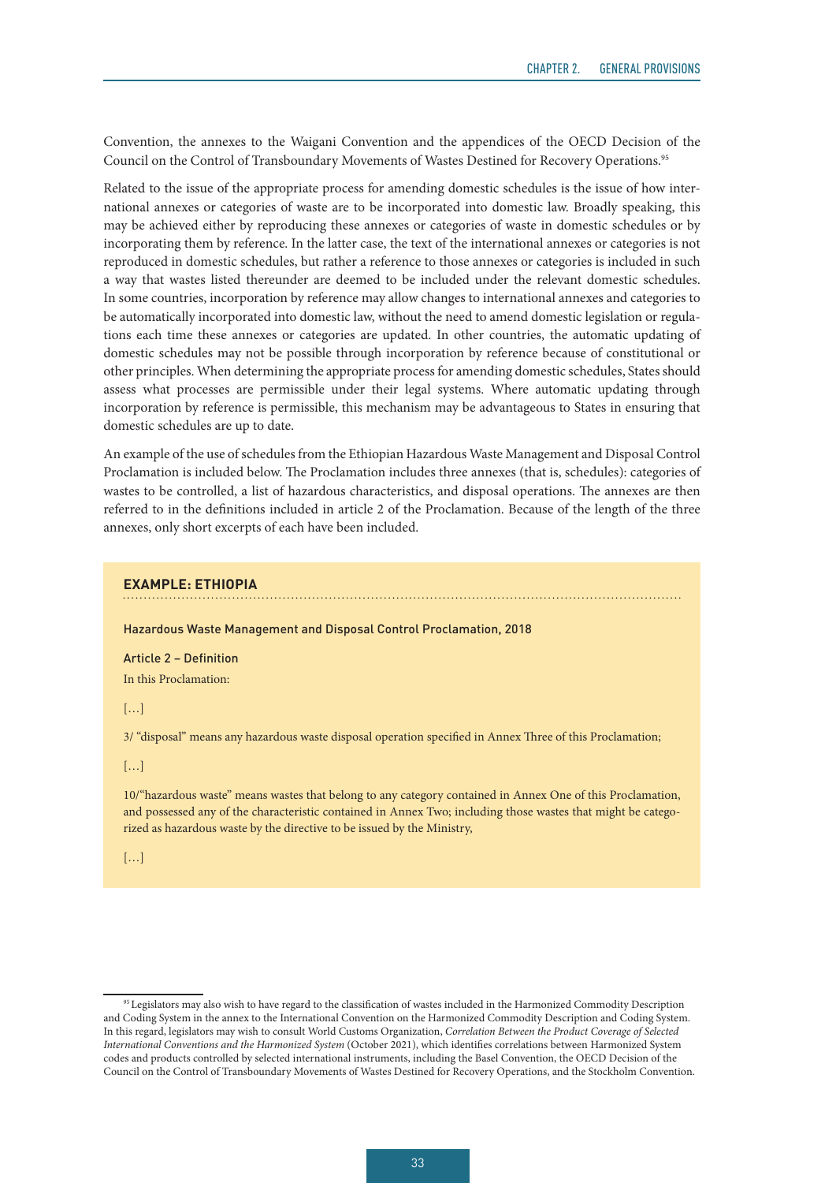Convention, the annexes to the Waigani Convention and the appendices of the OECD Decision of the Council on the Control of Transboundary Movements of Wastes Destined for Recovery Operations.[95]

Related to the issue of the appropriate process for amending domestic schedules is the issue of how international annexes or categories of waste are to be incorporated into domestic law. Broadly speaking, this may be achieved either by reproducing these annexes or categories of waste in domestic schedules or by incorporating them by reference. In the latter case, the text of the international annexes or categories is not reproduced in domestic schedules, but rather a reference to those annexes or categories is included in such a way that wastes listed thereunder are deemed to be included under the relevant domestic schedules. In some countries, incorporation by reference may allow changes to international annexes and categories to be automatically incorporated into domestic law, without the need to amend domestic legislation or regulations each time these annexes or categories are updated. In other countries, the automatic updating of domestic schedules may not be possible through incorporation by reference because of constitutional or other principles. When determining the appropriate process for amending domestic schedules, States should assess what processes are permissible under their legal systems. Where automatic updating through incorporation by reference is permissible, this mechanism may be advantageous to States in ensuring that domestic schedules are up to date.

An example of the use of schedules from the Ethiopian Hazardous Waste Management and Disposal Control Proclamation is included below. The Proclamation includes three annexes (that is, schedules): categories of wastes to be controlled, a list of hazardous characteristics, and disposal operations. The annexes are then referred to in the definitions included in article 2 of the Proclamation. Because of the length of the three annexes, only short excerpts of each have been included.

**EXAMPLE: ETHIOPIA**

Hazardous Waste Management and Disposal Control Proclamation, 2018

Article 2 – Definition

In this Proclamation:

[…]

3/ "disposal" means any hazardous waste disposal operation specified in Annex Three of this Proclamation;

[…]

10/"hazardous waste" means wastes that belong to any category contained in Annex One of this Proclamation, and possessed any of the characteristic contained in Annex Two; including those wastes that might be categorized as hazardous waste by the directive to be issued by the Ministry,

[…]

[95] Legislators may also wish to have regard to the classification of wastes included in the Harmonized Commodity Description and Coding System in the annex to the International Convention on the Harmonized Commodity Description and Coding System. In this regard, legislators may wish to consult World Customs Organization, *Correlation Between the Product Coverage of Selected International Conventions and the Harmonized System* (October 2021), which identifies correlations between Harmonized System codes and products controlled by selected international instruments, including the Basel Convention, the OECD Decision of the Council on the Control of Transboundary Movements of Wastes Destined for Recovery Operations, and the Stockholm Convention.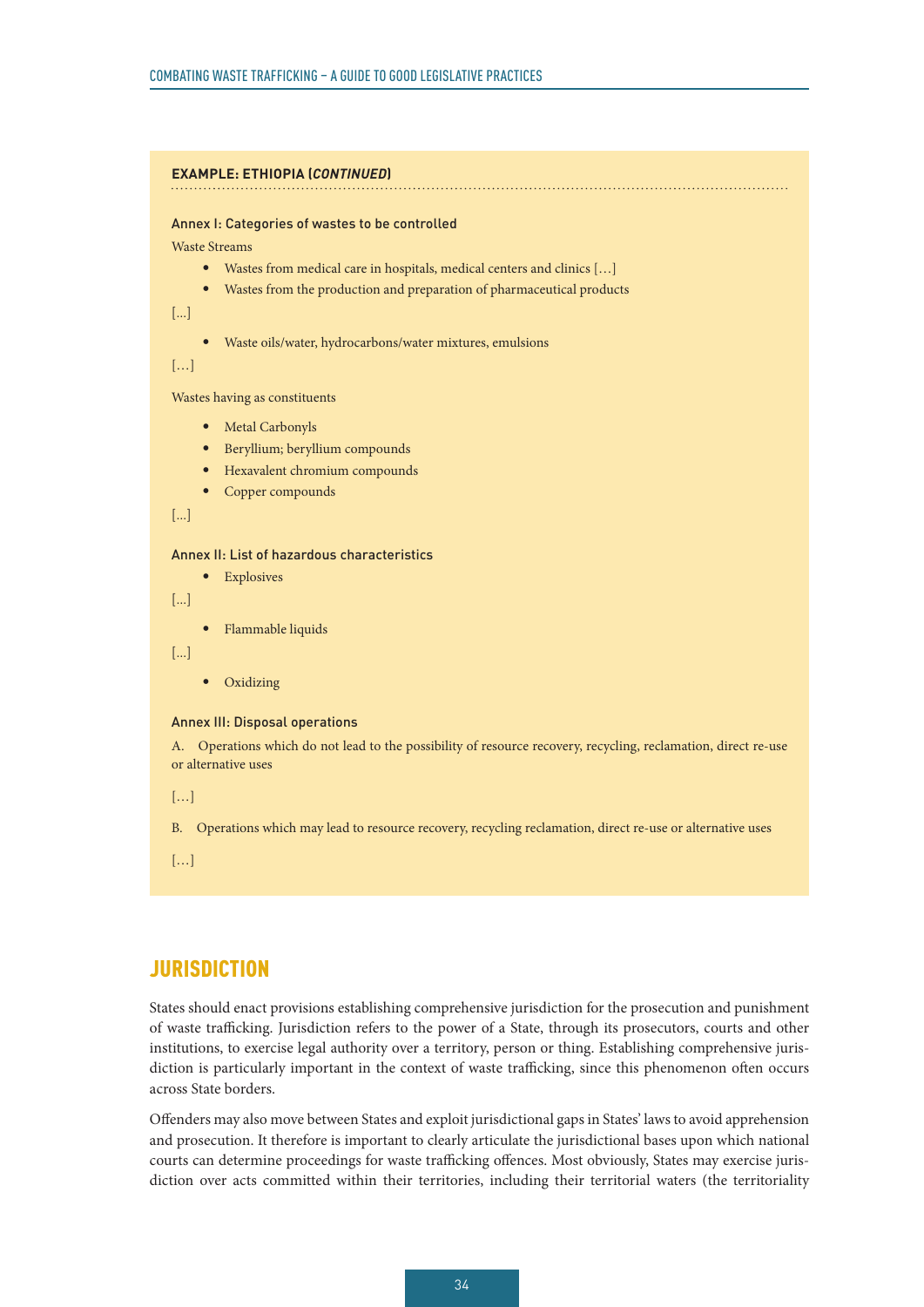**EXAMPLE: ETHIOPIA (*CONTINUED*)**

**Annex I: Categories of wastes to be controlled**

Waste Streams

- Wastes from medical care in hospitals, medical centers and clinics […]
- Wastes from the production and preparation of pharmaceutical products

[...]

- Waste oils/water, hydrocarbons/water mixtures, emulsions

[…]

Wastes having as constituents

- Metal Carbonyls
- Beryllium; beryllium compounds
- Hexavalent chromium compounds
- Copper compounds

[...]

**Annex II: List of hazardous characteristics**

- Explosives

[...]

- Flammable liquids

[...]

- Oxidizing

**Annex III: Disposal operations**

A. Operations which do not lead to the possibility of resource recovery, recycling, reclamation, direct re-use or alternative uses

[…]

B. Operations which may lead to resource recovery, recycling reclamation, direct re-use or alternative uses

[…]

## JURISDICTION

States should enact provisions establishing comprehensive jurisdiction for the prosecution and punishment of waste trafficking. Jurisdiction refers to the power of a State, through its prosecutors, courts and other institutions, to exercise legal authority over a territory, person or thing. Establishing comprehensive jurisdiction is particularly important in the context of waste trafficking, since this phenomenon often occurs across State borders.

Offenders may also move between States and exploit jurisdictional gaps in States' laws to avoid apprehension and prosecution. It therefore is important to clearly articulate the jurisdictional bases upon which national courts can determine proceedings for waste trafficking offences. Most obviously, States may exercise jurisdiction over acts committed within their territories, including their territorial waters (the territoriality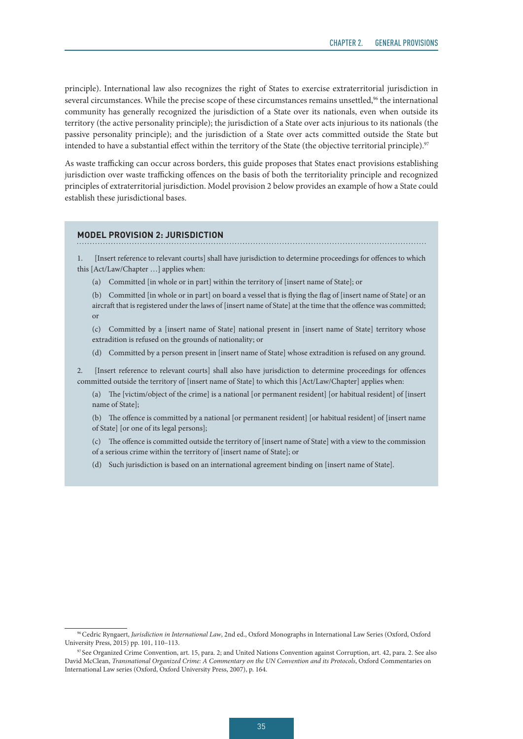principle). International law also recognizes the right of States to exercise extraterritorial jurisdiction in several circumstances. While the precise scope of these circumstances remains unsettled,[96] the international community has generally recognized the jurisdiction of a State over its nationals, even when outside its territory (the active personality principle); the jurisdiction of a State over acts injurious to its nationals (the passive personality principle); and the jurisdiction of a State over acts committed outside the State but intended to have a substantial effect within the territory of the State (the objective territorial principle).[97]

As waste trafficking can occur across borders, this guide proposes that States enact provisions establishing jurisdiction over waste trafficking offences on the basis of both the territoriality principle and recognized principles of extraterritorial jurisdiction. Model provision 2 below provides an example of how a State could establish these jurisdictional bases.

### MODEL PROVISION 2: JURISDICTION

1. [Insert reference to relevant courts] shall have jurisdiction to determine proceedings for offences to which this [Act/Law/Chapter …] applies when:

   (a) Committed [in whole or in part] within the territory of [insert name of State]; or

   (b) Committed [in whole or in part] on board a vessel that is flying the flag of [insert name of State] or an aircraft that is registered under the laws of [insert name of State] at the time that the offence was committed; or

   (c) Committed by a [insert name of State] national present in [insert name of State] territory whose extradition is refused on the grounds of nationality; or

   (d) Committed by a person present in [insert name of State] whose extradition is refused on any ground.

2. [Insert reference to relevant courts] shall also have jurisdiction to determine proceedings for offences committed outside the territory of [insert name of State] to which this [Act/Law/Chapter] applies when:

   (a) The [victim/object of the crime] is a national [or permanent resident] [or habitual resident] of [insert name of State];

   (b) The offence is committed by a national [or permanent resident] [or habitual resident] of [insert name of State] [or one of its legal persons];

   (c) The offence is committed outside the territory of [insert name of State] with a view to the commission of a serious crime within the territory of [insert name of State]; or

   (d) Such jurisdiction is based on an international agreement binding on [insert name of State].

---

[96] Cedric Ryngaert, *Jurisdiction in International Law*, 2nd ed., Oxford Monographs in International Law Series (Oxford, Oxford University Press, 2015) pp. 101, 110–113.

[97] See Organized Crime Convention, art. 15, para. 2; and United Nations Convention against Corruption, art. 42, para. 2. See also David McClean, *Transnational Organized Crime: A Commentary on the UN Convention and its Protocols*, Oxford Commentaries on International Law series (Oxford, Oxford University Press, 2007), p. 164.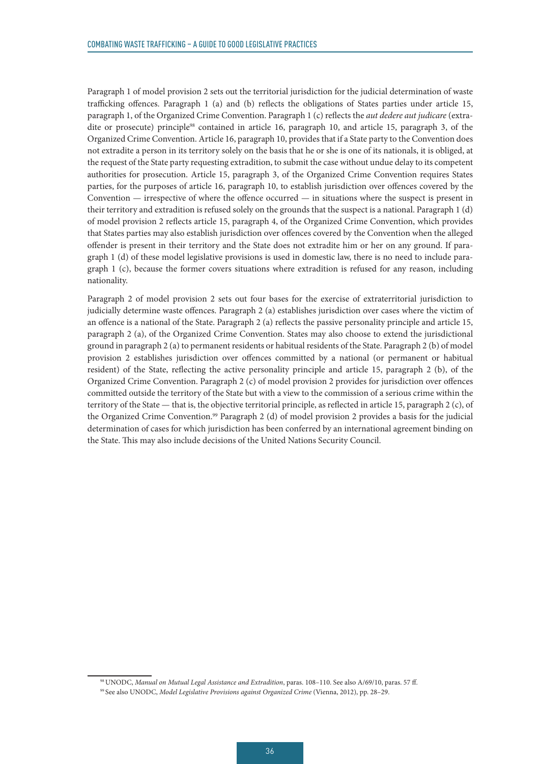Paragraph 1 of model provision 2 sets out the territorial jurisdiction for the judicial determination of waste trafficking offences. Paragraph 1 (a) and (b) reflects the obligations of States parties under article 15, paragraph 1, of the Organized Crime Convention. Paragraph 1 (c) reflects the *aut dedere aut judicare* (extradite or prosecute) principle[98] contained in article 16, paragraph 10, and article 15, paragraph 3, of the Organized Crime Convention. Article 16, paragraph 10, provides that if a State party to the Convention does not extradite a person in its territory solely on the basis that he or she is one of its nationals, it is obliged, at the request of the State party requesting extradition, to submit the case without undue delay to its competent authorities for prosecution. Article 15, paragraph 3, of the Organized Crime Convention requires States parties, for the purposes of article 16, paragraph 10, to establish jurisdiction over offences covered by the Convention — irrespective of where the offence occurred — in situations where the suspect is present in their territory and extradition is refused solely on the grounds that the suspect is a national. Paragraph 1 (d) of model provision 2 reflects article 15, paragraph 4, of the Organized Crime Convention, which provides that States parties may also establish jurisdiction over offences covered by the Convention when the alleged offender is present in their territory and the State does not extradite him or her on any ground. If paragraph 1 (d) of these model legislative provisions is used in domestic law, there is no need to include paragraph 1 (c), because the former covers situations where extradition is refused for any reason, including nationality.

Paragraph 2 of model provision 2 sets out four bases for the exercise of extraterritorial jurisdiction to judicially determine waste offences. Paragraph 2 (a) establishes jurisdiction over cases where the victim of an offence is a national of the State. Paragraph 2 (a) reflects the passive personality principle and article 15, paragraph 2 (a), of the Organized Crime Convention. States may also choose to extend the jurisdictional ground in paragraph 2 (a) to permanent residents or habitual residents of the State. Paragraph 2 (b) of model provision 2 establishes jurisdiction over offences committed by a national (or permanent or habitual resident) of the State, reflecting the active personality principle and article 15, paragraph 2 (b), of the Organized Crime Convention. Paragraph 2 (c) of model provision 2 provides for jurisdiction over offences committed outside the territory of the State but with a view to the commission of a serious crime within the territory of the State — that is, the objective territorial principle, as reflected in article 15, paragraph 2 (c), of the Organized Crime Convention.[99] Paragraph 2 (d) of model provision 2 provides a basis for the judicial determination of cases for which jurisdiction has been conferred by an international agreement binding on the State. This may also include decisions of the United Nations Security Council.

---

[98] UNODC, *Manual on Mutual Legal Assistance and Extradition*, paras. 108–110. See also A/69/10, paras. 57 ff.

[99] See also UNODC, *Model Legislative Provisions against Organized Crime* (Vienna, 2012), pp. 28–29.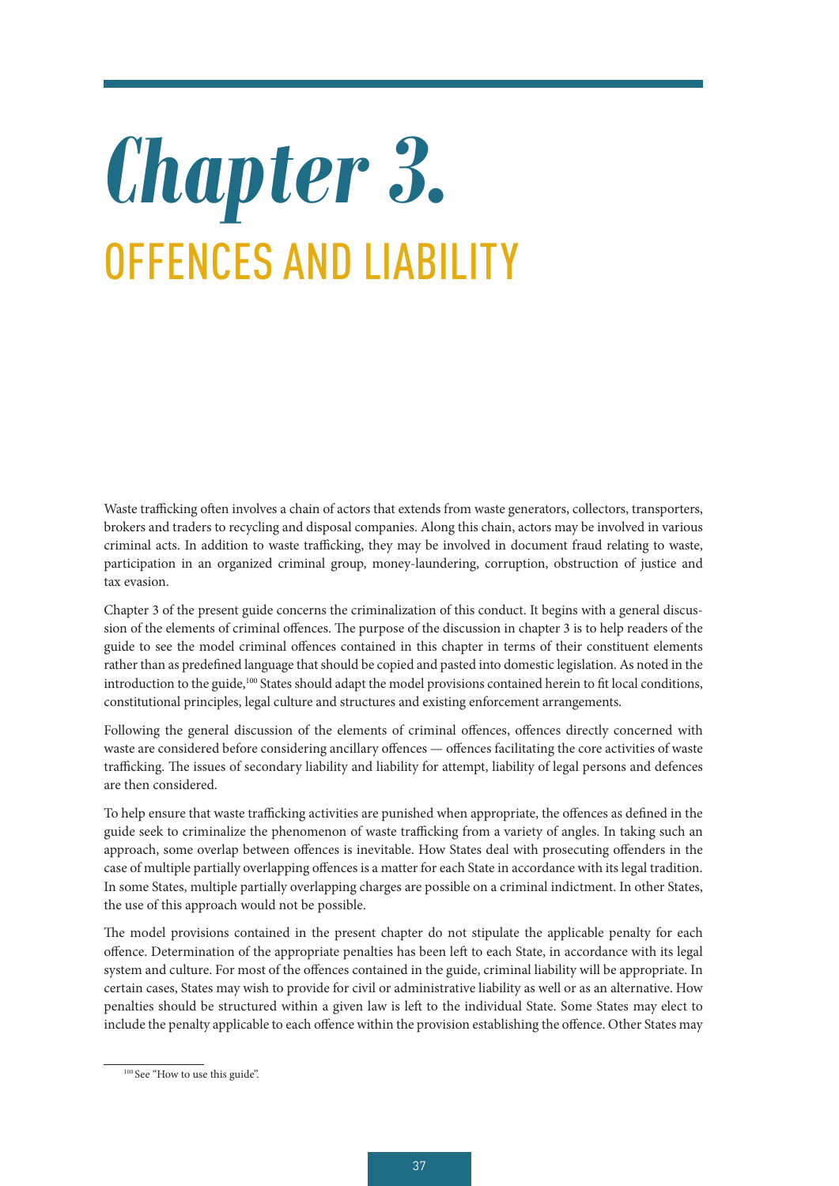# Chapter 3.

## OFFENCES AND LIABILITY

Waste trafficking often involves a chain of actors that extends from waste generators, collectors, transporters, brokers and traders to recycling and disposal companies. Along this chain, actors may be involved in various criminal acts. In addition to waste trafficking, they may be involved in document fraud relating to waste, participation in an organized criminal group, money-laundering, corruption, obstruction of justice and tax evasion.

Chapter 3 of the present guide concerns the criminalization of this conduct. It begins with a general discussion of the elements of criminal offences. The purpose of the discussion in chapter 3 is to help readers of the guide to see the model criminal offences contained in this chapter in terms of their constituent elements rather than as predefined language that should be copied and pasted into domestic legislation. As noted in the introduction to the guide,[100] States should adapt the model provisions contained herein to fit local conditions, constitutional principles, legal culture and structures and existing enforcement arrangements.

Following the general discussion of the elements of criminal offences, offences directly concerned with waste are considered before considering ancillary offences — offences facilitating the core activities of waste trafficking. The issues of secondary liability and liability for attempt, liability of legal persons and defences are then considered.

To help ensure that waste trafficking activities are punished when appropriate, the offences as defined in the guide seek to criminalize the phenomenon of waste trafficking from a variety of angles. In taking such an approach, some overlap between offences is inevitable. How States deal with prosecuting offenders in the case of multiple partially overlapping offences is a matter for each State in accordance with its legal tradition. In some States, multiple partially overlapping charges are possible on a criminal indictment. In other States, the use of this approach would not be possible.

The model provisions contained in the present chapter do not stipulate the applicable penalty for each offence. Determination of the appropriate penalties has been left to each State, in accordance with its legal system and culture. For most of the offences contained in the guide, criminal liability will be appropriate. In certain cases, States may wish to provide for civil or administrative liability as well or as an alternative. How penalties should be structured within a given law is left to the individual State. Some States may elect to include the penalty applicable to each offence within the provision establishing the offence. Other States may

[100] See "How to use this guide".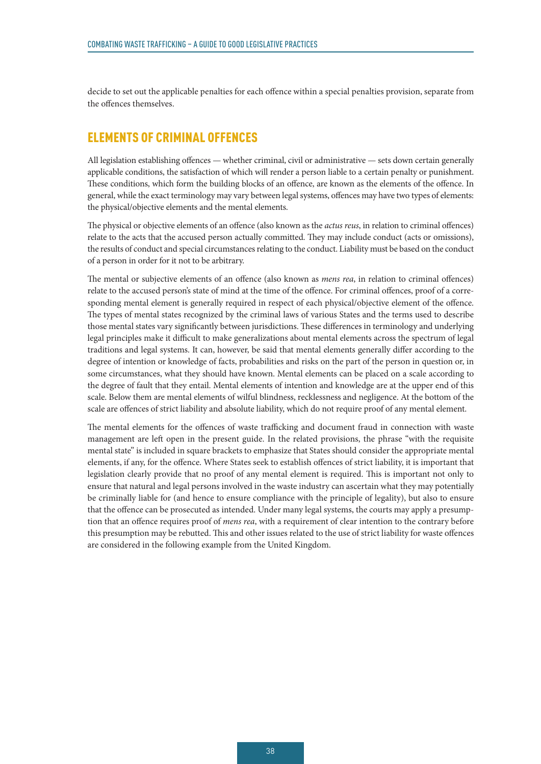decide to set out the applicable penalties for each offence within a special penalties provision, separate from the offences themselves.

## ELEMENTS OF CRIMINAL OFFENCES

All legislation establishing offences — whether criminal, civil or administrative — sets down certain generally applicable conditions, the satisfaction of which will render a person liable to a certain penalty or punishment. These conditions, which form the building blocks of an offence, are known as the elements of the offence. In general, while the exact terminology may vary between legal systems, offences may have two types of elements: the physical/objective elements and the mental elements.

The physical or objective elements of an offence (also known as the *actus reus*, in relation to criminal offences) relate to the acts that the accused person actually committed. They may include conduct (acts or omissions), the results of conduct and special circumstances relating to the conduct. Liability must be based on the conduct of a person in order for it not to be arbitrary.

The mental or subjective elements of an offence (also known as *mens rea*, in relation to criminal offences) relate to the accused person's state of mind at the time of the offence. For criminal offences, proof of a corresponding mental element is generally required in respect of each physical/objective element of the offence. The types of mental states recognized by the criminal laws of various States and the terms used to describe those mental states vary significantly between jurisdictions. These differences in terminology and underlying legal principles make it difficult to make generalizations about mental elements across the spectrum of legal traditions and legal systems. It can, however, be said that mental elements generally differ according to the degree of intention or knowledge of facts, probabilities and risks on the part of the person in question or, in some circumstances, what they should have known. Mental elements can be placed on a scale according to the degree of fault that they entail. Mental elements of intention and knowledge are at the upper end of this scale. Below them are mental elements of wilful blindness, recklessness and negligence. At the bottom of the scale are offences of strict liability and absolute liability, which do not require proof of any mental element.

The mental elements for the offences of waste trafficking and document fraud in connection with waste management are left open in the present guide. In the related provisions, the phrase "with the requisite mental state" is included in square brackets to emphasize that States should consider the appropriate mental elements, if any, for the offence. Where States seek to establish offences of strict liability, it is important that legislation clearly provide that no proof of any mental element is required. This is important not only to ensure that natural and legal persons involved in the waste industry can ascertain what they may potentially be criminally liable for (and hence to ensure compliance with the principle of legality), but also to ensure that the offence can be prosecuted as intended. Under many legal systems, the courts may apply a presumption that an offence requires proof of *mens rea*, with a requirement of clear intention to the contrary before this presumption may be rebutted. This and other issues related to the use of strict liability for waste offences are considered in the following example from the United Kingdom.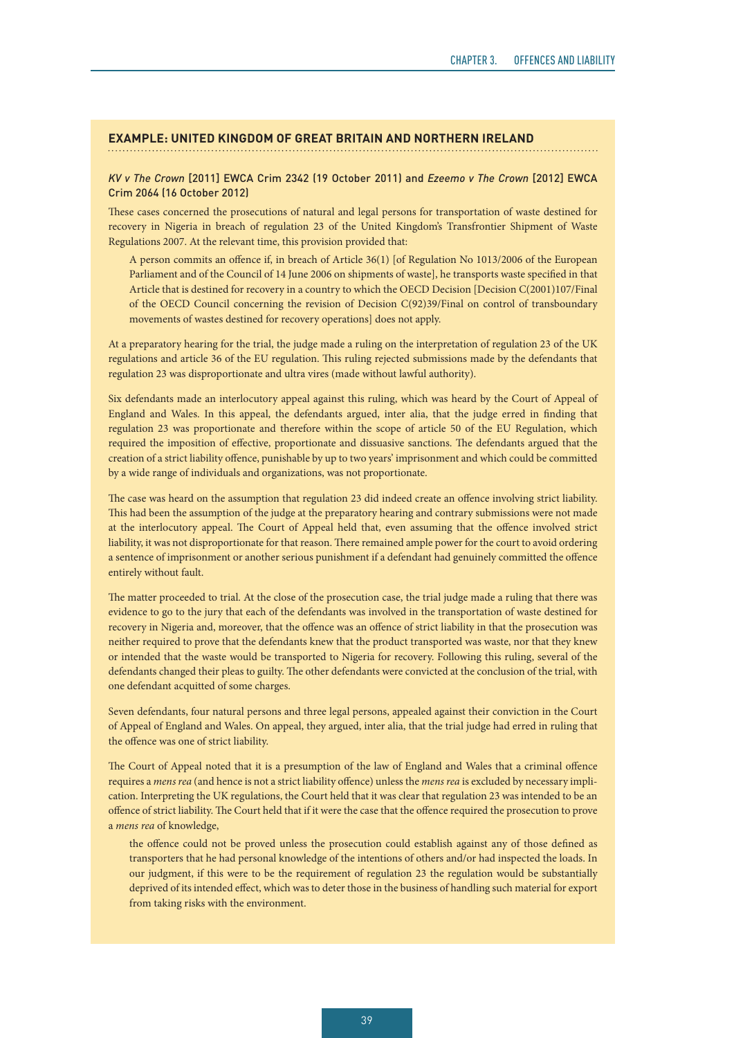### EXAMPLE: UNITED KINGDOM OF GREAT BRITAIN AND NORTHERN IRELAND

*KV v The Crown* [2011] EWCA Crim 2342 (19 October 2011) and *Ezeemo v The Crown* [2012] EWCA Crim 2064 (16 October 2012)

These cases concerned the prosecutions of natural and legal persons for transportation of waste destined for recovery in Nigeria in breach of regulation 23 of the United Kingdom's Transfrontier Shipment of Waste Regulations 2007. At the relevant time, this provision provided that:

> A person commits an offence if, in breach of Article 36(1) [of Regulation No 1013/2006 of the European Parliament and of the Council of 14 June 2006 on shipments of waste], he transports waste specified in that Article that is destined for recovery in a country to which the OECD Decision [Decision C(2001)107/Final of the OECD Council concerning the revision of Decision C(92)39/Final on control of transboundary movements of wastes destined for recovery operations] does not apply.

At a preparatory hearing for the trial, the judge made a ruling on the interpretation of regulation 23 of the UK regulations and article 36 of the EU regulation. This ruling rejected submissions made by the defendants that regulation 23 was disproportionate and ultra vires (made without lawful authority).

Six defendants made an interlocutory appeal against this ruling, which was heard by the Court of Appeal of England and Wales. In this appeal, the defendants argued, inter alia, that the judge erred in finding that regulation 23 was proportionate and therefore within the scope of article 50 of the EU Regulation, which required the imposition of effective, proportionate and dissuasive sanctions. The defendants argued that the creation of a strict liability offence, punishable by up to two years' imprisonment and which could be committed by a wide range of individuals and organizations, was not proportionate.

The case was heard on the assumption that regulation 23 did indeed create an offence involving strict liability. This had been the assumption of the judge at the preparatory hearing and contrary submissions were not made at the interlocutory appeal. The Court of Appeal held that, even assuming that the offence involved strict liability, it was not disproportionate for that reason. There remained ample power for the court to avoid ordering a sentence of imprisonment or another serious punishment if a defendant had genuinely committed the offence entirely without fault.

The matter proceeded to trial. At the close of the prosecution case, the trial judge made a ruling that there was evidence to go to the jury that each of the defendants was involved in the transportation of waste destined for recovery in Nigeria and, moreover, that the offence was an offence of strict liability in that the prosecution was neither required to prove that the defendants knew that the product transported was waste, nor that they knew or intended that the waste would be transported to Nigeria for recovery. Following this ruling, several of the defendants changed their pleas to guilty. The other defendants were convicted at the conclusion of the trial, with one defendant acquitted of some charges.

Seven defendants, four natural persons and three legal persons, appealed against their conviction in the Court of Appeal of England and Wales. On appeal, they argued, inter alia, that the trial judge had erred in ruling that the offence was one of strict liability.

The Court of Appeal noted that it is a presumption of the law of England and Wales that a criminal offence requires a *mens rea* (and hence is not a strict liability offence) unless the *mens rea* is excluded by necessary implication. Interpreting the UK regulations, the Court held that it was clear that regulation 23 was intended to be an offence of strict liability. The Court held that if it were the case that the offence required the prosecution to prove a *mens rea* of knowledge,

> the offence could not be proved unless the prosecution could establish against any of those defined as transporters that he had personal knowledge of the intentions of others and/or had inspected the loads. In our judgment, if this were to be the requirement of regulation 23 the regulation would be substantially deprived of its intended effect, which was to deter those in the business of handling such material for export from taking risks with the environment.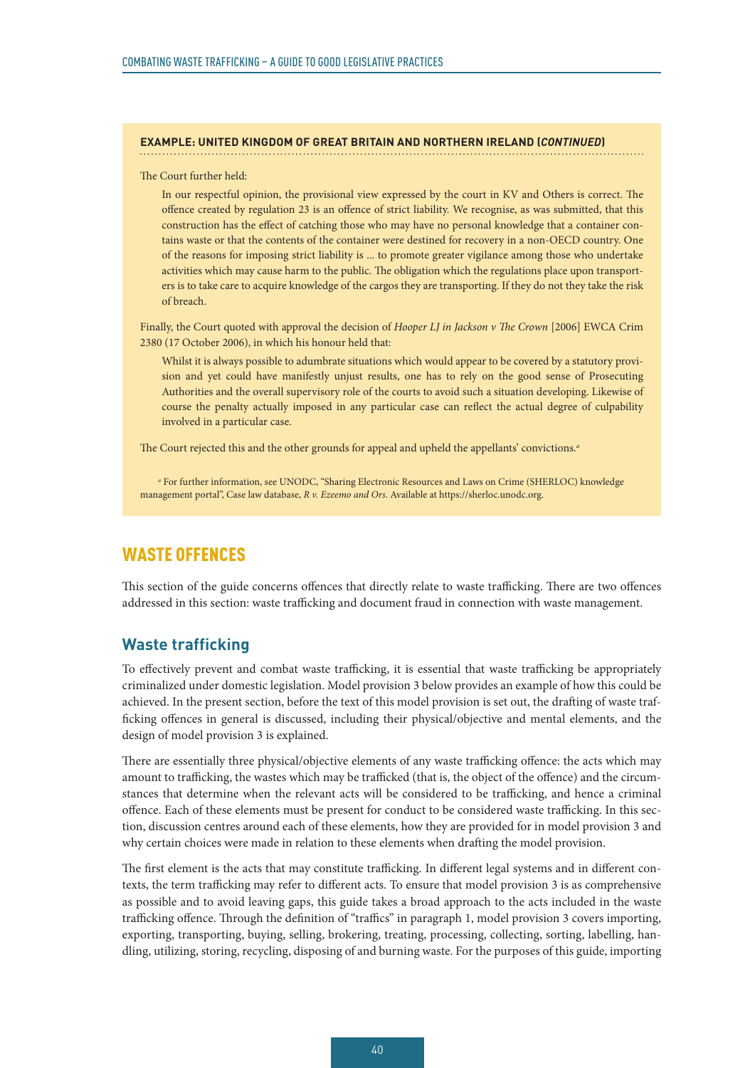**EXAMPLE: UNITED KINGDOM OF GREAT BRITAIN AND NORTHERN IRELAND (*CONTINUED*)**

The Court further held:

> In our respectful opinion, the provisional view expressed by the court in KV and Others is correct. The offence created by regulation 23 is an offence of strict liability. We recognise, as was submitted, that this construction has the effect of catching those who may have no personal knowledge that a container contains waste or that the contents of the container were destined for recovery in a non-OECD country. One of the reasons for imposing strict liability is ... to promote greater vigilance among those who undertake activities which may cause harm to the public. The obligation which the regulations place upon transporters is to take care to acquire knowledge of the cargos they are transporting. If they do not they take the risk of breach.

Finally, the Court quoted with approval the decision of *Hooper LJ in Jackson v The Crown* [2006] EWCA Crim 2380 (17 October 2006), in which his honour held that:

> Whilst it is always possible to adumbrate situations which would appear to be covered by a statutory provision and yet could have manifestly unjust results, one has to rely on the good sense of Prosecuting Authorities and the overall supervisory role of the courts to avoid such a situation developing. Likewise of course the penalty actually imposed in any particular case can reflect the actual degree of culpability involved in a particular case.

The Court rejected this and the other grounds for appeal and upheld the appellants' convictions.[a]

[a] For further information, see UNODC, "Sharing Electronic Resources and Laws on Crime (SHERLOC) knowledge management portal", Case law database, *R v. Ezeemo and Ors.* Available at https://sherloc.unodc.org.

## WASTE OFFENCES

This section of the guide concerns offences that directly relate to waste trafficking. There are two offences addressed in this section: waste trafficking and document fraud in connection with waste management.

### Waste trafficking

To effectively prevent and combat waste trafficking, it is essential that waste trafficking be appropriately criminalized under domestic legislation. Model provision 3 below provides an example of how this could be achieved. In the present section, before the text of this model provision is set out, the drafting of waste trafficking offences in general is discussed, including their physical/objective and mental elements, and the design of model provision 3 is explained.

There are essentially three physical/objective elements of any waste trafficking offence: the acts which may amount to trafficking, the wastes which may be trafficked (that is, the object of the offence) and the circumstances that determine when the relevant acts will be considered to be trafficking, and hence a criminal offence. Each of these elements must be present for conduct to be considered waste trafficking. In this section, discussion centres around each of these elements, how they are provided for in model provision 3 and why certain choices were made in relation to these elements when drafting the model provision.

The first element is the acts that may constitute trafficking. In different legal systems and in different contexts, the term trafficking may refer to different acts. To ensure that model provision 3 is as comprehensive as possible and to avoid leaving gaps, this guide takes a broad approach to the acts included in the waste trafficking offence. Through the definition of "traffics" in paragraph 1, model provision 3 covers importing, exporting, transporting, buying, selling, brokering, treating, processing, collecting, sorting, labelling, handling, utilizing, storing, recycling, disposing of and burning waste. For the purposes of this guide, importing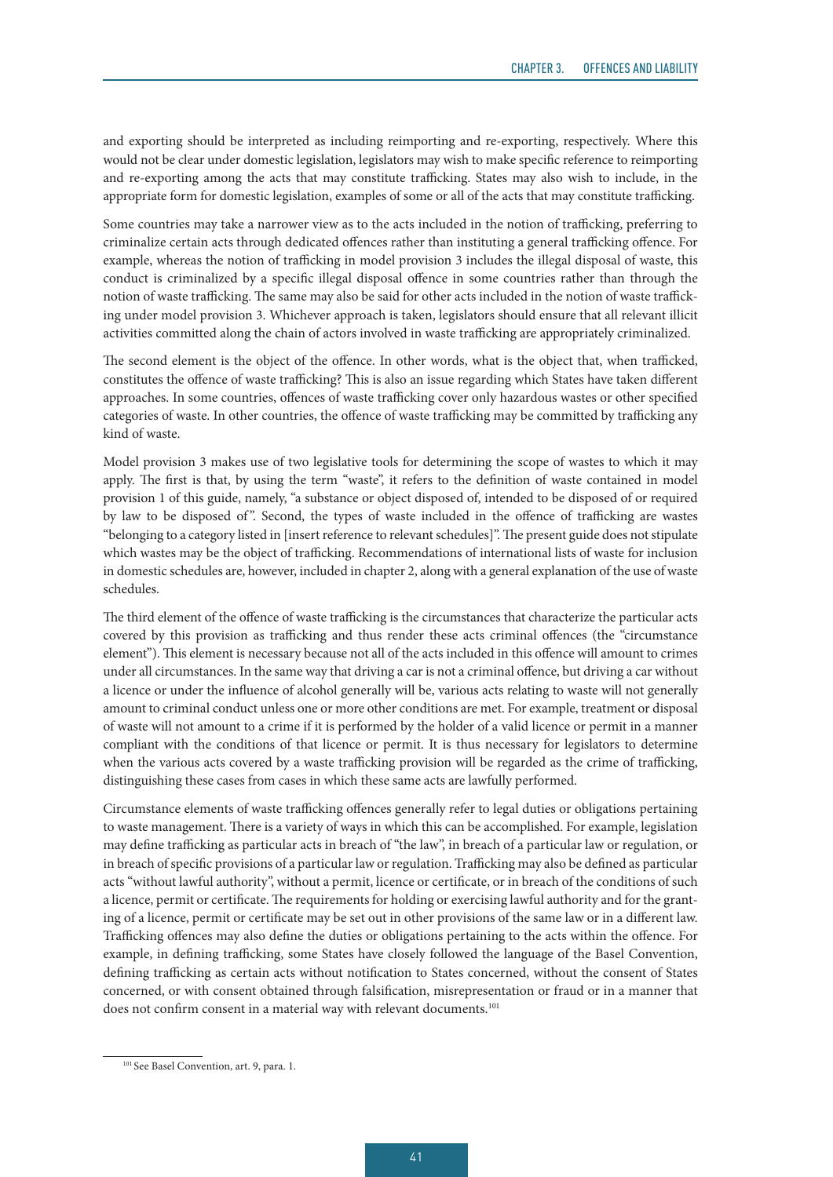and exporting should be interpreted as including reimporting and re-exporting, respectively. Where this would not be clear under domestic legislation, legislators may wish to make specific reference to reimporting and re-exporting among the acts that may constitute trafficking. States may also wish to include, in the appropriate form for domestic legislation, examples of some or all of the acts that may constitute trafficking.

Some countries may take a narrower view as to the acts included in the notion of trafficking, preferring to criminalize certain acts through dedicated offences rather than instituting a general trafficking offence. For example, whereas the notion of trafficking in model provision 3 includes the illegal disposal of waste, this conduct is criminalized by a specific illegal disposal offence in some countries rather than through the notion of waste trafficking. The same may also be said for other acts included in the notion of waste trafficking under model provision 3. Whichever approach is taken, legislators should ensure that all relevant illicit activities committed along the chain of actors involved in waste trafficking are appropriately criminalized.

The second element is the object of the offence. In other words, what is the object that, when trafficked, constitutes the offence of waste trafficking? This is also an issue regarding which States have taken different approaches. In some countries, offences of waste trafficking cover only hazardous wastes or other specified categories of waste. In other countries, the offence of waste trafficking may be committed by trafficking any kind of waste.

Model provision 3 makes use of two legislative tools for determining the scope of wastes to which it may apply. The first is that, by using the term "waste", it refers to the definition of waste contained in model provision 1 of this guide, namely, "a substance or object disposed of, intended to be disposed of or required by law to be disposed of". Second, the types of waste included in the offence of trafficking are wastes "belonging to a category listed in [insert reference to relevant schedules]". The present guide does not stipulate which wastes may be the object of trafficking. Recommendations of international lists of waste for inclusion in domestic schedules are, however, included in chapter 2, along with a general explanation of the use of waste schedules.

The third element of the offence of waste trafficking is the circumstances that characterize the particular acts covered by this provision as trafficking and thus render these acts criminal offences (the "circumstance element"). This element is necessary because not all of the acts included in this offence will amount to crimes under all circumstances. In the same way that driving a car is not a criminal offence, but driving a car without a licence or under the influence of alcohol generally will be, various acts relating to waste will not generally amount to criminal conduct unless one or more other conditions are met. For example, treatment or disposal of waste will not amount to a crime if it is performed by the holder of a valid licence or permit in a manner compliant with the conditions of that licence or permit. It is thus necessary for legislators to determine when the various acts covered by a waste trafficking provision will be regarded as the crime of trafficking, distinguishing these cases from cases in which these same acts are lawfully performed.

Circumstance elements of waste trafficking offences generally refer to legal duties or obligations pertaining to waste management. There is a variety of ways in which this can be accomplished. For example, legislation may define trafficking as particular acts in breach of "the law", in breach of a particular law or regulation, or in breach of specific provisions of a particular law or regulation. Trafficking may also be defined as particular acts "without lawful authority", without a permit, licence or certificate, or in breach of the conditions of such a licence, permit or certificate. The requirements for holding or exercising lawful authority and for the granting of a licence, permit or certificate may be set out in other provisions of the same law or in a different law. Trafficking offences may also define the duties or obligations pertaining to the acts within the offence. For example, in defining trafficking, some States have closely followed the language of the Basel Convention, defining trafficking as certain acts without notification to States concerned, without the consent of States concerned, or with consent obtained through falsification, misrepresentation or fraud or in a manner that does not confirm consent in a material way with relevant documents.[101]

[101] See Basel Convention, art. 9, para. 1.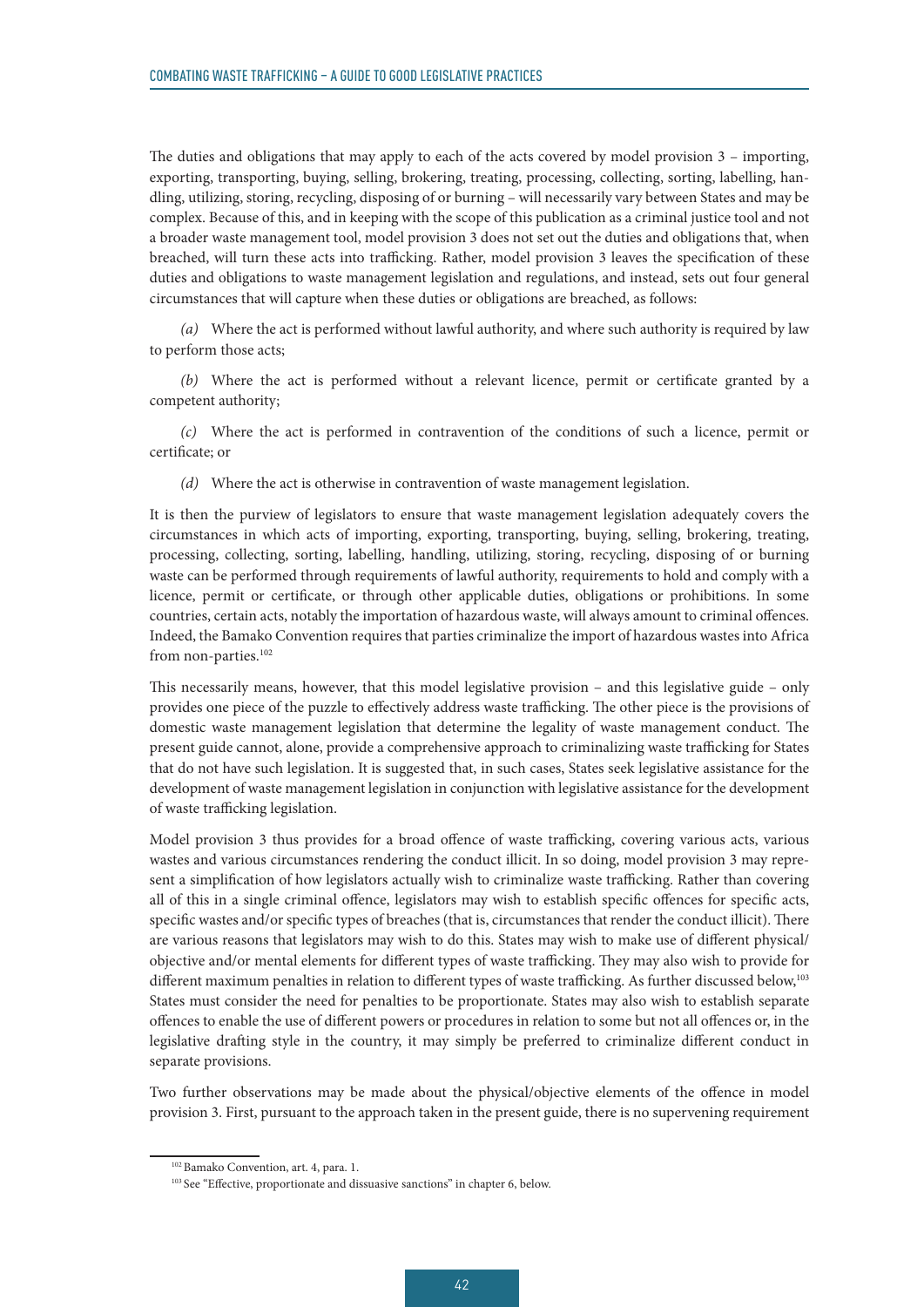The duties and obligations that may apply to each of the acts covered by model provision 3 – importing, exporting, transporting, buying, selling, brokering, treating, processing, collecting, sorting, labelling, handling, utilizing, storing, recycling, disposing of or burning – will necessarily vary between States and may be complex. Because of this, and in keeping with the scope of this publication as a criminal justice tool and not a broader waste management tool, model provision 3 does not set out the duties and obligations that, when breached, will turn these acts into trafficking. Rather, model provision 3 leaves the specification of these duties and obligations to waste management legislation and regulations, and instead, sets out four general circumstances that will capture when these duties or obligations are breached, as follows:

*(a)* Where the act is performed without lawful authority, and where such authority is required by law to perform those acts;

*(b)* Where the act is performed without a relevant licence, permit or certificate granted by a competent authority;

*(c)* Where the act is performed in contravention of the conditions of such a licence, permit or certificate; or

*(d)* Where the act is otherwise in contravention of waste management legislation.

It is then the purview of legislators to ensure that waste management legislation adequately covers the circumstances in which acts of importing, exporting, transporting, buying, selling, brokering, treating, processing, collecting, sorting, labelling, handling, utilizing, storing, recycling, disposing of or burning waste can be performed through requirements of lawful authority, requirements to hold and comply with a licence, permit or certificate, or through other applicable duties, obligations or prohibitions. In some countries, certain acts, notably the importation of hazardous waste, will always amount to criminal offences. Indeed, the Bamako Convention requires that parties criminalize the import of hazardous wastes into Africa from non-parties.[102]

This necessarily means, however, that this model legislative provision – and this legislative guide – only provides one piece of the puzzle to effectively address waste trafficking. The other piece is the provisions of domestic waste management legislation that determine the legality of waste management conduct. The present guide cannot, alone, provide a comprehensive approach to criminalizing waste trafficking for States that do not have such legislation. It is suggested that, in such cases, States seek legislative assistance for the development of waste management legislation in conjunction with legislative assistance for the development of waste trafficking legislation.

Model provision 3 thus provides for a broad offence of waste trafficking, covering various acts, various wastes and various circumstances rendering the conduct illicit. In so doing, model provision 3 may represent a simplification of how legislators actually wish to criminalize waste trafficking. Rather than covering all of this in a single criminal offence, legislators may wish to establish specific offences for specific acts, specific wastes and/or specific types of breaches (that is, circumstances that render the conduct illicit). There are various reasons that legislators may wish to do this. States may wish to make use of different physical/objective and/or mental elements for different types of waste trafficking. They may also wish to provide for different maximum penalties in relation to different types of waste trafficking. As further discussed below,[103] States must consider the need for penalties to be proportionate. States may also wish to establish separate offences to enable the use of different powers or procedures in relation to some but not all offences or, in the legislative drafting style in the country, it may simply be preferred to criminalize different conduct in separate provisions.

Two further observations may be made about the physical/objective elements of the offence in model provision 3. First, pursuant to the approach taken in the present guide, there is no supervening requirement

[102] Bamako Convention, art. 4, para. 1.

[103] See "Effective, proportionate and dissuasive sanctions" in chapter 6, below.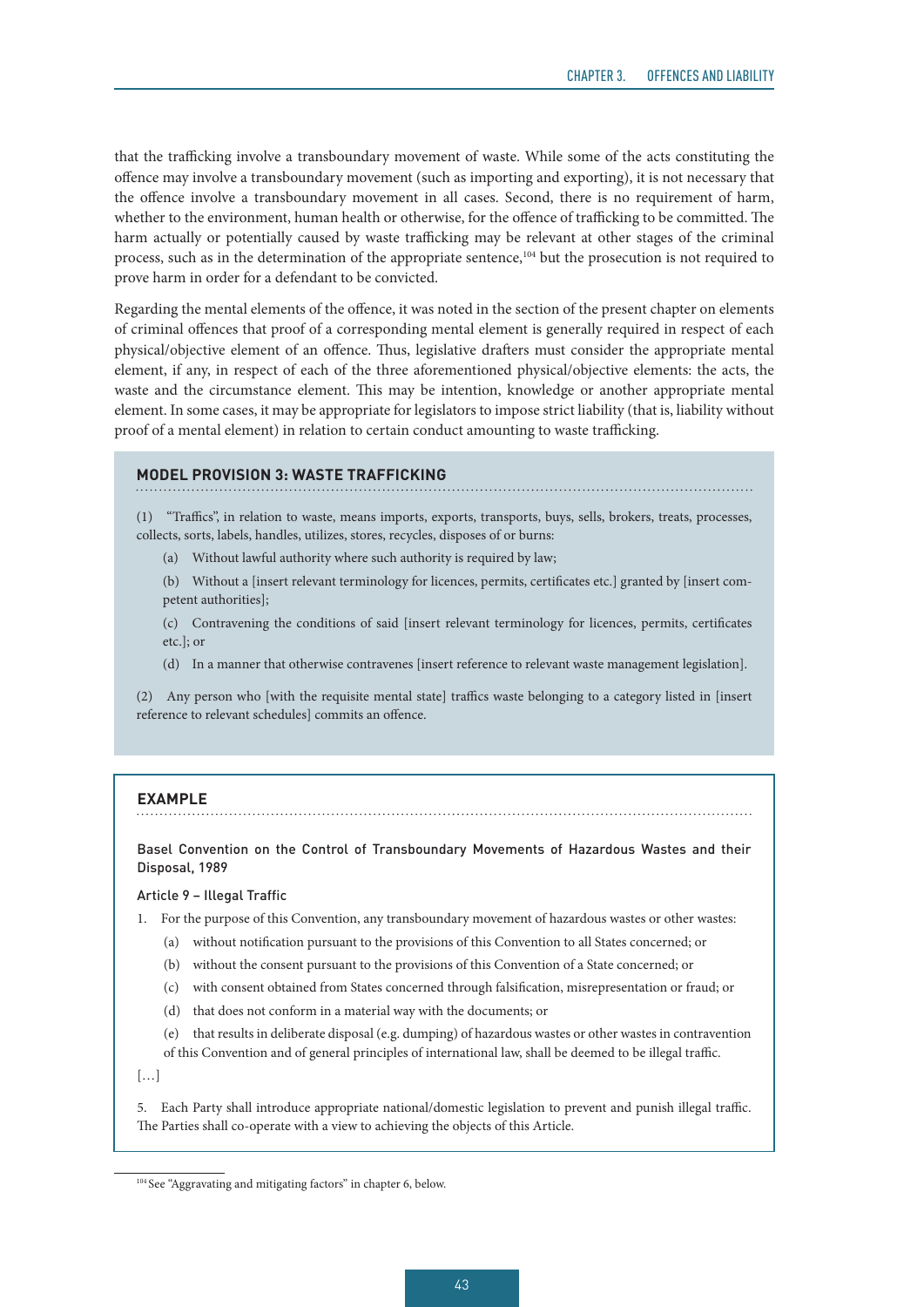that the trafficking involve a transboundary movement of waste. While some of the acts constituting the offence may involve a transboundary movement (such as importing and exporting), it is not necessary that the offence involve a transboundary movement in all cases. Second, there is no requirement of harm, whether to the environment, human health or otherwise, for the offence of trafficking to be committed. The harm actually or potentially caused by waste trafficking may be relevant at other stages of the criminal process, such as in the determination of the appropriate sentence,[104] but the prosecution is not required to prove harm in order for a defendant to be convicted.

Regarding the mental elements of the offence, it was noted in the section of the present chapter on elements of criminal offences that proof of a corresponding mental element is generally required in respect of each physical/objective element of an offence. Thus, legislative drafters must consider the appropriate mental element, if any, in respect of each of the three aforementioned physical/objective elements: the acts, the waste and the circumstance element. This may be intention, knowledge or another appropriate mental element. In some cases, it may be appropriate for legislators to impose strict liability (that is, liability without proof of a mental element) in relation to certain conduct amounting to waste trafficking.

### MODEL PROVISION 3: WASTE TRAFFICKING

(1) "Traffics", in relation to waste, means imports, exports, transports, buys, sells, brokers, treats, processes, collects, sorts, labels, handles, utilizes, stores, recycles, disposes of or burns:

(a) Without lawful authority where such authority is required by law;

(b) Without a [insert relevant terminology for licences, permits, certificates etc.] granted by [insert competent authorities];

(c) Contravening the conditions of said [insert relevant terminology for licences, permits, certificates etc.]; or

(d) In a manner that otherwise contravenes [insert reference to relevant waste management legislation].

(2) Any person who [with the requisite mental state] traffics waste belonging to a category listed in [insert reference to relevant schedules] commits an offence.

### EXAMPLE

Basel Convention on the Control of Transboundary Movements of Hazardous Wastes and their Disposal, 1989

Article 9 – Illegal Traffic

1. For the purpose of this Convention, any transboundary movement of hazardous wastes or other wastes:

   (a) without notification pursuant to the provisions of this Convention to all States concerned; or

   (b) without the consent pursuant to the provisions of this Convention of a State concerned; or

   (c) with consent obtained from States concerned through falsification, misrepresentation or fraud; or

   (d) that does not conform in a material way with the documents; or

   (e) that results in deliberate disposal (e.g. dumping) of hazardous wastes or other wastes in contravention of this Convention and of general principles of international law, shall be deemed to be illegal traffic.

[…]

5. Each Party shall introduce appropriate national/domestic legislation to prevent and punish illegal traffic. The Parties shall co-operate with a view to achieving the objects of this Article.

[104] See "Aggravating and mitigating factors" in chapter 6, below.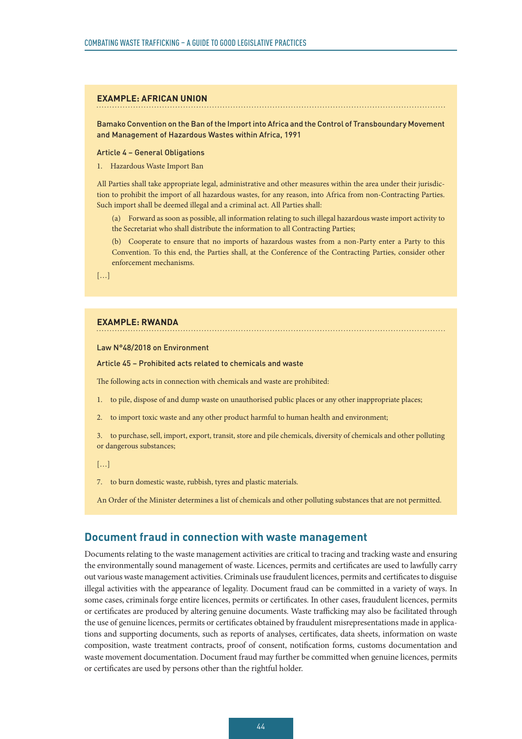### EXAMPLE: AFRICAN UNION

Bamako Convention on the Ban of the Import into Africa and the Control of Transboundary Movement and Management of Hazardous Wastes within Africa, 1991

Article 4 – General Obligations

1. Hazardous Waste Import Ban

All Parties shall take appropriate legal, administrative and other measures within the area under their jurisdiction to prohibit the import of all hazardous wastes, for any reason, into Africa from non-Contracting Parties. Such import shall be deemed illegal and a criminal act. All Parties shall:

(a) Forward as soon as possible, all information relating to such illegal hazardous waste import activity to the Secretariat who shall distribute the information to all Contracting Parties;

(b) Cooperate to ensure that no imports of hazardous wastes from a non-Party enter a Party to this Convention. To this end, the Parties shall, at the Conference of the Contracting Parties, consider other enforcement mechanisms.

[…]

### EXAMPLE: RWANDA

Law N°48/2018 on Environment

Article 45 – Prohibited acts related to chemicals and waste

The following acts in connection with chemicals and waste are prohibited:

1. to pile, dispose of and dump waste on unauthorised public places or any other inappropriate places;

2. to import toxic waste and any other product harmful to human health and environment;

3. to purchase, sell, import, export, transit, store and pile chemicals, diversity of chemicals and other polluting or dangerous substances;

[…]

7. to burn domestic waste, rubbish, tyres and plastic materials.

An Order of the Minister determines a list of chemicals and other polluting substances that are not permitted.

## Document fraud in connection with waste management

Documents relating to the waste management activities are critical to tracing and tracking waste and ensuring the environmentally sound management of waste. Licences, permits and certificates are used to lawfully carry out various waste management activities. Criminals use fraudulent licences, permits and certificates to disguise illegal activities with the appearance of legality. Document fraud can be committed in a variety of ways. In some cases, criminals forge entire licences, permits or certificates. In other cases, fraudulent licences, permits or certificates are produced by altering genuine documents. Waste trafficking may also be facilitated through the use of genuine licences, permits or certificates obtained by fraudulent misrepresentations made in applications and supporting documents, such as reports of analyses, certificates, data sheets, information on waste composition, waste treatment contracts, proof of consent, notification forms, customs documentation and waste movement documentation. Document fraud may further be committed when genuine licences, permits or certificates are used by persons other than the rightful holder.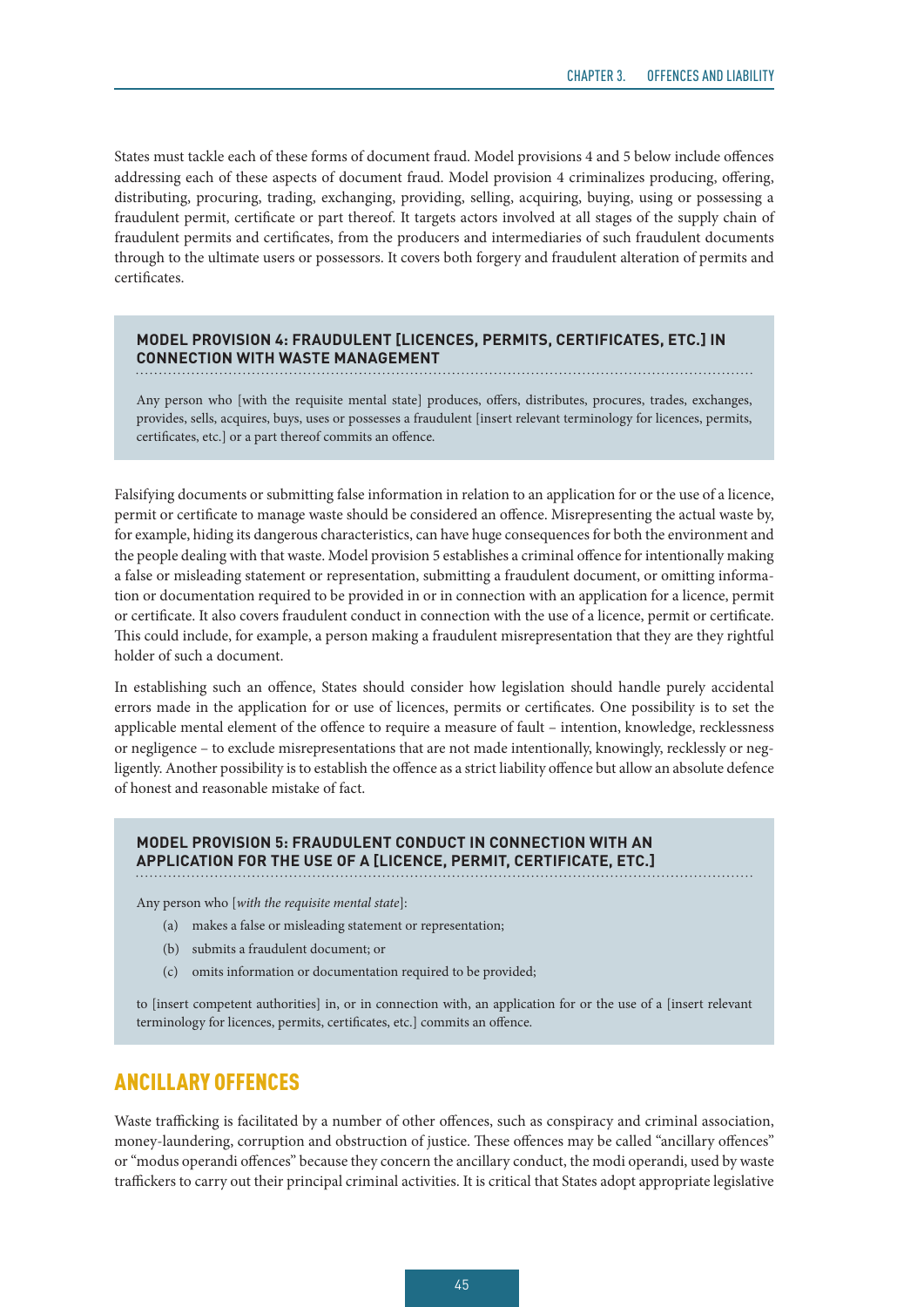States must tackle each of these forms of document fraud. Model provisions 4 and 5 below include offences addressing each of these aspects of document fraud. Model provision 4 criminalizes producing, offering, distributing, procuring, trading, exchanging, providing, selling, acquiring, buying, using or possessing a fraudulent permit, certificate or part thereof. It targets actors involved at all stages of the supply chain of fraudulent permits and certificates, from the producers and intermediaries of such fraudulent documents through to the ultimate users or possessors. It covers both forgery and fraudulent alteration of permits and certificates.

#### MODEL PROVISION 4: FRAUDULENT [LICENCES, PERMITS, CERTIFICATES, ETC.] IN CONNECTION WITH WASTE MANAGEMENT

Any person who [with the requisite mental state] produces, offers, distributes, procures, trades, exchanges, provides, sells, acquires, buys, uses or possesses a fraudulent [insert relevant terminology for licences, permits, certificates, etc.] or a part thereof commits an offence.

Falsifying documents or submitting false information in relation to an application for or the use of a licence, permit or certificate to manage waste should be considered an offence. Misrepresenting the actual waste by, for example, hiding its dangerous characteristics, can have huge consequences for both the environment and the people dealing with that waste. Model provision 5 establishes a criminal offence for intentionally making a false or misleading statement or representation, submitting a fraudulent document, or omitting information or documentation required to be provided in or in connection with an application for a licence, permit or certificate. It also covers fraudulent conduct in connection with the use of a licence, permit or certificate. This could include, for example, a person making a fraudulent misrepresentation that they are they rightful holder of such a document.

In establishing such an offence, States should consider how legislation should handle purely accidental errors made in the application for or use of licences, permits or certificates. One possibility is to set the applicable mental element of the offence to require a measure of fault – intention, knowledge, recklessness or negligence – to exclude misrepresentations that are not made intentionally, knowingly, recklessly or negligently. Another possibility is to establish the offence as a strict liability offence but allow an absolute defence of honest and reasonable mistake of fact.

#### MODEL PROVISION 5: FRAUDULENT CONDUCT IN CONNECTION WITH AN APPLICATION FOR THE USE OF A [LICENCE, PERMIT, CERTIFICATE, ETC.]

Any person who [*with the requisite mental state*]:

- (a) makes a false or misleading statement or representation;
- (b) submits a fraudulent document; or
- (c) omits information or documentation required to be provided;

to [insert competent authorities] in, or in connection with, an application for or the use of a [insert relevant terminology for licences, permits, certificates, etc.] commits an offence.

## ANCILLARY OFFENCES

Waste trafficking is facilitated by a number of other offences, such as conspiracy and criminal association, money-laundering, corruption and obstruction of justice. These offences may be called “ancillary offences” or “modus operandi offences” because they concern the ancillary conduct, the modi operandi, used by waste traffickers to carry out their principal criminal activities. It is critical that States adopt appropriate legislative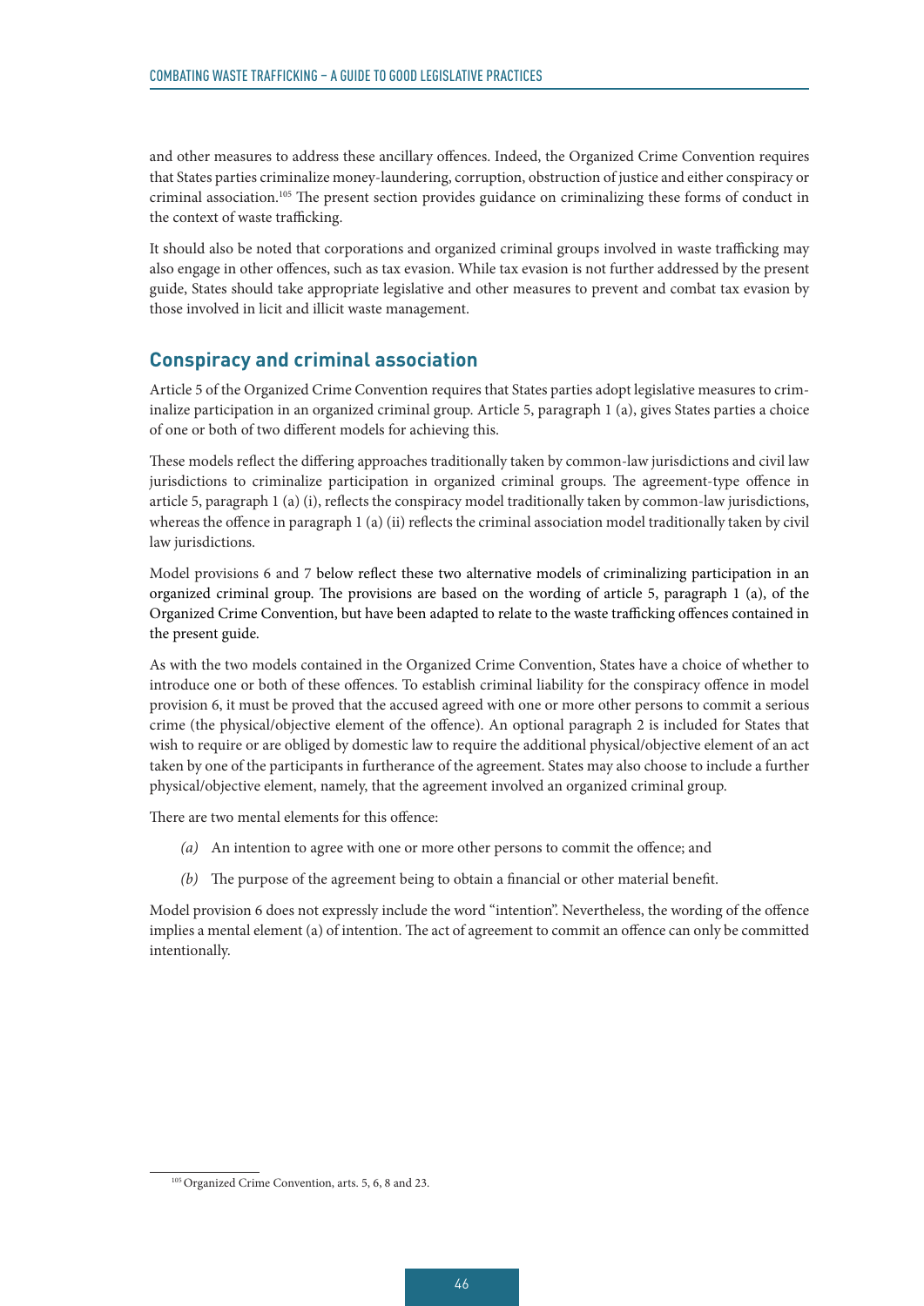and other measures to address these ancillary offences. Indeed, the Organized Crime Convention requires that States parties criminalize money-laundering, corruption, obstruction of justice and either conspiracy or criminal association.[105] The present section provides guidance on criminalizing these forms of conduct in the context of waste trafficking.

It should also be noted that corporations and organized criminal groups involved in waste trafficking may also engage in other offences, such as tax evasion. While tax evasion is not further addressed by the present guide, States should take appropriate legislative and other measures to prevent and combat tax evasion by those involved in licit and illicit waste management.

## Conspiracy and criminal association

Article 5 of the Organized Crime Convention requires that States parties adopt legislative measures to criminalize participation in an organized criminal group. Article 5, paragraph 1 (a), gives States parties a choice of one or both of two different models for achieving this.

These models reflect the differing approaches traditionally taken by common-law jurisdictions and civil law jurisdictions to criminalize participation in organized criminal groups. The agreement-type offence in article 5, paragraph 1 (a) (i), reflects the conspiracy model traditionally taken by common-law jurisdictions, whereas the offence in paragraph 1 (a) (ii) reflects the criminal association model traditionally taken by civil law jurisdictions.

Model provisions 6 and 7 below reflect these two alternative models of criminalizing participation in an organized criminal group. The provisions are based on the wording of article 5, paragraph 1 (a), of the Organized Crime Convention, but have been adapted to relate to the waste trafficking offences contained in the present guide.

As with the two models contained in the Organized Crime Convention, States have a choice of whether to introduce one or both of these offences. To establish criminal liability for the conspiracy offence in model provision 6, it must be proved that the accused agreed with one or more other persons to commit a serious crime (the physical/objective element of the offence). An optional paragraph 2 is included for States that wish to require or are obliged by domestic law to require the additional physical/objective element of an act taken by one of the participants in furtherance of the agreement. States may also choose to include a further physical/objective element, namely, that the agreement involved an organized criminal group.

There are two mental elements for this offence:

*(a)* An intention to agree with one or more other persons to commit the offence; and

*(b)* The purpose of the agreement being to obtain a financial or other material benefit.

Model provision 6 does not expressly include the word "intention". Nevertheless, the wording of the offence implies a mental element (a) of intention. The act of agreement to commit an offence can only be committed intentionally.

[105] Organized Crime Convention, arts. 5, 6, 8 and 23.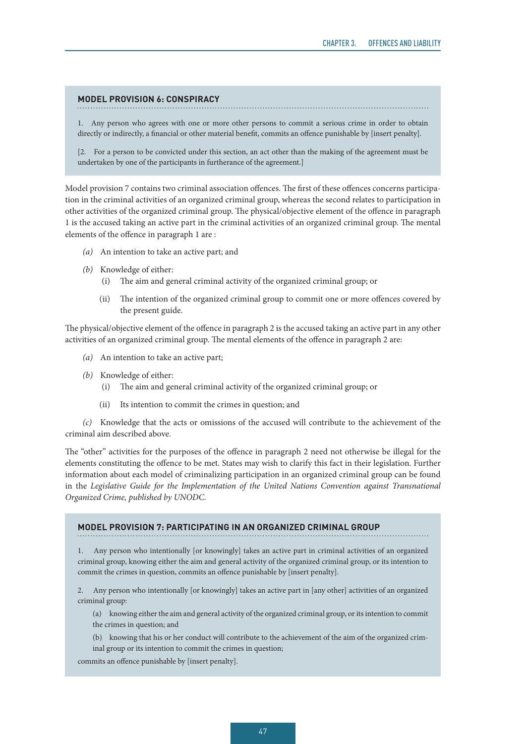### MODEL PROVISION 6: CONSPIRACY

1. Any person who agrees with one or more other persons to commit a serious crime in order to obtain directly or indirectly, a financial or other material benefit, commits an offence punishable by [insert penalty].

[2. For a person to be convicted under this section, an act other than the making of the agreement must be undertaken by one of the participants in furtherance of the agreement.]

Model provision 7 contains two criminal association offences. The first of these offences concerns participation in the criminal activities of an organized criminal group, whereas the second relates to participation in other activities of the organized criminal group. The physical/objective element of the offence in paragraph 1 is the accused taking an active part in the criminal activities of an organized criminal group. The mental elements of the offence in paragraph 1 are :

*(a)* An intention to take an active part; and

*(b)* Knowledge of either:

(i) The aim and general criminal activity of the organized criminal group; or

(ii) The intention of the organized criminal group to commit one or more offences covered by the present guide.

The physical/objective element of the offence in paragraph 2 is the accused taking an active part in any other activities of an organized criminal group. The mental elements of the offence in paragraph 2 are:

*(a)* An intention to take an active part;

*(b)* Knowledge of either:

(i) The aim and general criminal activity of the organized criminal group; or

(ii) Its intention to commit the crimes in question; and

*(c)* Knowledge that the acts or omissions of the accused will contribute to the achievement of the criminal aim described above.

The "other" activities for the purposes of the offence in paragraph 2 need not otherwise be illegal for the elements constituting the offence to be met. States may wish to clarify this fact in their legislation. Further information about each model of criminalizing participation in an organized criminal group can be found in the *Legislative Guide for the Implementation of the United Nations Convention against Transnational Organized Crime, published by UNODC.*

### MODEL PROVISION 7: PARTICIPATING IN AN ORGANIZED CRIMINAL GROUP

1. Any person who intentionally [or knowingly] takes an active part in criminal activities of an organized criminal group, knowing either the aim and general activity of the organized criminal group, or its intention to commit the crimes in question, commits an offence punishable by [insert penalty].

2. Any person who intentionally [or knowingly] takes an active part in [any other] activities of an organized criminal group:

(a) knowing either the aim and general activity of the organized criminal group, or its intention to commit the crimes in question; and

(b) knowing that his or her conduct will contribute to the achievement of the aim of the organized criminal group or its intention to commit the crimes in question;

commits an offence punishable by [insert penalty].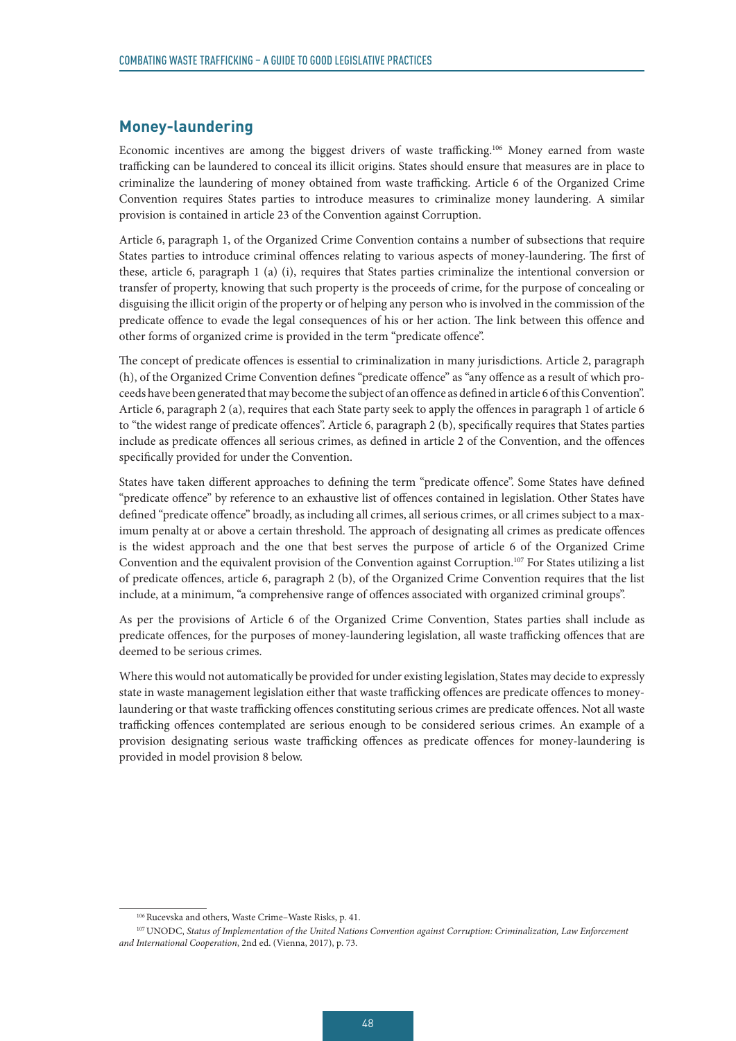## Money-laundering

Economic incentives are among the biggest drivers of waste trafficking.[106] Money earned from waste trafficking can be laundered to conceal its illicit origins. States should ensure that measures are in place to criminalize the laundering of money obtained from waste trafficking. Article 6 of the Organized Crime Convention requires States parties to introduce measures to criminalize money laundering. A similar provision is contained in article 23 of the Convention against Corruption.

Article 6, paragraph 1, of the Organized Crime Convention contains a number of subsections that require States parties to introduce criminal offences relating to various aspects of money-laundering. The first of these, article 6, paragraph 1 (a) (i), requires that States parties criminalize the intentional conversion or transfer of property, knowing that such property is the proceeds of crime, for the purpose of concealing or disguising the illicit origin of the property or of helping any person who is involved in the commission of the predicate offence to evade the legal consequences of his or her action. The link between this offence and other forms of organized crime is provided in the term "predicate offence".

The concept of predicate offences is essential to criminalization in many jurisdictions. Article 2, paragraph (h), of the Organized Crime Convention defines "predicate offence" as "any offence as a result of which proceeds have been generated that may become the subject of an offence as defined in article 6 of this Convention". Article 6, paragraph 2 (a), requires that each State party seek to apply the offences in paragraph 1 of article 6 to "the widest range of predicate offences". Article 6, paragraph 2 (b), specifically requires that States parties include as predicate offences all serious crimes, as defined in article 2 of the Convention, and the offences specifically provided for under the Convention.

States have taken different approaches to defining the term "predicate offence". Some States have defined "predicate offence" by reference to an exhaustive list of offences contained in legislation. Other States have defined "predicate offence" broadly, as including all crimes, all serious crimes, or all crimes subject to a maximum penalty at or above a certain threshold. The approach of designating all crimes as predicate offences is the widest approach and the one that best serves the purpose of article 6 of the Organized Crime Convention and the equivalent provision of the Convention against Corruption.[107] For States utilizing a list of predicate offences, article 6, paragraph 2 (b), of the Organized Crime Convention requires that the list include, at a minimum, "a comprehensive range of offences associated with organized criminal groups".

As per the provisions of Article 6 of the Organized Crime Convention, States parties shall include as predicate offences, for the purposes of money-laundering legislation, all waste trafficking offences that are deemed to be serious crimes.

Where this would not automatically be provided for under existing legislation, States may decide to expressly state in waste management legislation either that waste trafficking offences are predicate offences to money-laundering or that waste trafficking offences constituting serious crimes are predicate offences. Not all waste trafficking offences contemplated are serious enough to be considered serious crimes. An example of a provision designating serious waste trafficking offences as predicate offences for money-laundering is provided in model provision 8 below.

[106] Rucevska and others, Waste Crime–Waste Risks, p. 41.

[107] UNODC, *Status of Implementation of the United Nations Convention against Corruption: Criminalization, Law Enforcement and International Cooperation*, 2nd ed. (Vienna, 2017), p. 73.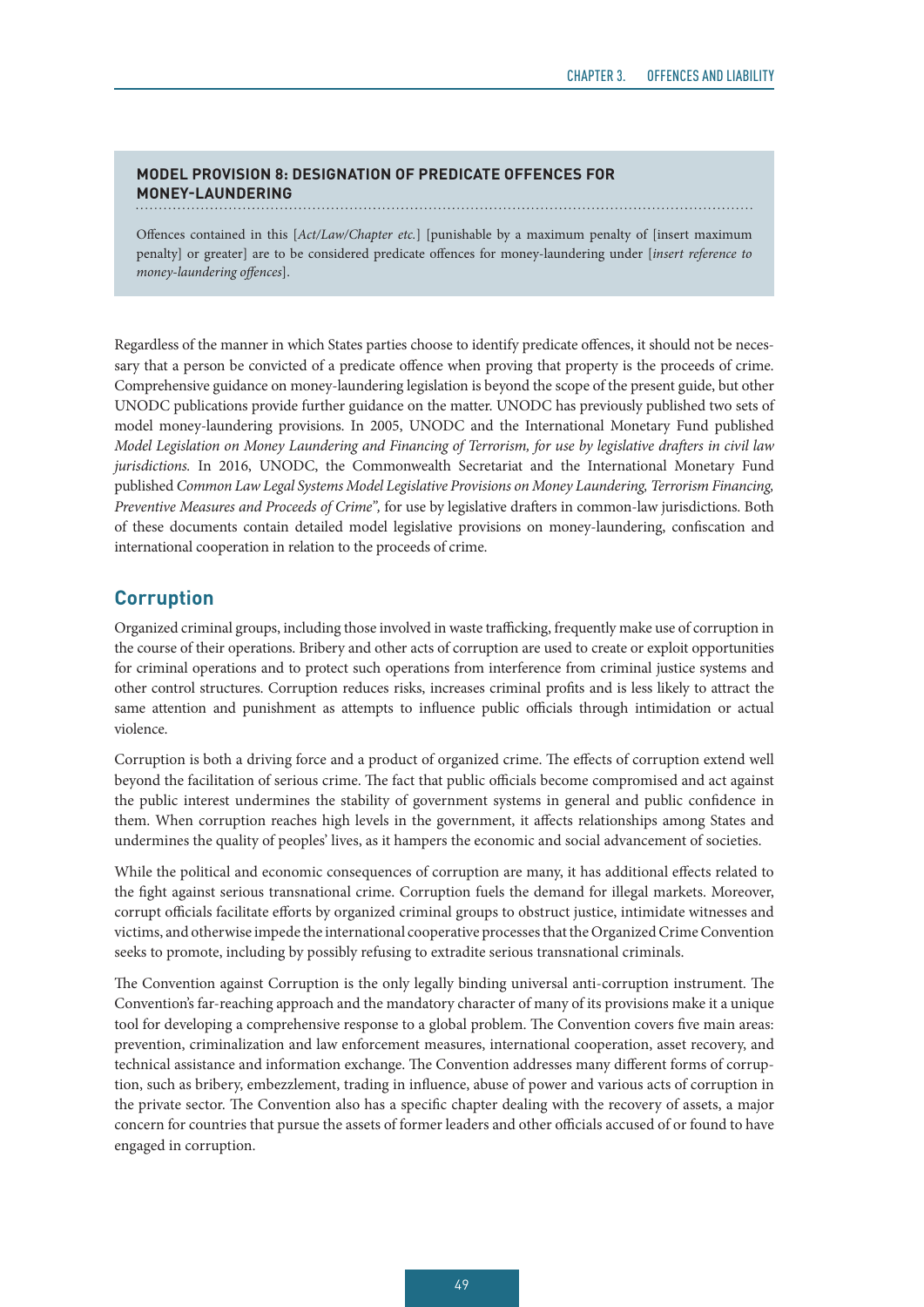**MODEL PROVISION 8: DESIGNATION OF PREDICATE OFFENCES FOR MONEY-LAUNDERING**

Offences contained in this [*Act/Law/Chapter etc.*] [punishable by a maximum penalty of [insert maximum penalty] or greater] are to be considered predicate offences for money-laundering under [*insert reference to money-laundering offences*].

Regardless of the manner in which States parties choose to identify predicate offences, it should not be necessary that a person be convicted of a predicate offence when proving that property is the proceeds of crime. Comprehensive guidance on money-laundering legislation is beyond the scope of the present guide, but other UNODC publications provide further guidance on the matter. UNODC has previously published two sets of model money-laundering provisions. In 2005, UNODC and the International Monetary Fund published *Model Legislation on Money Laundering and Financing of Terrorism, for use by legislative drafters in civil law jurisdictions.* In 2016, UNODC, the Commonwealth Secretariat and the International Monetary Fund published *Common Law Legal Systems Model Legislative Provisions on Money Laundering, Terrorism Financing, Preventive Measures and Proceeds of Crime",* for use by legislative drafters in common-law jurisdictions. Both of these documents contain detailed model legislative provisions on money-laundering, confiscation and international cooperation in relation to the proceeds of crime.

## Corruption

Organized criminal groups, including those involved in waste trafficking, frequently make use of corruption in the course of their operations. Bribery and other acts of corruption are used to create or exploit opportunities for criminal operations and to protect such operations from interference from criminal justice systems and other control structures. Corruption reduces risks, increases criminal profits and is less likely to attract the same attention and punishment as attempts to influence public officials through intimidation or actual violence.

Corruption is both a driving force and a product of organized crime. The effects of corruption extend well beyond the facilitation of serious crime. The fact that public officials become compromised and act against the public interest undermines the stability of government systems in general and public confidence in them. When corruption reaches high levels in the government, it affects relationships among States and undermines the quality of peoples' lives, as it hampers the economic and social advancement of societies.

While the political and economic consequences of corruption are many, it has additional effects related to the fight against serious transnational crime. Corruption fuels the demand for illegal markets. Moreover, corrupt officials facilitate efforts by organized criminal groups to obstruct justice, intimidate witnesses and victims, and otherwise impede the international cooperative processes that the Organized Crime Convention seeks to promote, including by possibly refusing to extradite serious transnational criminals.

The Convention against Corruption is the only legally binding universal anti-corruption instrument. The Convention's far-reaching approach and the mandatory character of many of its provisions make it a unique tool for developing a comprehensive response to a global problem. The Convention covers five main areas: prevention, criminalization and law enforcement measures, international cooperation, asset recovery, and technical assistance and information exchange. The Convention addresses many different forms of corruption, such as bribery, embezzlement, trading in influence, abuse of power and various acts of corruption in the private sector. The Convention also has a specific chapter dealing with the recovery of assets, a major concern for countries that pursue the assets of former leaders and other officials accused of or found to have engaged in corruption.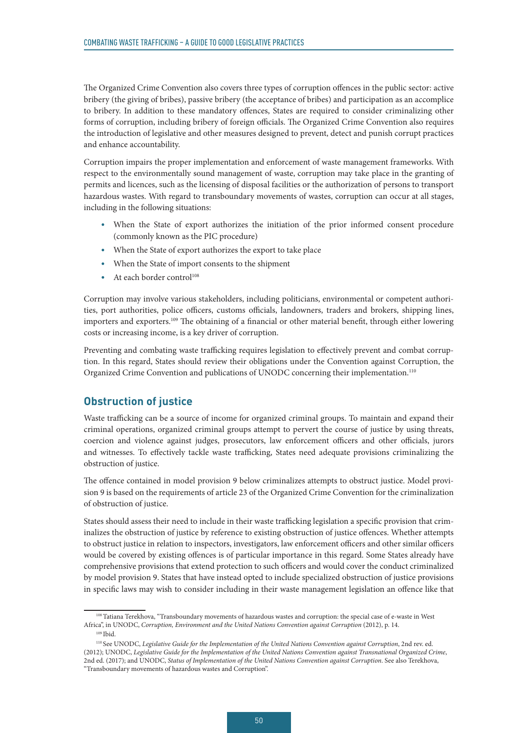The Organized Crime Convention also covers three types of corruption offences in the public sector: active bribery (the giving of bribes), passive bribery (the acceptance of bribes) and participation as an accomplice to bribery. In addition to these mandatory offences, States are required to consider criminalizing other forms of corruption, including bribery of foreign officials. The Organized Crime Convention also requires the introduction of legislative and other measures designed to prevent, detect and punish corrupt practices and enhance accountability.

Corruption impairs the proper implementation and enforcement of waste management frameworks. With respect to the environmentally sound management of waste, corruption may take place in the granting of permits and licences, such as the licensing of disposal facilities or the authorization of persons to transport hazardous wastes. With regard to transboundary movements of wastes, corruption can occur at all stages, including in the following situations:

- When the State of export authorizes the initiation of the prior informed consent procedure (commonly known as the PIC procedure)
- When the State of export authorizes the export to take place
- When the State of import consents to the shipment
- At each border control[108]

Corruption may involve various stakeholders, including politicians, environmental or competent authorities, port authorities, police officers, customs officials, landowners, traders and brokers, shipping lines, importers and exporters.[109] The obtaining of a financial or other material benefit, through either lowering costs or increasing income, is a key driver of corruption.

Preventing and combating waste trafficking requires legislation to effectively prevent and combat corruption. In this regard, States should review their obligations under the Convention against Corruption, the Organized Crime Convention and publications of UNODC concerning their implementation.[110]

## Obstruction of justice

Waste trafficking can be a source of income for organized criminal groups. To maintain and expand their criminal operations, organized criminal groups attempt to pervert the course of justice by using threats, coercion and violence against judges, prosecutors, law enforcement officers and other officials, jurors and witnesses. To effectively tackle waste trafficking, States need adequate provisions criminalizing the obstruction of justice.

The offence contained in model provision 9 below criminalizes attempts to obstruct justice. Model provision 9 is based on the requirements of article 23 of the Organized Crime Convention for the criminalization of obstruction of justice.

States should assess their need to include in their waste trafficking legislation a specific provision that criminalizes the obstruction of justice by reference to existing obstruction of justice offences. Whether attempts to obstruct justice in relation to inspectors, investigators, law enforcement officers and other similar officers would be covered by existing offences is of particular importance in this regard. Some States already have comprehensive provisions that extend protection to such officers and would cover the conduct criminalized by model provision 9. States that have instead opted to include specialized obstruction of justice provisions in specific laws may wish to consider including in their waste management legislation an offence like that

---

[108] Tatiana Terekhova, "Transboundary movements of hazardous wastes and corruption: the special case of e-waste in West Africa", in UNODC, *Corruption, Environment and the United Nations Convention against Corruption* (2012), p. 14.

[109] Ibid.

[110] See UNODC, *Legislative Guide for the Implementation of the United Nations Convention against Corruption*, 2nd rev. ed. (2012); UNODC, *Legislative Guide for the Implementation of the United Nations Convention against Transnational Organized Crime*, 2nd ed. (2017); and UNODC, *Status of Implementation of the United Nations Convention against Corruption*. See also Terekhova, "Transboundary movements of hazardous wastes and Corruption".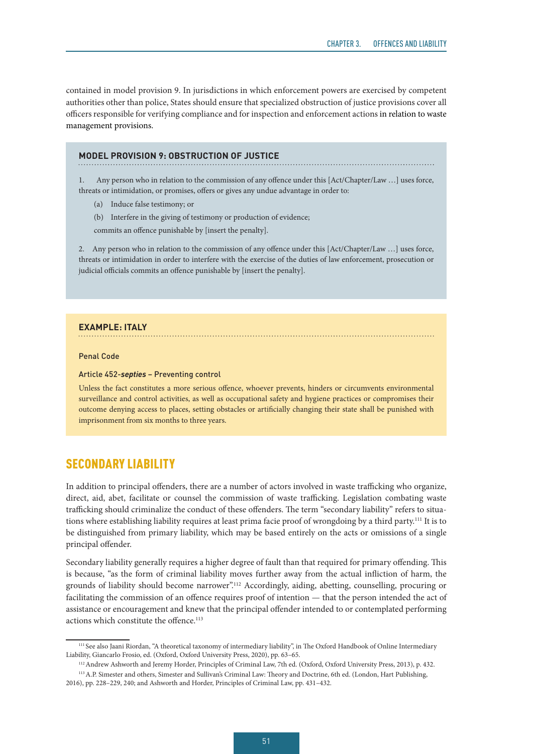contained in model provision 9. In jurisdictions in which enforcement powers are exercised by competent authorities other than police, States should ensure that specialized obstruction of justice provisions cover all officers responsible for verifying compliance and for inspection and enforcement actions in relation to waste management provisions.

### MODEL PROVISION 9: OBSTRUCTION OF JUSTICE

1. Any person who in relation to the commission of any offence under this [Act/Chapter/Law …] uses force, threats or intimidation, or promises, offers or gives any undue advantage in order to:

   (a) Induce false testimony; or

   (b) Interfere in the giving of testimony or production of evidence;

   commits an offence punishable by [insert the penalty].

2. Any person who in relation to the commission of any offence under this [Act/Chapter/Law …] uses force, threats or intimidation in order to interfere with the exercise of the duties of law enforcement, prosecution or judicial officials commits an offence punishable by [insert the penalty].

### EXAMPLE: ITALY

Penal Code

Article 452-***septies*** – Preventing control

Unless the fact constitutes a more serious offence, whoever prevents, hinders or circumvents environmental surveillance and control activities, as well as occupational safety and hygiene practices or compromises their outcome denying access to places, setting obstacles or artificially changing their state shall be punished with imprisonment from six months to three years.

## SECONDARY LIABILITY

In addition to principal offenders, there are a number of actors involved in waste trafficking who organize, direct, aid, abet, facilitate or counsel the commission of waste trafficking. Legislation combating waste trafficking should criminalize the conduct of these offenders. The term "secondary liability" refers to situations where establishing liability requires at least prima facie proof of wrongdoing by a third party.[111] It is to be distinguished from primary liability, which may be based entirely on the acts or omissions of a single principal offender.

Secondary liability generally requires a higher degree of fault than that required for primary offending. This is because, "as the form of criminal liability moves further away from the actual infliction of harm, the grounds of liability should become narrower".[112] Accordingly, aiding, abetting, counselling, procuring or facilitating the commission of an offence requires proof of intention — that the person intended the act of assistance or encouragement and knew that the principal offender intended to or contemplated performing actions which constitute the offence.[113]

---

[111] See also Jaani Riordan, "A theoretical taxonomy of intermediary liability", in The Oxford Handbook of Online Intermediary Liability, Giancarlo Frosio, ed. (Oxford, Oxford University Press, 2020), pp. 63–65.

[112] Andrew Ashworth and Jeremy Horder, Principles of Criminal Law, 7th ed. (Oxford, Oxford University Press, 2013), p. 432.

[113] A.P. Simester and others, Simester and Sullivan's Criminal Law: Theory and Doctrine, 6th ed. (London, Hart Publishing, 2016), pp. 228–229, 240; and Ashworth and Horder, Principles of Criminal Law, pp. 431–432.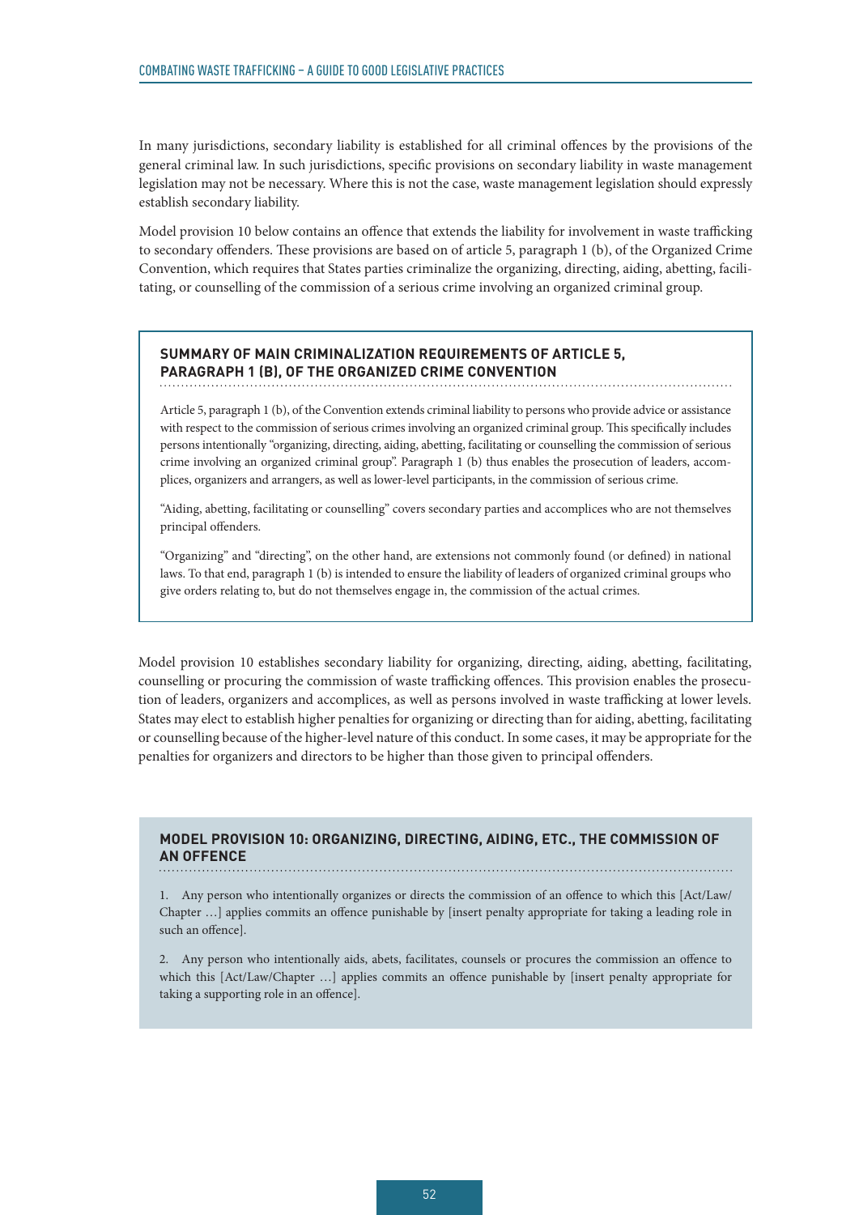In many jurisdictions, secondary liability is established for all criminal offences by the provisions of the general criminal law. In such jurisdictions, specific provisions on secondary liability in waste management legislation may not be necessary. Where this is not the case, waste management legislation should expressly establish secondary liability.

Model provision 10 below contains an offence that extends the liability for involvement in waste trafficking to secondary offenders. These provisions are based on of article 5, paragraph 1 (b), of the Organized Crime Convention, which requires that States parties criminalize the organizing, directing, aiding, abetting, facilitating, or counselling of the commission of a serious crime involving an organized criminal group.

### SUMMARY OF MAIN CRIMINALIZATION REQUIREMENTS OF ARTICLE 5, PARAGRAPH 1 (B), OF THE ORGANIZED CRIME CONVENTION

Article 5, paragraph 1 (b), of the Convention extends criminal liability to persons who provide advice or assistance with respect to the commission of serious crimes involving an organized criminal group. This specifically includes persons intentionally "organizing, directing, aiding, abetting, facilitating or counselling the commission of serious crime involving an organized criminal group". Paragraph 1 (b) thus enables the prosecution of leaders, accomplices, organizers and arrangers, as well as lower-level participants, in the commission of serious crime.

"Aiding, abetting, facilitating or counselling" covers secondary parties and accomplices who are not themselves principal offenders.

"Organizing" and "directing", on the other hand, are extensions not commonly found (or defined) in national laws. To that end, paragraph 1 (b) is intended to ensure the liability of leaders of organized criminal groups who give orders relating to, but do not themselves engage in, the commission of the actual crimes.

Model provision 10 establishes secondary liability for organizing, directing, aiding, abetting, facilitating, counselling or procuring the commission of waste trafficking offences. This provision enables the prosecution of leaders, organizers and accomplices, as well as persons involved in waste trafficking at lower levels. States may elect to establish higher penalties for organizing or directing than for aiding, abetting, facilitating or counselling because of the higher-level nature of this conduct. In some cases, it may be appropriate for the penalties for organizers and directors to be higher than those given to principal offenders.

### MODEL PROVISION 10: ORGANIZING, DIRECTING, AIDING, ETC., THE COMMISSION OF AN OFFENCE

1. Any person who intentionally organizes or directs the commission of an offence to which this [Act/Law/Chapter …] applies commits an offence punishable by [insert penalty appropriate for taking a leading role in such an offence].

2. Any person who intentionally aids, abets, facilitates, counsels or procures the commission an offence to which this [Act/Law/Chapter …] applies commits an offence punishable by [insert penalty appropriate for taking a supporting role in an offence].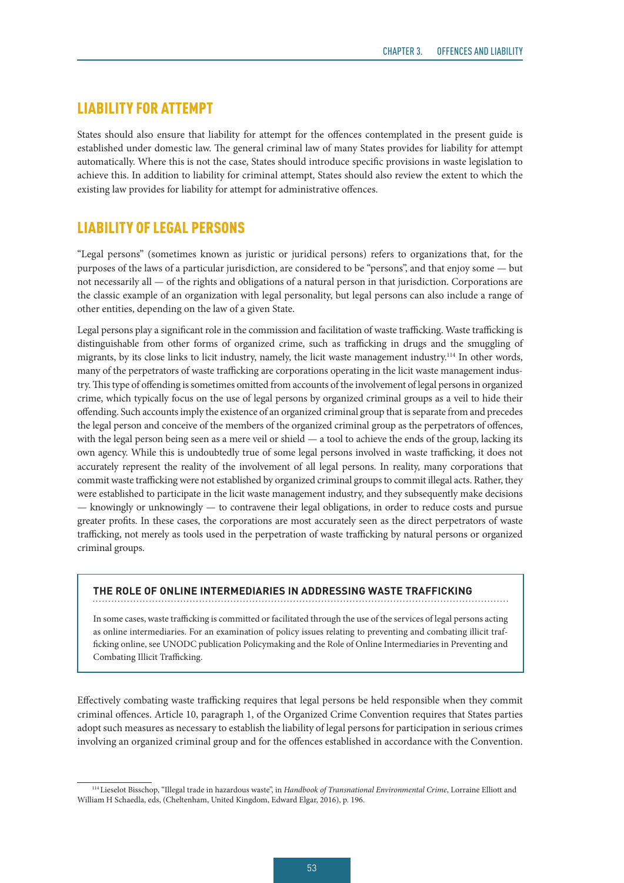## LIABILITY FOR ATTEMPT

States should also ensure that liability for attempt for the offences contemplated in the present guide is established under domestic law. The general criminal law of many States provides for liability for attempt automatically. Where this is not the case, States should introduce specific provisions in waste legislation to achieve this. In addition to liability for criminal attempt, States should also review the extent to which the existing law provides for liability for attempt for administrative offences.

## LIABILITY OF LEGAL PERSONS

"Legal persons" (sometimes known as juristic or juridical persons) refers to organizations that, for the purposes of the laws of a particular jurisdiction, are considered to be "persons", and that enjoy some — but not necessarily all — of the rights and obligations of a natural person in that jurisdiction. Corporations are the classic example of an organization with legal personality, but legal persons can also include a range of other entities, depending on the law of a given State.

Legal persons play a significant role in the commission and facilitation of waste trafficking. Waste trafficking is distinguishable from other forms of organized crime, such as trafficking in drugs and the smuggling of migrants, by its close links to licit industry, namely, the licit waste management industry.[114] In other words, many of the perpetrators of waste trafficking are corporations operating in the licit waste management industry. This type of offending is sometimes omitted from accounts of the involvement of legal persons in organized crime, which typically focus on the use of legal persons by organized criminal groups as a veil to hide their offending. Such accounts imply the existence of an organized criminal group that is separate from and precedes the legal person and conceive of the members of the organized criminal group as the perpetrators of offences, with the legal person being seen as a mere veil or shield — a tool to achieve the ends of the group, lacking its own agency. While this is undoubtedly true of some legal persons involved in waste trafficking, it does not accurately represent the reality of the involvement of all legal persons. In reality, many corporations that commit waste trafficking were not established by organized criminal groups to commit illegal acts. Rather, they were established to participate in the licit waste management industry, and they subsequently make decisions — knowingly or unknowingly — to contravene their legal obligations, in order to reduce costs and pursue greater profits. In these cases, the corporations are most accurately seen as the direct perpetrators of waste trafficking, not merely as tools used in the perpetration of waste trafficking by natural persons or organized criminal groups.

### THE ROLE OF ONLINE INTERMEDIARIES IN ADDRESSING WASTE TRAFFICKING

In some cases, waste trafficking is committed or facilitated through the use of the services of legal persons acting as online intermediaries. For an examination of policy issues relating to preventing and combating illicit trafficking online, see UNODC publication Policymaking and the Role of Online Intermediaries in Preventing and Combating Illicit Trafficking.

Effectively combating waste trafficking requires that legal persons be held responsible when they commit criminal offences. Article 10, paragraph 1, of the Organized Crime Convention requires that States parties adopt such measures as necessary to establish the liability of legal persons for participation in serious crimes involving an organized criminal group and for the offences established in accordance with the Convention.

[114] Lieselot Bisschop, "Illegal trade in hazardous waste", in *Handbook of Transnational Environmental Crime*, Lorraine Elliott and William H Schaedla, eds, (Cheltenham, United Kingdom, Edward Elgar, 2016), p. 196.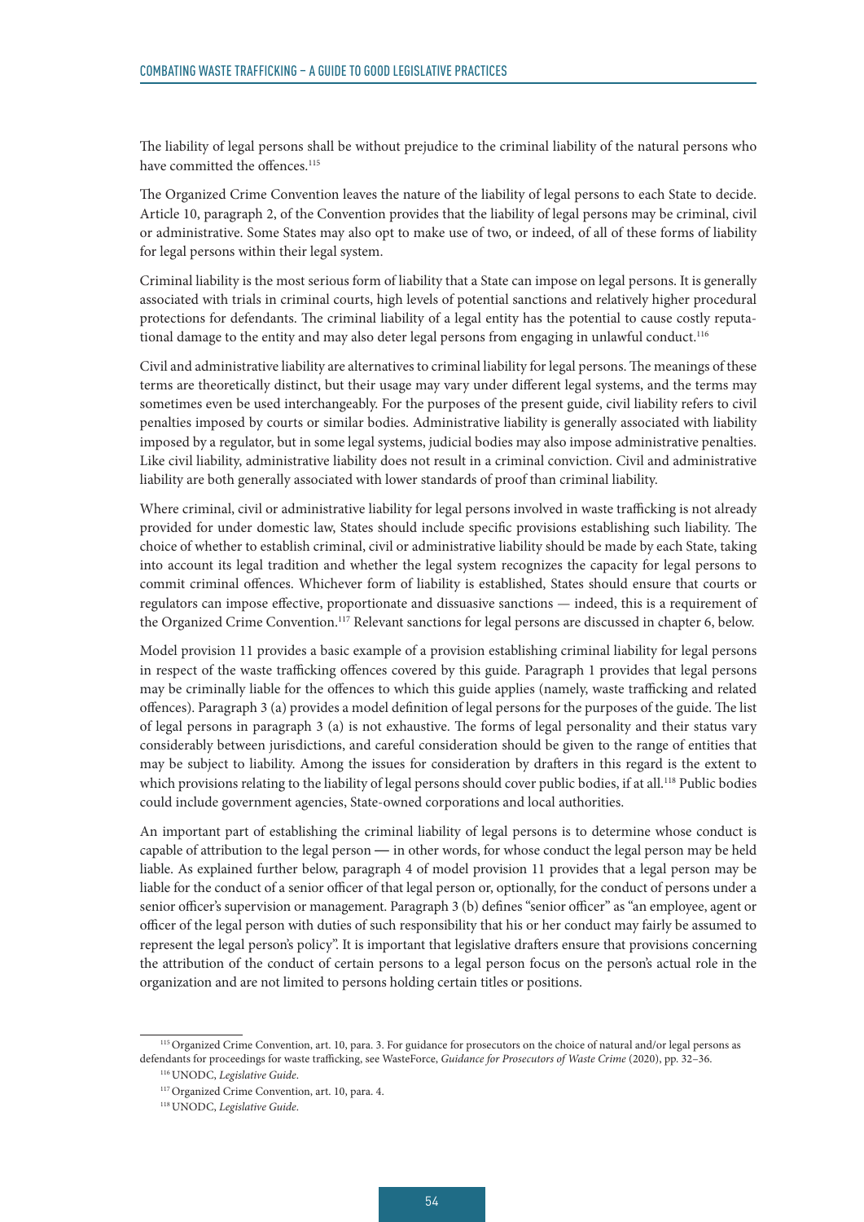The liability of legal persons shall be without prejudice to the criminal liability of the natural persons who have committed the offences.[115]

The Organized Crime Convention leaves the nature of the liability of legal persons to each State to decide. Article 10, paragraph 2, of the Convention provides that the liability of legal persons may be criminal, civil or administrative. Some States may also opt to make use of two, or indeed, of all of these forms of liability for legal persons within their legal system.

Criminal liability is the most serious form of liability that a State can impose on legal persons. It is generally associated with trials in criminal courts, high levels of potential sanctions and relatively higher procedural protections for defendants. The criminal liability of a legal entity has the potential to cause costly reputational damage to the entity and may also deter legal persons from engaging in unlawful conduct.[116]

Civil and administrative liability are alternatives to criminal liability for legal persons. The meanings of these terms are theoretically distinct, but their usage may vary under different legal systems, and the terms may sometimes even be used interchangeably. For the purposes of the present guide, civil liability refers to civil penalties imposed by courts or similar bodies. Administrative liability is generally associated with liability imposed by a regulator, but in some legal systems, judicial bodies may also impose administrative penalties. Like civil liability, administrative liability does not result in a criminal conviction. Civil and administrative liability are both generally associated with lower standards of proof than criminal liability.

Where criminal, civil or administrative liability for legal persons involved in waste trafficking is not already provided for under domestic law, States should include specific provisions establishing such liability. The choice of whether to establish criminal, civil or administrative liability should be made by each State, taking into account its legal tradition and whether the legal system recognizes the capacity for legal persons to commit criminal offences. Whichever form of liability is established, States should ensure that courts or regulators can impose effective, proportionate and dissuasive sanctions — indeed, this is a requirement of the Organized Crime Convention.[117] Relevant sanctions for legal persons are discussed in chapter 6, below.

Model provision 11 provides a basic example of a provision establishing criminal liability for legal persons in respect of the waste trafficking offences covered by this guide. Paragraph 1 provides that legal persons may be criminally liable for the offences to which this guide applies (namely, waste trafficking and related offences). Paragraph 3 (a) provides a model definition of legal persons for the purposes of the guide. The list of legal persons in paragraph 3 (a) is not exhaustive. The forms of legal personality and their status vary considerably between jurisdictions, and careful consideration should be given to the range of entities that may be subject to liability. Among the issues for consideration by drafters in this regard is the extent to which provisions relating to the liability of legal persons should cover public bodies, if at all.[118] Public bodies could include government agencies, State-owned corporations and local authorities.

An important part of establishing the criminal liability of legal persons is to determine whose conduct is capable of attribution to the legal person — in other words, for whose conduct the legal person may be held liable. As explained further below, paragraph 4 of model provision 11 provides that a legal person may be liable for the conduct of a senior officer of that legal person or, optionally, for the conduct of persons under a senior officer's supervision or management. Paragraph 3 (b) defines "senior officer" as "an employee, agent or officer of the legal person with duties of such responsibility that his or her conduct may fairly be assumed to represent the legal person's policy". It is important that legislative drafters ensure that provisions concerning the attribution of the conduct of certain persons to a legal person focus on the person's actual role in the organization and are not limited to persons holding certain titles or positions.

---

[115] Organized Crime Convention, art. 10, para. 3. For guidance for prosecutors on the choice of natural and/or legal persons as defendants for proceedings for waste trafficking, see WasteForce, *Guidance for Prosecutors of Waste Crime* (2020), pp. 32–36.

[116] UNODC, *Legislative Guide*.

[117] Organized Crime Convention, art. 10, para. 4.

[118] UNODC, *Legislative Guide*.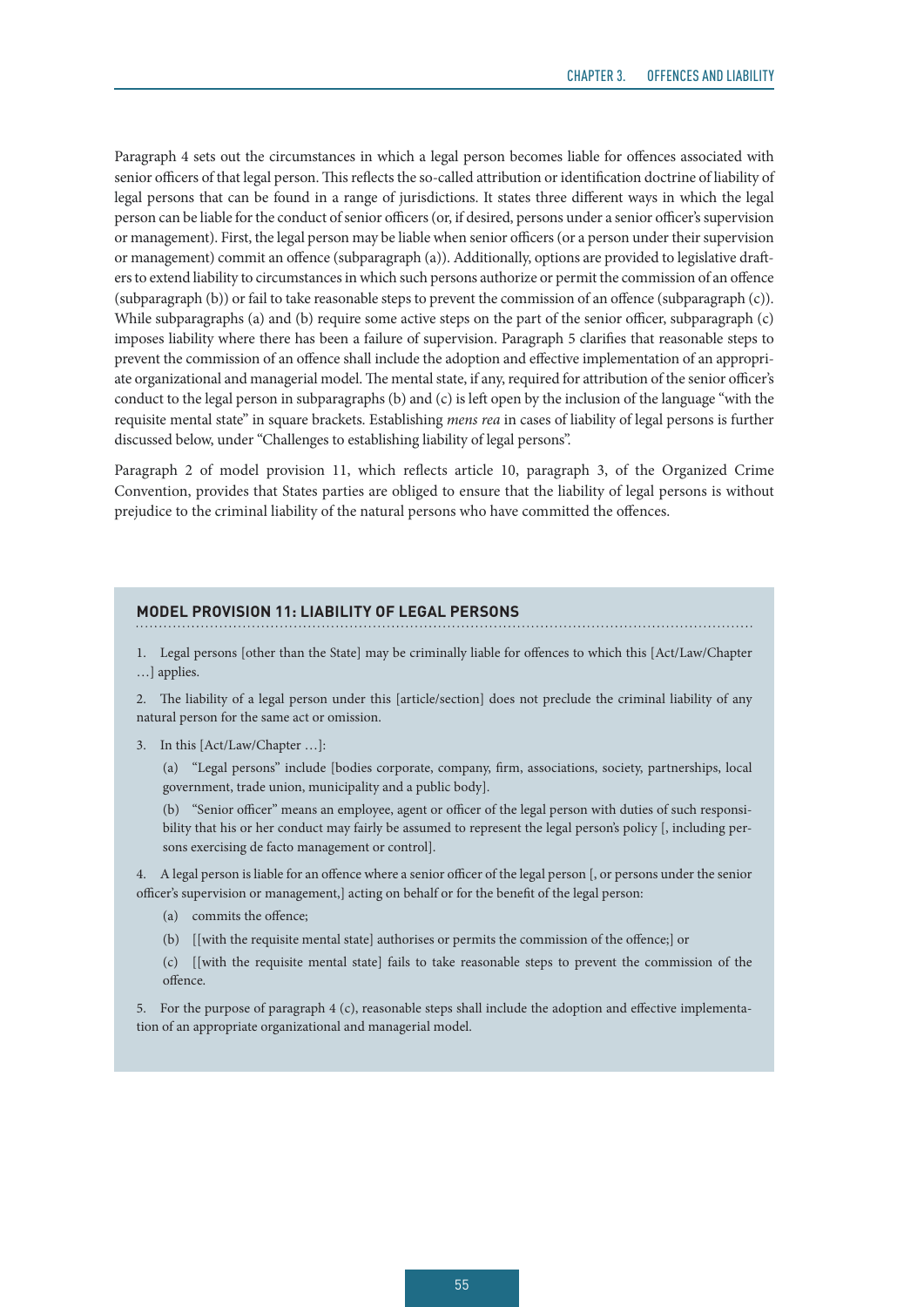Paragraph 4 sets out the circumstances in which a legal person becomes liable for offences associated with senior officers of that legal person. This reflects the so-called attribution or identification doctrine of liability of legal persons that can be found in a range of jurisdictions. It states three different ways in which the legal person can be liable for the conduct of senior officers (or, if desired, persons under a senior officer's supervision or management). First, the legal person may be liable when senior officers (or a person under their supervision or management) commit an offence (subparagraph (a)). Additionally, options are provided to legislative drafters to extend liability to circumstances in which such persons authorize or permit the commission of an offence (subparagraph (b)) or fail to take reasonable steps to prevent the commission of an offence (subparagraph (c)). While subparagraphs (a) and (b) require some active steps on the part of the senior officer, subparagraph (c) imposes liability where there has been a failure of supervision. Paragraph 5 clarifies that reasonable steps to prevent the commission of an offence shall include the adoption and effective implementation of an appropriate organizational and managerial model. The mental state, if any, required for attribution of the senior officer's conduct to the legal person in subparagraphs (b) and (c) is left open by the inclusion of the language "with the requisite mental state" in square brackets. Establishing *mens rea* in cases of liability of legal persons is further discussed below, under "Challenges to establishing liability of legal persons".

Paragraph 2 of model provision 11, which reflects article 10, paragraph 3, of the Organized Crime Convention, provides that States parties are obliged to ensure that the liability of legal persons is without prejudice to the criminal liability of the natural persons who have committed the offences.

### MODEL PROVISION 11: LIABILITY OF LEGAL PERSONS

1. Legal persons [other than the State] may be criminally liable for offences to which this [Act/Law/Chapter …] applies.

2. The liability of a legal person under this [article/section] does not preclude the criminal liability of any natural person for the same act or omission.

3. In this [Act/Law/Chapter …]:

   (a) "Legal persons" include [bodies corporate, company, firm, associations, society, partnerships, local government, trade union, municipality and a public body].

   (b) "Senior officer" means an employee, agent or officer of the legal person with duties of such responsibility that his or her conduct may fairly be assumed to represent the legal person's policy [, including persons exercising de facto management or control].

4. A legal person is liable for an offence where a senior officer of the legal person [, or persons under the senior officer's supervision or management,] acting on behalf or for the benefit of the legal person:

   (a) commits the offence;

   (b) [[with the requisite mental state] authorises or permits the commission of the offence;] or

   (c) [[with the requisite mental state] fails to take reasonable steps to prevent the commission of the offence.

5. For the purpose of paragraph 4 (c), reasonable steps shall include the adoption and effective implementation of an appropriate organizational and managerial model.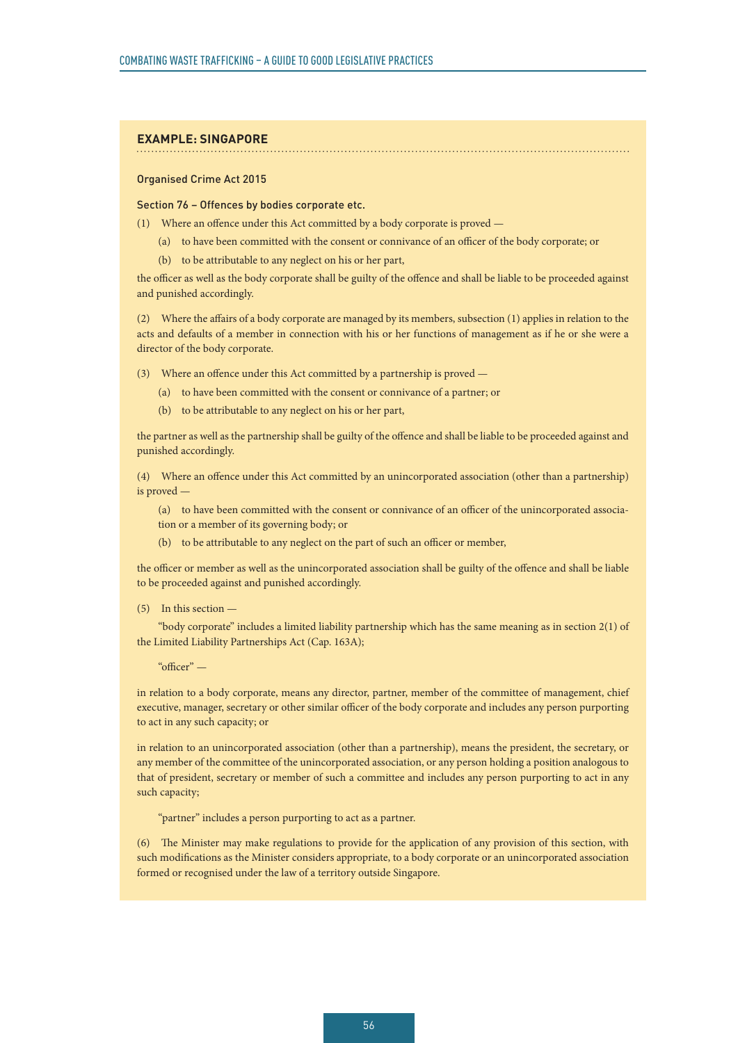### EXAMPLE: SINGAPORE

Organised Crime Act 2015

Section 76 – Offences by bodies corporate etc.

(1) Where an offence under this Act committed by a body corporate is proved —

(a) to have been committed with the consent or connivance of an officer of the body corporate; or

(b) to be attributable to any neglect on his or her part,

the officer as well as the body corporate shall be guilty of the offence and shall be liable to be proceeded against and punished accordingly.

(2) Where the affairs of a body corporate are managed by its members, subsection (1) applies in relation to the acts and defaults of a member in connection with his or her functions of management as if he or she were a director of the body corporate.

(3) Where an offence under this Act committed by a partnership is proved —

(a) to have been committed with the consent or connivance of a partner; or

(b) to be attributable to any neglect on his or her part,

the partner as well as the partnership shall be guilty of the offence and shall be liable to be proceeded against and punished accordingly.

(4) Where an offence under this Act committed by an unincorporated association (other than a partnership) is proved —

(a) to have been committed with the consent or connivance of an officer of the unincorporated association or a member of its governing body; or

(b) to be attributable to any neglect on the part of such an officer or member,

the officer or member as well as the unincorporated association shall be guilty of the offence and shall be liable to be proceeded against and punished accordingly.

(5) In this section —

"body corporate" includes a limited liability partnership which has the same meaning as in section 2(1) of the Limited Liability Partnerships Act (Cap. 163A);

"officer" —

in relation to a body corporate, means any director, partner, member of the committee of management, chief executive, manager, secretary or other similar officer of the body corporate and includes any person purporting to act in any such capacity; or

in relation to an unincorporated association (other than a partnership), means the president, the secretary, or any member of the committee of the unincorporated association, or any person holding a position analogous to that of president, secretary or member of such a committee and includes any person purporting to act in any such capacity;

"partner" includes a person purporting to act as a partner.

(6) The Minister may make regulations to provide for the application of any provision of this section, with such modifications as the Minister considers appropriate, to a body corporate or an unincorporated association formed or recognised under the law of a territory outside Singapore.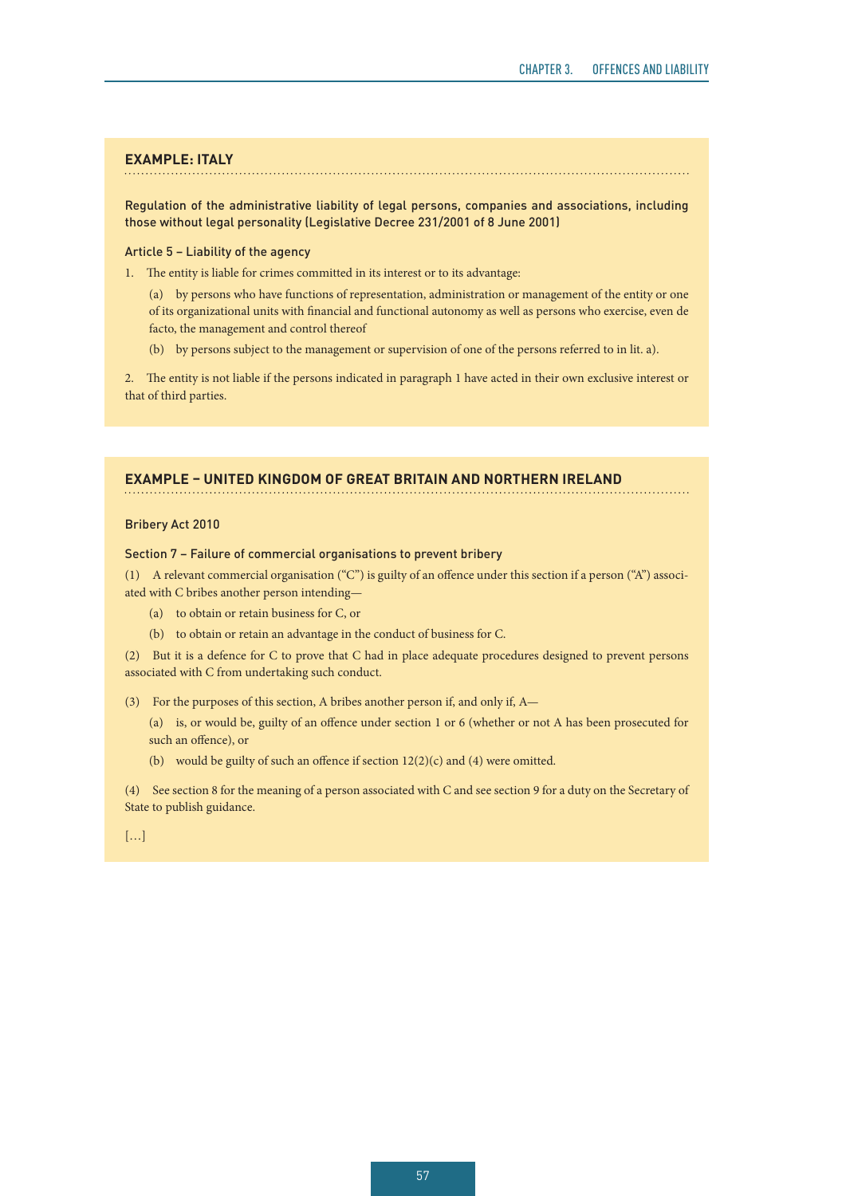### EXAMPLE: ITALY

**Regulation of the administrative liability of legal persons, companies and associations, including those without legal personality (Legislative Decree 231/2001 of 8 June 2001)**

**Article 5 – Liability of the agency**

1. The entity is liable for crimes committed in its interest or to its advantage:

   (a) by persons who have functions of representation, administration or management of the entity or one of its organizational units with financial and functional autonomy as well as persons who exercise, even de facto, the management and control thereof

   (b) by persons subject to the management or supervision of one of the persons referred to in lit. a).

2. The entity is not liable if the persons indicated in paragraph 1 have acted in their own exclusive interest or that of third parties.

### EXAMPLE – UNITED KINGDOM OF GREAT BRITAIN AND NORTHERN IRELAND

**Bribery Act 2010**

**Section 7 – Failure of commercial organisations to prevent bribery**

(1) A relevant commercial organisation ("C") is guilty of an offence under this section if a person ("A") associated with C bribes another person intending—

   (a) to obtain or retain business for C, or

   (b) to obtain or retain an advantage in the conduct of business for C.

(2) But it is a defence for C to prove that C had in place adequate procedures designed to prevent persons associated with C from undertaking such conduct.

(3) For the purposes of this section, A bribes another person if, and only if, A—

   (a) is, or would be, guilty of an offence under section 1 or 6 (whether or not A has been prosecuted for such an offence), or

   (b) would be guilty of such an offence if section 12(2)(c) and (4) were omitted.

(4) See section 8 for the meaning of a person associated with C and see section 9 for a duty on the Secretary of State to publish guidance.

[…]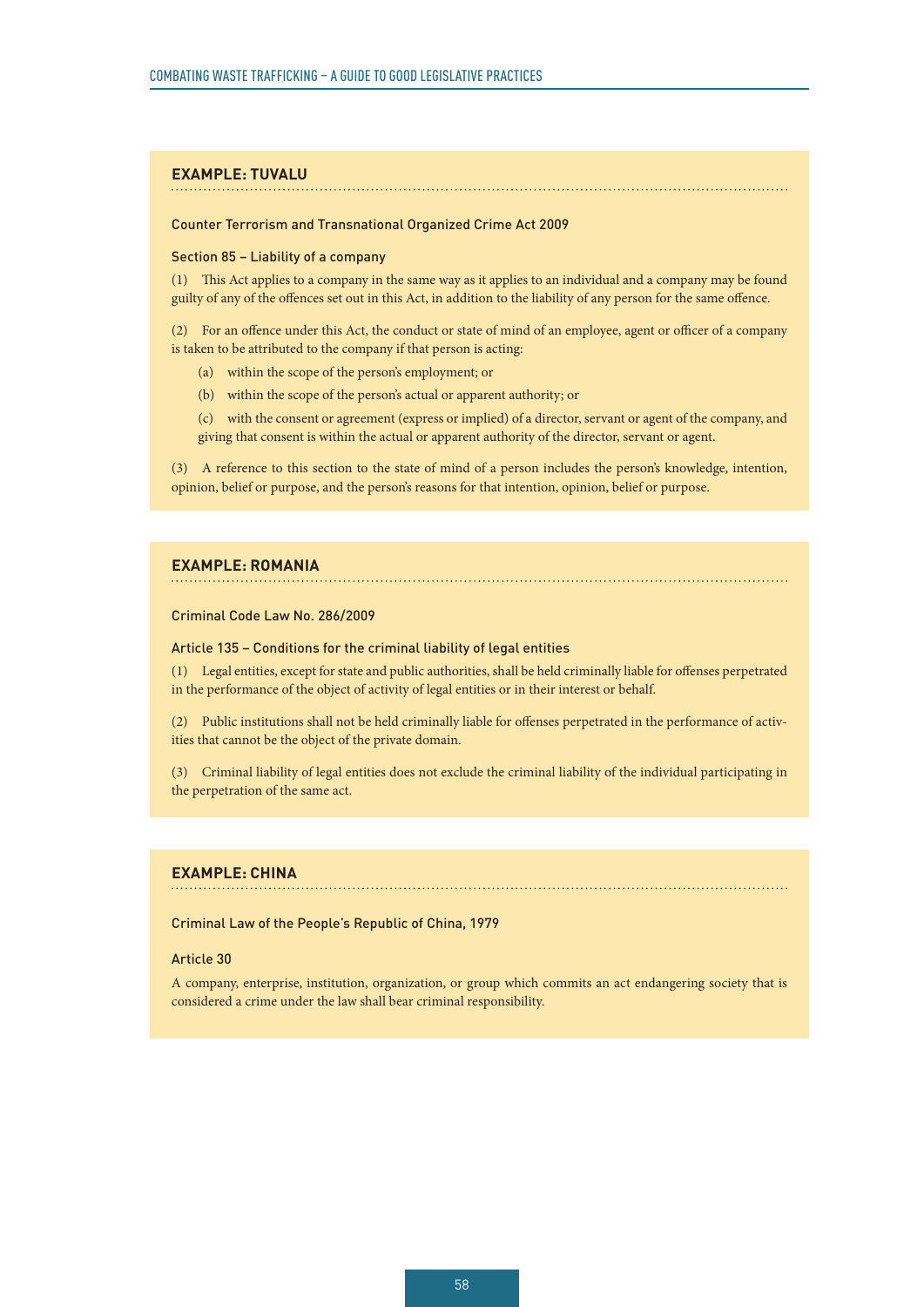### EXAMPLE: TUVALU

**Counter Terrorism and Transnational Organized Crime Act 2009**

**Section 85 – Liability of a company**

(1) This Act applies to a company in the same way as it applies to an individual and a company may be found guilty of any of the offences set out in this Act, in addition to the liability of any person for the same offence.

(2) For an offence under this Act, the conduct or state of mind of an employee, agent or officer of a company is taken to be attributed to the company if that person is acting:

- (a) within the scope of the person's employment; or
- (b) within the scope of the person's actual or apparent authority; or
- (c) with the consent or agreement (express or implied) of a director, servant or agent of the company, and giving that consent is within the actual or apparent authority of the director, servant or agent.

(3) A reference to this section to the state of mind of a person includes the person's knowledge, intention, opinion, belief or purpose, and the person's reasons for that intention, opinion, belief or purpose.

### EXAMPLE: ROMANIA

**Criminal Code Law No. 286/2009**

**Article 135 – Conditions for the criminal liability of legal entities**

(1) Legal entities, except for state and public authorities, shall be held criminally liable for offenses perpetrated in the performance of the object of activity of legal entities or in their interest or behalf.

(2) Public institutions shall not be held criminally liable for offenses perpetrated in the performance of activities that cannot be the object of the private domain.

(3) Criminal liability of legal entities does not exclude the criminal liability of the individual participating in the perpetration of the same act.

### EXAMPLE: CHINA

**Criminal Law of the People's Republic of China, 1979**

**Article 30**

A company, enterprise, institution, organization, or group which commits an act endangering society that is considered a crime under the law shall bear criminal responsibility.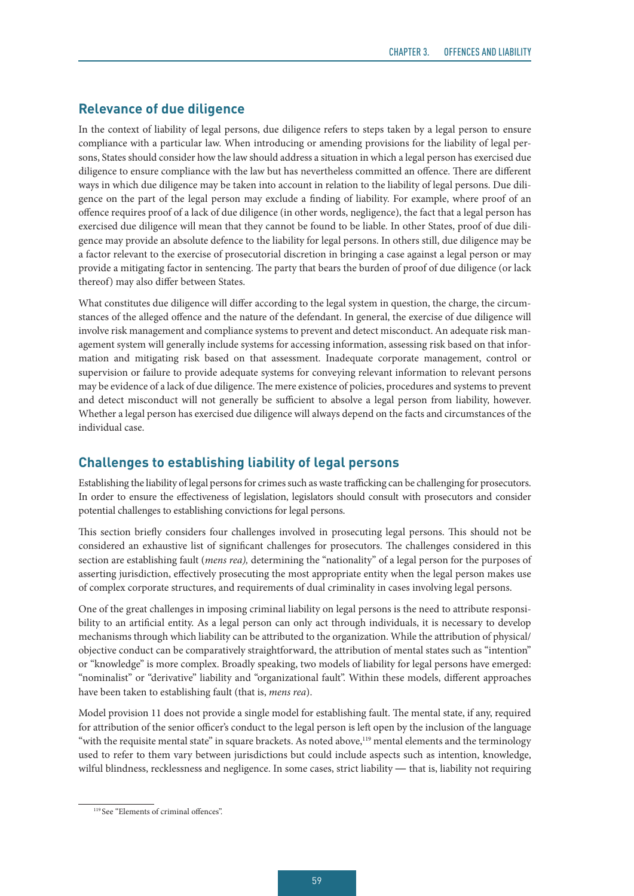## Relevance of due diligence

In the context of liability of legal persons, due diligence refers to steps taken by a legal person to ensure compliance with a particular law. When introducing or amending provisions for the liability of legal persons, States should consider how the law should address a situation in which a legal person has exercised due diligence to ensure compliance with the law but has nevertheless committed an offence. There are different ways in which due diligence may be taken into account in relation to the liability of legal persons. Due diligence on the part of the legal person may exclude a finding of liability. For example, where proof of an offence requires proof of a lack of due diligence (in other words, negligence), the fact that a legal person has exercised due diligence will mean that they cannot be found to be liable. In other States, proof of due diligence may provide an absolute defence to the liability for legal persons. In others still, due diligence may be a factor relevant to the exercise of prosecutorial discretion in bringing a case against a legal person or may provide a mitigating factor in sentencing. The party that bears the burden of proof of due diligence (or lack thereof) may also differ between States.

What constitutes due diligence will differ according to the legal system in question, the charge, the circumstances of the alleged offence and the nature of the defendant. In general, the exercise of due diligence will involve risk management and compliance systems to prevent and detect misconduct. An adequate risk management system will generally include systems for accessing information, assessing risk based on that information and mitigating risk based on that assessment. Inadequate corporate management, control or supervision or failure to provide adequate systems for conveying relevant information to relevant persons may be evidence of a lack of due diligence. The mere existence of policies, procedures and systems to prevent and detect misconduct will not generally be sufficient to absolve a legal person from liability, however. Whether a legal person has exercised due diligence will always depend on the facts and circumstances of the individual case.

## Challenges to establishing liability of legal persons

Establishing the liability of legal persons for crimes such as waste trafficking can be challenging for prosecutors. In order to ensure the effectiveness of legislation, legislators should consult with prosecutors and consider potential challenges to establishing convictions for legal persons.

This section briefly considers four challenges involved in prosecuting legal persons. This should not be considered an exhaustive list of significant challenges for prosecutors. The challenges considered in this section are establishing fault (*mens rea),* determining the "nationality" of a legal person for the purposes of asserting jurisdiction, effectively prosecuting the most appropriate entity when the legal person makes use of complex corporate structures, and requirements of dual criminality in cases involving legal persons.

One of the great challenges in imposing criminal liability on legal persons is the need to attribute responsibility to an artificial entity. As a legal person can only act through individuals, it is necessary to develop mechanisms through which liability can be attributed to the organization. While the attribution of physical/objective conduct can be comparatively straightforward, the attribution of mental states such as "intention" or "knowledge" is more complex. Broadly speaking, two models of liability for legal persons have emerged: "nominalist" or "derivative" liability and "organizational fault". Within these models, different approaches have been taken to establishing fault (that is, *mens rea*).

Model provision 11 does not provide a single model for establishing fault. The mental state, if any, required for attribution of the senior officer's conduct to the legal person is left open by the inclusion of the language "with the requisite mental state" in square brackets. As noted above,[119] mental elements and the terminology used to refer to them vary between jurisdictions but could include aspects such as intention, knowledge, wilful blindness, recklessness and negligence. In some cases, strict liability — that is, liability not requiring

[119] See "Elements of criminal offences".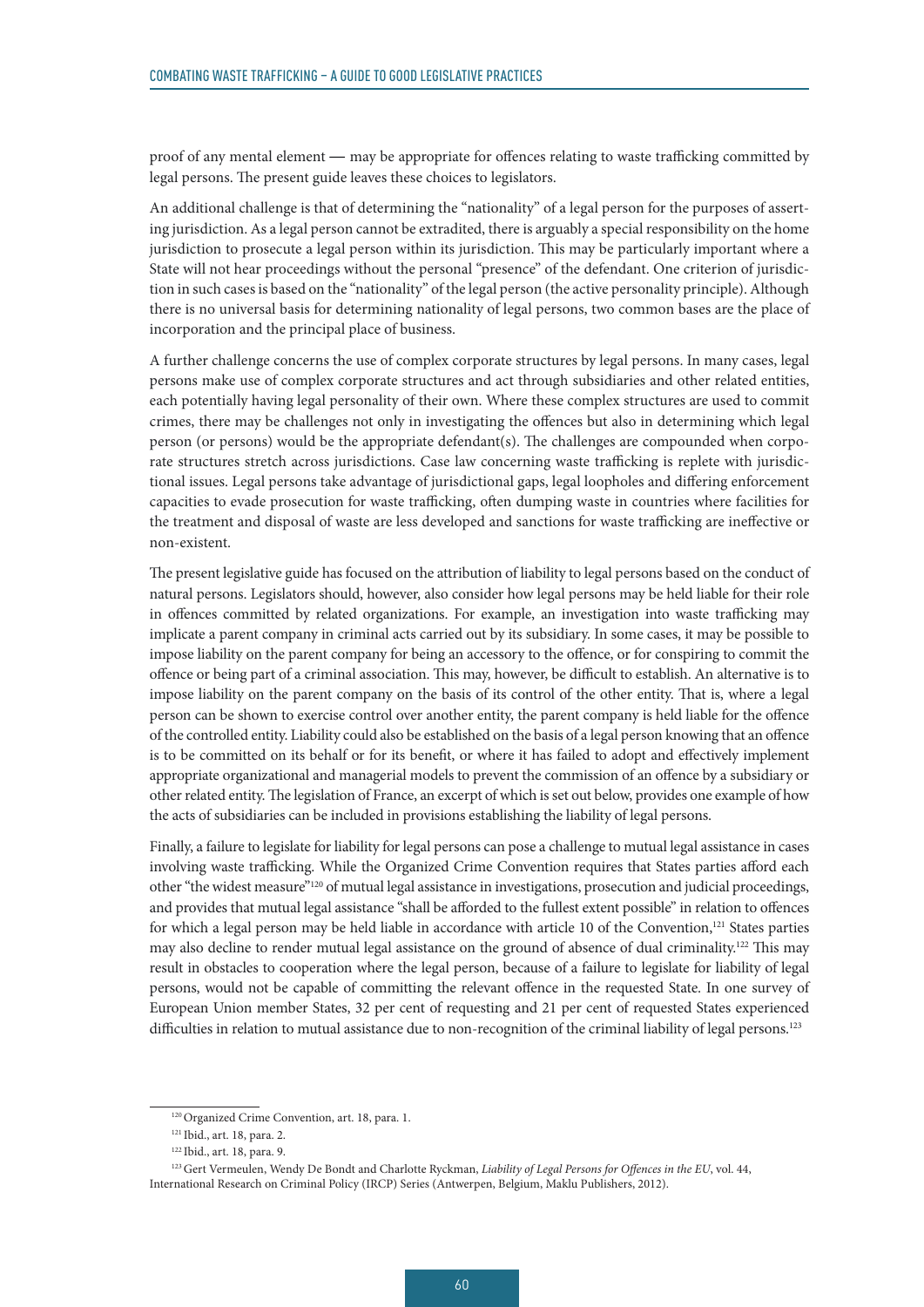proof of any mental element — may be appropriate for offences relating to waste trafficking committed by legal persons. The present guide leaves these choices to legislators.

An additional challenge is that of determining the "nationality" of a legal person for the purposes of asserting jurisdiction. As a legal person cannot be extradited, there is arguably a special responsibility on the home jurisdiction to prosecute a legal person within its jurisdiction. This may be particularly important where a State will not hear proceedings without the personal "presence" of the defendant. One criterion of jurisdiction in such cases is based on the "nationality" of the legal person (the active personality principle). Although there is no universal basis for determining nationality of legal persons, two common bases are the place of incorporation and the principal place of business.

A further challenge concerns the use of complex corporate structures by legal persons. In many cases, legal persons make use of complex corporate structures and act through subsidiaries and other related entities, each potentially having legal personality of their own. Where these complex structures are used to commit crimes, there may be challenges not only in investigating the offences but also in determining which legal person (or persons) would be the appropriate defendant(s). The challenges are compounded when corporate structures stretch across jurisdictions. Case law concerning waste trafficking is replete with jurisdictional issues. Legal persons take advantage of jurisdictional gaps, legal loopholes and differing enforcement capacities to evade prosecution for waste trafficking, often dumping waste in countries where facilities for the treatment and disposal of waste are less developed and sanctions for waste trafficking are ineffective or non-existent.

The present legislative guide has focused on the attribution of liability to legal persons based on the conduct of natural persons. Legislators should, however, also consider how legal persons may be held liable for their role in offences committed by related organizations. For example, an investigation into waste trafficking may implicate a parent company in criminal acts carried out by its subsidiary. In some cases, it may be possible to impose liability on the parent company for being an accessory to the offence, or for conspiring to commit the offence or being part of a criminal association. This may, however, be difficult to establish. An alternative is to impose liability on the parent company on the basis of its control of the other entity. That is, where a legal person can be shown to exercise control over another entity, the parent company is held liable for the offence of the controlled entity. Liability could also be established on the basis of a legal person knowing that an offence is to be committed on its behalf or for its benefit, or where it has failed to adopt and effectively implement appropriate organizational and managerial models to prevent the commission of an offence by a subsidiary or other related entity. The legislation of France, an excerpt of which is set out below, provides one example of how the acts of subsidiaries can be included in provisions establishing the liability of legal persons.

Finally, a failure to legislate for liability for legal persons can pose a challenge to mutual legal assistance in cases involving waste trafficking. While the Organized Crime Convention requires that States parties afford each other "the widest measure"[120] of mutual legal assistance in investigations, prosecution and judicial proceedings, and provides that mutual legal assistance "shall be afforded to the fullest extent possible" in relation to offences for which a legal person may be held liable in accordance with article 10 of the Convention,[121] States parties may also decline to render mutual legal assistance on the ground of absence of dual criminality.[122] This may result in obstacles to cooperation where the legal person, because of a failure to legislate for liability of legal persons, would not be capable of committing the relevant offence in the requested State. In one survey of European Union member States, 32 per cent of requesting and 21 per cent of requested States experienced difficulties in relation to mutual assistance due to non-recognition of the criminal liability of legal persons.[123]

---

[120] Organized Crime Convention, art. 18, para. 1.

[121] Ibid., art. 18, para. 2.

[122] Ibid., art. 18, para. 9.

[123] Gert Vermeulen, Wendy De Bondt and Charlotte Ryckman, *Liability of Legal Persons for Offences in the EU*, vol. 44, International Research on Criminal Policy (IRCP) Series (Antwerpen, Belgium, Maklu Publishers, 2012).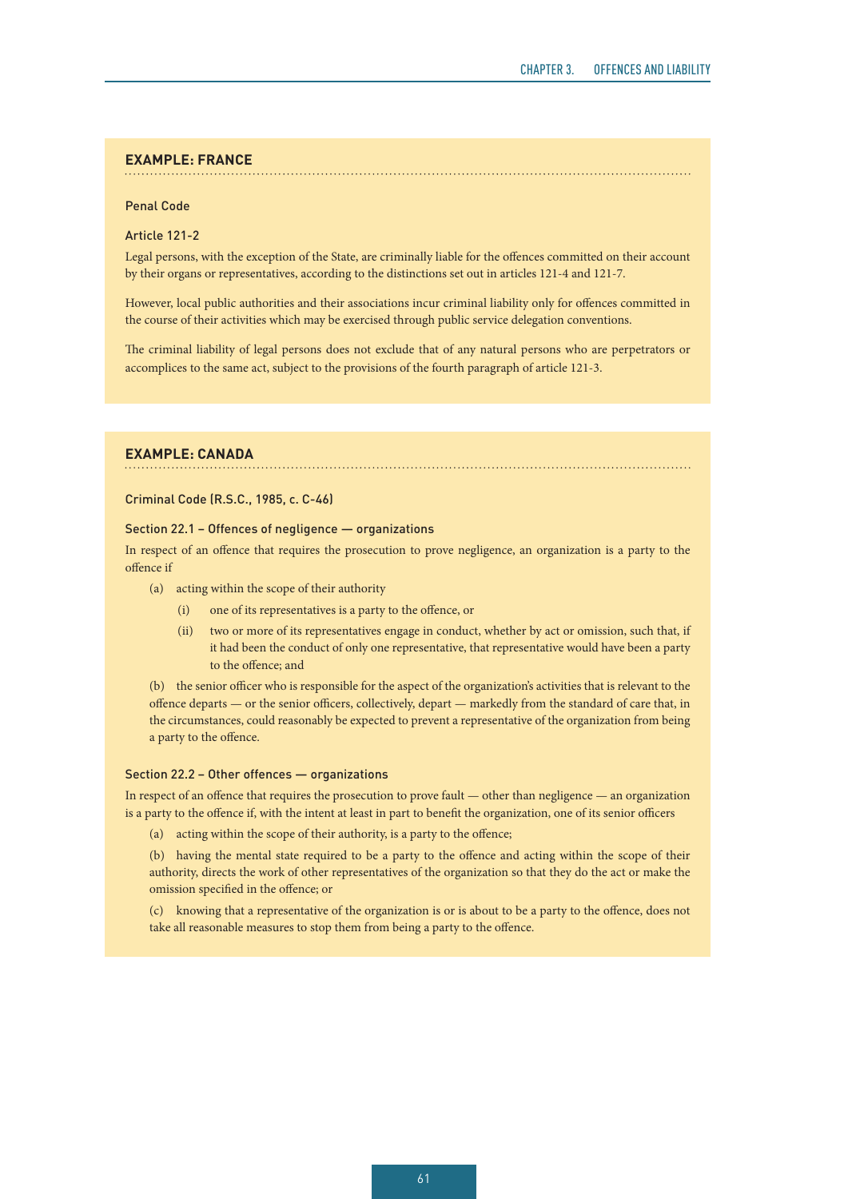### EXAMPLE: FRANCE

**Penal Code**

**Article 121-2**

Legal persons, with the exception of the State, are criminally liable for the offences committed on their account by their organs or representatives, according to the distinctions set out in articles 121-4 and 121-7.

However, local public authorities and their associations incur criminal liability only for offences committed in the course of their activities which may be exercised through public service delegation conventions.

The criminal liability of legal persons does not exclude that of any natural persons who are perpetrators or accomplices to the same act, subject to the provisions of the fourth paragraph of article 121-3.

### EXAMPLE: CANADA

**Criminal Code (R.S.C., 1985, c. C-46)**

**Section 22.1 – Offences of negligence — organizations**

In respect of an offence that requires the prosecution to prove negligence, an organization is a party to the offence if

(a) acting within the scope of their authority

- (i) one of its representatives is a party to the offence, or
- (ii) two or more of its representatives engage in conduct, whether by act or omission, such that, if it had been the conduct of only one representative, that representative would have been a party to the offence; and

(b) the senior officer who is responsible for the aspect of the organization's activities that is relevant to the offence departs — or the senior officers, collectively, depart — markedly from the standard of care that, in the circumstances, could reasonably be expected to prevent a representative of the organization from being a party to the offence.

**Section 22.2 – Other offences — organizations**

In respect of an offence that requires the prosecution to prove fault — other than negligence — an organization is a party to the offence if, with the intent at least in part to benefit the organization, one of its senior officers

(a) acting within the scope of their authority, is a party to the offence;

(b) having the mental state required to be a party to the offence and acting within the scope of their authority, directs the work of other representatives of the organization so that they do the act or make the omission specified in the offence; or

(c) knowing that a representative of the organization is or is about to be a party to the offence, does not take all reasonable measures to stop them from being a party to the offence.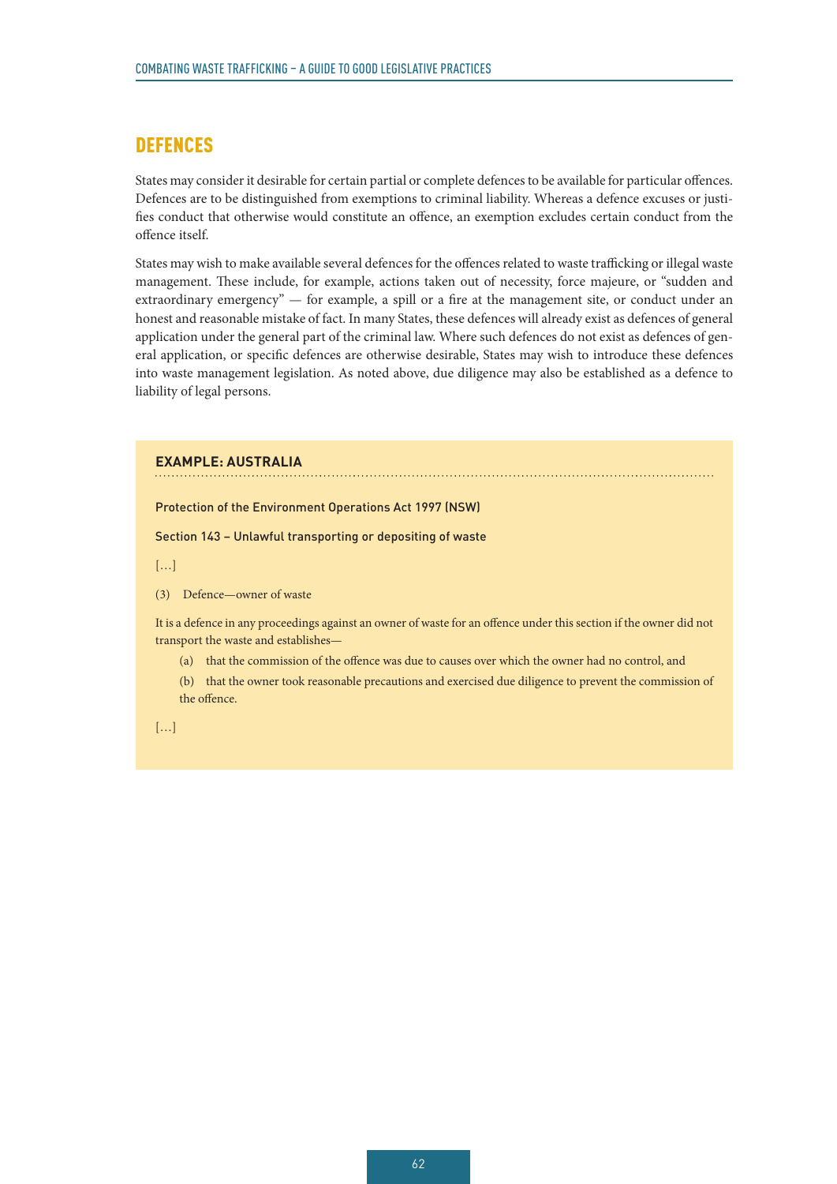## DEFENCES

States may consider it desirable for certain partial or complete defences to be available for particular offences. Defences are to be distinguished from exemptions to criminal liability. Whereas a defence excuses or justifies conduct that otherwise would constitute an offence, an exemption excludes certain conduct from the offence itself.

States may wish to make available several defences for the offences related to waste trafficking or illegal waste management. These include, for example, actions taken out of necessity, force majeure, or "sudden and extraordinary emergency" — for example, a spill or a fire at the management site, or conduct under an honest and reasonable mistake of fact. In many States, these defences will already exist as defences of general application under the general part of the criminal law. Where such defences do not exist as defences of general application, or specific defences are otherwise desirable, States may wish to introduce these defences into waste management legislation. As noted above, due diligence may also be established as a defence to liability of legal persons.

### EXAMPLE: AUSTRALIA

Protection of the Environment Operations Act 1997 (NSW)

Section 143 – Unlawful transporting or depositing of waste

[…]

(3) Defence—owner of waste

It is a defence in any proceedings against an owner of waste for an offence under this section if the owner did not transport the waste and establishes—

(a) that the commission of the offence was due to causes over which the owner had no control, and

(b) that the owner took reasonable precautions and exercised due diligence to prevent the commission of the offence.

[…]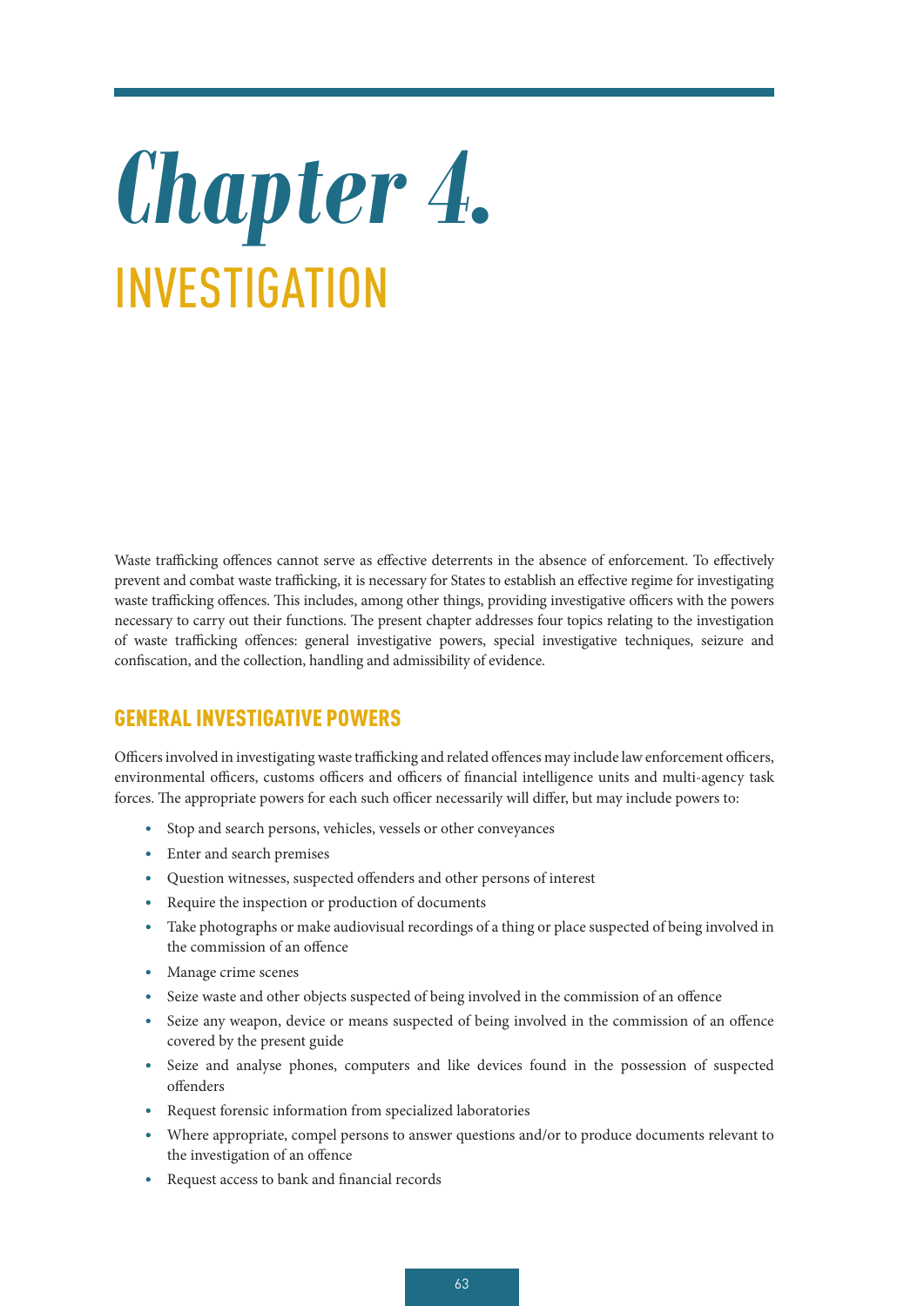# Chapter 4.
# INVESTIGATION

Waste trafficking offences cannot serve as effective deterrents in the absence of enforcement. To effectively prevent and combat waste trafficking, it is necessary for States to establish an effective regime for investigating waste trafficking offences. This includes, among other things, providing investigative officers with the powers necessary to carry out their functions. The present chapter addresses four topics relating to the investigation of waste trafficking offences: general investigative powers, special investigative techniques, seizure and confiscation, and the collection, handling and admissibility of evidence.

## GENERAL INVESTIGATIVE POWERS

Officers involved in investigating waste trafficking and related offences may include law enforcement officers, environmental officers, customs officers and officers of financial intelligence units and multi-agency task forces. The appropriate powers for each such officer necessarily will differ, but may include powers to:

- Stop and search persons, vehicles, vessels or other conveyances
- Enter and search premises
- Question witnesses, suspected offenders and other persons of interest
- Require the inspection or production of documents
- Take photographs or make audiovisual recordings of a thing or place suspected of being involved in the commission of an offence
- Manage crime scenes
- Seize waste and other objects suspected of being involved in the commission of an offence
- Seize any weapon, device or means suspected of being involved in the commission of an offence covered by the present guide
- Seize and analyse phones, computers and like devices found in the possession of suspected offenders
- Request forensic information from specialized laboratories
- Where appropriate, compel persons to answer questions and/or to produce documents relevant to the investigation of an offence
- Request access to bank and financial records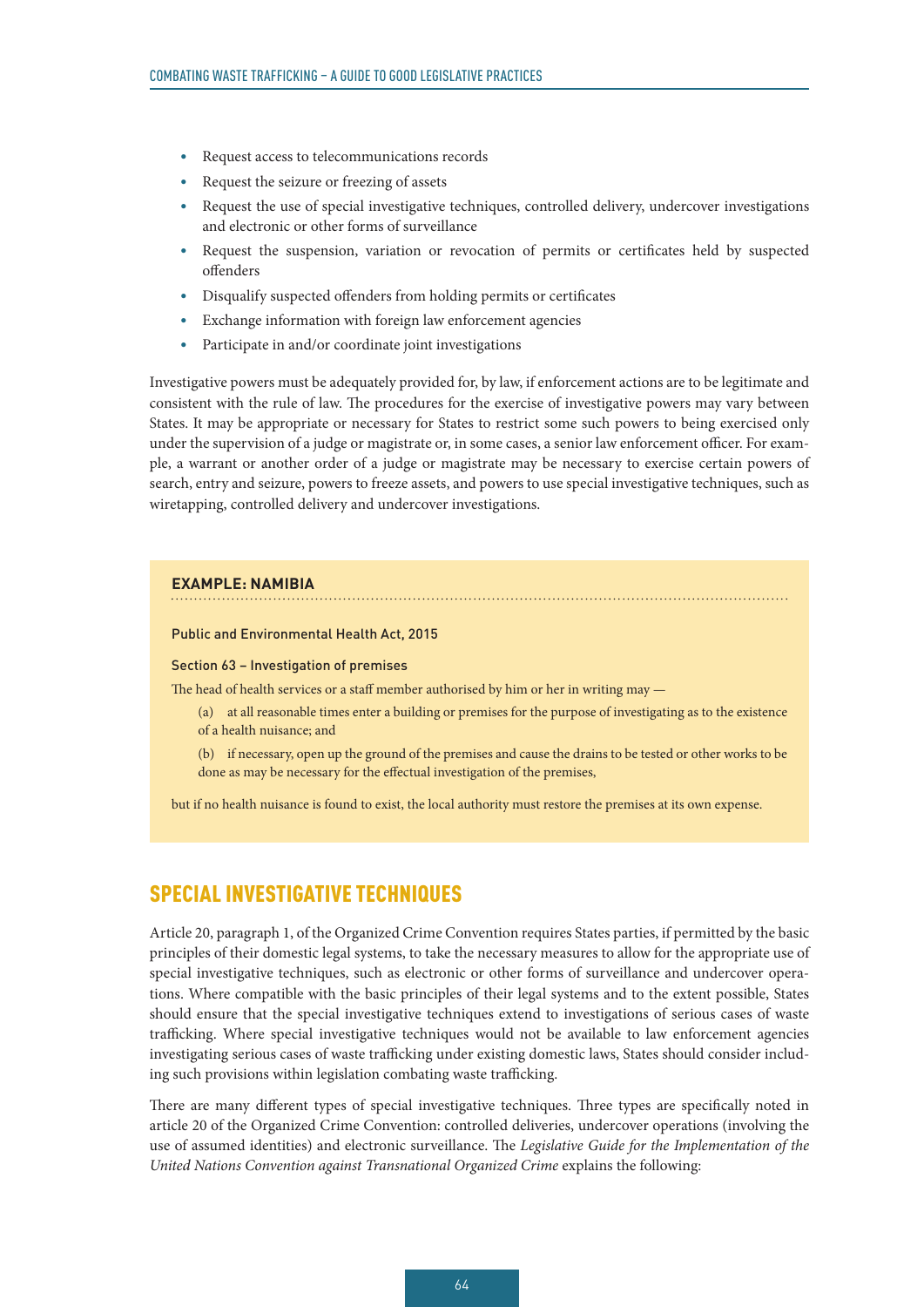- Request access to telecommunications records
- Request the seizure or freezing of assets
- Request the use of special investigative techniques, controlled delivery, undercover investigations and electronic or other forms of surveillance
- Request the suspension, variation or revocation of permits or certificates held by suspected offenders
- Disqualify suspected offenders from holding permits or certificates
- Exchange information with foreign law enforcement agencies
- Participate in and/or coordinate joint investigations

Investigative powers must be adequately provided for, by law, if enforcement actions are to be legitimate and consistent with the rule of law. The procedures for the exercise of investigative powers may vary between States. It may be appropriate or necessary for States to restrict some such powers to being exercised only under the supervision of a judge or magistrate or, in some cases, a senior law enforcement officer. For example, a warrant or another order of a judge or magistrate may be necessary to exercise certain powers of search, entry and seizure, powers to freeze assets, and powers to use special investigative techniques, such as wiretapping, controlled delivery and undercover investigations.

**EXAMPLE: NAMIBIA**

Public and Environmental Health Act, 2015

Section 63 – Investigation of premises

The head of health services or a staff member authorised by him or her in writing may —

(a) at all reasonable times enter a building or premises for the purpose of investigating as to the existence of a health nuisance; and

(b) if necessary, open up the ground of the premises and cause the drains to be tested or other works to be done as may be necessary for the effectual investigation of the premises,

but if no health nuisance is found to exist, the local authority must restore the premises at its own expense.

## SPECIAL INVESTIGATIVE TECHNIQUES

Article 20, paragraph 1, of the Organized Crime Convention requires States parties, if permitted by the basic principles of their domestic legal systems, to take the necessary measures to allow for the appropriate use of special investigative techniques, such as electronic or other forms of surveillance and undercover operations. Where compatible with the basic principles of their legal systems and to the extent possible, States should ensure that the special investigative techniques extend to investigations of serious cases of waste trafficking. Where special investigative techniques would not be available to law enforcement agencies investigating serious cases of waste trafficking under existing domestic laws, States should consider including such provisions within legislation combating waste trafficking.

There are many different types of special investigative techniques. Three types are specifically noted in article 20 of the Organized Crime Convention: controlled deliveries, undercover operations (involving the use of assumed identities) and electronic surveillance. The *Legislative Guide for the Implementation of the United Nations Convention against Transnational Organized Crime* explains the following: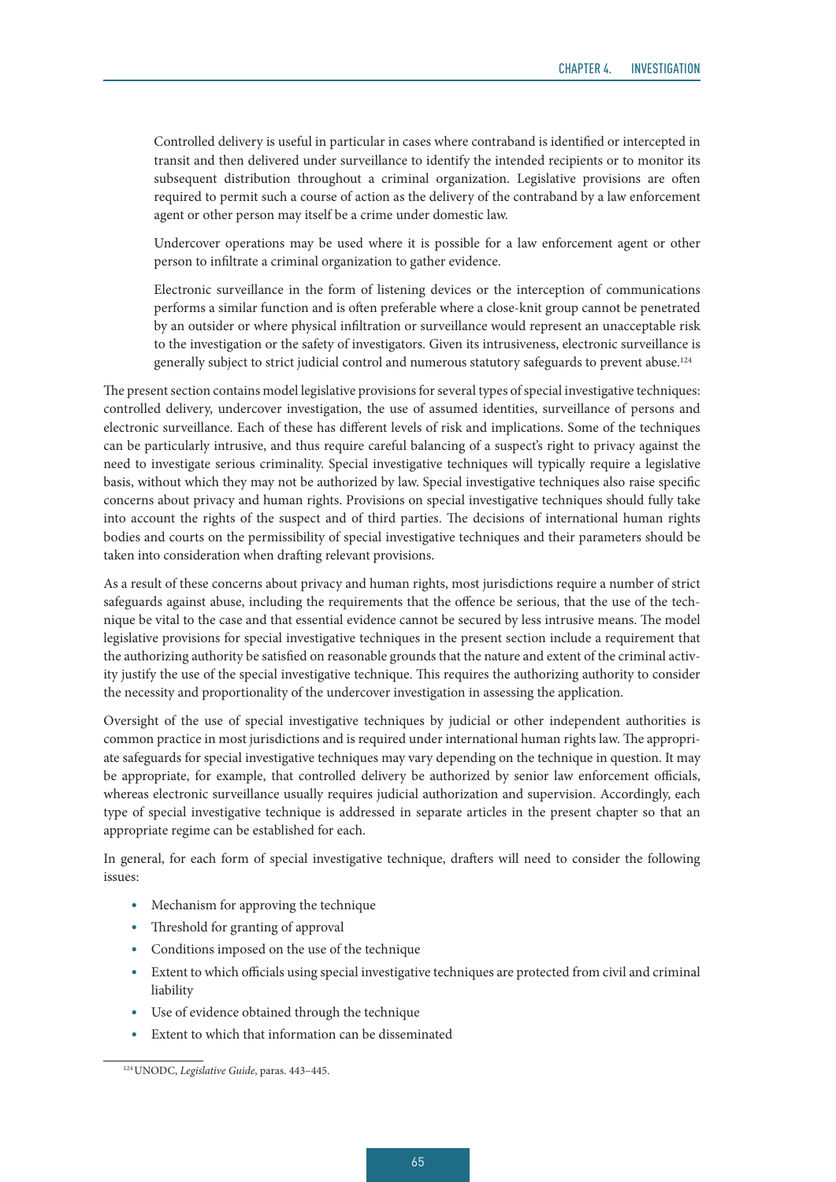> Controlled delivery is useful in particular in cases where contraband is identified or intercepted in transit and then delivered under surveillance to identify the intended recipients or to monitor its subsequent distribution throughout a criminal organization. Legislative provisions are often required to permit such a course of action as the delivery of the contraband by a law enforcement agent or other person may itself be a crime under domestic law.
>
> Undercover operations may be used where it is possible for a law enforcement agent or other person to infiltrate a criminal organization to gather evidence.
>
> Electronic surveillance in the form of listening devices or the interception of communications performs a similar function and is often preferable where a close-knit group cannot be penetrated by an outsider or where physical infiltration or surveillance would represent an unacceptable risk to the investigation or the safety of investigators. Given its intrusiveness, electronic surveillance is generally subject to strict judicial control and numerous statutory safeguards to prevent abuse.[124]

The present section contains model legislative provisions for several types of special investigative techniques: controlled delivery, undercover investigation, the use of assumed identities, surveillance of persons and electronic surveillance. Each of these has different levels of risk and implications. Some of the techniques can be particularly intrusive, and thus require careful balancing of a suspect's right to privacy against the need to investigate serious criminality. Special investigative techniques will typically require a legislative basis, without which they may not be authorized by law. Special investigative techniques also raise specific concerns about privacy and human rights. Provisions on special investigative techniques should fully take into account the rights of the suspect and of third parties. The decisions of international human rights bodies and courts on the permissibility of special investigative techniques and their parameters should be taken into consideration when drafting relevant provisions.

As a result of these concerns about privacy and human rights, most jurisdictions require a number of strict safeguards against abuse, including the requirements that the offence be serious, that the use of the technique be vital to the case and that essential evidence cannot be secured by less intrusive means. The model legislative provisions for special investigative techniques in the present section include a requirement that the authorizing authority be satisfied on reasonable grounds that the nature and extent of the criminal activity justify the use of the special investigative technique. This requires the authorizing authority to consider the necessity and proportionality of the undercover investigation in assessing the application.

Oversight of the use of special investigative techniques by judicial or other independent authorities is common practice in most jurisdictions and is required under international human rights law. The appropriate safeguards for special investigative techniques may vary depending on the technique in question. It may be appropriate, for example, that controlled delivery be authorized by senior law enforcement officials, whereas electronic surveillance usually requires judicial authorization and supervision. Accordingly, each type of special investigative technique is addressed in separate articles in the present chapter so that an appropriate regime can be established for each.

In general, for each form of special investigative technique, drafters will need to consider the following issues:

- Mechanism for approving the technique
- Threshold for granting of approval
- Conditions imposed on the use of the technique
- Extent to which officials using special investigative techniques are protected from civil and criminal liability
- Use of evidence obtained through the technique
- Extent to which that information can be disseminated

[124] UNODC, *Legislative Guide*, paras. 443–445.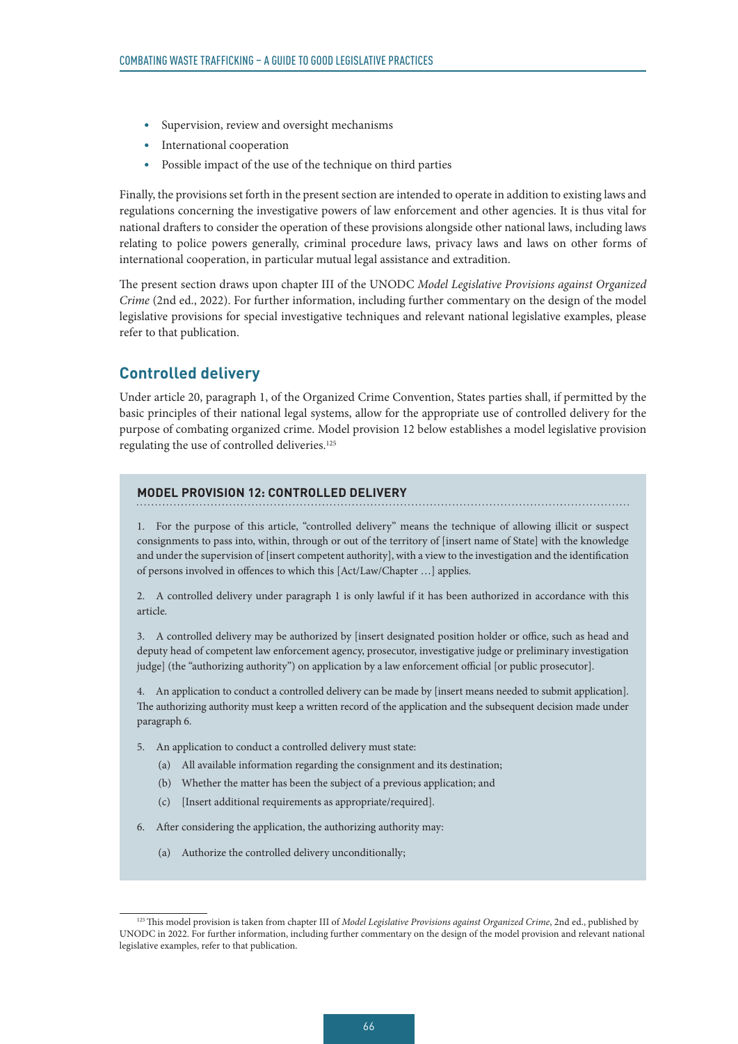- Supervision, review and oversight mechanisms
- International cooperation
- Possible impact of the use of the technique on third parties

Finally, the provisions set forth in the present section are intended to operate in addition to existing laws and regulations concerning the investigative powers of law enforcement and other agencies. It is thus vital for national drafters to consider the operation of these provisions alongside other national laws, including laws relating to police powers generally, criminal procedure laws, privacy laws and laws on other forms of international cooperation, in particular mutual legal assistance and extradition.

The present section draws upon chapter III of the UNODC *Model Legislative Provisions against Organized Crime* (2nd ed., 2022). For further information, including further commentary on the design of the model legislative provisions for special investigative techniques and relevant national legislative examples, please refer to that publication.

## Controlled delivery

Under article 20, paragraph 1, of the Organized Crime Convention, States parties shall, if permitted by the basic principles of their national legal systems, allow for the appropriate use of controlled delivery for the purpose of combating organized crime. Model provision 12 below establishes a model legislative provision regulating the use of controlled deliveries.[125]

### MODEL PROVISION 12: CONTROLLED DELIVERY

1. For the purpose of this article, "controlled delivery" means the technique of allowing illicit or suspect consignments to pass into, within, through or out of the territory of [insert name of State] with the knowledge and under the supervision of [insert competent authority], with a view to the investigation and the identification of persons involved in offences to which this [Act/Law/Chapter …] applies.

2. A controlled delivery under paragraph 1 is only lawful if it has been authorized in accordance with this article.

3. A controlled delivery may be authorized by [insert designated position holder or office, such as head and deputy head of competent law enforcement agency, prosecutor, investigative judge or preliminary investigation judge] (the "authorizing authority") on application by a law enforcement official [or public prosecutor].

4. An application to conduct a controlled delivery can be made by [insert means needed to submit application]. The authorizing authority must keep a written record of the application and the subsequent decision made under paragraph 6.

5. An application to conduct a controlled delivery must state:
   (a) All available information regarding the consignment and its destination;
   (b) Whether the matter has been the subject of a previous application; and
   (c) [Insert additional requirements as appropriate/required].

6. After considering the application, the authorizing authority may:
   (a) Authorize the controlled delivery unconditionally;

[125] This model provision is taken from chapter III of *Model Legislative Provisions against Organized Crime*, 2nd ed., published by UNODC in 2022. For further information, including further commentary on the design of the model provision and relevant national legislative examples, refer to that publication.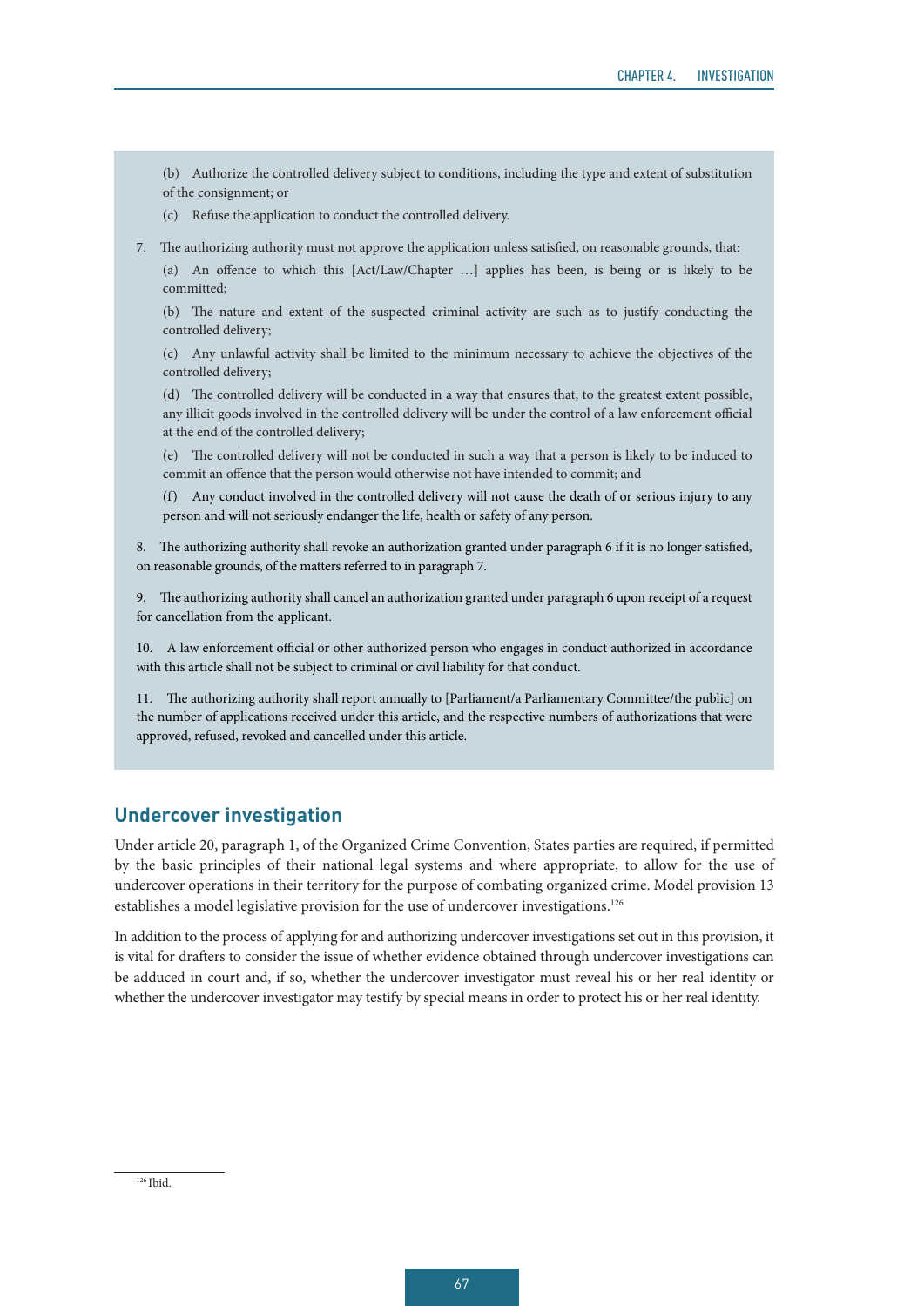(b) Authorize the controlled delivery subject to conditions, including the type and extent of substitution of the consignment; or

(c) Refuse the application to conduct the controlled delivery.

7. The authorizing authority must not approve the application unless satisfied, on reasonable grounds, that:

(a) An offence to which this [Act/Law/Chapter …] applies has been, is being or is likely to be committed;

(b) The nature and extent of the suspected criminal activity are such as to justify conducting the controlled delivery;

(c) Any unlawful activity shall be limited to the minimum necessary to achieve the objectives of the controlled delivery;

(d) The controlled delivery will be conducted in a way that ensures that, to the greatest extent possible, any illicit goods involved in the controlled delivery will be under the control of a law enforcement official at the end of the controlled delivery;

(e) The controlled delivery will not be conducted in such a way that a person is likely to be induced to commit an offence that the person would otherwise not have intended to commit; and

(f) Any conduct involved in the controlled delivery will not cause the death of or serious injury to any person and will not seriously endanger the life, health or safety of any person.

8. The authorizing authority shall revoke an authorization granted under paragraph 6 if it is no longer satisfied, on reasonable grounds, of the matters referred to in paragraph 7.

9. The authorizing authority shall cancel an authorization granted under paragraph 6 upon receipt of a request for cancellation from the applicant.

10. A law enforcement official or other authorized person who engages in conduct authorized in accordance with this article shall not be subject to criminal or civil liability for that conduct.

11. The authorizing authority shall report annually to [Parliament/a Parliamentary Committee/the public] on the number of applications received under this article, and the respective numbers of authorizations that were approved, refused, revoked and cancelled under this article.

## Undercover investigation

Under article 20, paragraph 1, of the Organized Crime Convention, States parties are required, if permitted by the basic principles of their national legal systems and where appropriate, to allow for the use of undercover operations in their territory for the purpose of combating organized crime. Model provision 13 establishes a model legislative provision for the use of undercover investigations.[126]

In addition to the process of applying for and authorizing undercover investigations set out in this provision, it is vital for drafters to consider the issue of whether evidence obtained through undercover investigations can be adduced in court and, if so, whether the undercover investigator must reveal his or her real identity or whether the undercover investigator may testify by special means in order to protect his or her real identity.

[126] Ibid.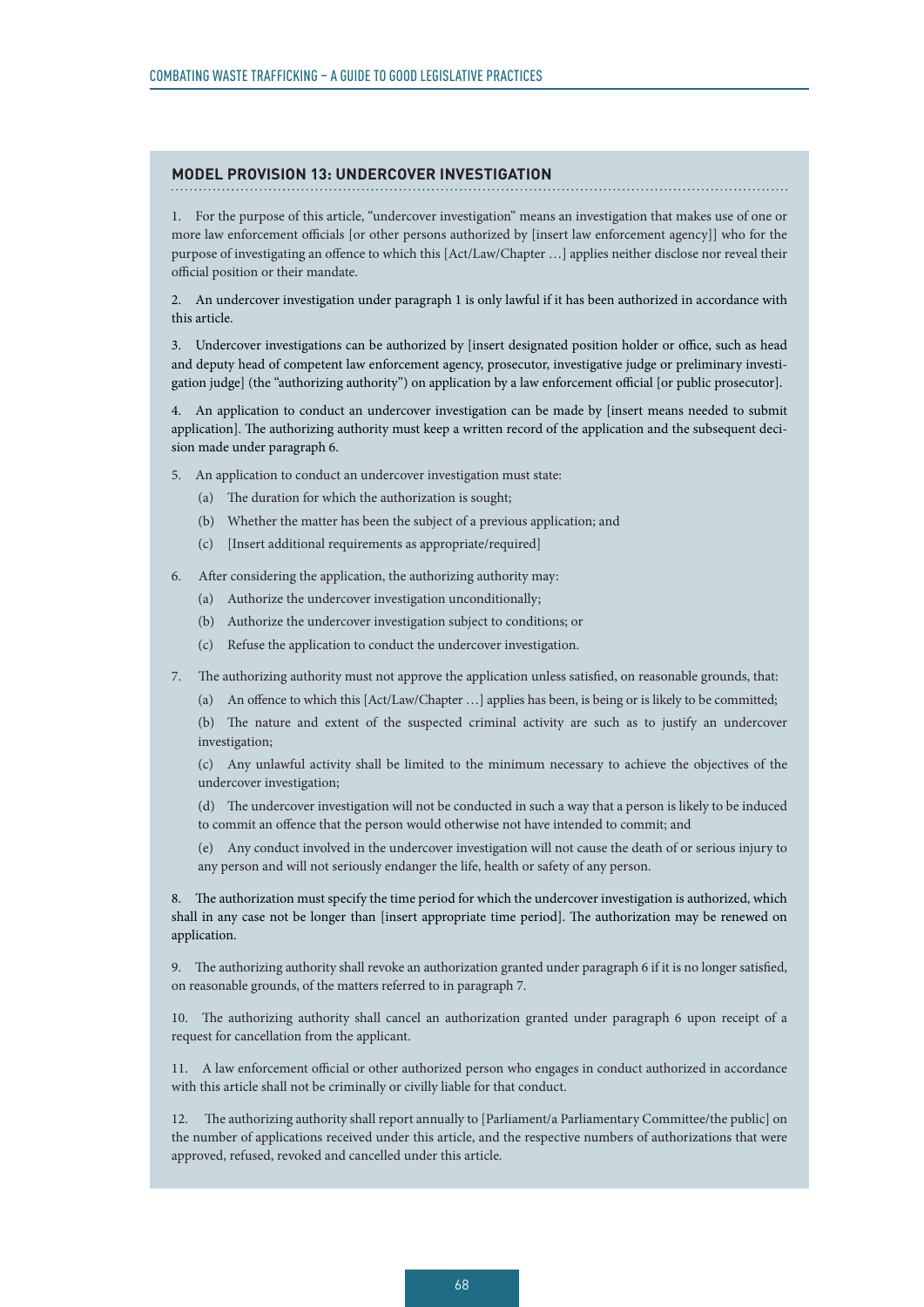## MODEL PROVISION 13: UNDERCOVER INVESTIGATION

1. For the purpose of this article, "undercover investigation" means an investigation that makes use of one or more law enforcement officials [or other persons authorized by [insert law enforcement agency]] who for the purpose of investigating an offence to which this [Act/Law/Chapter …] applies neither disclose nor reveal their official position or their mandate.

2. An undercover investigation under paragraph 1 is only lawful if it has been authorized in accordance with this article.

3. Undercover investigations can be authorized by [insert designated position holder or office, such as head and deputy head of competent law enforcement agency, prosecutor, investigative judge or preliminary investigation judge] (the "authorizing authority") on application by a law enforcement official [or public prosecutor].

4. An application to conduct an undercover investigation can be made by [insert means needed to submit application]. The authorizing authority must keep a written record of the application and the subsequent decision made under paragraph 6.

5. An application to conduct an undercover investigation must state:

   (a) The duration for which the authorization is sought;

   (b) Whether the matter has been the subject of a previous application; and

   (c) [Insert additional requirements as appropriate/required]

6. After considering the application, the authorizing authority may:

   (a) Authorize the undercover investigation unconditionally;

   (b) Authorize the undercover investigation subject to conditions; or

   (c) Refuse the application to conduct the undercover investigation.

7. The authorizing authority must not approve the application unless satisfied, on reasonable grounds, that:

   (a) An offence to which this [Act/Law/Chapter …] applies has been, is being or is likely to be committed;

   (b) The nature and extent of the suspected criminal activity are such as to justify an undercover investigation;

   (c) Any unlawful activity shall be limited to the minimum necessary to achieve the objectives of the undercover investigation;

   (d) The undercover investigation will not be conducted in such a way that a person is likely to be induced to commit an offence that the person would otherwise not have intended to commit; and

   (e) Any conduct involved in the undercover investigation will not cause the death of or serious injury to any person and will not seriously endanger the life, health or safety of any person.

8. The authorization must specify the time period for which the undercover investigation is authorized, which shall in any case not be longer than [insert appropriate time period]. The authorization may be renewed on application.

9. The authorizing authority shall revoke an authorization granted under paragraph 6 if it is no longer satisfied, on reasonable grounds, of the matters referred to in paragraph 7.

10. The authorizing authority shall cancel an authorization granted under paragraph 6 upon receipt of a request for cancellation from the applicant.

11. A law enforcement official or other authorized person who engages in conduct authorized in accordance with this article shall not be criminally or civilly liable for that conduct.

12. The authorizing authority shall report annually to [Parliament/a Parliamentary Committee/the public] on the number of applications received under this article, and the respective numbers of authorizations that were approved, refused, revoked and cancelled under this article.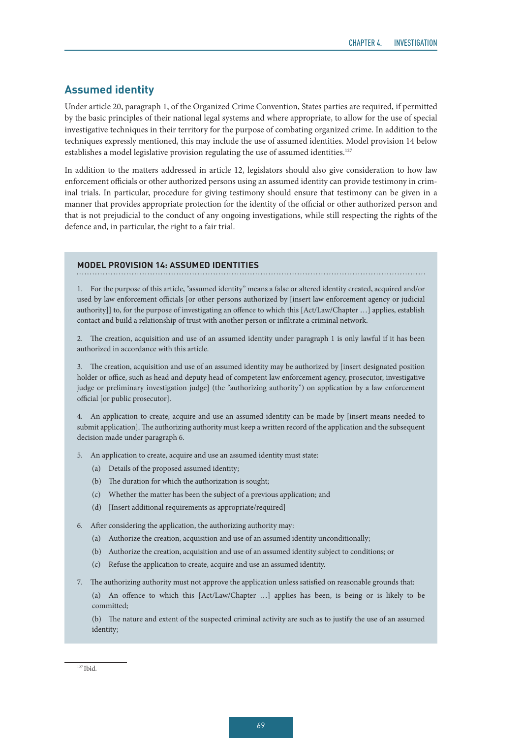## Assumed identity

Under article 20, paragraph 1, of the Organized Crime Convention, States parties are required, if permitted by the basic principles of their national legal systems and where appropriate, to allow for the use of special investigative techniques in their territory for the purpose of combating organized crime. In addition to the techniques expressly mentioned, this may include the use of assumed identities. Model provision 14 below establishes a model legislative provision regulating the use of assumed identities.[127]

In addition to the matters addressed in article 12, legislators should also give consideration to how law enforcement officials or other authorized persons using an assumed identity can provide testimony in criminal trials. In particular, procedure for giving testimony should ensure that testimony can be given in a manner that provides appropriate protection for the identity of the official or other authorized person and that is not prejudicial to the conduct of any ongoing investigations, while still respecting the rights of the defence and, in particular, the right to a fair trial.

### MODEL PROVISION 14: ASSUMED IDENTITIES

1. For the purpose of this article, "assumed identity" means a false or altered identity created, acquired and/or used by law enforcement officials [or other persons authorized by [insert law enforcement agency or judicial authority]] to, for the purpose of investigating an offence to which this [Act/Law/Chapter …] applies, establish contact and build a relationship of trust with another person or infiltrate a criminal network.

2. The creation, acquisition and use of an assumed identity under paragraph 1 is only lawful if it has been authorized in accordance with this article.

3. The creation, acquisition and use of an assumed identity may be authorized by [insert designated position holder or office, such as head and deputy head of competent law enforcement agency, prosecutor, investigative judge or preliminary investigation judge] (the "authorizing authority") on application by a law enforcement official [or public prosecutor].

4. An application to create, acquire and use an assumed identity can be made by [insert means needed to submit application]. The authorizing authority must keep a written record of the application and the subsequent decision made under paragraph 6.

5. An application to create, acquire and use an assumed identity must state:

   (a) Details of the proposed assumed identity;

   (b) The duration for which the authorization is sought;

   (c) Whether the matter has been the subject of a previous application; and

   (d) [Insert additional requirements as appropriate/required]

6. After considering the application, the authorizing authority may:

   (a) Authorize the creation, acquisition and use of an assumed identity unconditionally;

   (b) Authorize the creation, acquisition and use of an assumed identity subject to conditions; or

   (c) Refuse the application to create, acquire and use an assumed identity.

7. The authorizing authority must not approve the application unless satisfied on reasonable grounds that:

   (a) An offence to which this [Act/Law/Chapter …] applies has been, is being or is likely to be committed;

   (b) The nature and extent of the suspected criminal activity are such as to justify the use of an assumed identity;

[127] Ibid.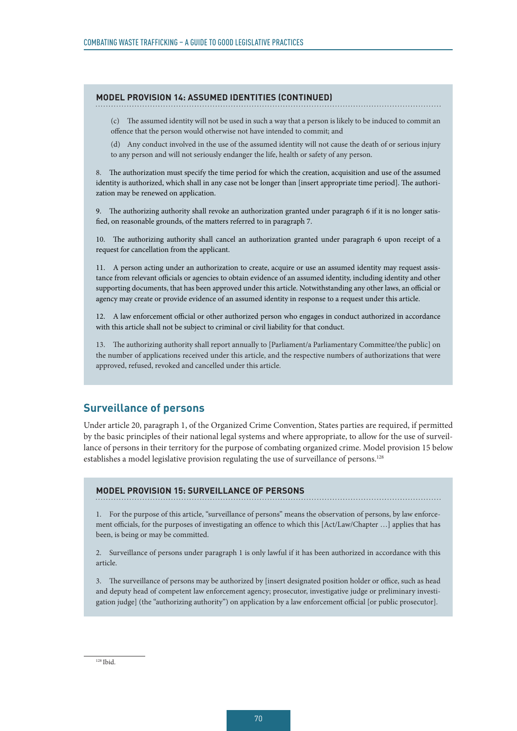### MODEL PROVISION 14: ASSUMED IDENTITIES (CONTINUED)

(c) The assumed identity will not be used in such a way that a person is likely to be induced to commit an offence that the person would otherwise not have intended to commit; and

(d) Any conduct involved in the use of the assumed identity will not cause the death of or serious injury to any person and will not seriously endanger the life, health or safety of any person.

8. The authorization must specify the time period for which the creation, acquisition and use of the assumed identity is authorized, which shall in any case not be longer than [insert appropriate time period]. The authorization may be renewed on application.

9. The authorizing authority shall revoke an authorization granted under paragraph 6 if it is no longer satisfied, on reasonable grounds, of the matters referred to in paragraph 7.

10. The authorizing authority shall cancel an authorization granted under paragraph 6 upon receipt of a request for cancellation from the applicant.

11. A person acting under an authorization to create, acquire or use an assumed identity may request assistance from relevant officials or agencies to obtain evidence of an assumed identity, including identity and other supporting documents, that has been approved under this article. Notwithstanding any other laws, an official or agency may create or provide evidence of an assumed identity in response to a request under this article.

12. A law enforcement official or other authorized person who engages in conduct authorized in accordance with this article shall not be subject to criminal or civil liability for that conduct.

13. The authorizing authority shall report annually to [Parliament/a Parliamentary Committee/the public] on the number of applications received under this article, and the respective numbers of authorizations that were approved, refused, revoked and cancelled under this article.

## Surveillance of persons

Under article 20, paragraph 1, of the Organized Crime Convention, States parties are required, if permitted by the basic principles of their national legal systems and where appropriate, to allow for the use of surveillance of persons in their territory for the purpose of combating organized crime. Model provision 15 below establishes a model legislative provision regulating the use of surveillance of persons.[128]

### MODEL PROVISION 15: SURVEILLANCE OF PERSONS

1. For the purpose of this article, "surveillance of persons" means the observation of persons, by law enforcement officials, for the purposes of investigating an offence to which this [Act/Law/Chapter …] applies that has been, is being or may be committed.

2. Surveillance of persons under paragraph 1 is only lawful if it has been authorized in accordance with this article.

3. The surveillance of persons may be authorized by [insert designated position holder or office, such as head and deputy head of competent law enforcement agency; prosecutor, investigative judge or preliminary investigation judge] (the "authorizing authority") on application by a law enforcement official [or public prosecutor].

[128] Ibid.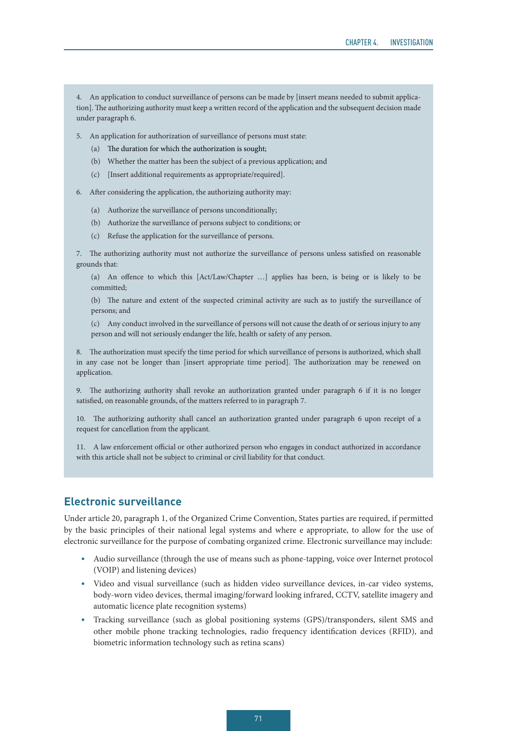4. An application to conduct surveillance of persons can be made by [insert means needed to submit application]. The authorizing authority must keep a written record of the application and the subsequent decision made under paragraph 6.

5. An application for authorization of surveillance of persons must state:

   (a) The duration for which the authorization is sought;

   (b) Whether the matter has been the subject of a previous application; and

   (c) [Insert additional requirements as appropriate/required].

6. After considering the application, the authorizing authority may:

   (a) Authorize the surveillance of persons unconditionally;

   (b) Authorize the surveillance of persons subject to conditions; or

   (c) Refuse the application for the surveillance of persons.

7. The authorizing authority must not authorize the surveillance of persons unless satisfied on reasonable grounds that:

   (a) An offence to which this [Act/Law/Chapter …] applies has been, is being or is likely to be committed;

   (b) The nature and extent of the suspected criminal activity are such as to justify the surveillance of persons; and

   (c) Any conduct involved in the surveillance of persons will not cause the death of or serious injury to any person and will not seriously endanger the life, health or safety of any person.

8. The authorization must specify the time period for which surveillance of persons is authorized, which shall in any case not be longer than [insert appropriate time period]. The authorization may be renewed on application.

9. The authorizing authority shall revoke an authorization granted under paragraph 6 if it is no longer satisfied, on reasonable grounds, of the matters referred to in paragraph 7.

10. The authorizing authority shall cancel an authorization granted under paragraph 6 upon receipt of a request for cancellation from the applicant.

11. A law enforcement official or other authorized person who engages in conduct authorized in accordance with this article shall not be subject to criminal or civil liability for that conduct.

## Electronic surveillance

Under article 20, paragraph 1, of the Organized Crime Convention, States parties are required, if permitted by the basic principles of their national legal systems and where e appropriate, to allow for the use of electronic surveillance for the purpose of combating organized crime. Electronic surveillance may include:

- Audio surveillance (through the use of means such as phone-tapping, voice over Internet protocol (VOIP) and listening devices)
- Video and visual surveillance (such as hidden video surveillance devices, in-car video systems, body-worn video devices, thermal imaging/forward looking infrared, CCTV, satellite imagery and automatic licence plate recognition systems)
- Tracking surveillance (such as global positioning systems (GPS)/transponders, silent SMS and other mobile phone tracking technologies, radio frequency identification devices (RFID), and biometric information technology such as retina scans)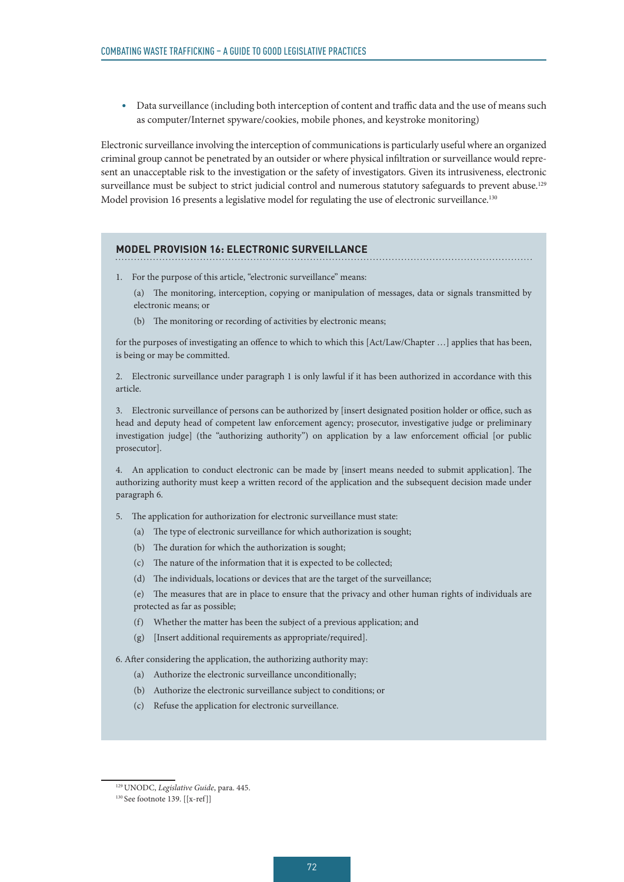- Data surveillance (including both interception of content and traffic data and the use of means such as computer/Internet spyware/cookies, mobile phones, and keystroke monitoring)

Electronic surveillance involving the interception of communications is particularly useful where an organized criminal group cannot be penetrated by an outsider or where physical infiltration or surveillance would represent an unacceptable risk to the investigation or the safety of investigators. Given its intrusiveness, electronic surveillance must be subject to strict judicial control and numerous statutory safeguards to prevent abuse.[129] Model provision 16 presents a legislative model for regulating the use of electronic surveillance.[130]

### MODEL PROVISION 16: ELECTRONIC SURVEILLANCE

1. For the purpose of this article, "electronic surveillance" means:

   (a) The monitoring, interception, copying or manipulation of messages, data or signals transmitted by electronic means; or

   (b) The monitoring or recording of activities by electronic means;

for the purposes of investigating an offence to which to which this [Act/Law/Chapter …] applies that has been, is being or may be committed.

2. Electronic surveillance under paragraph 1 is only lawful if it has been authorized in accordance with this article.

3. Electronic surveillance of persons can be authorized by [insert designated position holder or office, such as head and deputy head of competent law enforcement agency; prosecutor, investigative judge or preliminary investigation judge] (the "authorizing authority") on application by a law enforcement official [or public prosecutor].

4. An application to conduct electronic can be made by [insert means needed to submit application]. The authorizing authority must keep a written record of the application and the subsequent decision made under paragraph 6.

5. The application for authorization for electronic surveillance must state:

   (a) The type of electronic surveillance for which authorization is sought;

   (b) The duration for which the authorization is sought;

   (c) The nature of the information that it is expected to be collected;

   (d) The individuals, locations or devices that are the target of the surveillance;

   (e) The measures that are in place to ensure that the privacy and other human rights of individuals are protected as far as possible;

   (f) Whether the matter has been the subject of a previous application; and

   (g) [Insert additional requirements as appropriate/required].

6. After considering the application, the authorizing authority may:

   (a) Authorize the electronic surveillance unconditionally;

   (b) Authorize the electronic surveillance subject to conditions; or

   (c) Refuse the application for electronic surveillance.

---

[129] UNODC, *Legislative Guide*, para. 445.

[130] See footnote 139. [[x-ref]]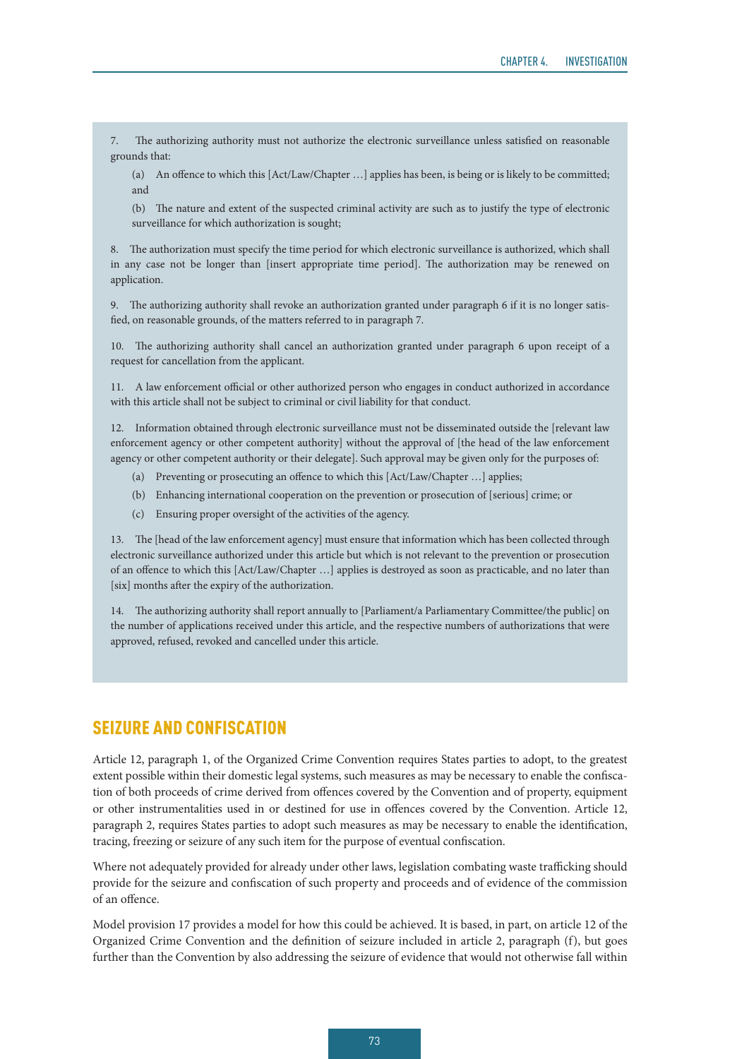7. The authorizing authority must not authorize the electronic surveillance unless satisfied on reasonable grounds that:

(a) An offence to which this [Act/Law/Chapter …] applies has been, is being or is likely to be committed; and

(b) The nature and extent of the suspected criminal activity are such as to justify the type of electronic surveillance for which authorization is sought;

8. The authorization must specify the time period for which electronic surveillance is authorized, which shall in any case not be longer than [insert appropriate time period]. The authorization may be renewed on application.

9. The authorizing authority shall revoke an authorization granted under paragraph 6 if it is no longer satisfied, on reasonable grounds, of the matters referred to in paragraph 7.

10. The authorizing authority shall cancel an authorization granted under paragraph 6 upon receipt of a request for cancellation from the applicant.

11. A law enforcement official or other authorized person who engages in conduct authorized in accordance with this article shall not be subject to criminal or civil liability for that conduct.

12. Information obtained through electronic surveillance must not be disseminated outside the [relevant law enforcement agency or other competent authority] without the approval of [the head of the law enforcement agency or other competent authority or their delegate]. Such approval may be given only for the purposes of:

(a) Preventing or prosecuting an offence to which this [Act/Law/Chapter …] applies;

(b) Enhancing international cooperation on the prevention or prosecution of [serious] crime; or

(c) Ensuring proper oversight of the activities of the agency.

13. The [head of the law enforcement agency] must ensure that information which has been collected through electronic surveillance authorized under this article but which is not relevant to the prevention or prosecution of an offence to which this [Act/Law/Chapter …] applies is destroyed as soon as practicable, and no later than [six] months after the expiry of the authorization.

14. The authorizing authority shall report annually to [Parliament/a Parliamentary Committee/the public] on the number of applications received under this article, and the respective numbers of authorizations that were approved, refused, revoked and cancelled under this article.

## SEIZURE AND CONFISCATION

Article 12, paragraph 1, of the Organized Crime Convention requires States parties to adopt, to the greatest extent possible within their domestic legal systems, such measures as may be necessary to enable the confiscation of both proceeds of crime derived from offences covered by the Convention and of property, equipment or other instrumentalities used in or destined for use in offences covered by the Convention. Article 12, paragraph 2, requires States parties to adopt such measures as may be necessary to enable the identification, tracing, freezing or seizure of any such item for the purpose of eventual confiscation.

Where not adequately provided for already under other laws, legislation combating waste trafficking should provide for the seizure and confiscation of such property and proceeds and of evidence of the commission of an offence.

Model provision 17 provides a model for how this could be achieved. It is based, in part, on article 12 of the Organized Crime Convention and the definition of seizure included in article 2, paragraph (f), but goes further than the Convention by also addressing the seizure of evidence that would not otherwise fall within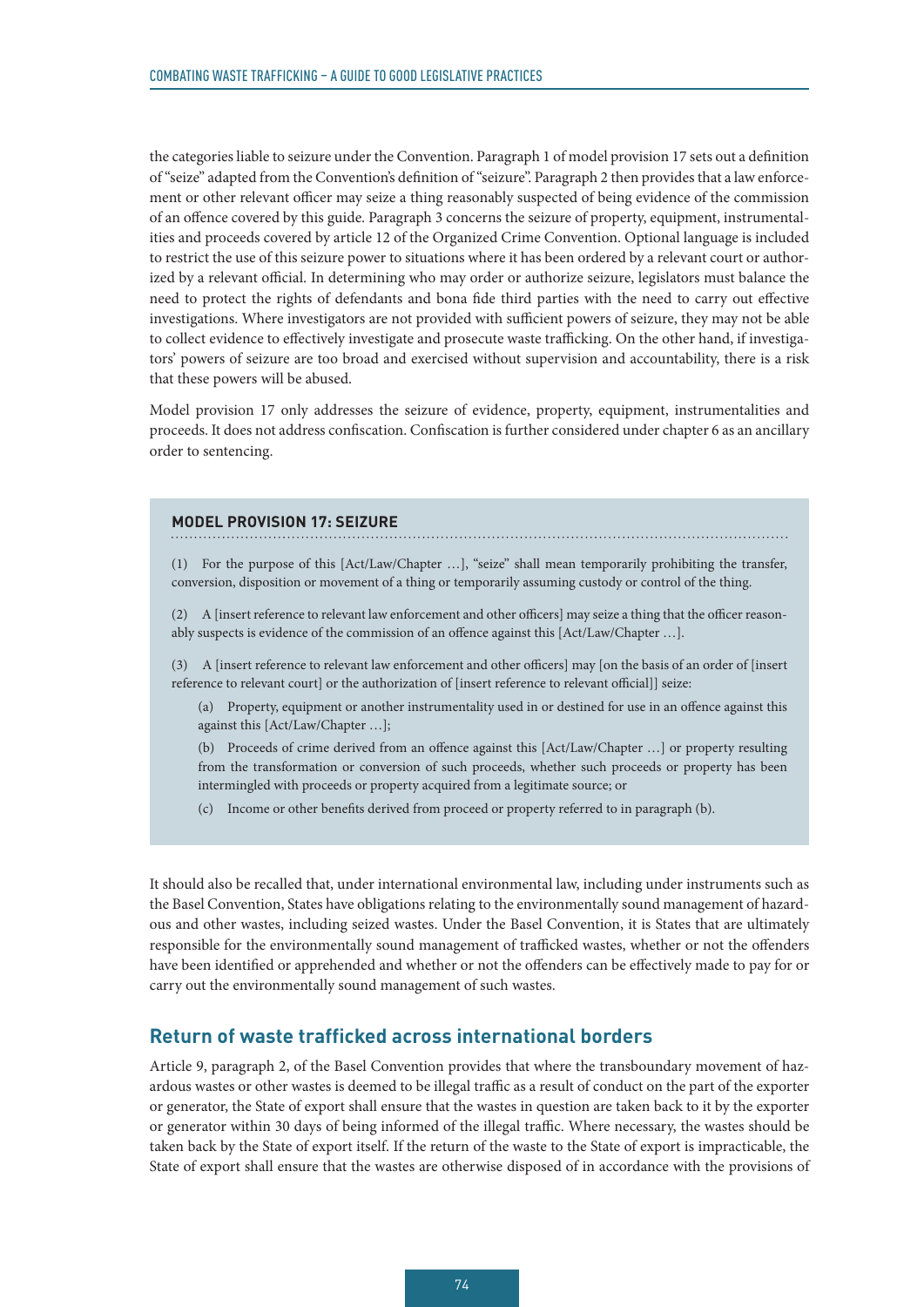the categories liable to seizure under the Convention. Paragraph 1 of model provision 17 sets out a definition of "seize" adapted from the Convention's definition of "seizure". Paragraph 2 then provides that a law enforcement or other relevant officer may seize a thing reasonably suspected of being evidence of the commission of an offence covered by this guide. Paragraph 3 concerns the seizure of property, equipment, instrumentalities and proceeds covered by article 12 of the Organized Crime Convention. Optional language is included to restrict the use of this seizure power to situations where it has been ordered by a relevant court or authorized by a relevant official. In determining who may order or authorize seizure, legislators must balance the need to protect the rights of defendants and bona fide third parties with the need to carry out effective investigations. Where investigators are not provided with sufficient powers of seizure, they may not be able to collect evidence to effectively investigate and prosecute waste trafficking. On the other hand, if investigators' powers of seizure are too broad and exercised without supervision and accountability, there is a risk that these powers will be abused.

Model provision 17 only addresses the seizure of evidence, property, equipment, instrumentalities and proceeds. It does not address confiscation. Confiscation is further considered under chapter 6 as an ancillary order to sentencing.

**MODEL PROVISION 17: SEIZURE**

(1) For the purpose of this [Act/Law/Chapter …], "seize" shall mean temporarily prohibiting the transfer, conversion, disposition or movement of a thing or temporarily assuming custody or control of the thing.

(2) A [insert reference to relevant law enforcement and other officers] may seize a thing that the officer reasonably suspects is evidence of the commission of an offence against this [Act/Law/Chapter …].

(3) A [insert reference to relevant law enforcement and other officers] may [on the basis of an order of [insert reference to relevant court] or the authorization of [insert reference to relevant official]] seize:

(a) Property, equipment or another instrumentality used in or destined for use in an offence against this against this [Act/Law/Chapter …];

(b) Proceeds of crime derived from an offence against this [Act/Law/Chapter …] or property resulting from the transformation or conversion of such proceeds, whether such proceeds or property has been intermingled with proceeds or property acquired from a legitimate source; or

(c) Income or other benefits derived from proceed or property referred to in paragraph (b).

It should also be recalled that, under international environmental law, including under instruments such as the Basel Convention, States have obligations relating to the environmentally sound management of hazardous and other wastes, including seized wastes. Under the Basel Convention, it is States that are ultimately responsible for the environmentally sound management of trafficked wastes, whether or not the offenders have been identified or apprehended and whether or not the offenders can be effectively made to pay for or carry out the environmentally sound management of such wastes.

## Return of waste trafficked across international borders

Article 9, paragraph 2, of the Basel Convention provides that where the transboundary movement of hazardous wastes or other wastes is deemed to be illegal traffic as a result of conduct on the part of the exporter or generator, the State of export shall ensure that the wastes in question are taken back to it by the exporter or generator within 30 days of being informed of the illegal traffic. Where necessary, the wastes should be taken back by the State of export itself. If the return of the waste to the State of export is impracticable, the State of export shall ensure that the wastes are otherwise disposed of in accordance with the provisions of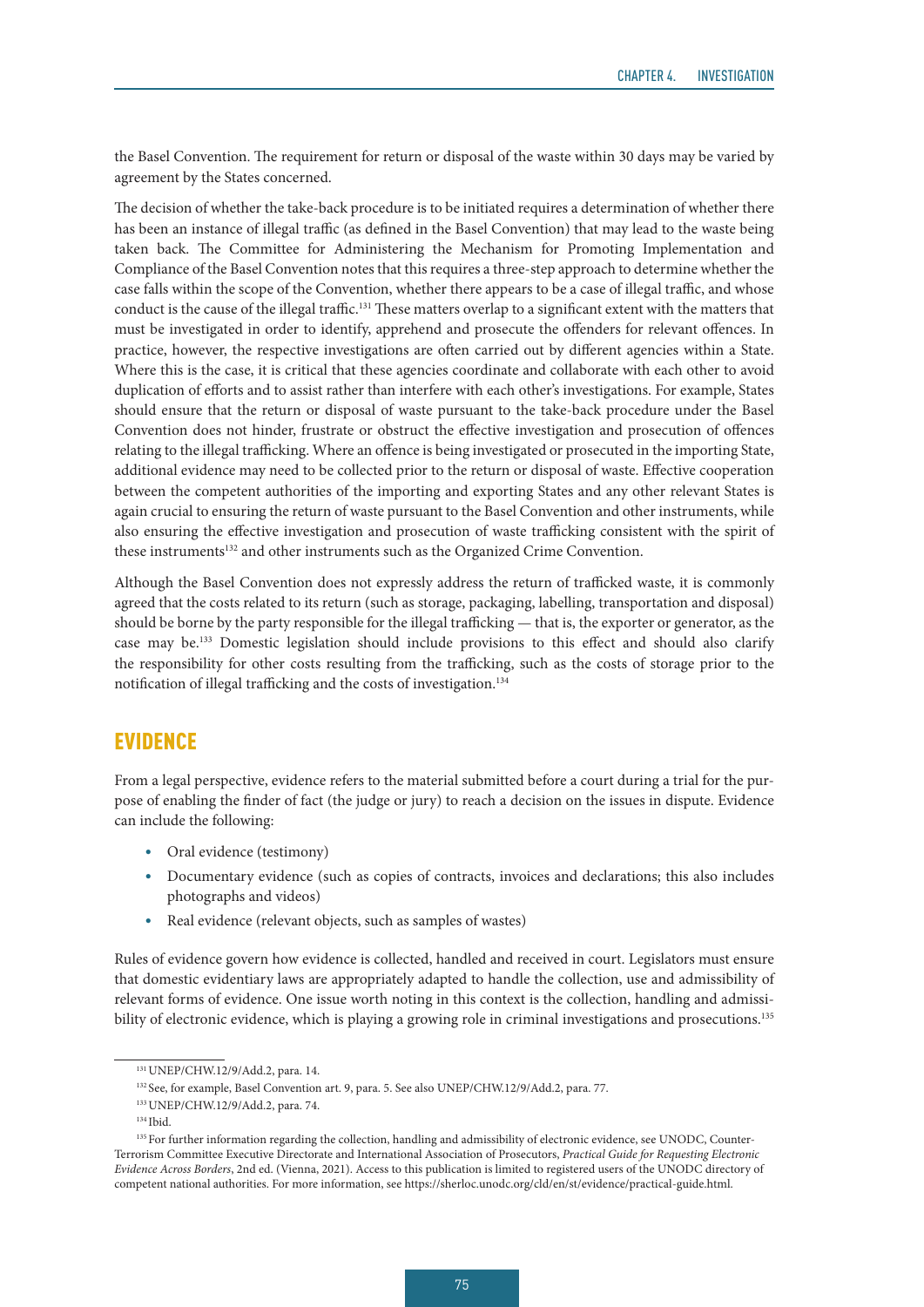the Basel Convention. The requirement for return or disposal of the waste within 30 days may be varied by agreement by the States concerned.

The decision of whether the take-back procedure is to be initiated requires a determination of whether there has been an instance of illegal traffic (as defined in the Basel Convention) that may lead to the waste being taken back. The Committee for Administering the Mechanism for Promoting Implementation and Compliance of the Basel Convention notes that this requires a three-step approach to determine whether the case falls within the scope of the Convention, whether there appears to be a case of illegal traffic, and whose conduct is the cause of the illegal traffic.[131] These matters overlap to a significant extent with the matters that must be investigated in order to identify, apprehend and prosecute the offenders for relevant offences. In practice, however, the respective investigations are often carried out by different agencies within a State. Where this is the case, it is critical that these agencies coordinate and collaborate with each other to avoid duplication of efforts and to assist rather than interfere with each other's investigations. For example, States should ensure that the return or disposal of waste pursuant to the take-back procedure under the Basel Convention does not hinder, frustrate or obstruct the effective investigation and prosecution of offences relating to the illegal trafficking. Where an offence is being investigated or prosecuted in the importing State, additional evidence may need to be collected prior to the return or disposal of waste. Effective cooperation between the competent authorities of the importing and exporting States and any other relevant States is again crucial to ensuring the return of waste pursuant to the Basel Convention and other instruments, while also ensuring the effective investigation and prosecution of waste trafficking consistent with the spirit of these instruments[132] and other instruments such as the Organized Crime Convention.

Although the Basel Convention does not expressly address the return of trafficked waste, it is commonly agreed that the costs related to its return (such as storage, packaging, labelling, transportation and disposal) should be borne by the party responsible for the illegal trafficking — that is, the exporter or generator, as the case may be.[133] Domestic legislation should include provisions to this effect and should also clarify the responsibility for other costs resulting from the trafficking, such as the costs of storage prior to the notification of illegal trafficking and the costs of investigation.[134]

## EVIDENCE

From a legal perspective, evidence refers to the material submitted before a court during a trial for the purpose of enabling the finder of fact (the judge or jury) to reach a decision on the issues in dispute. Evidence can include the following:

- Oral evidence (testimony)
- Documentary evidence (such as copies of contracts, invoices and declarations; this also includes photographs and videos)
- Real evidence (relevant objects, such as samples of wastes)

Rules of evidence govern how evidence is collected, handled and received in court. Legislators must ensure that domestic evidentiary laws are appropriately adapted to handle the collection, use and admissibility of relevant forms of evidence. One issue worth noting in this context is the collection, handling and admissibility of electronic evidence, which is playing a growing role in criminal investigations and prosecutions.[135]

---

[131] UNEP/CHW.12/9/Add.2, para. 14.

[132] See, for example, Basel Convention art. 9, para. 5. See also UNEP/CHW.12/9/Add.2, para. 77.

[133] UNEP/CHW.12/9/Add.2, para. 74.

[134] Ibid.

[135] For further information regarding the collection, handling and admissibility of electronic evidence, see UNODC, Counter-Terrorism Committee Executive Directorate and International Association of Prosecutors, *Practical Guide for Requesting Electronic Evidence Across Borders*, 2nd ed. (Vienna, 2021). Access to this publication is limited to registered users of the UNODC directory of competent national authorities. For more information, see https://sherloc.unodc.org/cld/en/st/evidence/practical-guide.html.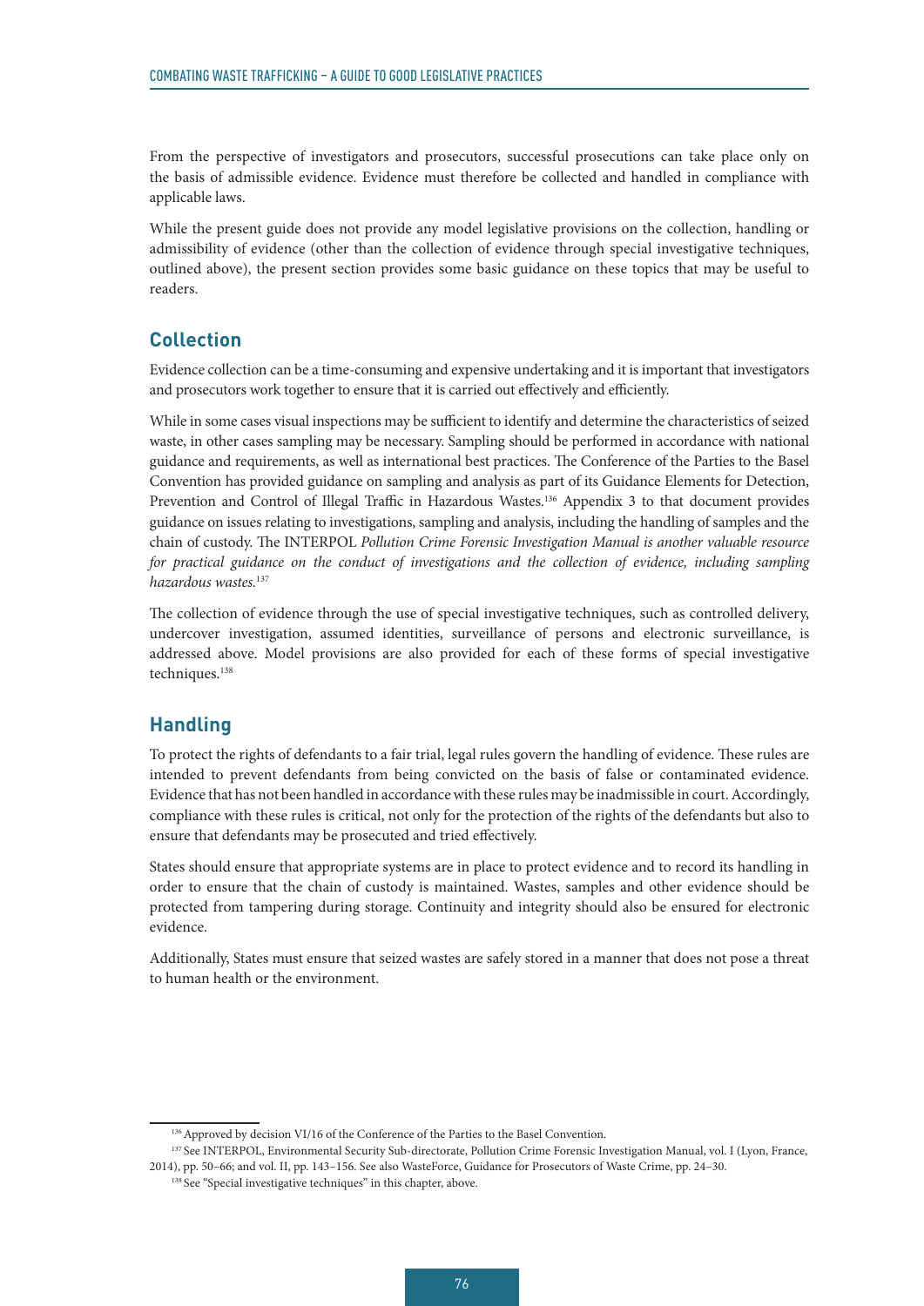From the perspective of investigators and prosecutors, successful prosecutions can take place only on the basis of admissible evidence. Evidence must therefore be collected and handled in compliance with applicable laws.

While the present guide does not provide any model legislative provisions on the collection, handling or admissibility of evidence (other than the collection of evidence through special investigative techniques, outlined above), the present section provides some basic guidance on these topics that may be useful to readers.

## Collection

Evidence collection can be a time-consuming and expensive undertaking and it is important that investigators and prosecutors work together to ensure that it is carried out effectively and efficiently.

While in some cases visual inspections may be sufficient to identify and determine the characteristics of seized waste, in other cases sampling may be necessary. Sampling should be performed in accordance with national guidance and requirements, as well as international best practices. The Conference of the Parties to the Basel Convention has provided guidance on sampling and analysis as part of its Guidance Elements for Detection, Prevention and Control of Illegal Traffic in Hazardous Wastes.[136] Appendix 3 to that document provides guidance on issues relating to investigations, sampling and analysis, including the handling of samples and the chain of custody. The INTERPOL *Pollution Crime Forensic Investigation Manual is another valuable resource for practical guidance on the conduct of investigations and the collection of evidence, including sampling hazardous wastes.*[137]

The collection of evidence through the use of special investigative techniques, such as controlled delivery, undercover investigation, assumed identities, surveillance of persons and electronic surveillance, is addressed above. Model provisions are also provided for each of these forms of special investigative techniques.[138]

## Handling

To protect the rights of defendants to a fair trial, legal rules govern the handling of evidence. These rules are intended to prevent defendants from being convicted on the basis of false or contaminated evidence. Evidence that has not been handled in accordance with these rules may be inadmissible in court. Accordingly, compliance with these rules is critical, not only for the protection of the rights of the defendants but also to ensure that defendants may be prosecuted and tried effectively.

States should ensure that appropriate systems are in place to protect evidence and to record its handling in order to ensure that the chain of custody is maintained. Wastes, samples and other evidence should be protected from tampering during storage. Continuity and integrity should also be ensured for electronic evidence.

Additionally, States must ensure that seized wastes are safely stored in a manner that does not pose a threat to human health or the environment.

---

[136] Approved by decision VI/16 of the Conference of the Parties to the Basel Convention.

[137] See INTERPOL, Environmental Security Sub-directorate, Pollution Crime Forensic Investigation Manual, vol. I (Lyon, France, 2014), pp. 50–66; and vol. II, pp. 143–156. See also WasteForce, Guidance for Prosecutors of Waste Crime, pp. 24–30.

[138] See "Special investigative techniques" in this chapter, above.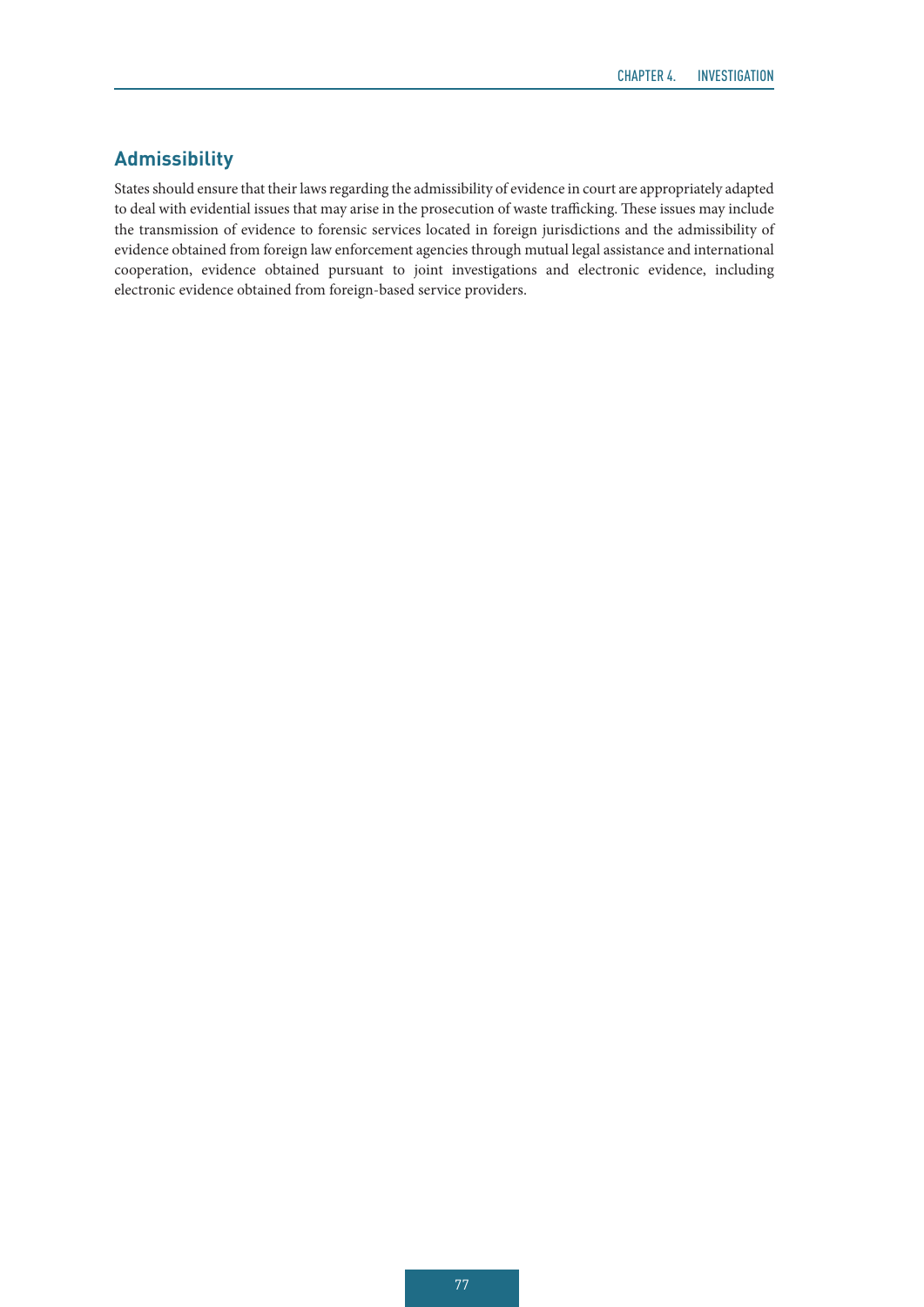## Admissibility

States should ensure that their laws regarding the admissibility of evidence in court are appropriately adapted to deal with evidential issues that may arise in the prosecution of waste trafficking. These issues may include the transmission of evidence to forensic services located in foreign jurisdictions and the admissibility of evidence obtained from foreign law enforcement agencies through mutual legal assistance and international cooperation, evidence obtained pursuant to joint investigations and electronic evidence, including electronic evidence obtained from foreign-based service providers.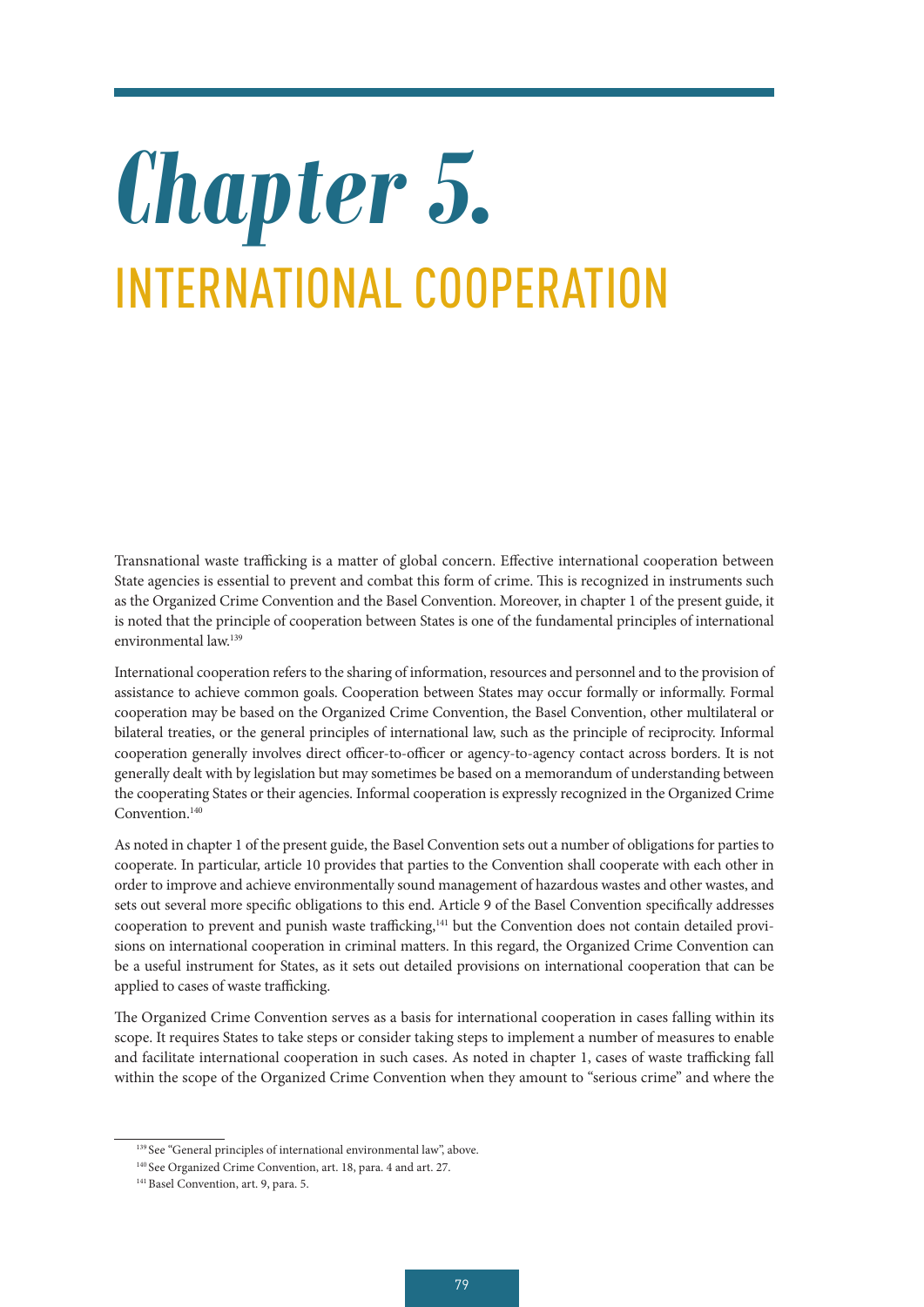# Chapter 5.
## INTERNATIONAL COOPERATION

Transnational waste trafficking is a matter of global concern. Effective international cooperation between State agencies is essential to prevent and combat this form of crime. This is recognized in instruments such as the Organized Crime Convention and the Basel Convention. Moreover, in chapter 1 of the present guide, it is noted that the principle of cooperation between States is one of the fundamental principles of international environmental law.[139]

International cooperation refers to the sharing of information, resources and personnel and to the provision of assistance to achieve common goals. Cooperation between States may occur formally or informally. Formal cooperation may be based on the Organized Crime Convention, the Basel Convention, other multilateral or bilateral treaties, or the general principles of international law, such as the principle of reciprocity. Informal cooperation generally involves direct officer-to-officer or agency-to-agency contact across borders. It is not generally dealt with by legislation but may sometimes be based on a memorandum of understanding between the cooperating States or their agencies. Informal cooperation is expressly recognized in the Organized Crime Convention.[140]

As noted in chapter 1 of the present guide, the Basel Convention sets out a number of obligations for parties to cooperate. In particular, article 10 provides that parties to the Convention shall cooperate with each other in order to improve and achieve environmentally sound management of hazardous wastes and other wastes, and sets out several more specific obligations to this end. Article 9 of the Basel Convention specifically addresses cooperation to prevent and punish waste trafficking,[141] but the Convention does not contain detailed provisions on international cooperation in criminal matters. In this regard, the Organized Crime Convention can be a useful instrument for States, as it sets out detailed provisions on international cooperation that can be applied to cases of waste trafficking.

The Organized Crime Convention serves as a basis for international cooperation in cases falling within its scope. It requires States to take steps or consider taking steps to implement a number of measures to enable and facilitate international cooperation in such cases. As noted in chapter 1, cases of waste trafficking fall within the scope of the Organized Crime Convention when they amount to "serious crime" and where the

[139] See "General principles of international environmental law", above.

[140] See Organized Crime Convention, art. 18, para. 4 and art. 27.

[141] Basel Convention, art. 9, para. 5.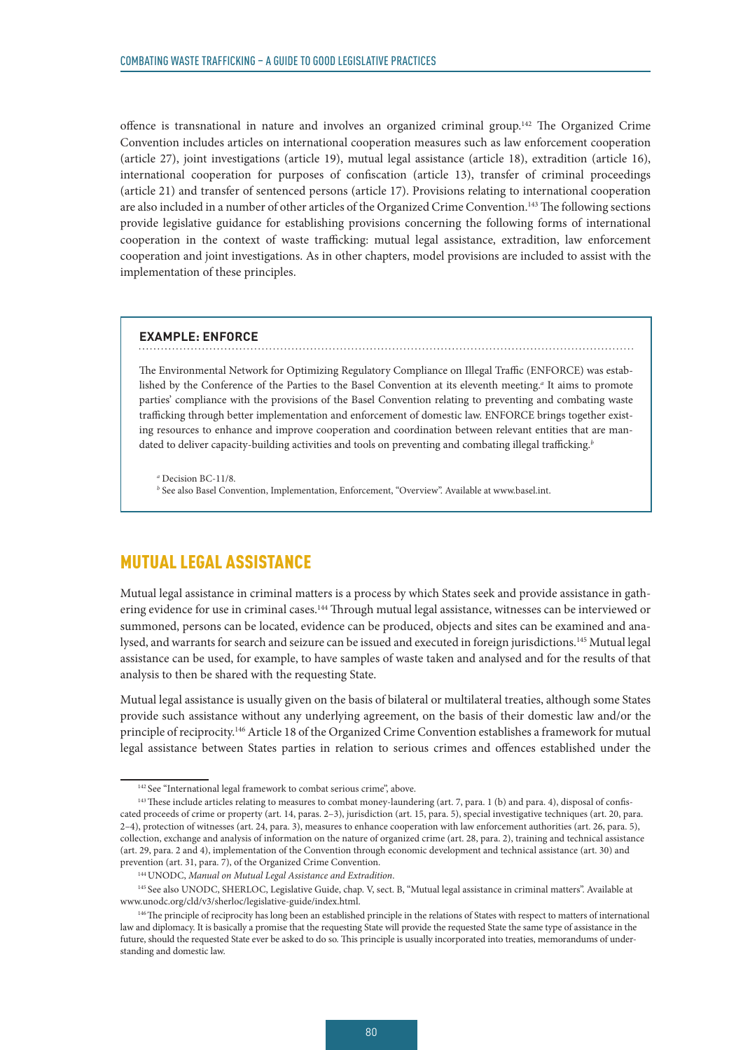offence is transnational in nature and involves an organized criminal group.[142] The Organized Crime Convention includes articles on international cooperation measures such as law enforcement cooperation (article 27), joint investigations (article 19), mutual legal assistance (article 18), extradition (article 16), international cooperation for purposes of confiscation (article 13), transfer of criminal proceedings (article 21) and transfer of sentenced persons (article 17). Provisions relating to international cooperation are also included in a number of other articles of the Organized Crime Convention.[143] The following sections provide legislative guidance for establishing provisions concerning the following forms of international cooperation in the context of waste trafficking: mutual legal assistance, extradition, law enforcement cooperation and joint investigations. As in other chapters, model provisions are included to assist with the implementation of these principles.

**EXAMPLE: ENFORCE**

The Environmental Network for Optimizing Regulatory Compliance on Illegal Traffic (ENFORCE) was established by the Conference of the Parties to the Basel Convention at its eleventh meeting.[a] It aims to promote parties' compliance with the provisions of the Basel Convention relating to preventing and combating waste trafficking through better implementation and enforcement of domestic law. ENFORCE brings together existing resources to enhance and improve cooperation and coordination between relevant entities that are mandated to deliver capacity-building activities and tools on preventing and combating illegal trafficking.[b]

[a] Decision BC-11/8.

[b] See also Basel Convention, Implementation, Enforcement, "Overview". Available at www.basel.int.

## MUTUAL LEGAL ASSISTANCE

Mutual legal assistance in criminal matters is a process by which States seek and provide assistance in gathering evidence for use in criminal cases.[144] Through mutual legal assistance, witnesses can be interviewed or summoned, persons can be located, evidence can be produced, objects and sites can be examined and analysed, and warrants for search and seizure can be issued and executed in foreign jurisdictions.[145] Mutual legal assistance can be used, for example, to have samples of waste taken and analysed and for the results of that analysis to then be shared with the requesting State.

Mutual legal assistance is usually given on the basis of bilateral or multilateral treaties, although some States provide such assistance without any underlying agreement, on the basis of their domestic law and/or the principle of reciprocity.[146] Article 18 of the Organized Crime Convention establishes a framework for mutual legal assistance between States parties in relation to serious crimes and offences established under the

[142] See "International legal framework to combat serious crime", above.

[143] These include articles relating to measures to combat money-laundering (art. 7, para. 1 (b) and para. 4), disposal of confiscated proceeds of crime or property (art. 14, paras. 2–3), jurisdiction (art. 15, para. 5), special investigative techniques (art. 20, para. 2–4), protection of witnesses (art. 24, para. 3), measures to enhance cooperation with law enforcement authorities (art. 26, para. 5), collection, exchange and analysis of information on the nature of organized crime (art. 28, para. 2), training and technical assistance (art. 29, para. 2 and 4), implementation of the Convention through economic development and technical assistance (art. 30) and prevention (art. 31, para. 7), of the Organized Crime Convention.

[144] UNODC, *Manual on Mutual Legal Assistance and Extradition*.

[145] See also UNODC, SHERLOC, Legislative Guide, chap. V, sect. B, "Mutual legal assistance in criminal matters". Available at www.unodc.org/cld/v3/sherloc/legislative-guide/index.html.

[146] The principle of reciprocity has long been an established principle in the relations of States with respect to matters of international law and diplomacy. It is basically a promise that the requesting State will provide the requested State the same type of assistance in the future, should the requested State ever be asked to do so. This principle is usually incorporated into treaties, memorandums of understanding and domestic law.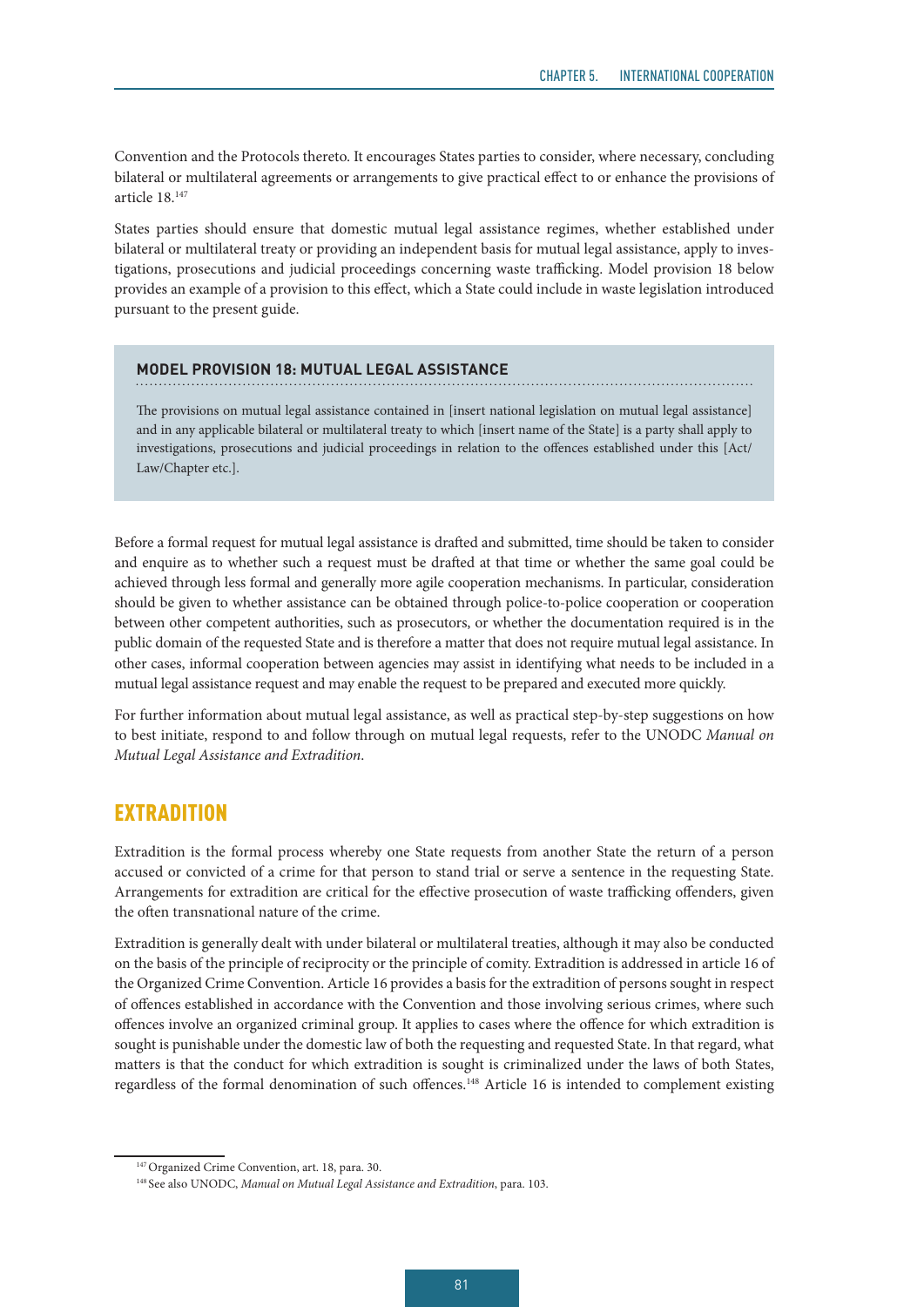Convention and the Protocols thereto. It encourages States parties to consider, where necessary, concluding bilateral or multilateral agreements or arrangements to give practical effect to or enhance the provisions of article 18.[147]

States parties should ensure that domestic mutual legal assistance regimes, whether established under bilateral or multilateral treaty or providing an independent basis for mutual legal assistance, apply to investigations, prosecutions and judicial proceedings concerning waste trafficking. Model provision 18 below provides an example of a provision to this effect, which a State could include in waste legislation introduced pursuant to the present guide.

> **MODEL PROVISION 18: MUTUAL LEGAL ASSISTANCE**
>
> The provisions on mutual legal assistance contained in [insert national legislation on mutual legal assistance] and in any applicable bilateral or multilateral treaty to which [insert name of the State] is a party shall apply to investigations, prosecutions and judicial proceedings in relation to the offences established under this [Act/Law/Chapter etc.].

Before a formal request for mutual legal assistance is drafted and submitted, time should be taken to consider and enquire as to whether such a request must be drafted at that time or whether the same goal could be achieved through less formal and generally more agile cooperation mechanisms. In particular, consideration should be given to whether assistance can be obtained through police-to-police cooperation or cooperation between other competent authorities, such as prosecutors, or whether the documentation required is in the public domain of the requested State and is therefore a matter that does not require mutual legal assistance. In other cases, informal cooperation between agencies may assist in identifying what needs to be included in a mutual legal assistance request and may enable the request to be prepared and executed more quickly.

For further information about mutual legal assistance, as well as practical step-by-step suggestions on how to best initiate, respond to and follow through on mutual legal requests, refer to the UNODC *Manual on Mutual Legal Assistance and Extradition*.

## EXTRADITION

Extradition is the formal process whereby one State requests from another State the return of a person accused or convicted of a crime for that person to stand trial or serve a sentence in the requesting State. Arrangements for extradition are critical for the effective prosecution of waste trafficking offenders, given the often transnational nature of the crime.

Extradition is generally dealt with under bilateral or multilateral treaties, although it may also be conducted on the basis of the principle of reciprocity or the principle of comity. Extradition is addressed in article 16 of the Organized Crime Convention. Article 16 provides a basis for the extradition of persons sought in respect of offences established in accordance with the Convention and those involving serious crimes, where such offences involve an organized criminal group. It applies to cases where the offence for which extradition is sought is punishable under the domestic law of both the requesting and requested State. In that regard, what matters is that the conduct for which extradition is sought is criminalized under the laws of both States, regardless of the formal denomination of such offences.[148] Article 16 is intended to complement existing

---

[147] Organized Crime Convention, art. 18, para. 30.

[148] See also UNODC, *Manual on Mutual Legal Assistance and Extradition*, para. 103.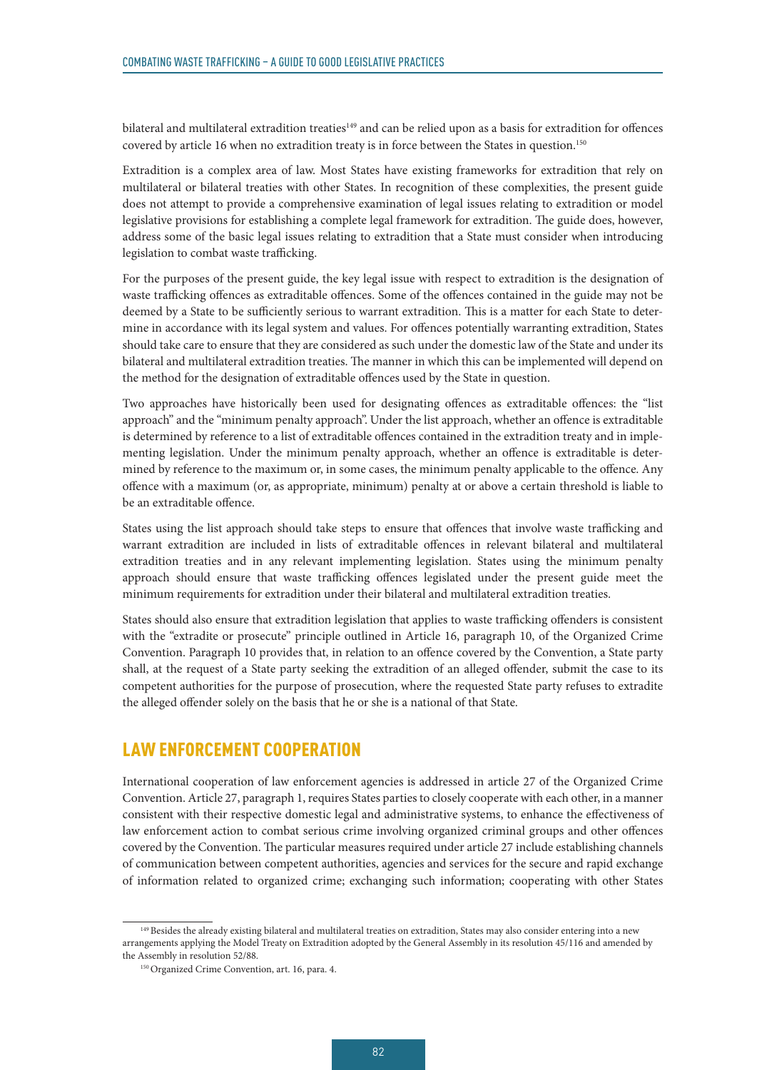bilateral and multilateral extradition treaties[149] and can be relied upon as a basis for extradition for offences covered by article 16 when no extradition treaty is in force between the States in question.[150]

Extradition is a complex area of law. Most States have existing frameworks for extradition that rely on multilateral or bilateral treaties with other States. In recognition of these complexities, the present guide does not attempt to provide a comprehensive examination of legal issues relating to extradition or model legislative provisions for establishing a complete legal framework for extradition. The guide does, however, address some of the basic legal issues relating to extradition that a State must consider when introducing legislation to combat waste trafficking.

For the purposes of the present guide, the key legal issue with respect to extradition is the designation of waste trafficking offences as extraditable offences. Some of the offences contained in the guide may not be deemed by a State to be sufficiently serious to warrant extradition. This is a matter for each State to determine in accordance with its legal system and values. For offences potentially warranting extradition, States should take care to ensure that they are considered as such under the domestic law of the State and under its bilateral and multilateral extradition treaties. The manner in which this can be implemented will depend on the method for the designation of extraditable offences used by the State in question.

Two approaches have historically been used for designating offences as extraditable offences: the "list approach" and the "minimum penalty approach". Under the list approach, whether an offence is extraditable is determined by reference to a list of extraditable offences contained in the extradition treaty and in implementing legislation. Under the minimum penalty approach, whether an offence is extraditable is determined by reference to the maximum or, in some cases, the minimum penalty applicable to the offence. Any offence with a maximum (or, as appropriate, minimum) penalty at or above a certain threshold is liable to be an extraditable offence.

States using the list approach should take steps to ensure that offences that involve waste trafficking and warrant extradition are included in lists of extraditable offences in relevant bilateral and multilateral extradition treaties and in any relevant implementing legislation. States using the minimum penalty approach should ensure that waste trafficking offences legislated under the present guide meet the minimum requirements for extradition under their bilateral and multilateral extradition treaties.

States should also ensure that extradition legislation that applies to waste trafficking offenders is consistent with the "extradite or prosecute" principle outlined in Article 16, paragraph 10, of the Organized Crime Convention. Paragraph 10 provides that, in relation to an offence covered by the Convention, a State party shall, at the request of a State party seeking the extradition of an alleged offender, submit the case to its competent authorities for the purpose of prosecution, where the requested State party refuses to extradite the alleged offender solely on the basis that he or she is a national of that State.

## LAW ENFORCEMENT COOPERATION

International cooperation of law enforcement agencies is addressed in article 27 of the Organized Crime Convention. Article 27, paragraph 1, requires States parties to closely cooperate with each other, in a manner consistent with their respective domestic legal and administrative systems, to enhance the effectiveness of law enforcement action to combat serious crime involving organized criminal groups and other offences covered by the Convention. The particular measures required under article 27 include establishing channels of communication between competent authorities, agencies and services for the secure and rapid exchange of information related to organized crime; exchanging such information; cooperating with other States

---

[149] Besides the already existing bilateral and multilateral treaties on extradition, States may also consider entering into a new arrangements applying the Model Treaty on Extradition adopted by the General Assembly in its resolution 45/116 and amended by the Assembly in resolution 52/88.

[150] Organized Crime Convention, art. 16, para. 4.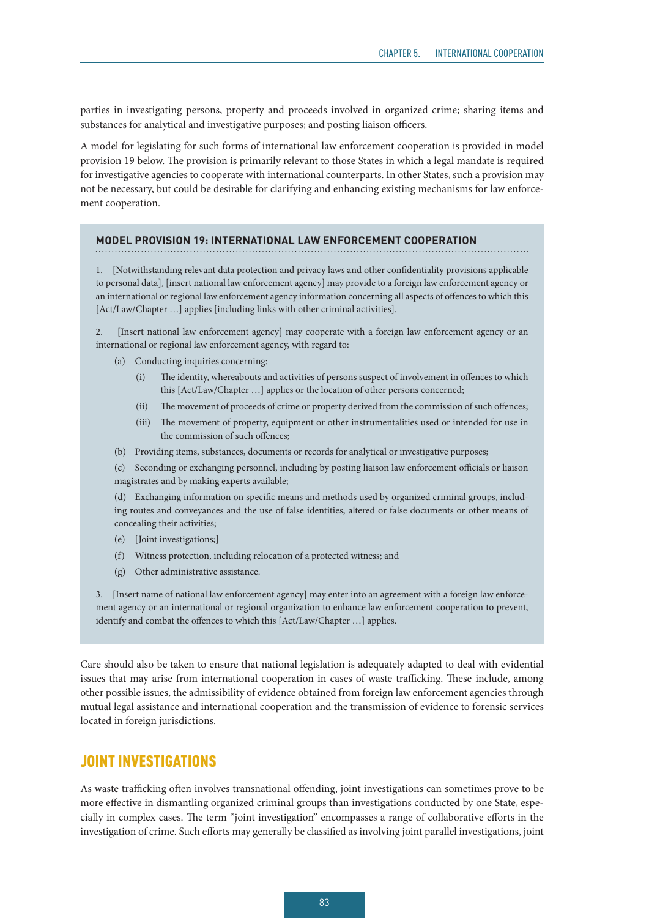parties in investigating persons, property and proceeds involved in organized crime; sharing items and substances for analytical and investigative purposes; and posting liaison officers.

A model for legislating for such forms of international law enforcement cooperation is provided in model provision 19 below. The provision is primarily relevant to those States in which a legal mandate is required for investigative agencies to cooperate with international counterparts. In other States, such a provision may not be necessary, but could be desirable for clarifying and enhancing existing mechanisms for law enforcement cooperation.

**MODEL PROVISION 19: INTERNATIONAL LAW ENFORCEMENT COOPERATION**

1. [Notwithstanding relevant data protection and privacy laws and other confidentiality provisions applicable to personal data], [insert national law enforcement agency] may provide to a foreign law enforcement agency or an international or regional law enforcement agency information concerning all aspects of offences to which this [Act/Law/Chapter …] applies [including links with other criminal activities].

2. [Insert national law enforcement agency] may cooperate with a foreign law enforcement agency or an international or regional law enforcement agency, with regard to:

   (a) Conducting inquiries concerning:

      (i) The identity, whereabouts and activities of persons suspect of involvement in offences to which this [Act/Law/Chapter …] applies or the location of other persons concerned;

      (ii) The movement of proceeds of crime or property derived from the commission of such offences;

      (iii) The movement of property, equipment or other instrumentalities used or intended for use in the commission of such offences;

   (b) Providing items, substances, documents or records for analytical or investigative purposes;

   (c) Seconding or exchanging personnel, including by posting liaison law enforcement officials or liaison magistrates and by making experts available;

   (d) Exchanging information on specific means and methods used by organized criminal groups, including routes and conveyances and the use of false identities, altered or false documents or other means of concealing their activities;

   (e) [Joint investigations;]

   (f) Witness protection, including relocation of a protected witness; and

   (g) Other administrative assistance.

3. [Insert name of national law enforcement agency] may enter into an agreement with a foreign law enforcement agency or an international or regional organization to enhance law enforcement cooperation to prevent, identify and combat the offences to which this [Act/Law/Chapter …] applies.

Care should also be taken to ensure that national legislation is adequately adapted to deal with evidential issues that may arise from international cooperation in cases of waste trafficking. These include, among other possible issues, the admissibility of evidence obtained from foreign law enforcement agencies through mutual legal assistance and international cooperation and the transmission of evidence to forensic services located in foreign jurisdictions.

## JOINT INVESTIGATIONS

As waste trafficking often involves transnational offending, joint investigations can sometimes prove to be more effective in dismantling organized criminal groups than investigations conducted by one State, especially in complex cases. The term "joint investigation" encompasses a range of collaborative efforts in the investigation of crime. Such efforts may generally be classified as involving joint parallel investigations, joint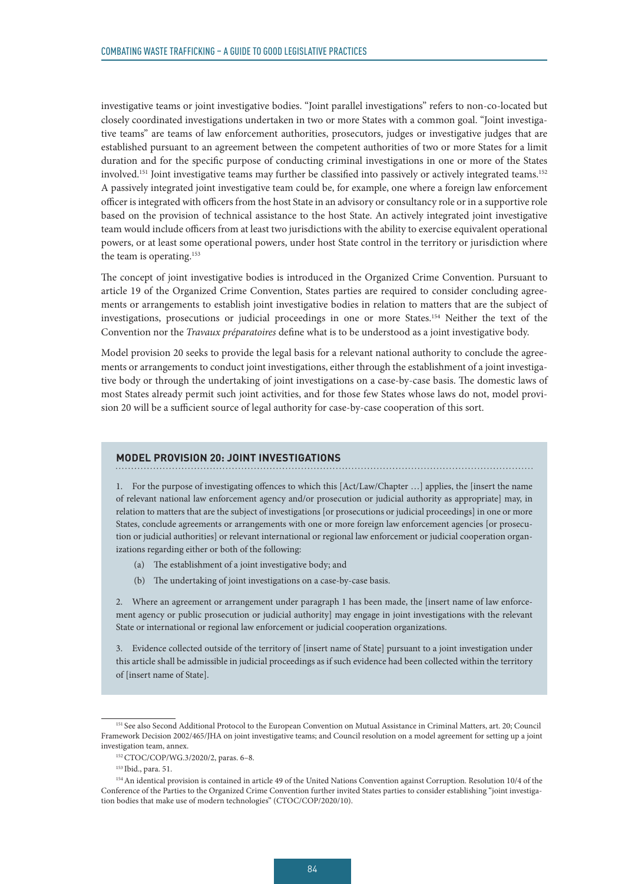investigative teams or joint investigative bodies. "Joint parallel investigations" refers to non-co-located but closely coordinated investigations undertaken in two or more States with a common goal. "Joint investigative teams" are teams of law enforcement authorities, prosecutors, judges or investigative judges that are established pursuant to an agreement between the competent authorities of two or more States for a limit duration and for the specific purpose of conducting criminal investigations in one or more of the States involved.[151] Joint investigative teams may further be classified into passively or actively integrated teams.[152] A passively integrated joint investigative team could be, for example, one where a foreign law enforcement officer is integrated with officers from the host State in an advisory or consultancy role or in a supportive role based on the provision of technical assistance to the host State. An actively integrated joint investigative team would include officers from at least two jurisdictions with the ability to exercise equivalent operational powers, or at least some operational powers, under host State control in the territory or jurisdiction where the team is operating.[153]

The concept of joint investigative bodies is introduced in the Organized Crime Convention. Pursuant to article 19 of the Organized Crime Convention, States parties are required to consider concluding agreements or arrangements to establish joint investigative bodies in relation to matters that are the subject of investigations, prosecutions or judicial proceedings in one or more States.[154] Neither the text of the Convention nor the *Travaux préparatoires* define what is to be understood as a joint investigative body.

Model provision 20 seeks to provide the legal basis for a relevant national authority to conclude the agreements or arrangements to conduct joint investigations, either through the establishment of a joint investigative body or through the undertaking of joint investigations on a case-by-case basis. The domestic laws of most States already permit such joint activities, and for those few States whose laws do not, model provision 20 will be a sufficient source of legal authority for case-by-case cooperation of this sort.

### MODEL PROVISION 20: JOINT INVESTIGATIONS

1. For the purpose of investigating offences to which this [Act/Law/Chapter …] applies, the [insert the name of relevant national law enforcement agency and/or prosecution or judicial authority as appropriate] may, in relation to matters that are the subject of investigations [or prosecutions or judicial proceedings] in one or more States, conclude agreements or arrangements with one or more foreign law enforcement agencies [or prosecution or judicial authorities] or relevant international or regional law enforcement or judicial cooperation organizations regarding either or both of the following:

   (a) The establishment of a joint investigative body; and

   (b) The undertaking of joint investigations on a case-by-case basis.

2. Where an agreement or arrangement under paragraph 1 has been made, the [insert name of law enforcement agency or public prosecution or judicial authority] may engage in joint investigations with the relevant State or international or regional law enforcement or judicial cooperation organizations.

3. Evidence collected outside of the territory of [insert name of State] pursuant to a joint investigation under this article shall be admissible in judicial proceedings as if such evidence had been collected within the territory of [insert name of State].

---

[151] See also Second Additional Protocol to the European Convention on Mutual Assistance in Criminal Matters, art. 20; Council Framework Decision 2002/465/JHA on joint investigative teams; and Council resolution on a model agreement for setting up a joint investigation team, annex.

[152] CTOC/COP/WG.3/2020/2, paras. 6–8.

[153] Ibid., para. 51.

[154] An identical provision is contained in article 49 of the United Nations Convention against Corruption. Resolution 10/4 of the Conference of the Parties to the Organized Crime Convention further invited States parties to consider establishing "joint investigation bodies that make use of modern technologies" (CTOC/COP/2020/10).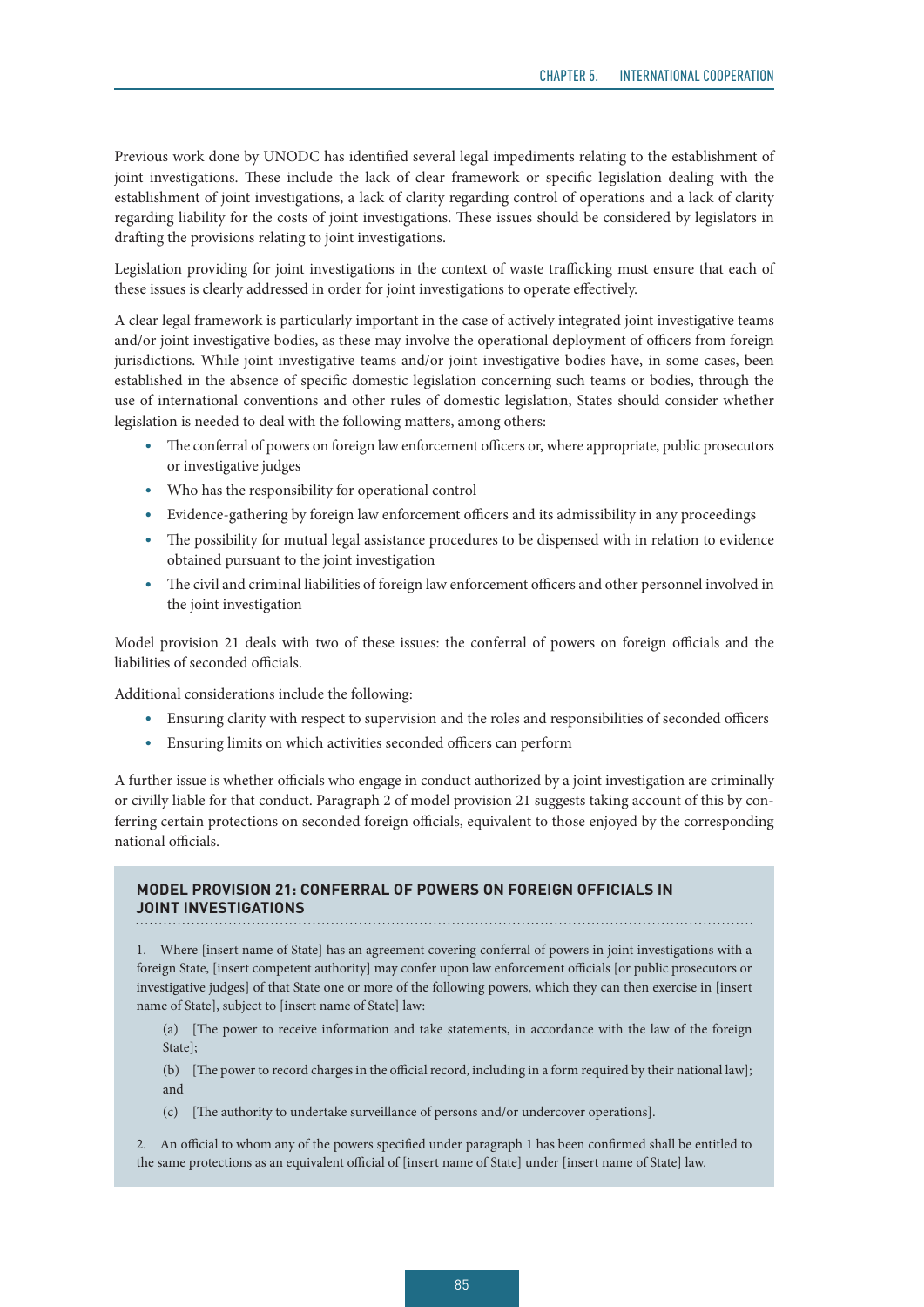Previous work done by UNODC has identified several legal impediments relating to the establishment of joint investigations. These include the lack of clear framework or specific legislation dealing with the establishment of joint investigations, a lack of clarity regarding control of operations and a lack of clarity regarding liability for the costs of joint investigations. These issues should be considered by legislators in drafting the provisions relating to joint investigations.

Legislation providing for joint investigations in the context of waste trafficking must ensure that each of these issues is clearly addressed in order for joint investigations to operate effectively.

A clear legal framework is particularly important in the case of actively integrated joint investigative teams and/or joint investigative bodies, as these may involve the operational deployment of officers from foreign jurisdictions. While joint investigative teams and/or joint investigative bodies have, in some cases, been established in the absence of specific domestic legislation concerning such teams or bodies, through the use of international conventions and other rules of domestic legislation, States should consider whether legislation is needed to deal with the following matters, among others:

- The conferral of powers on foreign law enforcement officers or, where appropriate, public prosecutors or investigative judges
- Who has the responsibility for operational control
- Evidence-gathering by foreign law enforcement officers and its admissibility in any proceedings
- The possibility for mutual legal assistance procedures to be dispensed with in relation to evidence obtained pursuant to the joint investigation
- The civil and criminal liabilities of foreign law enforcement officers and other personnel involved in the joint investigation

Model provision 21 deals with two of these issues: the conferral of powers on foreign officials and the liabilities of seconded officials.

Additional considerations include the following:

- Ensuring clarity with respect to supervision and the roles and responsibilities of seconded officers
- Ensuring limits on which activities seconded officers can perform

A further issue is whether officials who engage in conduct authorized by a joint investigation are criminally or civilly liable for that conduct. Paragraph 2 of model provision 21 suggests taking account of this by conferring certain protections on seconded foreign officials, equivalent to those enjoyed by the corresponding national officials.

### MODEL PROVISION 21: CONFERRAL OF POWERS ON FOREIGN OFFICIALS IN JOINT INVESTIGATIONS

1. Where [insert name of State] has an agreement covering conferral of powers in joint investigations with a foreign State, [insert competent authority] may confer upon law enforcement officials [or public prosecutors or investigative judges] of that State one or more of the following powers, which they can then exercise in [insert name of State], subject to [insert name of State] law:

    (a) [The power to receive information and take statements, in accordance with the law of the foreign State];

    (b) [The power to record charges in the official record, including in a form required by their national law]; and

    (c) [The authority to undertake surveillance of persons and/or undercover operations].

2. An official to whom any of the powers specified under paragraph 1 has been confirmed shall be entitled to the same protections as an equivalent official of [insert name of State] under [insert name of State] law.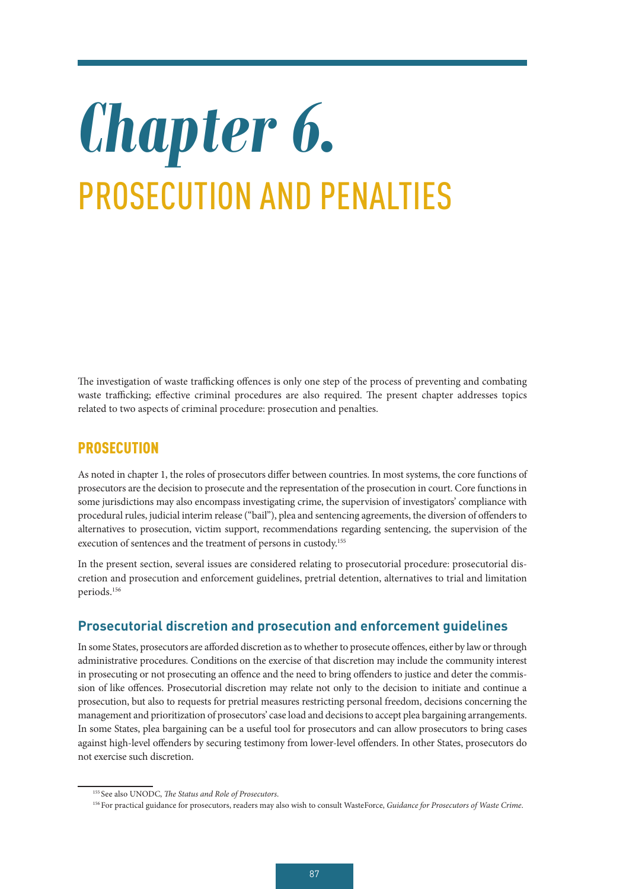# Chapter 6.
# PROSECUTION AND PENALTIES

The investigation of waste trafficking offences is only one step of the process of preventing and combating waste trafficking; effective criminal procedures are also required. The present chapter addresses topics related to two aspects of criminal procedure: prosecution and penalties.

## PROSECUTION

As noted in chapter 1, the roles of prosecutors differ between countries. In most systems, the core functions of prosecutors are the decision to prosecute and the representation of the prosecution in court. Core functions in some jurisdictions may also encompass investigating crime, the supervision of investigators' compliance with procedural rules, judicial interim release ("bail"), plea and sentencing agreements, the diversion of offenders to alternatives to prosecution, victim support, recommendations regarding sentencing, the supervision of the execution of sentences and the treatment of persons in custody.[155]

In the present section, several issues are considered relating to prosecutorial procedure: prosecutorial discretion and prosecution and enforcement guidelines, pretrial detention, alternatives to trial and limitation periods.[156]

### Prosecutorial discretion and prosecution and enforcement guidelines

In some States, prosecutors are afforded discretion as to whether to prosecute offences, either by law or through administrative procedures. Conditions on the exercise of that discretion may include the community interest in prosecuting or not prosecuting an offence and the need to bring offenders to justice and deter the commission of like offences. Prosecutorial discretion may relate not only to the decision to initiate and continue a prosecution, but also to requests for pretrial measures restricting personal freedom, decisions concerning the management and prioritization of prosecutors' case load and decisions to accept plea bargaining arrangements. In some States, plea bargaining can be a useful tool for prosecutors and can allow prosecutors to bring cases against high-level offenders by securing testimony from lower-level offenders. In other States, prosecutors do not exercise such discretion.

[155] See also UNODC, *The Status and Role of Prosecutors*.

[156] For practical guidance for prosecutors, readers may also wish to consult WasteForce, *Guidance for Prosecutors of Waste Crime*.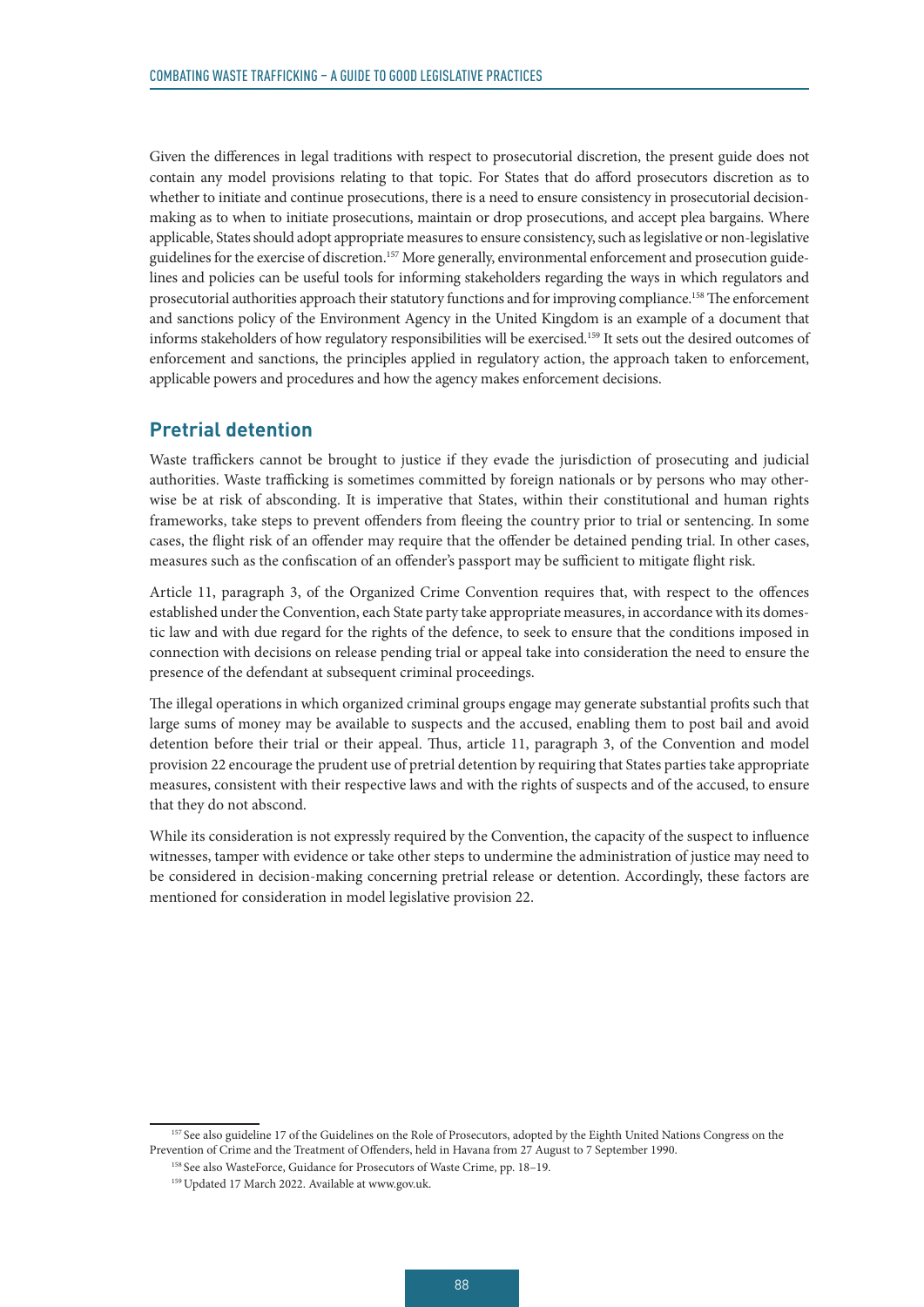Given the differences in legal traditions with respect to prosecutorial discretion, the present guide does not contain any model provisions relating to that topic. For States that do afford prosecutors discretion as to whether to initiate and continue prosecutions, there is a need to ensure consistency in prosecutorial decision-making as to when to initiate prosecutions, maintain or drop prosecutions, and accept plea bargains. Where applicable, States should adopt appropriate measures to ensure consistency, such as legislative or non-legislative guidelines for the exercise of discretion.[157] More generally, environmental enforcement and prosecution guidelines and policies can be useful tools for informing stakeholders regarding the ways in which regulators and prosecutorial authorities approach their statutory functions and for improving compliance.[158] The enforcement and sanctions policy of the Environment Agency in the United Kingdom is an example of a document that informs stakeholders of how regulatory responsibilities will be exercised.[159] It sets out the desired outcomes of enforcement and sanctions, the principles applied in regulatory action, the approach taken to enforcement, applicable powers and procedures and how the agency makes enforcement decisions.

## Pretrial detention

Waste traffickers cannot be brought to justice if they evade the jurisdiction of prosecuting and judicial authorities. Waste trafficking is sometimes committed by foreign nationals or by persons who may otherwise be at risk of absconding. It is imperative that States, within their constitutional and human rights frameworks, take steps to prevent offenders from fleeing the country prior to trial or sentencing. In some cases, the flight risk of an offender may require that the offender be detained pending trial. In other cases, measures such as the confiscation of an offender's passport may be sufficient to mitigate flight risk.

Article 11, paragraph 3, of the Organized Crime Convention requires that, with respect to the offences established under the Convention, each State party take appropriate measures, in accordance with its domestic law and with due regard for the rights of the defence, to seek to ensure that the conditions imposed in connection with decisions on release pending trial or appeal take into consideration the need to ensure the presence of the defendant at subsequent criminal proceedings.

The illegal operations in which organized criminal groups engage may generate substantial profits such that large sums of money may be available to suspects and the accused, enabling them to post bail and avoid detention before their trial or their appeal. Thus, article 11, paragraph 3, of the Convention and model provision 22 encourage the prudent use of pretrial detention by requiring that States parties take appropriate measures, consistent with their respective laws and with the rights of suspects and of the accused, to ensure that they do not abscond.

While its consideration is not expressly required by the Convention, the capacity of the suspect to influence witnesses, tamper with evidence or take other steps to undermine the administration of justice may need to be considered in decision-making concerning pretrial release or detention. Accordingly, these factors are mentioned for consideration in model legislative provision 22.

---

[157] See also guideline 17 of the Guidelines on the Role of Prosecutors, adopted by the Eighth United Nations Congress on the Prevention of Crime and the Treatment of Offenders, held in Havana from 27 August to 7 September 1990.

[158] See also WasteForce, Guidance for Prosecutors of Waste Crime, pp. 18–19.

[159] Updated 17 March 2022. Available at www.gov.uk.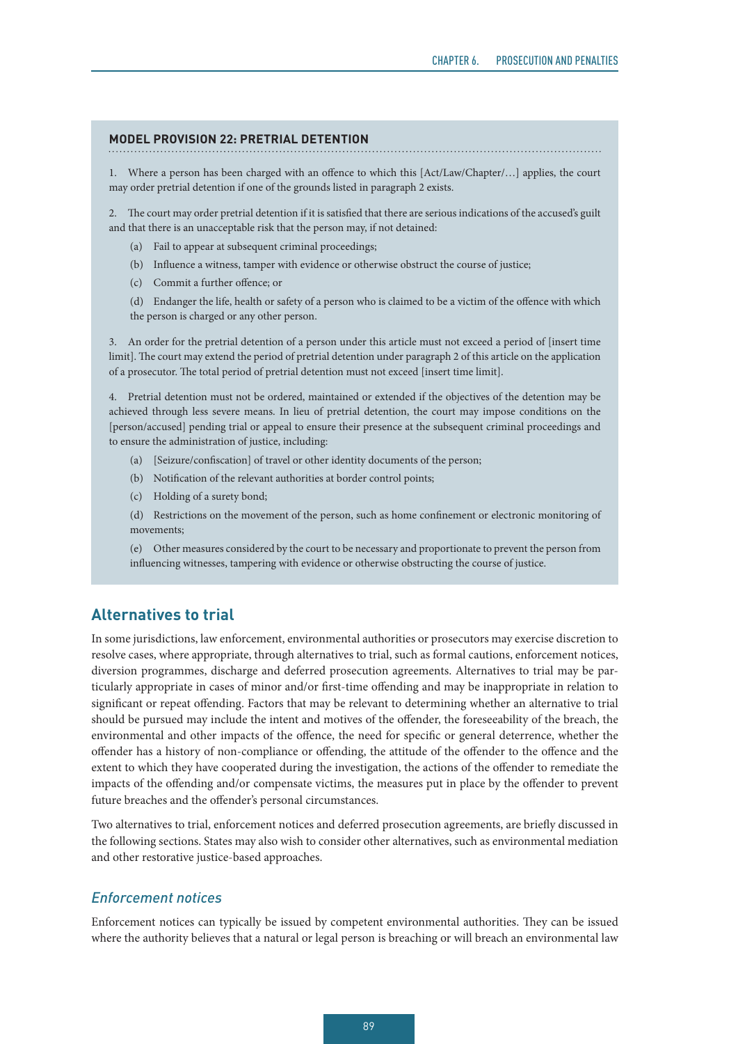**MODEL PROVISION 22: PRETRIAL DETENTION**

1. Where a person has been charged with an offence to which this [Act/Law/Chapter/…] applies, the court may order pretrial detention if one of the grounds listed in paragraph 2 exists.

2. The court may order pretrial detention if it is satisfied that there are serious indications of the accused's guilt and that there is an unacceptable risk that the person may, if not detained:

   (a) Fail to appear at subsequent criminal proceedings;

   (b) Influence a witness, tamper with evidence or otherwise obstruct the course of justice;

   (c) Commit a further offence; or

   (d) Endanger the life, health or safety of a person who is claimed to be a victim of the offence with which the person is charged or any other person.

3. An order for the pretrial detention of a person under this article must not exceed a period of [insert time limit]. The court may extend the period of pretrial detention under paragraph 2 of this article on the application of a prosecutor. The total period of pretrial detention must not exceed [insert time limit].

4. Pretrial detention must not be ordered, maintained or extended if the objectives of the detention may be achieved through less severe means. In lieu of pretrial detention, the court may impose conditions on the [person/accused] pending trial or appeal to ensure their presence at the subsequent criminal proceedings and to ensure the administration of justice, including:

   (a) [Seizure/confiscation] of travel or other identity documents of the person;

   (b) Notification of the relevant authorities at border control points;

   (c) Holding of a surety bond;

   (d) Restrictions on the movement of the person, such as home confinement or electronic monitoring of movements;

   (e) Other measures considered by the court to be necessary and proportionate to prevent the person from influencing witnesses, tampering with evidence or otherwise obstructing the course of justice.

## Alternatives to trial

In some jurisdictions, law enforcement, environmental authorities or prosecutors may exercise discretion to resolve cases, where appropriate, through alternatives to trial, such as formal cautions, enforcement notices, diversion programmes, discharge and deferred prosecution agreements. Alternatives to trial may be particularly appropriate in cases of minor and/or first-time offending and may be inappropriate in relation to significant or repeat offending. Factors that may be relevant to determining whether an alternative to trial should be pursued may include the intent and motives of the offender, the foreseeability of the breach, the environmental and other impacts of the offence, the need for specific or general deterrence, whether the offender has a history of non-compliance or offending, the attitude of the offender to the offence and the extent to which they have cooperated during the investigation, the actions of the offender to remediate the impacts of the offending and/or compensate victims, the measures put in place by the offender to prevent future breaches and the offender's personal circumstances.

Two alternatives to trial, enforcement notices and deferred prosecution agreements, are briefly discussed in the following sections. States may also wish to consider other alternatives, such as environmental mediation and other restorative justice-based approaches.

### *Enforcement notices*

Enforcement notices can typically be issued by competent environmental authorities. They can be issued where the authority believes that a natural or legal person is breaching or will breach an environmental law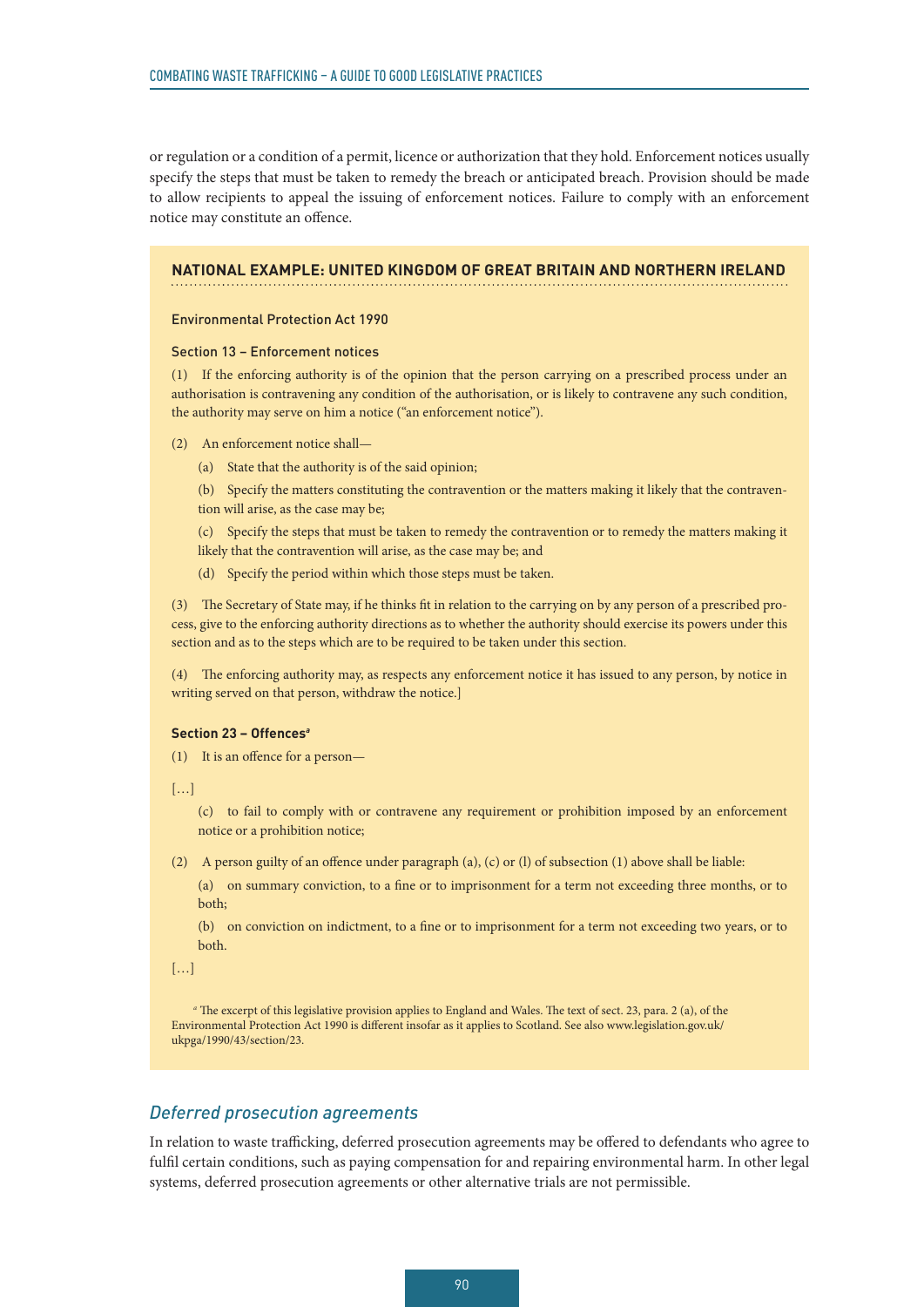or regulation or a condition of a permit, licence or authorization that they hold. Enforcement notices usually specify the steps that must be taken to remedy the breach or anticipated breach. Provision should be made to allow recipients to appeal the issuing of enforcement notices. Failure to comply with an enforcement notice may constitute an offence.

**NATIONAL EXAMPLE: UNITED KINGDOM OF GREAT BRITAIN AND NORTHERN IRELAND**

Environmental Protection Act 1990

Section 13 – Enforcement notices

(1) If the enforcing authority is of the opinion that the person carrying on a prescribed process under an authorisation is contravening any condition of the authorisation, or is likely to contravene any such condition, the authority may serve on him a notice ("an enforcement notice").

(2) An enforcement notice shall—

(a) State that the authority is of the said opinion;

(b) Specify the matters constituting the contravention or the matters making it likely that the contravention will arise, as the case may be;

(c) Specify the steps that must be taken to remedy the contravention or to remedy the matters making it likely that the contravention will arise, as the case may be; and

(d) Specify the period within which those steps must be taken.

(3) The Secretary of State may, if he thinks fit in relation to the carrying on by any person of a prescribed process, give to the enforcing authority directions as to whether the authority should exercise its powers under this section and as to the steps which are to be required to be taken under this section.

(4) The enforcing authority may, as respects any enforcement notice it has issued to any person, by notice in writing served on that person, withdraw the notice.]

**Section 23 – Offences[a]**

(1) It is an offence for a person—

[…]

(c) to fail to comply with or contravene any requirement or prohibition imposed by an enforcement notice or a prohibition notice;

(2) A person guilty of an offence under paragraph (a), (c) or (l) of subsection (1) above shall be liable:

(a) on summary conviction, to a fine or to imprisonment for a term not exceeding three months, or to both;

(b) on conviction on indictment, to a fine or to imprisonment for a term not exceeding two years, or to both.

[…]

[a] The excerpt of this legislative provision applies to England and Wales. The text of sect. 23, para. 2 (a), of the Environmental Protection Act 1990 is different insofar as it applies to Scotland. See also www.legislation.gov.uk/ukpga/1990/43/section/23.

## *Deferred prosecution agreements*

In relation to waste trafficking, deferred prosecution agreements may be offered to defendants who agree to fulfil certain conditions, such as paying compensation for and repairing environmental harm. In other legal systems, deferred prosecution agreements or other alternative trials are not permissible.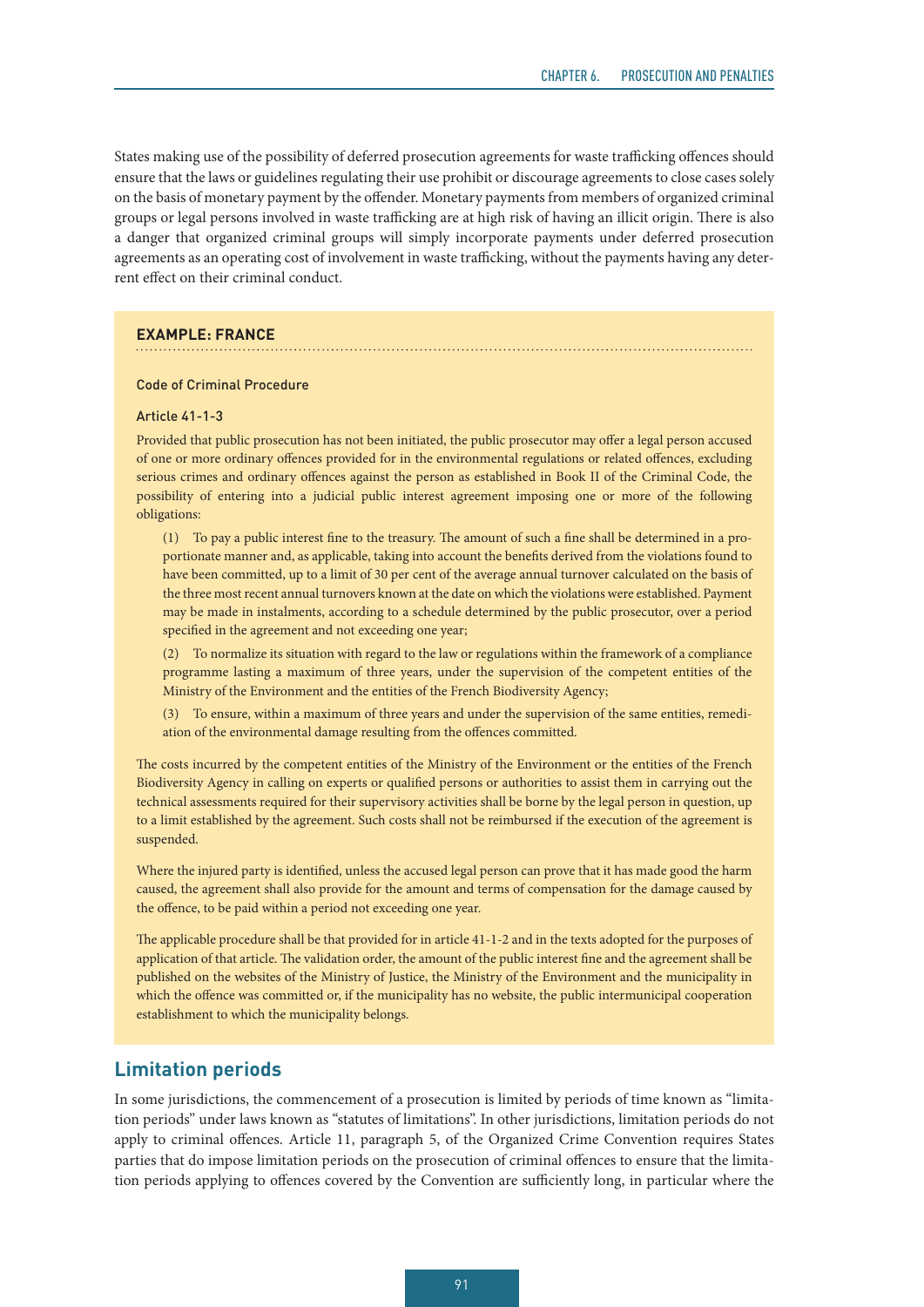States making use of the possibility of deferred prosecution agreements for waste trafficking offences should ensure that the laws or guidelines regulating their use prohibit or discourage agreements to close cases solely on the basis of monetary payment by the offender. Monetary payments from members of organized criminal groups or legal persons involved in waste trafficking are at high risk of having an illicit origin. There is also a danger that organized criminal groups will simply incorporate payments under deferred prosecution agreements as an operating cost of involvement in waste trafficking, without the payments having any deterrent effect on their criminal conduct.

**EXAMPLE: FRANCE**

Code of Criminal Procedure

Article 41-1-3

Provided that public prosecution has not been initiated, the public prosecutor may offer a legal person accused of one or more ordinary offences provided for in the environmental regulations or related offences, excluding serious crimes and ordinary offences against the person as established in Book II of the Criminal Code, the possibility of entering into a judicial public interest agreement imposing one or more of the following obligations:

(1) To pay a public interest fine to the treasury. The amount of such a fine shall be determined in a proportionate manner and, as applicable, taking into account the benefits derived from the violations found to have been committed, up to a limit of 30 per cent of the average annual turnover calculated on the basis of the three most recent annual turnovers known at the date on which the violations were established. Payment may be made in instalments, according to a schedule determined by the public prosecutor, over a period specified in the agreement and not exceeding one year;

(2) To normalize its situation with regard to the law or regulations within the framework of a compliance programme lasting a maximum of three years, under the supervision of the competent entities of the Ministry of the Environment and the entities of the French Biodiversity Agency;

(3) To ensure, within a maximum of three years and under the supervision of the same entities, remediation of the environmental damage resulting from the offences committed.

The costs incurred by the competent entities of the Ministry of the Environment or the entities of the French Biodiversity Agency in calling on experts or qualified persons or authorities to assist them in carrying out the technical assessments required for their supervisory activities shall be borne by the legal person in question, up to a limit established by the agreement. Such costs shall not be reimbursed if the execution of the agreement is suspended.

Where the injured party is identified, unless the accused legal person can prove that it has made good the harm caused, the agreement shall also provide for the amount and terms of compensation for the damage caused by the offence, to be paid within a period not exceeding one year.

The applicable procedure shall be that provided for in article 41-1-2 and in the texts adopted for the purposes of application of that article. The validation order, the amount of the public interest fine and the agreement shall be published on the websites of the Ministry of Justice, the Ministry of the Environment and the municipality in which the offence was committed or, if the municipality has no website, the public intermunicipal cooperation establishment to which the municipality belongs.

## Limitation periods

In some jurisdictions, the commencement of a prosecution is limited by periods of time known as "limitation periods" under laws known as "statutes of limitations". In other jurisdictions, limitation periods do not apply to criminal offences. Article 11, paragraph 5, of the Organized Crime Convention requires States parties that do impose limitation periods on the prosecution of criminal offences to ensure that the limitation periods applying to offences covered by the Convention are sufficiently long, in particular where the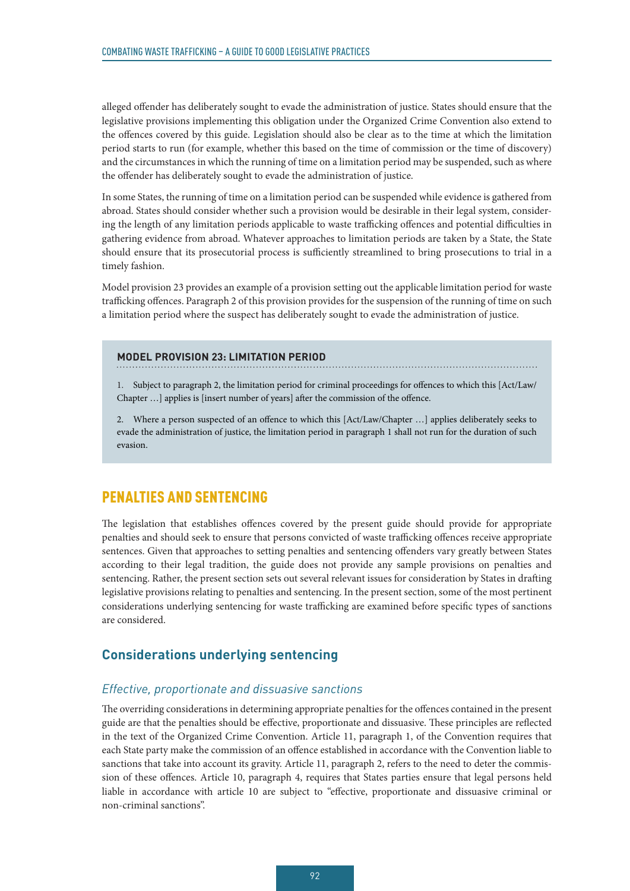alleged offender has deliberately sought to evade the administration of justice. States should ensure that the legislative provisions implementing this obligation under the Organized Crime Convention also extend to the offences covered by this guide. Legislation should also be clear as to the time at which the limitation period starts to run (for example, whether this based on the time of commission or the time of discovery) and the circumstances in which the running of time on a limitation period may be suspended, such as where the offender has deliberately sought to evade the administration of justice.

In some States, the running of time on a limitation period can be suspended while evidence is gathered from abroad. States should consider whether such a provision would be desirable in their legal system, considering the length of any limitation periods applicable to waste trafficking offences and potential difficulties in gathering evidence from abroad. Whatever approaches to limitation periods are taken by a State, the State should ensure that its prosecutorial process is sufficiently streamlined to bring prosecutions to trial in a timely fashion.

Model provision 23 provides an example of a provision setting out the applicable limitation period for waste trafficking offences. Paragraph 2 of this provision provides for the suspension of the running of time on such a limitation period where the suspect has deliberately sought to evade the administration of justice.

**MODEL PROVISION 23: LIMITATION PERIOD**

1. Subject to paragraph 2, the limitation period for criminal proceedings for offences to which this [Act/Law/Chapter …] applies is [insert number of years] after the commission of the offence.

2. Where a person suspected of an offence to which this [Act/Law/Chapter …] applies deliberately seeks to evade the administration of justice, the limitation period in paragraph 1 shall not run for the duration of such evasion.

## PENALTIES AND SENTENCING

The legislation that establishes offences covered by the present guide should provide for appropriate penalties and should seek to ensure that persons convicted of waste trafficking offences receive appropriate sentences. Given that approaches to setting penalties and sentencing offenders vary greatly between States according to their legal tradition, the guide does not provide any sample provisions on penalties and sentencing. Rather, the present section sets out several relevant issues for consideration by States in drafting legislative provisions relating to penalties and sentencing. In the present section, some of the most pertinent considerations underlying sentencing for waste trafficking are examined before specific types of sanctions are considered.

### Considerations underlying sentencing

#### *Effective, proportionate and dissuasive sanctions*

The overriding considerations in determining appropriate penalties for the offences contained in the present guide are that the penalties should be effective, proportionate and dissuasive. These principles are reflected in the text of the Organized Crime Convention. Article 11, paragraph 1, of the Convention requires that each State party make the commission of an offence established in accordance with the Convention liable to sanctions that take into account its gravity. Article 11, paragraph 2, refers to the need to deter the commission of these offences. Article 10, paragraph 4, requires that States parties ensure that legal persons held liable in accordance with article 10 are subject to "effective, proportionate and dissuasive criminal or non-criminal sanctions".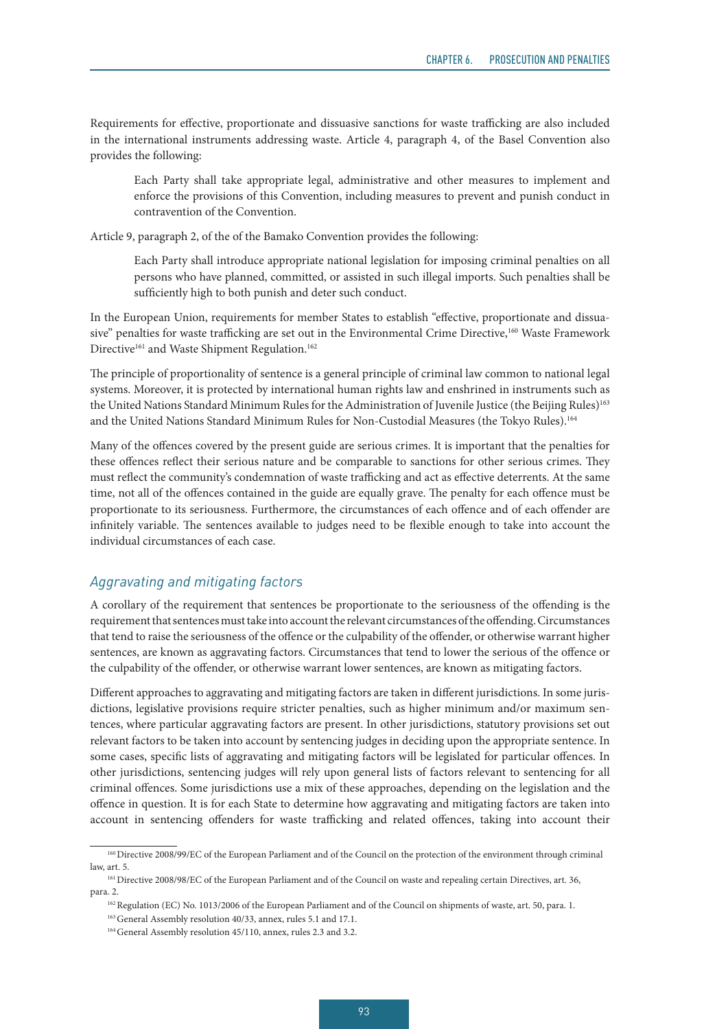Requirements for effective, proportionate and dissuasive sanctions for waste trafficking are also included in the international instruments addressing waste. Article 4, paragraph 4, of the Basel Convention also provides the following:

> Each Party shall take appropriate legal, administrative and other measures to implement and enforce the provisions of this Convention, including measures to prevent and punish conduct in contravention of the Convention.

Article 9, paragraph 2, of the of the Bamako Convention provides the following:

> Each Party shall introduce appropriate national legislation for imposing criminal penalties on all persons who have planned, committed, or assisted in such illegal imports. Such penalties shall be sufficiently high to both punish and deter such conduct.

In the European Union, requirements for member States to establish "effective, proportionate and dissuasive" penalties for waste trafficking are set out in the Environmental Crime Directive,[160] Waste Framework Directive[161] and Waste Shipment Regulation.[162]

The principle of proportionality of sentence is a general principle of criminal law common to national legal systems. Moreover, it is protected by international human rights law and enshrined in instruments such as the United Nations Standard Minimum Rules for the Administration of Juvenile Justice (the Beijing Rules)[163] and the United Nations Standard Minimum Rules for Non-Custodial Measures (the Tokyo Rules).[164]

Many of the offences covered by the present guide are serious crimes. It is important that the penalties for these offences reflect their serious nature and be comparable to sanctions for other serious crimes. They must reflect the community's condemnation of waste trafficking and act as effective deterrents. At the same time, not all of the offences contained in the guide are equally grave. The penalty for each offence must be proportionate to its seriousness. Furthermore, the circumstances of each offence and of each offender are infinitely variable. The sentences available to judges need to be flexible enough to take into account the individual circumstances of each case.

### *Aggravating and mitigating factors*

A corollary of the requirement that sentences be proportionate to the seriousness of the offending is the requirement that sentences must take into account the relevant circumstances of the offending. Circumstances that tend to raise the seriousness of the offence or the culpability of the offender, or otherwise warrant higher sentences, are known as aggravating factors. Circumstances that tend to lower the serious of the offence or the culpability of the offender, or otherwise warrant lower sentences, are known as mitigating factors.

Different approaches to aggravating and mitigating factors are taken in different jurisdictions. In some jurisdictions, legislative provisions require stricter penalties, such as higher minimum and/or maximum sentences, where particular aggravating factors are present. In other jurisdictions, statutory provisions set out relevant factors to be taken into account by sentencing judges in deciding upon the appropriate sentence. In some cases, specific lists of aggravating and mitigating factors will be legislated for particular offences. In other jurisdictions, sentencing judges will rely upon general lists of factors relevant to sentencing for all criminal offences. Some jurisdictions use a mix of these approaches, depending on the legislation and the offence in question. It is for each State to determine how aggravating and mitigating factors are taken into account in sentencing offenders for waste trafficking and related offences, taking into account their

---

[160] Directive 2008/99/EC of the European Parliament and of the Council on the protection of the environment through criminal law, art. 5.

[161] Directive 2008/98/EC of the European Parliament and of the Council on waste and repealing certain Directives, art. 36, para. 2.

[162] Regulation (EC) No. 1013/2006 of the European Parliament and of the Council on shipments of waste, art. 50, para. 1.

[163] General Assembly resolution 40/33, annex, rules 5.1 and 17.1.

[164] General Assembly resolution 45/110, annex, rules 2.3 and 3.2.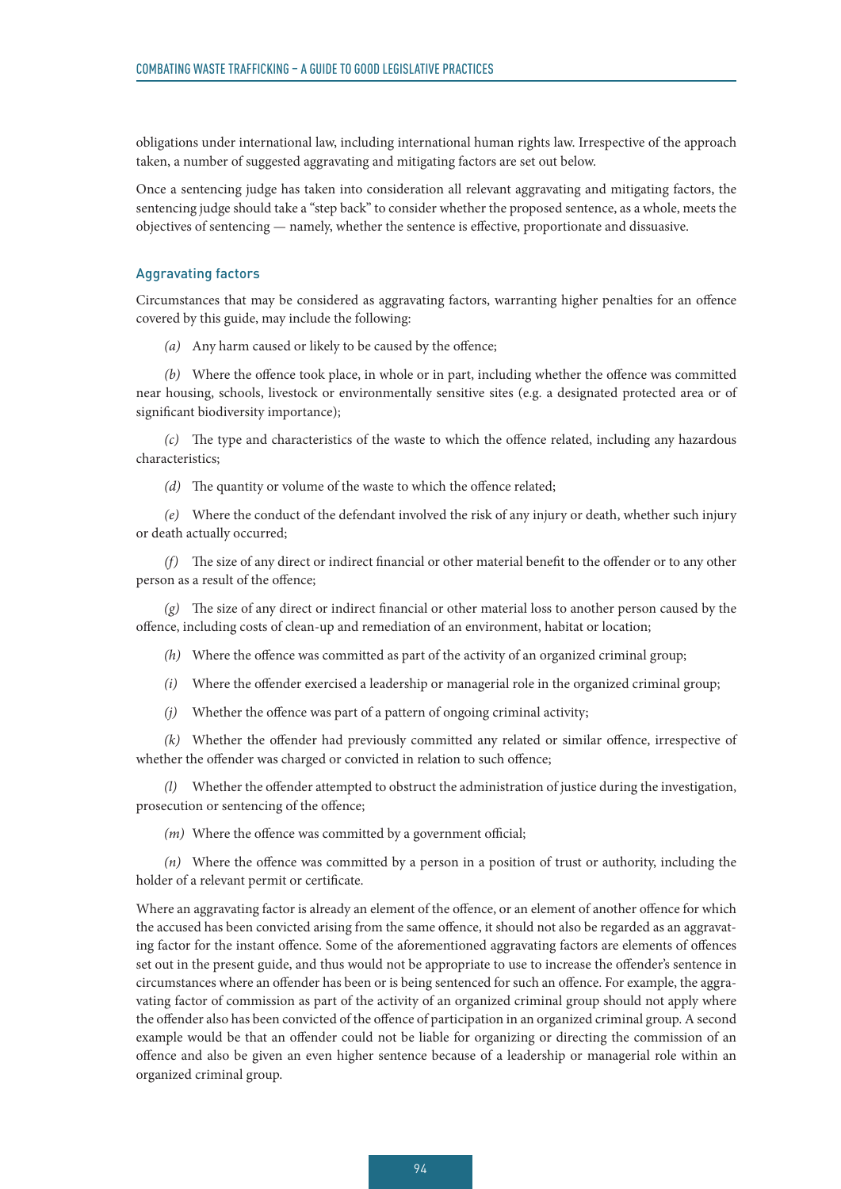obligations under international law, including international human rights law. Irrespective of the approach taken, a number of suggested aggravating and mitigating factors are set out below.

Once a sentencing judge has taken into consideration all relevant aggravating and mitigating factors, the sentencing judge should take a "step back" to consider whether the proposed sentence, as a whole, meets the objectives of sentencing — namely, whether the sentence is effective, proportionate and dissuasive.

### Aggravating factors

Circumstances that may be considered as aggravating factors, warranting higher penalties for an offence covered by this guide, may include the following:

*(a)* Any harm caused or likely to be caused by the offence;

*(b)* Where the offence took place, in whole or in part, including whether the offence was committed near housing, schools, livestock or environmentally sensitive sites (e.g. a designated protected area or of significant biodiversity importance);

*(c)* The type and characteristics of the waste to which the offence related, including any hazardous characteristics;

*(d)* The quantity or volume of the waste to which the offence related;

*(e)* Where the conduct of the defendant involved the risk of any injury or death, whether such injury or death actually occurred;

*(f)* The size of any direct or indirect financial or other material benefit to the offender or to any other person as a result of the offence;

*(g)* The size of any direct or indirect financial or other material loss to another person caused by the offence, including costs of clean-up and remediation of an environment, habitat or location;

*(h)* Where the offence was committed as part of the activity of an organized criminal group;

*(i)* Where the offender exercised a leadership or managerial role in the organized criminal group;

*(j)* Whether the offence was part of a pattern of ongoing criminal activity;

*(k)* Whether the offender had previously committed any related or similar offence, irrespective of whether the offender was charged or convicted in relation to such offence;

*(l)* Whether the offender attempted to obstruct the administration of justice during the investigation, prosecution or sentencing of the offence;

*(m)* Where the offence was committed by a government official;

*(n)* Where the offence was committed by a person in a position of trust or authority, including the holder of a relevant permit or certificate.

Where an aggravating factor is already an element of the offence, or an element of another offence for which the accused has been convicted arising from the same offence, it should not also be regarded as an aggravating factor for the instant offence. Some of the aforementioned aggravating factors are elements of offences set out in the present guide, and thus would not be appropriate to use to increase the offender's sentence in circumstances where an offender has been or is being sentenced for such an offence. For example, the aggravating factor of commission as part of the activity of an organized criminal group should not apply where the offender also has been convicted of the offence of participation in an organized criminal group. A second example would be that an offender could not be liable for organizing or directing the commission of an offence and also be given an even higher sentence because of a leadership or managerial role within an organized criminal group.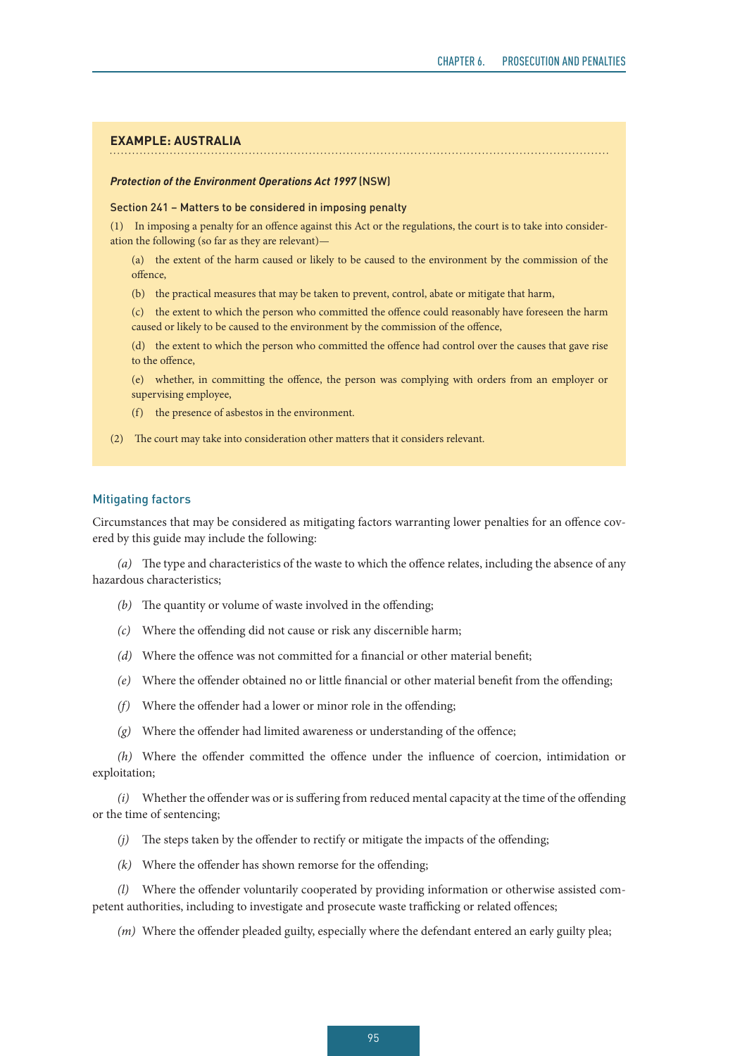**EXAMPLE: AUSTRALIA**

***Protection of the Environment Operations Act 1997*** **(NSW)**

Section 241 – Matters to be considered in imposing penalty

(1) In imposing a penalty for an offence against this Act or the regulations, the court is to take into consideration the following (so far as they are relevant)—

(a) the extent of the harm caused or likely to be caused to the environment by the commission of the offence,

(b) the practical measures that may be taken to prevent, control, abate or mitigate that harm,

(c) the extent to which the person who committed the offence could reasonably have foreseen the harm caused or likely to be caused to the environment by the commission of the offence,

(d) the extent to which the person who committed the offence had control over the causes that gave rise to the offence,

(e) whether, in committing the offence, the person was complying with orders from an employer or supervising employee,

(f) the presence of asbestos in the environment.

(2) The court may take into consideration other matters that it considers relevant.

### Mitigating factors

Circumstances that may be considered as mitigating factors warranting lower penalties for an offence covered by this guide may include the following:

*(a)* The type and characteristics of the waste to which the offence relates, including the absence of any hazardous characteristics;

*(b)* The quantity or volume of waste involved in the offending;

*(c)* Where the offending did not cause or risk any discernible harm;

*(d)* Where the offence was not committed for a financial or other material benefit;

*(e)* Where the offender obtained no or little financial or other material benefit from the offending;

*(f)* Where the offender had a lower or minor role in the offending;

*(g)* Where the offender had limited awareness or understanding of the offence;

*(h)* Where the offender committed the offence under the influence of coercion, intimidation or exploitation;

*(i)* Whether the offender was or is suffering from reduced mental capacity at the time of the offending or the time of sentencing;

*(j)* The steps taken by the offender to rectify or mitigate the impacts of the offending;

*(k)* Where the offender has shown remorse for the offending;

*(l)* Where the offender voluntarily cooperated by providing information or otherwise assisted competent authorities, including to investigate and prosecute waste trafficking or related offences;

*(m)* Where the offender pleaded guilty, especially where the defendant entered an early guilty plea;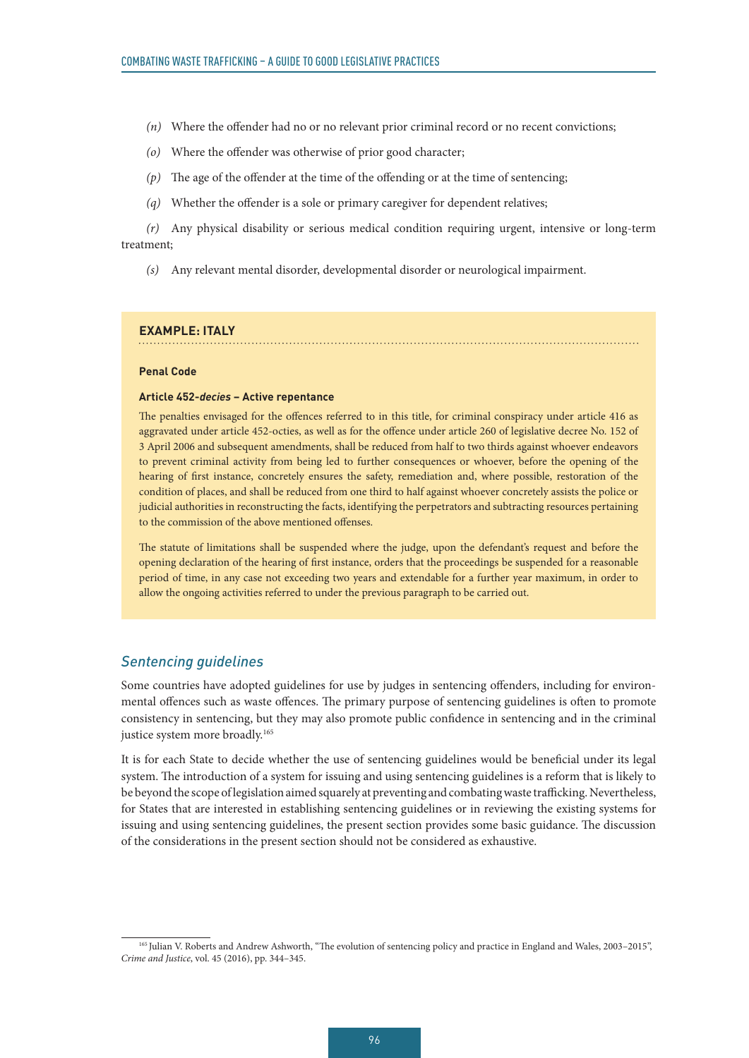*(n)* Where the offender had no or no relevant prior criminal record or no recent convictions;

*(o)* Where the offender was otherwise of prior good character;

*(p)* The age of the offender at the time of the offending or at the time of sentencing;

*(q)* Whether the offender is a sole or primary caregiver for dependent relatives;

*(r)* Any physical disability or serious medical condition requiring urgent, intensive or long-term treatment;

*(s)* Any relevant mental disorder, developmental disorder or neurological impairment.

**EXAMPLE: ITALY**

**Penal Code**

**Article 452-*decies* – Active repentance**

The penalties envisaged for the offences referred to in this title, for criminal conspiracy under article 416 as aggravated under article 452-octies, as well as for the offence under article 260 of legislative decree No. 152 of 3 April 2006 and subsequent amendments, shall be reduced from half to two thirds against whoever endeavors to prevent criminal activity from being led to further consequences or whoever, before the opening of the hearing of first instance, concretely ensures the safety, remediation and, where possible, restoration of the condition of places, and shall be reduced from one third to half against whoever concretely assists the police or judicial authorities in reconstructing the facts, identifying the perpetrators and subtracting resources pertaining to the commission of the above mentioned offenses.

The statute of limitations shall be suspended where the judge, upon the defendant's request and before the opening declaration of the hearing of first instance, orders that the proceedings be suspended for a reasonable period of time, in any case not exceeding two years and extendable for a further year maximum, in order to allow the ongoing activities referred to under the previous paragraph to be carried out.

### *Sentencing guidelines*

Some countries have adopted guidelines for use by judges in sentencing offenders, including for environmental offences such as waste offences. The primary purpose of sentencing guidelines is often to promote consistency in sentencing, but they may also promote public confidence in sentencing and in the criminal justice system more broadly.[165]

It is for each State to decide whether the use of sentencing guidelines would be beneficial under its legal system. The introduction of a system for issuing and using sentencing guidelines is a reform that is likely to be beyond the scope of legislation aimed squarely at preventing and combating waste trafficking. Nevertheless, for States that are interested in establishing sentencing guidelines or in reviewing the existing systems for issuing and using sentencing guidelines, the present section provides some basic guidance. The discussion of the considerations in the present section should not be considered as exhaustive.

[165] Julian V. Roberts and Andrew Ashworth, "The evolution of sentencing policy and practice in England and Wales, 2003–2015", *Crime and Justice*, vol. 45 (2016), pp. 344–345.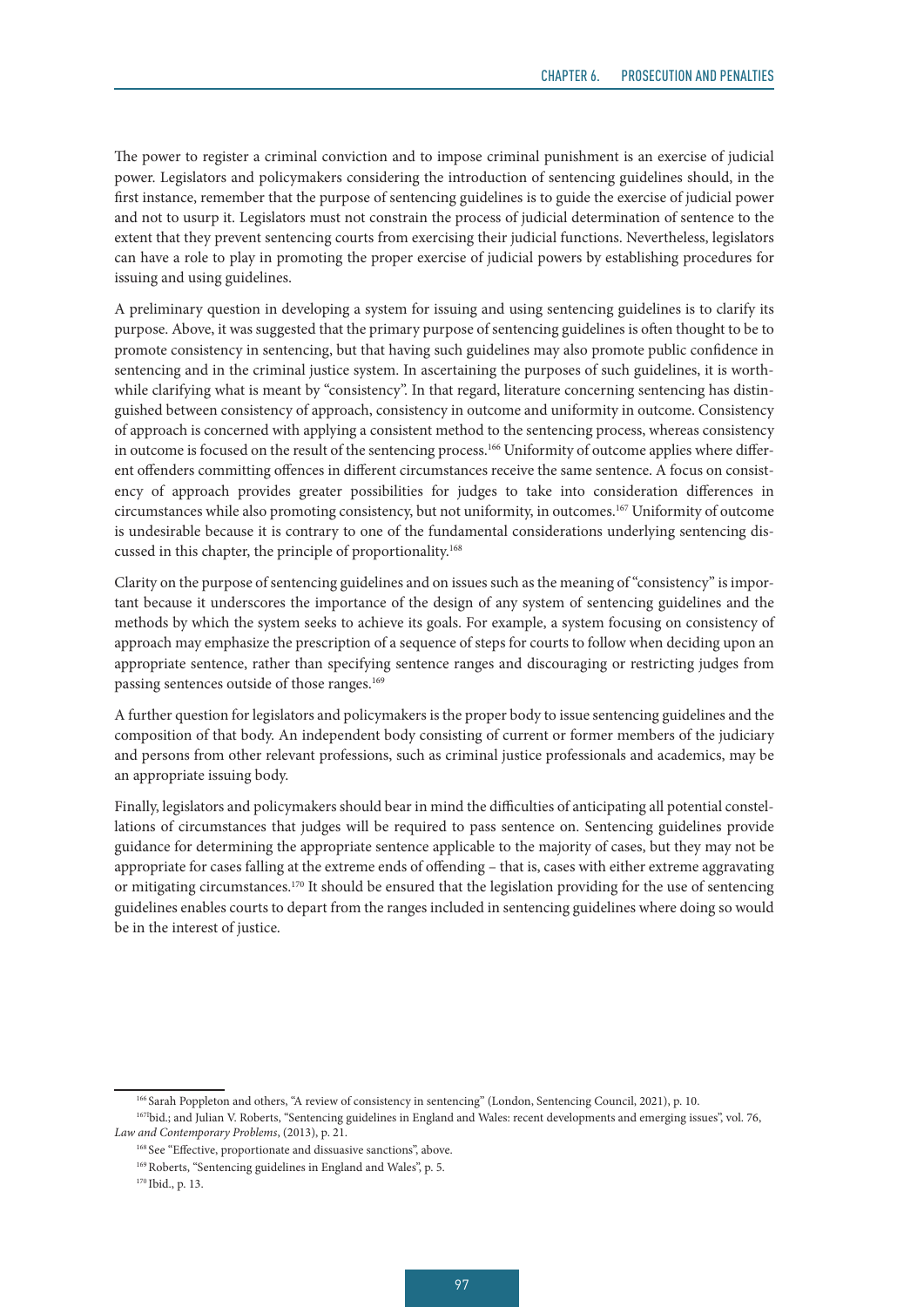The power to register a criminal conviction and to impose criminal punishment is an exercise of judicial power. Legislators and policymakers considering the introduction of sentencing guidelines should, in the first instance, remember that the purpose of sentencing guidelines is to guide the exercise of judicial power and not to usurp it. Legislators must not constrain the process of judicial determination of sentence to the extent that they prevent sentencing courts from exercising their judicial functions. Nevertheless, legislators can have a role to play in promoting the proper exercise of judicial powers by establishing procedures for issuing and using guidelines.

A preliminary question in developing a system for issuing and using sentencing guidelines is to clarify its purpose. Above, it was suggested that the primary purpose of sentencing guidelines is often thought to be to promote consistency in sentencing, but that having such guidelines may also promote public confidence in sentencing and in the criminal justice system. In ascertaining the purposes of such guidelines, it is worthwhile clarifying what is meant by "consistency". In that regard, literature concerning sentencing has distinguished between consistency of approach, consistency in outcome and uniformity in outcome. Consistency of approach is concerned with applying a consistent method to the sentencing process, whereas consistency in outcome is focused on the result of the sentencing process.[166] Uniformity of outcome applies where different offenders committing offences in different circumstances receive the same sentence. A focus on consistency of approach provides greater possibilities for judges to take into consideration differences in circumstances while also promoting consistency, but not uniformity, in outcomes.[167] Uniformity of outcome is undesirable because it is contrary to one of the fundamental considerations underlying sentencing discussed in this chapter, the principle of proportionality.[168]

Clarity on the purpose of sentencing guidelines and on issues such as the meaning of "consistency" is important because it underscores the importance of the design of any system of sentencing guidelines and the methods by which the system seeks to achieve its goals. For example, a system focusing on consistency of approach may emphasize the prescription of a sequence of steps for courts to follow when deciding upon an appropriate sentence, rather than specifying sentence ranges and discouraging or restricting judges from passing sentences outside of those ranges.[169]

A further question for legislators and policymakers is the proper body to issue sentencing guidelines and the composition of that body. An independent body consisting of current or former members of the judiciary and persons from other relevant professions, such as criminal justice professionals and academics, may be an appropriate issuing body.

Finally, legislators and policymakers should bear in mind the difficulties of anticipating all potential constellations of circumstances that judges will be required to pass sentence on. Sentencing guidelines provide guidance for determining the appropriate sentence applicable to the majority of cases, but they may not be appropriate for cases falling at the extreme ends of offending – that is, cases with either extreme aggravating or mitigating circumstances.[170] It should be ensured that the legislation providing for the use of sentencing guidelines enables courts to depart from the ranges included in sentencing guidelines where doing so would be in the interest of justice.

---

[166] Sarah Poppleton and others, "A review of consistency in sentencing" (London, Sentencing Council, 2021), p. 10.

[167] Ibid.; and Julian V. Roberts, "Sentencing guidelines in England and Wales: recent developments and emerging issues", vol. 76, *Law and Contemporary Problems*, (2013), p. 21.

[168] See "Effective, proportionate and dissuasive sanctions", above.

[169] Roberts, "Sentencing guidelines in England and Wales", p. 5.

[170] Ibid., p. 13.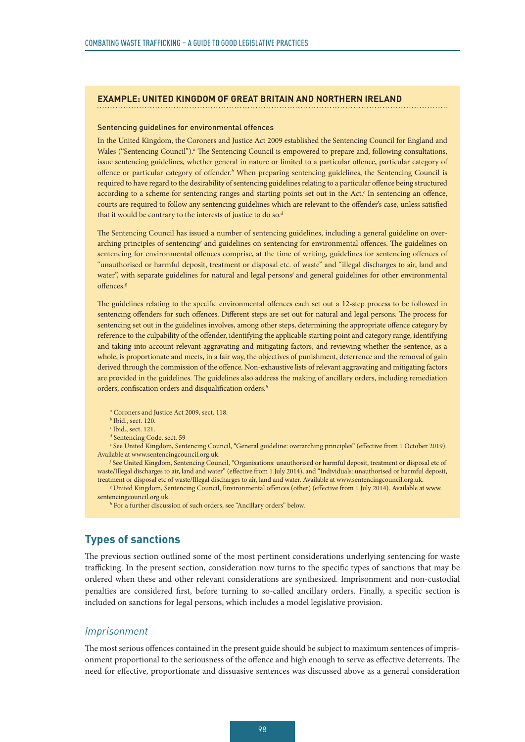### EXAMPLE: UNITED KINGDOM OF GREAT BRITAIN AND NORTHERN IRELAND

#### Sentencing guidelines for environmental offences

In the United Kingdom, the Coroners and Justice Act 2009 established the Sentencing Council for England and Wales ("Sentencing Council").[a] The Sentencing Council is empowered to prepare and, following consultations, issue sentencing guidelines, whether general in nature or limited to a particular offence, particular category of offence or particular category of offender.[b] When preparing sentencing guidelines, the Sentencing Council is required to have regard to the desirability of sentencing guidelines relating to a particular offence being structured according to a scheme for sentencing ranges and starting points set out in the Act.[c] In sentencing an offence, courts are required to follow any sentencing guidelines which are relevant to the offender's case, unless satisfied that it would be contrary to the interests of justice to do so.[d]

The Sentencing Council has issued a number of sentencing guidelines, including a general guideline on overarching principles of sentencing[e] and guidelines on sentencing for environmental offences. The guidelines on sentencing for environmental offences comprise, at the time of writing, guidelines for sentencing offences of "unauthorised or harmful deposit, treatment or disposal etc. of waste" and "illegal discharges to air, land and water", with separate guidelines for natural and legal persons[f] and general guidelines for other environmental offences.[g]

The guidelines relating to the specific environmental offences each set out a 12-step process to be followed in sentencing offenders for such offences. Different steps are set out for natural and legal persons. The process for sentencing set out in the guidelines involves, among other steps, determining the appropriate offence category by reference to the culpability of the offender, identifying the applicable starting point and category range, identifying and taking into account relevant aggravating and mitigating factors, and reviewing whether the sentence, as a whole, is proportionate and meets, in a fair way, the objectives of punishment, deterrence and the removal of gain derived through the commission of the offence. Non-exhaustive lists of relevant aggravating and mitigating factors are provided in the guidelines. The guidelines also address the making of ancillary orders, including remediation orders, confiscation orders and disqualification orders.[h]

[a] Coroners and Justice Act 2009, sect. 118.

[b] Ibid., sect. 120.

[c] Ibid., sect. 121.

[d] Sentencing Code, sect. 59

[e] See United Kingdom, Sentencing Council, "General guideline: overarching principles" (effective from 1 October 2019). Available at www.sentencingcouncil.org.uk.

[f] See United Kingdom, Sentencing Council, "Organisations: unauthorised or harmful deposit, treatment or disposal etc of waste/Illegal discharges to air, land and water" (effective from 1 July 2014), and "Individuals: unauthorised or harmful deposit, treatment or disposal etc of waste/Illegal discharges to air, land and water. Available at www.sentencingcouncil.org.uk.

[g] United Kingdom, Sentencing Council, Environmental offences (other) (effective from 1 July 2014). Available at www.sentencingcouncil.org.uk.

[h] For a further discussion of such orders, see "Ancillary orders" below.

## Types of sanctions

The previous section outlined some of the most pertinent considerations underlying sentencing for waste trafficking. In the present section, consideration now turns to the specific types of sanctions that may be ordered when these and other relevant considerations are synthesized. Imprisonment and non-custodial penalties are considered first, before turning to so-called ancillary orders. Finally, a specific section is included on sanctions for legal persons, which includes a model legislative provision.

### *Imprisonment*

The most serious offences contained in the present guide should be subject to maximum sentences of imprisonment proportional to the seriousness of the offence and high enough to serve as effective deterrents. The need for effective, proportionate and dissuasive sentences was discussed above as a general consideration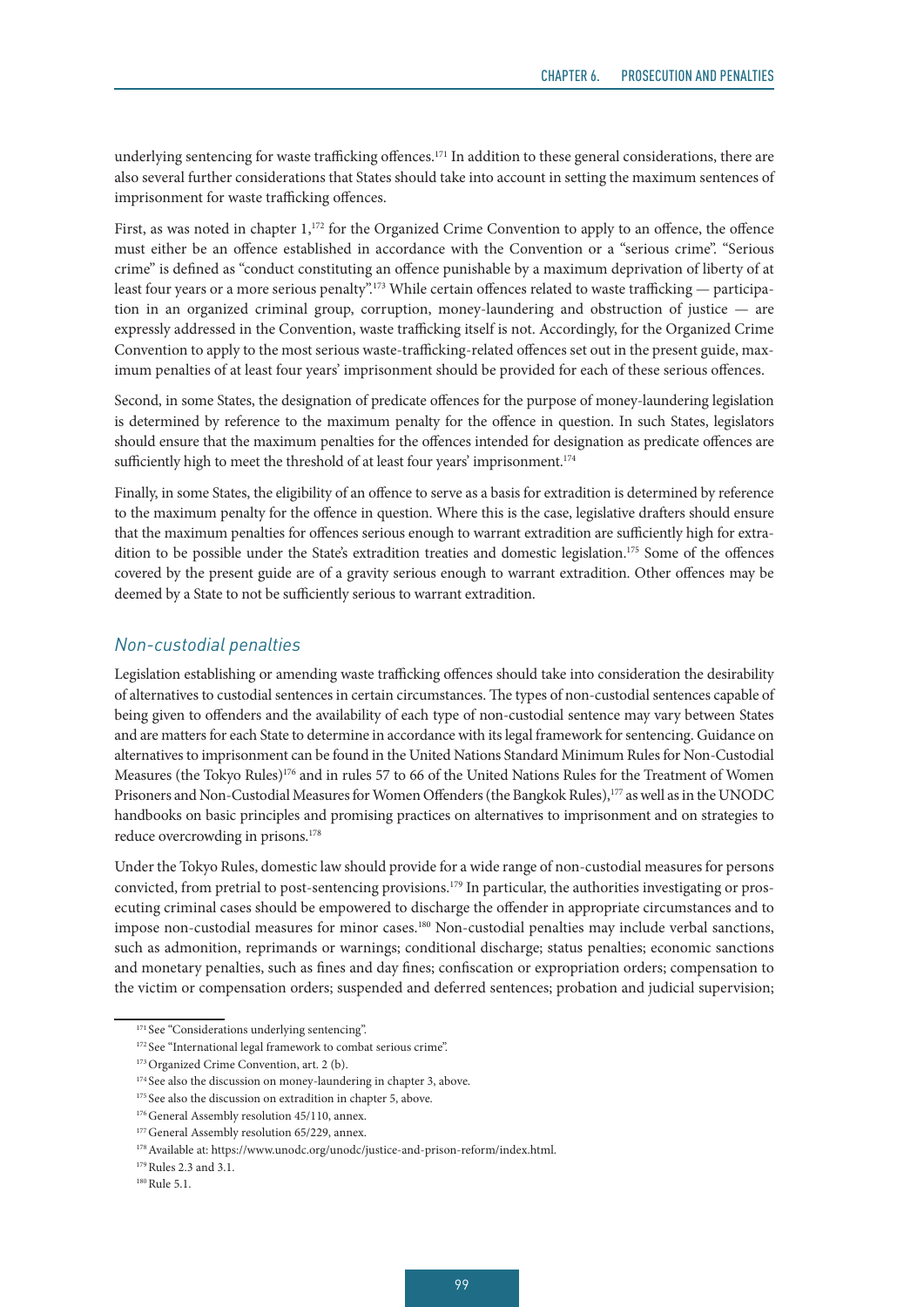underlying sentencing for waste trafficking offences.[171] In addition to these general considerations, there are also several further considerations that States should take into account in setting the maximum sentences of imprisonment for waste trafficking offences.

First, as was noted in chapter 1,[172] for the Organized Crime Convention to apply to an offence, the offence must either be an offence established in accordance with the Convention or a "serious crime". "Serious crime" is defined as "conduct constituting an offence punishable by a maximum deprivation of liberty of at least four years or a more serious penalty".[173] While certain offences related to waste trafficking — participation in an organized criminal group, corruption, money-laundering and obstruction of justice — are expressly addressed in the Convention, waste trafficking itself is not. Accordingly, for the Organized Crime Convention to apply to the most serious waste-trafficking-related offences set out in the present guide, maximum penalties of at least four years' imprisonment should be provided for each of these serious offences.

Second, in some States, the designation of predicate offences for the purpose of money-laundering legislation is determined by reference to the maximum penalty for the offence in question. In such States, legislators should ensure that the maximum penalties for the offences intended for designation as predicate offences are sufficiently high to meet the threshold of at least four years' imprisonment.[174]

Finally, in some States, the eligibility of an offence to serve as a basis for extradition is determined by reference to the maximum penalty for the offence in question. Where this is the case, legislative drafters should ensure that the maximum penalties for offences serious enough to warrant extradition are sufficiently high for extradition to be possible under the State's extradition treaties and domestic legislation.[175] Some of the offences covered by the present guide are of a gravity serious enough to warrant extradition. Other offences may be deemed by a State to not be sufficiently serious to warrant extradition.

### *Non-custodial penalties*

Legislation establishing or amending waste trafficking offences should take into consideration the desirability of alternatives to custodial sentences in certain circumstances. The types of non-custodial sentences capable of being given to offenders and the availability of each type of non-custodial sentence may vary between States and are matters for each State to determine in accordance with its legal framework for sentencing. Guidance on alternatives to imprisonment can be found in the United Nations Standard Minimum Rules for Non-Custodial Measures (the Tokyo Rules)[176] and in rules 57 to 66 of the United Nations Rules for the Treatment of Women Prisoners and Non-Custodial Measures for Women Offenders (the Bangkok Rules),[177] as well as in the UNODC handbooks on basic principles and promising practices on alternatives to imprisonment and on strategies to reduce overcrowding in prisons.[178]

Under the Tokyo Rules, domestic law should provide for a wide range of non-custodial measures for persons convicted, from pretrial to post-sentencing provisions.[179] In particular, the authorities investigating or prosecuting criminal cases should be empowered to discharge the offender in appropriate circumstances and to impose non-custodial measures for minor cases.[180] Non-custodial penalties may include verbal sanctions, such as admonition, reprimands or warnings; conditional discharge; status penalties; economic sanctions and monetary penalties, such as fines and day fines; confiscation or expropriation orders; compensation to the victim or compensation orders; suspended and deferred sentences; probation and judicial supervision;

---

[171] See "Considerations underlying sentencing".

[172] See "International legal framework to combat serious crime".

[173] Organized Crime Convention, art. 2 (b).

[174] See also the discussion on money-laundering in chapter 3, above.

[175] See also the discussion on extradition in chapter 5, above.

[176] General Assembly resolution 45/110, annex.

[177] General Assembly resolution 65/229, annex.

[178] Available at: https://www.unodc.org/unodc/justice-and-prison-reform/index.html.

[179] Rules 2.3 and 3.1.

[180] Rule 5.1.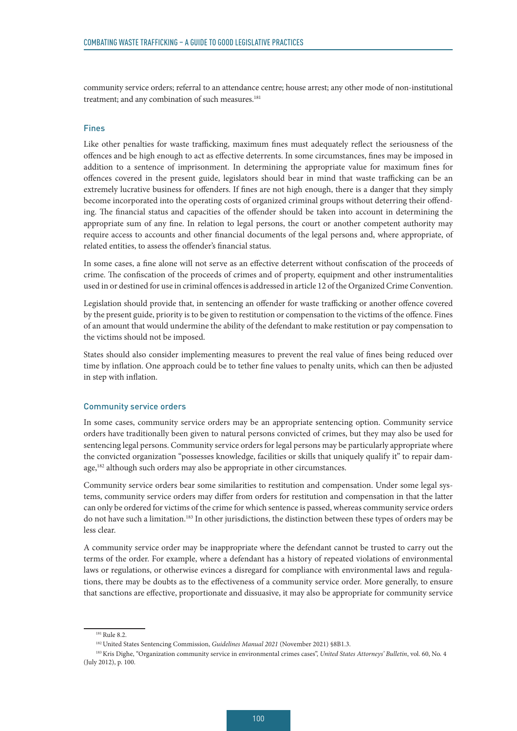community service orders; referral to an attendance centre; house arrest; any other mode of non-institutional treatment; and any combination of such measures.[181]

### Fines

Like other penalties for waste trafficking, maximum fines must adequately reflect the seriousness of the offences and be high enough to act as effective deterrents. In some circumstances, fines may be imposed in addition to a sentence of imprisonment. In determining the appropriate value for maximum fines for offences covered in the present guide, legislators should bear in mind that waste trafficking can be an extremely lucrative business for offenders. If fines are not high enough, there is a danger that they simply become incorporated into the operating costs of organized criminal groups without deterring their offending. The financial status and capacities of the offender should be taken into account in determining the appropriate sum of any fine. In relation to legal persons, the court or another competent authority may require access to accounts and other financial documents of the legal persons and, where appropriate, of related entities, to assess the offender's financial status.

In some cases, a fine alone will not serve as an effective deterrent without confiscation of the proceeds of crime. The confiscation of the proceeds of crimes and of property, equipment and other instrumentalities used in or destined for use in criminal offences is addressed in article 12 of the Organized Crime Convention.

Legislation should provide that, in sentencing an offender for waste trafficking or another offence covered by the present guide, priority is to be given to restitution or compensation to the victims of the offence. Fines of an amount that would undermine the ability of the defendant to make restitution or pay compensation to the victims should not be imposed.

States should also consider implementing measures to prevent the real value of fines being reduced over time by inflation. One approach could be to tether fine values to penalty units, which can then be adjusted in step with inflation.

### Community service orders

In some cases, community service orders may be an appropriate sentencing option. Community service orders have traditionally been given to natural persons convicted of crimes, but they may also be used for sentencing legal persons. Community service orders for legal persons may be particularly appropriate where the convicted organization "possesses knowledge, facilities or skills that uniquely qualify it" to repair damage,[182] although such orders may also be appropriate in other circumstances.

Community service orders bear some similarities to restitution and compensation. Under some legal systems, community service orders may differ from orders for restitution and compensation in that the latter can only be ordered for victims of the crime for which sentence is passed, whereas community service orders do not have such a limitation.[183] In other jurisdictions, the distinction between these types of orders may be less clear.

A community service order may be inappropriate where the defendant cannot be trusted to carry out the terms of the order. For example, where a defendant has a history of repeated violations of environmental laws or regulations, or otherwise evinces a disregard for compliance with environmental laws and regulations, there may be doubts as to the effectiveness of a community service order. More generally, to ensure that sanctions are effective, proportionate and dissuasive, it may also be appropriate for community service

---

[181] Rule 8.2.

[182] United States Sentencing Commission, *Guidelines Manual 2021* (November 2021) §8B1.3.

[183] Kris Dighe, "Organization community service in environmental crimes cases", *United States Attorneys' Bulletin*, vol. 60, No. 4 (July 2012), p. 100.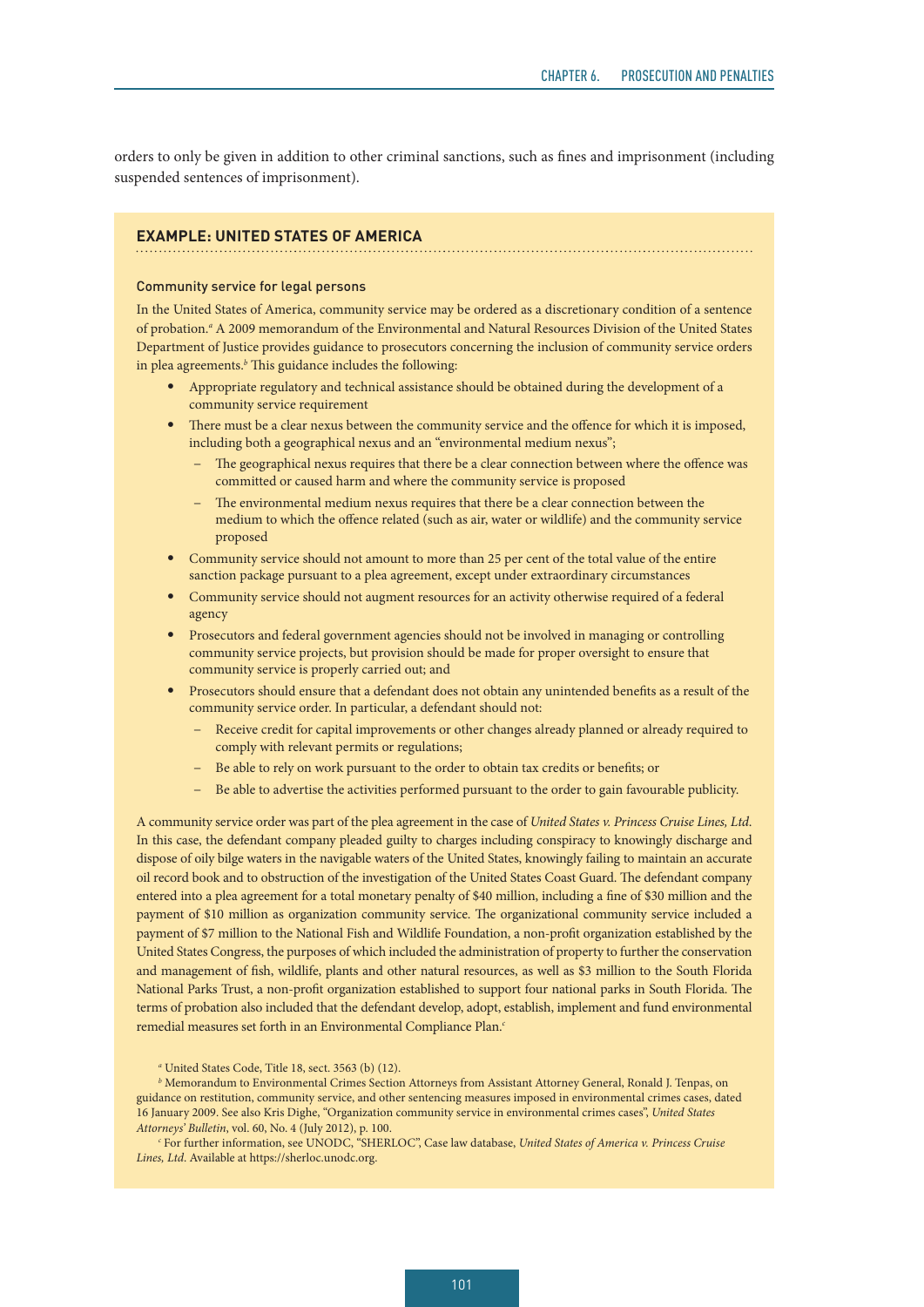orders to only be given in addition to other criminal sanctions, such as fines and imprisonment (including suspended sentences of imprisonment).

### EXAMPLE: UNITED STATES OF AMERICA

#### Community service for legal persons

In the United States of America, community service may be ordered as a discretionary condition of a sentence of probation.[a] A 2009 memorandum of the Environmental and Natural Resources Division of the United States Department of Justice provides guidance to prosecutors concerning the inclusion of community service orders in plea agreements.[b] This guidance includes the following:

- Appropriate regulatory and technical assistance should be obtained during the development of a community service requirement
- There must be a clear nexus between the community service and the offence for which it is imposed, including both a geographical nexus and an "environmental medium nexus";
  - The geographical nexus requires that there be a clear connection between where the offence was committed or caused harm and where the community service is proposed
  - The environmental medium nexus requires that there be a clear connection between the medium to which the offence related (such as air, water or wildlife) and the community service proposed
- Community service should not amount to more than 25 per cent of the total value of the entire sanction package pursuant to a plea agreement, except under extraordinary circumstances
- Community service should not augment resources for an activity otherwise required of a federal agency
- Prosecutors and federal government agencies should not be involved in managing or controlling community service projects, but provision should be made for proper oversight to ensure that community service is properly carried out; and
- Prosecutors should ensure that a defendant does not obtain any unintended benefits as a result of the community service order. In particular, a defendant should not:
  - Receive credit for capital improvements or other changes already planned or already required to comply with relevant permits or regulations;
  - Be able to rely on work pursuant to the order to obtain tax credits or benefits; or
  - Be able to advertise the activities performed pursuant to the order to gain favourable publicity.

A community service order was part of the plea agreement in the case of *United States v. Princess Cruise Lines, Ltd*. In this case, the defendant company pleaded guilty to charges including conspiracy to knowingly discharge and dispose of oily bilge waters in the navigable waters of the United States, knowingly failing to maintain an accurate oil record book and to obstruction of the investigation of the United States Coast Guard. The defendant company entered into a plea agreement for a total monetary penalty of $40 million, including a fine of $30 million and the payment of $10 million as organization community service. The organizational community service included a payment of $7 million to the National Fish and Wildlife Foundation, a non-profit organization established by the United States Congress, the purposes of which included the administration of property to further the conservation and management of fish, wildlife, plants and other natural resources, as well as $3 million to the South Florida National Parks Trust, a non-profit organization established to support four national parks in South Florida. The terms of probation also included that the defendant develop, adopt, establish, implement and fund environmental remedial measures set forth in an Environmental Compliance Plan.[c]

[a] United States Code, Title 18, sect. 3563 (b) (12).

[b] Memorandum to Environmental Crimes Section Attorneys from Assistant Attorney General, Ronald J. Tenpas, on guidance on restitution, community service, and other sentencing measures imposed in environmental crimes cases, dated 16 January 2009. See also Kris Dighe, "Organization community service in environmental crimes cases", *United States Attorneys' Bulletin*, vol. 60, No. 4 (July 2012), p. 100.

[c] For further information, see UNODC, "SHERLOC", Case law database, *United States of America v. Princess Cruise Lines, Ltd.* Available at https://sherloc.unodc.org.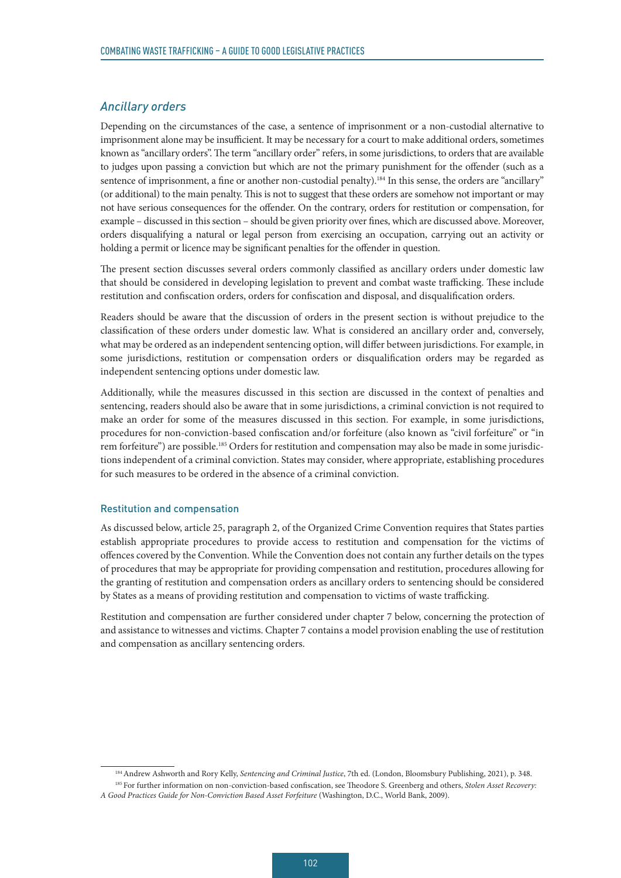## *Ancillary orders*

Depending on the circumstances of the case, a sentence of imprisonment or a non-custodial alternative to imprisonment alone may be insufficient. It may be necessary for a court to make additional orders, sometimes known as "ancillary orders". The term "ancillary order" refers, in some jurisdictions, to orders that are available to judges upon passing a conviction but which are not the primary punishment for the offender (such as a sentence of imprisonment, a fine or another non-custodial penalty).[184] In this sense, the orders are "ancillary" (or additional) to the main penalty. This is not to suggest that these orders are somehow not important or may not have serious consequences for the offender. On the contrary, orders for restitution or compensation, for example – discussed in this section – should be given priority over fines, which are discussed above. Moreover, orders disqualifying a natural or legal person from exercising an occupation, carrying out an activity or holding a permit or licence may be significant penalties for the offender in question.

The present section discusses several orders commonly classified as ancillary orders under domestic law that should be considered in developing legislation to prevent and combat waste trafficking. These include restitution and confiscation orders, orders for confiscation and disposal, and disqualification orders.

Readers should be aware that the discussion of orders in the present section is without prejudice to the classification of these orders under domestic law. What is considered an ancillary order and, conversely, what may be ordered as an independent sentencing option, will differ between jurisdictions. For example, in some jurisdictions, restitution or compensation orders or disqualification orders may be regarded as independent sentencing options under domestic law.

Additionally, while the measures discussed in this section are discussed in the context of penalties and sentencing, readers should also be aware that in some jurisdictions, a criminal conviction is not required to make an order for some of the measures discussed in this section. For example, in some jurisdictions, procedures for non-conviction-based confiscation and/or forfeiture (also known as "civil forfeiture" or "in rem forfeiture") are possible.[185] Orders for restitution and compensation may also be made in some jurisdictions independent of a criminal conviction. States may consider, where appropriate, establishing procedures for such measures to be ordered in the absence of a criminal conviction.

### Restitution and compensation

As discussed below, article 25, paragraph 2, of the Organized Crime Convention requires that States parties establish appropriate procedures to provide access to restitution and compensation for the victims of offences covered by the Convention. While the Convention does not contain any further details on the types of procedures that may be appropriate for providing compensation and restitution, procedures allowing for the granting of restitution and compensation orders as ancillary orders to sentencing should be considered by States as a means of providing restitution and compensation to victims of waste trafficking.

Restitution and compensation are further considered under chapter 7 below, concerning the protection of and assistance to witnesses and victims. Chapter 7 contains a model provision enabling the use of restitution and compensation as ancillary sentencing orders.

---

[184] Andrew Ashworth and Rory Kelly, *Sentencing and Criminal Justice*, 7th ed. (London, Bloomsbury Publishing, 2021), p. 348.

[185] For further information on non-conviction-based confiscation, see Theodore S. Greenberg and others, *Stolen Asset Recovery: A Good Practices Guide for Non-Conviction Based Asset Forfeiture* (Washington, D.C., World Bank, 2009).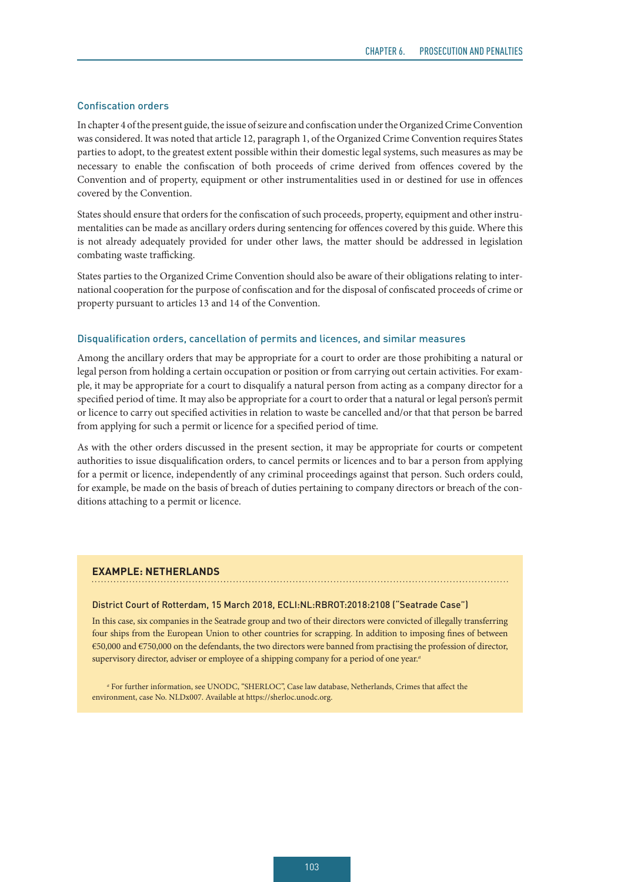### Confiscation orders

In chapter 4 of the present guide, the issue of seizure and confiscation under the Organized Crime Convention was considered. It was noted that article 12, paragraph 1, of the Organized Crime Convention requires States parties to adopt, to the greatest extent possible within their domestic legal systems, such measures as may be necessary to enable the confiscation of both proceeds of crime derived from offences covered by the Convention and of property, equipment or other instrumentalities used in or destined for use in offences covered by the Convention.

States should ensure that orders for the confiscation of such proceeds, property, equipment and other instrumentalities can be made as ancillary orders during sentencing for offences covered by this guide. Where this is not already adequately provided for under other laws, the matter should be addressed in legislation combating waste trafficking.

States parties to the Organized Crime Convention should also be aware of their obligations relating to international cooperation for the purpose of confiscation and for the disposal of confiscated proceeds of crime or property pursuant to articles 13 and 14 of the Convention.

### Disqualification orders, cancellation of permits and licences, and similar measures

Among the ancillary orders that may be appropriate for a court to order are those prohibiting a natural or legal person from holding a certain occupation or position or from carrying out certain activities. For example, it may be appropriate for a court to disqualify a natural person from acting as a company director for a specified period of time. It may also be appropriate for a court to order that a natural or legal person's permit or licence to carry out specified activities in relation to waste be cancelled and/or that that person be barred from applying for such a permit or licence for a specified period of time.

As with the other orders discussed in the present section, it may be appropriate for courts or competent authorities to issue disqualification orders, to cancel permits or licences and to bar a person from applying for a permit or licence, independently of any criminal proceedings against that person. Such orders could, for example, be made on the basis of breach of duties pertaining to company directors or breach of the conditions attaching to a permit or licence.

**EXAMPLE: NETHERLANDS**

**District Court of Rotterdam, 15 March 2018, ECLI:NL:RBROT:2018:2108 ("Seatrade Case")**

In this case, six companies in the Seatrade group and two of their directors were convicted of illegally transferring four ships from the European Union to other countries for scrapping. In addition to imposing fines of between €50,000 and €750,000 on the defendants, the two directors were banned from practising the profession of director, supervisory director, adviser or employee of a shipping company for a period of one year.[a]

[a] For further information, see UNODC, "SHERLOC", Case law database, Netherlands, Crimes that affect the environment, case No. NLDx007. Available at https://sherloc.unodc.org.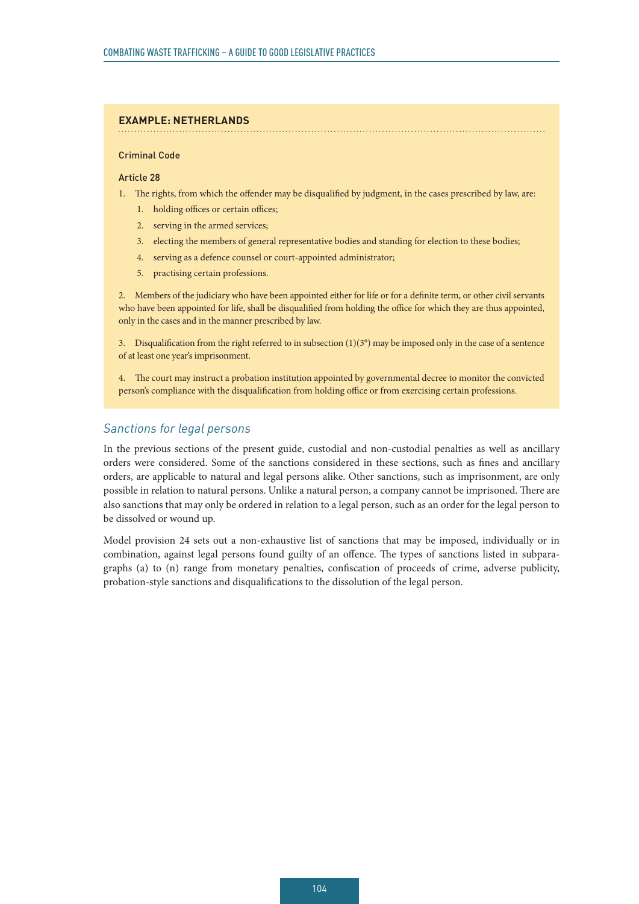**EXAMPLE: NETHERLANDS**

Criminal Code

Article 28

1. The rights, from which the offender may be disqualified by judgment, in the cases prescribed by law, are:
    1. holding offices or certain offices;
    2. serving in the armed services;
    3. electing the members of general representative bodies and standing for election to these bodies;
    4. serving as a defence counsel or court-appointed administrator;
    5. practising certain professions.

2. Members of the judiciary who have been appointed either for life or for a definite term, or other civil servants who have been appointed for life, shall be disqualified from holding the office for which they are thus appointed, only in the cases and in the manner prescribed by law.

3. Disqualification from the right referred to in subsection (1)(3°) may be imposed only in the case of a sentence of at least one year's imprisonment.

4. The court may instruct a probation institution appointed by governmental decree to monitor the convicted person's compliance with the disqualification from holding office or from exercising certain professions.

### *Sanctions for legal persons*

In the previous sections of the present guide, custodial and non-custodial penalties as well as ancillary orders were considered. Some of the sanctions considered in these sections, such as fines and ancillary orders, are applicable to natural and legal persons alike. Other sanctions, such as imprisonment, are only possible in relation to natural persons. Unlike a natural person, a company cannot be imprisoned. There are also sanctions that may only be ordered in relation to a legal person, such as an order for the legal person to be dissolved or wound up.

Model provision 24 sets out a non-exhaustive list of sanctions that may be imposed, individually or in combination, against legal persons found guilty of an offence. The types of sanctions listed in subparagraphs (a) to (n) range from monetary penalties, confiscation of proceeds of crime, adverse publicity, probation-style sanctions and disqualifications to the dissolution of the legal person.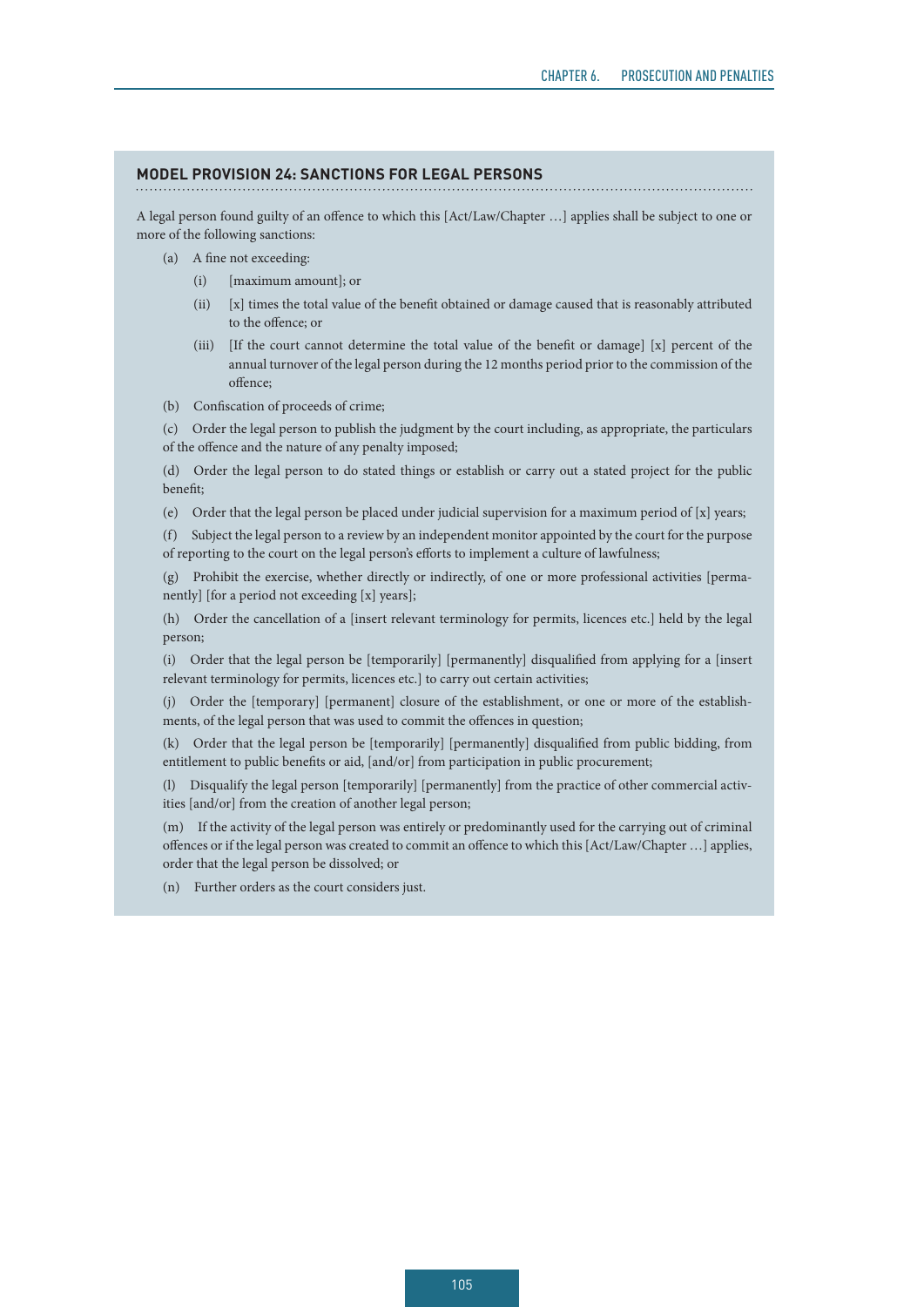### MODEL PROVISION 24: SANCTIONS FOR LEGAL PERSONS

A legal person found guilty of an offence to which this [Act/Law/Chapter …] applies shall be subject to one or more of the following sanctions:

(a) A fine not exceeding:

(i) [maximum amount]; or

(ii) [x] times the total value of the benefit obtained or damage caused that is reasonably attributed to the offence; or

(iii) [If the court cannot determine the total value of the benefit or damage] [x] percent of the annual turnover of the legal person during the 12 months period prior to the commission of the offence;

(b) Confiscation of proceeds of crime;

(c) Order the legal person to publish the judgment by the court including, as appropriate, the particulars of the offence and the nature of any penalty imposed;

(d) Order the legal person to do stated things or establish or carry out a stated project for the public benefit;

(e) Order that the legal person be placed under judicial supervision for a maximum period of [x] years;

(f) Subject the legal person to a review by an independent monitor appointed by the court for the purpose of reporting to the court on the legal person's efforts to implement a culture of lawfulness;

(g) Prohibit the exercise, whether directly or indirectly, of one or more professional activities [permanently] [for a period not exceeding [x] years];

(h) Order the cancellation of a [insert relevant terminology for permits, licences etc.] held by the legal person;

(i) Order that the legal person be [temporarily] [permanently] disqualified from applying for a [insert relevant terminology for permits, licences etc.] to carry out certain activities;

(j) Order the [temporary] [permanent] closure of the establishment, or one or more of the establishments, of the legal person that was used to commit the offences in question;

(k) Order that the legal person be [temporarily] [permanently] disqualified from public bidding, from entitlement to public benefits or aid, [and/or] from participation in public procurement;

(l) Disqualify the legal person [temporarily] [permanently] from the practice of other commercial activities [and/or] from the creation of another legal person;

(m) If the activity of the legal person was entirely or predominantly used for the carrying out of criminal offences or if the legal person was created to commit an offence to which this [Act/Law/Chapter …] applies, order that the legal person be dissolved; or

(n) Further orders as the court considers just.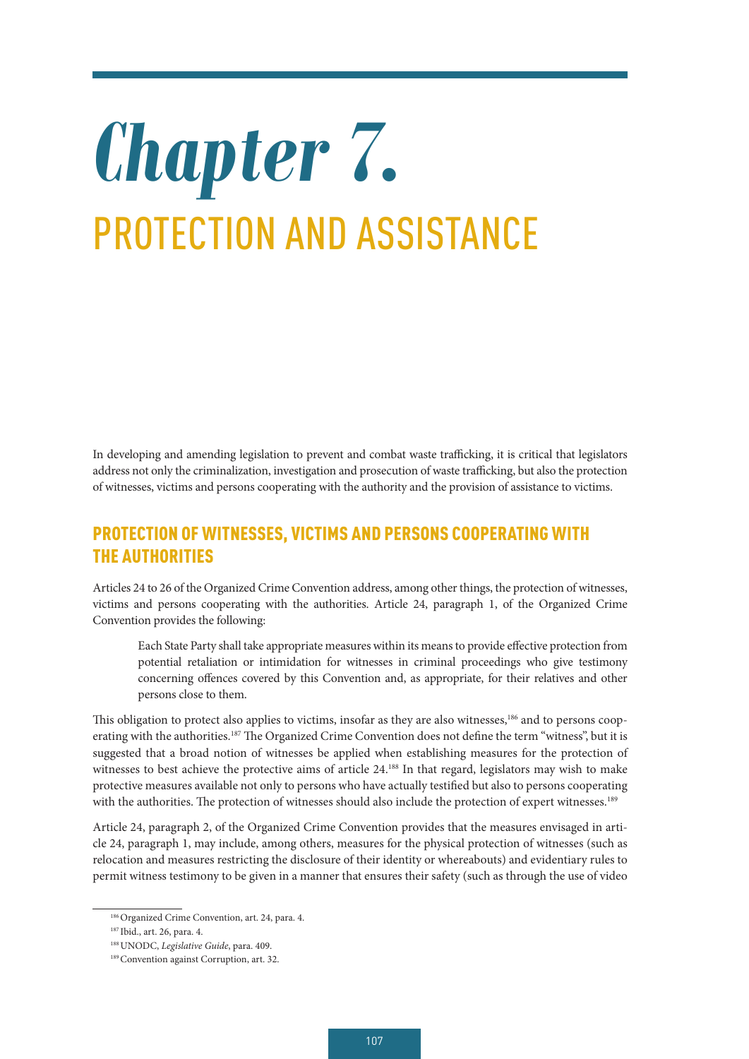# Chapter 7.

# PROTECTION AND ASSISTANCE

In developing and amending legislation to prevent and combat waste trafficking, it is critical that legislators address not only the criminalization, investigation and prosecution of waste trafficking, but also the protection of witnesses, victims and persons cooperating with the authority and the provision of assistance to victims.

## PROTECTION OF WITNESSES, VICTIMS AND PERSONS COOPERATING WITH THE AUTHORITIES

Articles 24 to 26 of the Organized Crime Convention address, among other things, the protection of witnesses, victims and persons cooperating with the authorities. Article 24, paragraph 1, of the Organized Crime Convention provides the following:

> Each State Party shall take appropriate measures within its means to provide effective protection from potential retaliation or intimidation for witnesses in criminal proceedings who give testimony concerning offences covered by this Convention and, as appropriate, for their relatives and other persons close to them.

This obligation to protect also applies to victims, insofar as they are also witnesses,[186] and to persons cooperating with the authorities.[187] The Organized Crime Convention does not define the term "witness", but it is suggested that a broad notion of witnesses be applied when establishing measures for the protection of witnesses to best achieve the protective aims of article 24.[188] In that regard, legislators may wish to make protective measures available not only to persons who have actually testified but also to persons cooperating with the authorities. The protection of witnesses should also include the protection of expert witnesses.[189]

Article 24, paragraph 2, of the Organized Crime Convention provides that the measures envisaged in article 24, paragraph 1, may include, among others, measures for the physical protection of witnesses (such as relocation and measures restricting the disclosure of their identity or whereabouts) and evidentiary rules to permit witness testimony to be given in a manner that ensures their safety (such as through the use of video

[186] Organized Crime Convention, art. 24, para. 4.

[187] Ibid., art. 26, para. 4.

[188] UNODC, *Legislative Guide*, para. 409.

[189] Convention against Corruption, art. 32.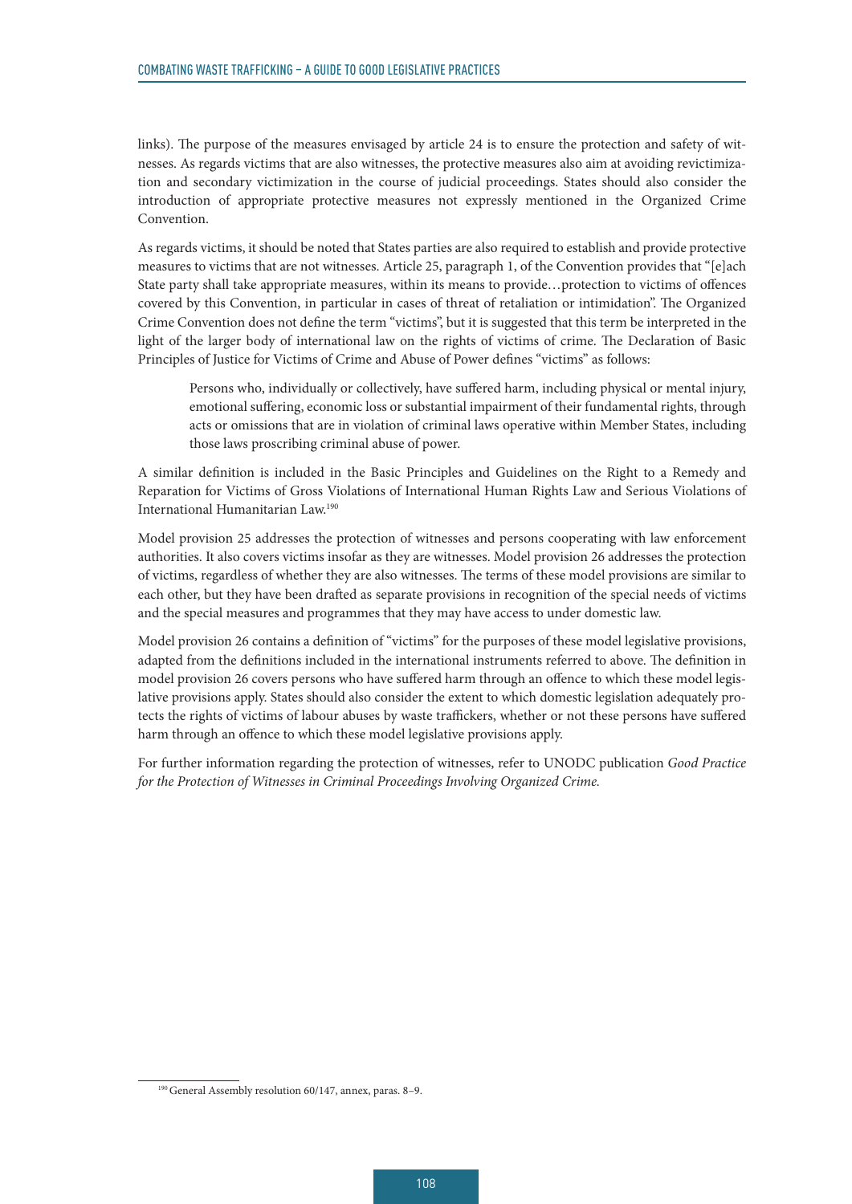links). The purpose of the measures envisaged by article 24 is to ensure the protection and safety of witnesses. As regards victims that are also witnesses, the protective measures also aim at avoiding revictimization and secondary victimization in the course of judicial proceedings. States should also consider the introduction of appropriate protective measures not expressly mentioned in the Organized Crime Convention.

As regards victims, it should be noted that States parties are also required to establish and provide protective measures to victims that are not witnesses. Article 25, paragraph 1, of the Convention provides that "[e]ach State party shall take appropriate measures, within its means to provide…protection to victims of offences covered by this Convention, in particular in cases of threat of retaliation or intimidation". The Organized Crime Convention does not define the term "victims", but it is suggested that this term be interpreted in the light of the larger body of international law on the rights of victims of crime. The Declaration of Basic Principles of Justice for Victims of Crime and Abuse of Power defines "victims" as follows:

> Persons who, individually or collectively, have suffered harm, including physical or mental injury, emotional suffering, economic loss or substantial impairment of their fundamental rights, through acts or omissions that are in violation of criminal laws operative within Member States, including those laws proscribing criminal abuse of power.

A similar definition is included in the Basic Principles and Guidelines on the Right to a Remedy and Reparation for Victims of Gross Violations of International Human Rights Law and Serious Violations of International Humanitarian Law.[190]

Model provision 25 addresses the protection of witnesses and persons cooperating with law enforcement authorities. It also covers victims insofar as they are witnesses. Model provision 26 addresses the protection of victims, regardless of whether they are also witnesses. The terms of these model provisions are similar to each other, but they have been drafted as separate provisions in recognition of the special needs of victims and the special measures and programmes that they may have access to under domestic law.

Model provision 26 contains a definition of "victims" for the purposes of these model legislative provisions, adapted from the definitions included in the international instruments referred to above. The definition in model provision 26 covers persons who have suffered harm through an offence to which these model legislative provisions apply. States should also consider the extent to which domestic legislation adequately protects the rights of victims of labour abuses by waste traffickers, whether or not these persons have suffered harm through an offence to which these model legislative provisions apply.

For further information regarding the protection of witnesses, refer to UNODC publication *Good Practice for the Protection of Witnesses in Criminal Proceedings Involving Organized Crime.*

[190] General Assembly resolution 60/147, annex, paras. 8–9.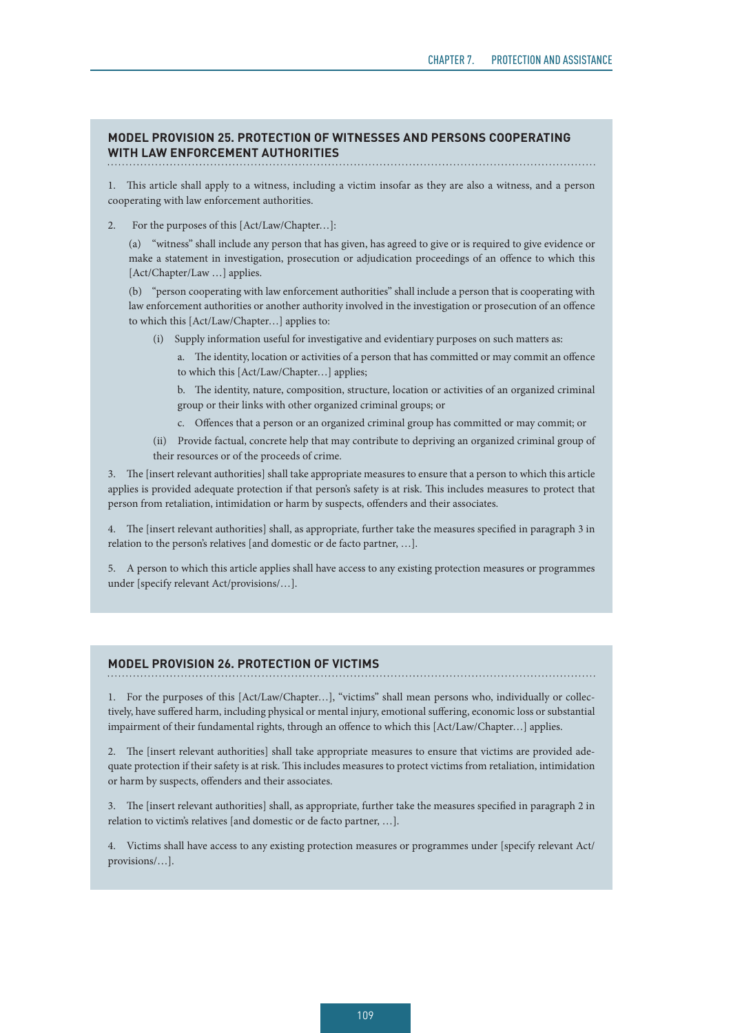### MODEL PROVISION 25. PROTECTION OF WITNESSES AND PERSONS COOPERATING WITH LAW ENFORCEMENT AUTHORITIES

1. This article shall apply to a witness, including a victim insofar as they are also a witness, and a person cooperating with law enforcement authorities.

2. For the purposes of this [Act/Law/Chapter…]:

   (a) "witness" shall include any person that has given, has agreed to give or is required to give evidence or make a statement in investigation, prosecution or adjudication proceedings of an offence to which this [Act/Chapter/Law …] applies.

   (b) "person cooperating with law enforcement authorities" shall include a person that is cooperating with law enforcement authorities or another authority involved in the investigation or prosecution of an offence to which this [Act/Law/Chapter…] applies to:

   (i) Supply information useful for investigative and evidentiary purposes on such matters as:

   a. The identity, location or activities of a person that has committed or may commit an offence to which this [Act/Law/Chapter…] applies;

   b. The identity, nature, composition, structure, location or activities of an organized criminal group or their links with other organized criminal groups; or

   c. Offences that a person or an organized criminal group has committed or may commit; or

   (ii) Provide factual, concrete help that may contribute to depriving an organized criminal group of their resources or of the proceeds of crime.

3. The [insert relevant authorities] shall take appropriate measures to ensure that a person to which this article applies is provided adequate protection if that person's safety is at risk. This includes measures to protect that person from retaliation, intimidation or harm by suspects, offenders and their associates.

4. The [insert relevant authorities] shall, as appropriate, further take the measures specified in paragraph 3 in relation to the person's relatives [and domestic or de facto partner, …].

5. A person to which this article applies shall have access to any existing protection measures or programmes under [specify relevant Act/provisions/…].

### MODEL PROVISION 26. PROTECTION OF VICTIMS

1. For the purposes of this [Act/Law/Chapter…], "victims" shall mean persons who, individually or collectively, have suffered harm, including physical or mental injury, emotional suffering, economic loss or substantial impairment of their fundamental rights, through an offence to which this [Act/Law/Chapter…] applies.

2. The [insert relevant authorities] shall take appropriate measures to ensure that victims are provided adequate protection if their safety is at risk. This includes measures to protect victims from retaliation, intimidation or harm by suspects, offenders and their associates.

3. The [insert relevant authorities] shall, as appropriate, further take the measures specified in paragraph 2 in relation to victim's relatives [and domestic or de facto partner, …].

4. Victims shall have access to any existing protection measures or programmes under [specify relevant Act/provisions/…].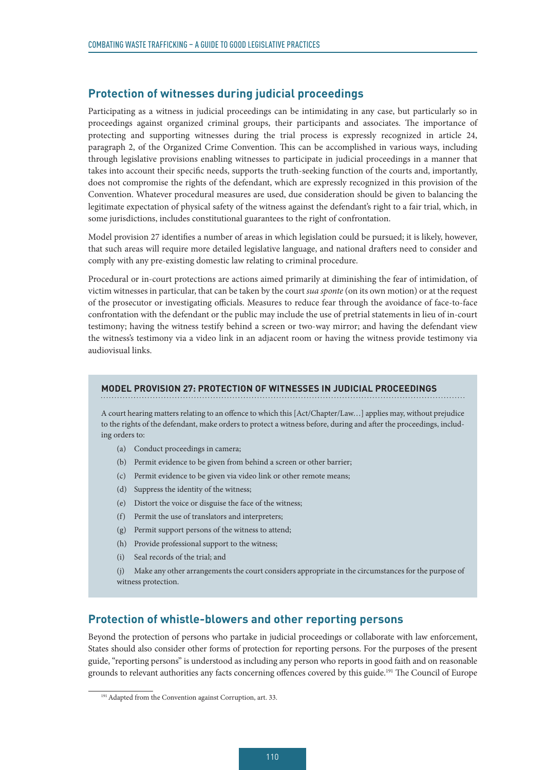## Protection of witnesses during judicial proceedings

Participating as a witness in judicial proceedings can be intimidating in any case, but particularly so in proceedings against organized criminal groups, their participants and associates. The importance of protecting and supporting witnesses during the trial process is expressly recognized in article 24, paragraph 2, of the Organized Crime Convention. This can be accomplished in various ways, including through legislative provisions enabling witnesses to participate in judicial proceedings in a manner that takes into account their specific needs, supports the truth-seeking function of the courts and, importantly, does not compromise the rights of the defendant, which are expressly recognized in this provision of the Convention. Whatever procedural measures are used, due consideration should be given to balancing the legitimate expectation of physical safety of the witness against the defendant's right to a fair trial, which, in some jurisdictions, includes constitutional guarantees to the right of confrontation.

Model provision 27 identifies a number of areas in which legislation could be pursued; it is likely, however, that such areas will require more detailed legislative language, and national drafters need to consider and comply with any pre-existing domestic law relating to criminal procedure.

Procedural or in-court protections are actions aimed primarily at diminishing the fear of intimidation, of victim witnesses in particular, that can be taken by the court *sua sponte* (on its own motion) or at the request of the prosecutor or investigating officials. Measures to reduce fear through the avoidance of face-to-face confrontation with the defendant or the public may include the use of pretrial statements in lieu of in-court testimony; having the witness testify behind a screen or two-way mirror; and having the defendant view the witness's testimony via a video link in an adjacent room or having the witness provide testimony via audiovisual links.

### MODEL PROVISION 27: PROTECTION OF WITNESSES IN JUDICIAL PROCEEDINGS

A court hearing matters relating to an offence to which this [Act/Chapter/Law…] applies may, without prejudice to the rights of the defendant, make orders to protect a witness before, during and after the proceedings, including orders to:

(a) Conduct proceedings in camera;

(b) Permit evidence to be given from behind a screen or other barrier;

(c) Permit evidence to be given via video link or other remote means;

(d) Suppress the identity of the witness;

(e) Distort the voice or disguise the face of the witness;

(f) Permit the use of translators and interpreters;

(g) Permit support persons of the witness to attend;

(h) Provide professional support to the witness;

(i) Seal records of the trial; and

(j) Make any other arrangements the court considers appropriate in the circumstances for the purpose of witness protection.

## Protection of whistle-blowers and other reporting persons

Beyond the protection of persons who partake in judicial proceedings or collaborate with law enforcement, States should also consider other forms of protection for reporting persons. For the purposes of the present guide, "reporting persons" is understood as including any person who reports in good faith and on reasonable grounds to relevant authorities any facts concerning offences covered by this guide.[191] The Council of Europe

[191] Adapted from the Convention against Corruption, art. 33.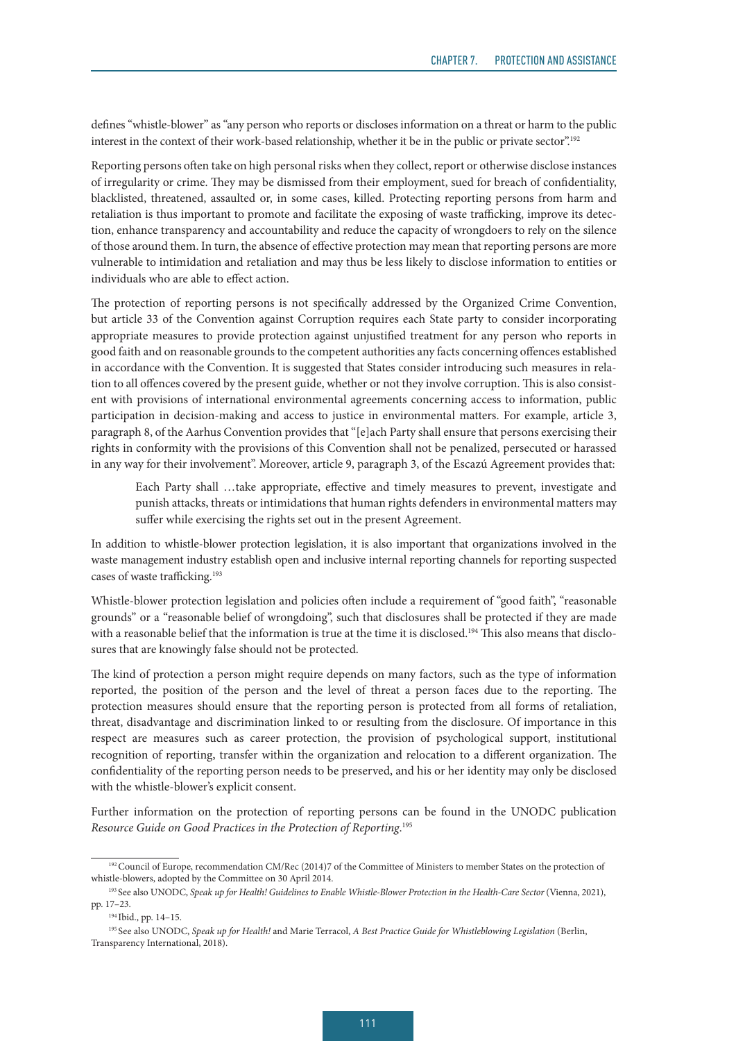defines “whistle-blower” as “any person who reports or discloses information on a threat or harm to the public interest in the context of their work-based relationship, whether it be in the public or private sector”.[192]

Reporting persons often take on high personal risks when they collect, report or otherwise disclose instances of irregularity or crime. They may be dismissed from their employment, sued for breach of confidentiality, blacklisted, threatened, assaulted or, in some cases, killed. Protecting reporting persons from harm and retaliation is thus important to promote and facilitate the exposing of waste trafficking, improve its detection, enhance transparency and accountability and reduce the capacity of wrongdoers to rely on the silence of those around them. In turn, the absence of effective protection may mean that reporting persons are more vulnerable to intimidation and retaliation and may thus be less likely to disclose information to entities or individuals who are able to effect action.

The protection of reporting persons is not specifically addressed by the Organized Crime Convention, but article 33 of the Convention against Corruption requires each State party to consider incorporating appropriate measures to provide protection against unjustified treatment for any person who reports in good faith and on reasonable grounds to the competent authorities any facts concerning offences established in accordance with the Convention. It is suggested that States consider introducing such measures in relation to all offences covered by the present guide, whether or not they involve corruption. This is also consistent with provisions of international environmental agreements concerning access to information, public participation in decision-making and access to justice in environmental matters. For example, article 3, paragraph 8, of the Aarhus Convention provides that “[e]ach Party shall ensure that persons exercising their rights in conformity with the provisions of this Convention shall not be penalized, persecuted or harassed in any way for their involvement”. Moreover, article 9, paragraph 3, of the Escazú Agreement provides that:

> Each Party shall …take appropriate, effective and timely measures to prevent, investigate and punish attacks, threats or intimidations that human rights defenders in environmental matters may suffer while exercising the rights set out in the present Agreement.

In addition to whistle-blower protection legislation, it is also important that organizations involved in the waste management industry establish open and inclusive internal reporting channels for reporting suspected cases of waste trafficking.[193]

Whistle-blower protection legislation and policies often include a requirement of “good faith”, “reasonable grounds” or a “reasonable belief of wrongdoing”, such that disclosures shall be protected if they are made with a reasonable belief that the information is true at the time it is disclosed.[194] This also means that disclosures that are knowingly false should not be protected.

The kind of protection a person might require depends on many factors, such as the type of information reported, the position of the person and the level of threat a person faces due to the reporting. The protection measures should ensure that the reporting person is protected from all forms of retaliation, threat, disadvantage and discrimination linked to or resulting from the disclosure. Of importance in this respect are measures such as career protection, the provision of psychological support, institutional recognition of reporting, transfer within the organization and relocation to a different organization. The confidentiality of the reporting person needs to be preserved, and his or her identity may only be disclosed with the whistle-blower’s explicit consent.

Further information on the protection of reporting persons can be found in the UNODC publication *Resource Guide on Good Practices in the Protection of Reporting*.[195]

---

[192] Council of Europe, recommendation CM/Rec (2014)7 of the Committee of Ministers to member States on the protection of whistle-blowers, adopted by the Committee on 30 April 2014.

[193] See also UNODC, *Speak up for Health! Guidelines to Enable Whistle-Blower Protection in the Health-Care Sector* (Vienna, 2021), pp. 17–23.

[194] Ibid., pp. 14–15.

[195] See also UNODC, *Speak up for Health!* and Marie Terracol, *A Best Practice Guide for Whistleblowing Legislation* (Berlin, Transparency International, 2018).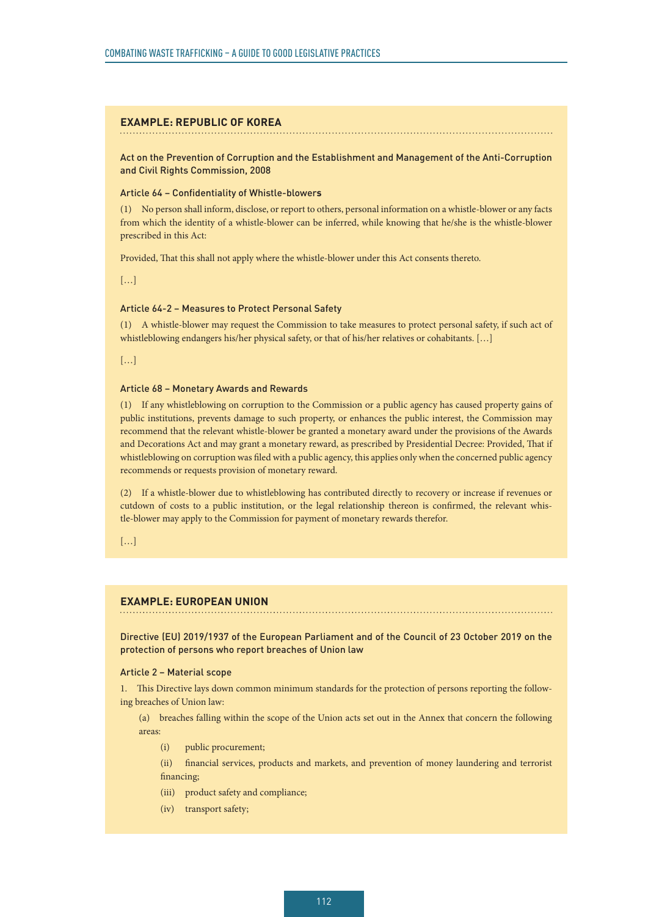### EXAMPLE: REPUBLIC OF KOREA

**Act on the Prevention of Corruption and the Establishment and Management of the Anti-Corruption and Civil Rights Commission, 2008**

**Article 64 – Confidentiality of Whistle-blowers**

(1) No person shall inform, disclose, or report to others, personal information on a whistle-blower or any facts from which the identity of a whistle-blower can be inferred, while knowing that he/she is the whistle-blower prescribed in this Act:

Provided, That this shall not apply where the whistle-blower under this Act consents thereto.

[…]

**Article 64-2 – Measures to Protect Personal Safety**

(1) A whistle-blower may request the Commission to take measures to protect personal safety, if such act of whistleblowing endangers his/her physical safety, or that of his/her relatives or cohabitants. […]

[…]

**Article 68 – Monetary Awards and Rewards**

(1) If any whistleblowing on corruption to the Commission or a public agency has caused property gains of public institutions, prevents damage to such property, or enhances the public interest, the Commission may recommend that the relevant whistle-blower be granted a monetary award under the provisions of the Awards and Decorations Act and may grant a monetary reward, as prescribed by Presidential Decree: Provided, That if whistleblowing on corruption was filed with a public agency, this applies only when the concerned public agency recommends or requests provision of monetary reward.

(2) If a whistle-blower due to whistleblowing has contributed directly to recovery or increase if revenues or cutdown of costs to a public institution, or the legal relationship thereon is confirmed, the relevant whistle-blower may apply to the Commission for payment of monetary rewards therefor.

[…]

### EXAMPLE: EUROPEAN UNION

**Directive (EU) 2019/1937 of the European Parliament and of the Council of 23 October 2019 on the protection of persons who report breaches of Union law**

**Article 2 – Material scope**

1. This Directive lays down common minimum standards for the protection of persons reporting the following breaches of Union law:

(a) breaches falling within the scope of the Union acts set out in the Annex that concern the following areas:

(i) public procurement;

(ii) financial services, products and markets, and prevention of money laundering and terrorist financing;

(iii) product safety and compliance;

(iv) transport safety;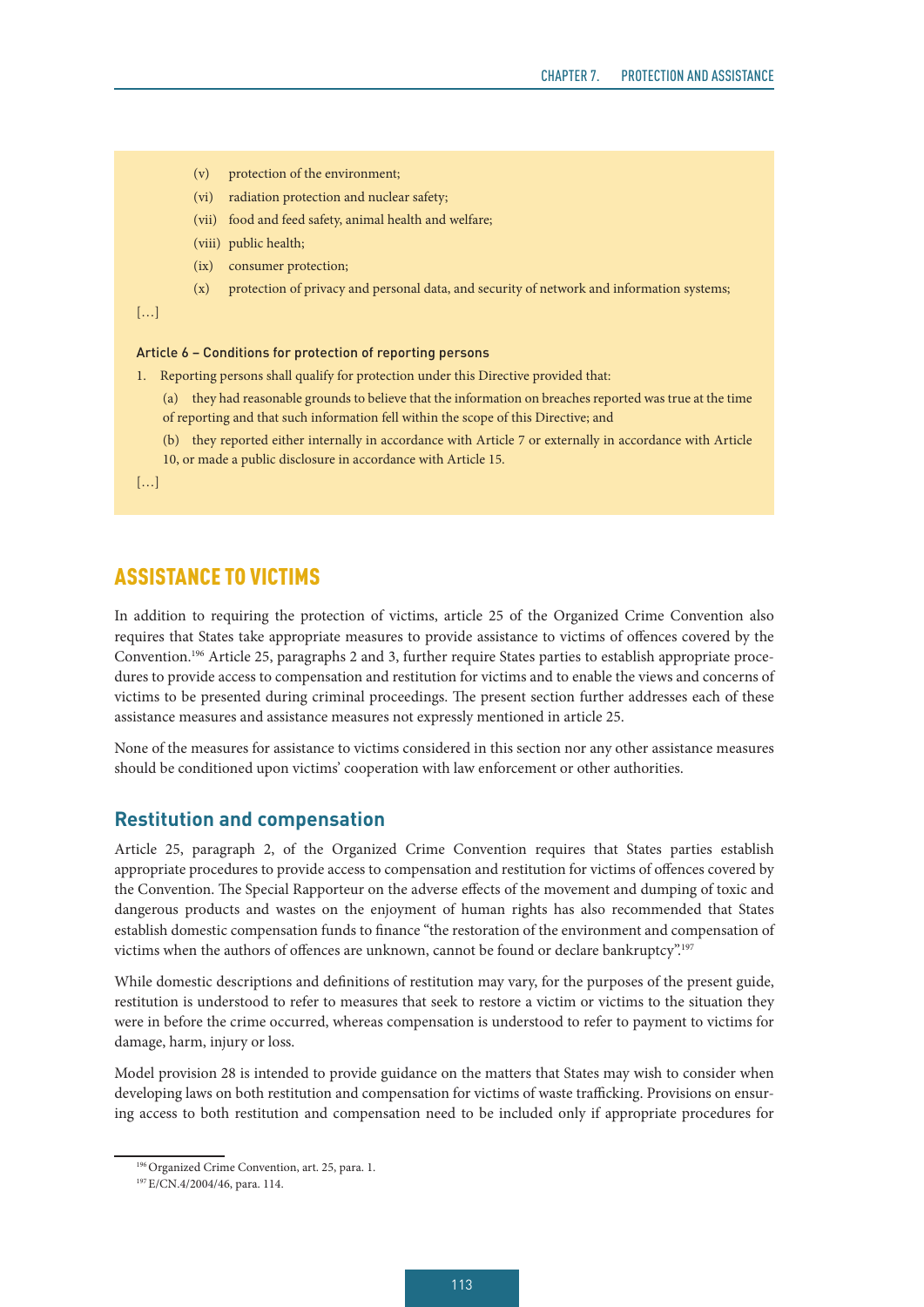(v) protection of the environment;

(vi) radiation protection and nuclear safety;

(vii) food and feed safety, animal health and welfare;

(viii) public health;

(ix) consumer protection;

(x) protection of privacy and personal data, and security of network and information systems;

[…]

**Article 6 – Conditions for protection of reporting persons**

1. Reporting persons shall qualify for protection under this Directive provided that:

(a) they had reasonable grounds to believe that the information on breaches reported was true at the time of reporting and that such information fell within the scope of this Directive; and

(b) they reported either internally in accordance with Article 7 or externally in accordance with Article 10, or made a public disclosure in accordance with Article 15.

[…]

## ASSISTANCE TO VICTIMS

In addition to requiring the protection of victims, article 25 of the Organized Crime Convention also requires that States take appropriate measures to provide assistance to victims of offences covered by the Convention.[196] Article 25, paragraphs 2 and 3, further require States parties to establish appropriate procedures to provide access to compensation and restitution for victims and to enable the views and concerns of victims to be presented during criminal proceedings. The present section further addresses each of these assistance measures and assistance measures not expressly mentioned in article 25.

None of the measures for assistance to victims considered in this section nor any other assistance measures should be conditioned upon victims' cooperation with law enforcement or other authorities.

### Restitution and compensation

Article 25, paragraph 2, of the Organized Crime Convention requires that States parties establish appropriate procedures to provide access to compensation and restitution for victims of offences covered by the Convention. The Special Rapporteur on the adverse effects of the movement and dumping of toxic and dangerous products and wastes on the enjoyment of human rights has also recommended that States establish domestic compensation funds to finance "the restoration of the environment and compensation of victims when the authors of offences are unknown, cannot be found or declare bankruptcy".[197]

While domestic descriptions and definitions of restitution may vary, for the purposes of the present guide, restitution is understood to refer to measures that seek to restore a victim or victims to the situation they were in before the crime occurred, whereas compensation is understood to refer to payment to victims for damage, harm, injury or loss.

Model provision 28 is intended to provide guidance on the matters that States may wish to consider when developing laws on both restitution and compensation for victims of waste trafficking. Provisions on ensuring access to both restitution and compensation need to be included only if appropriate procedures for

[196] Organized Crime Convention, art. 25, para. 1.

[197] E/CN.4/2004/46, para. 114.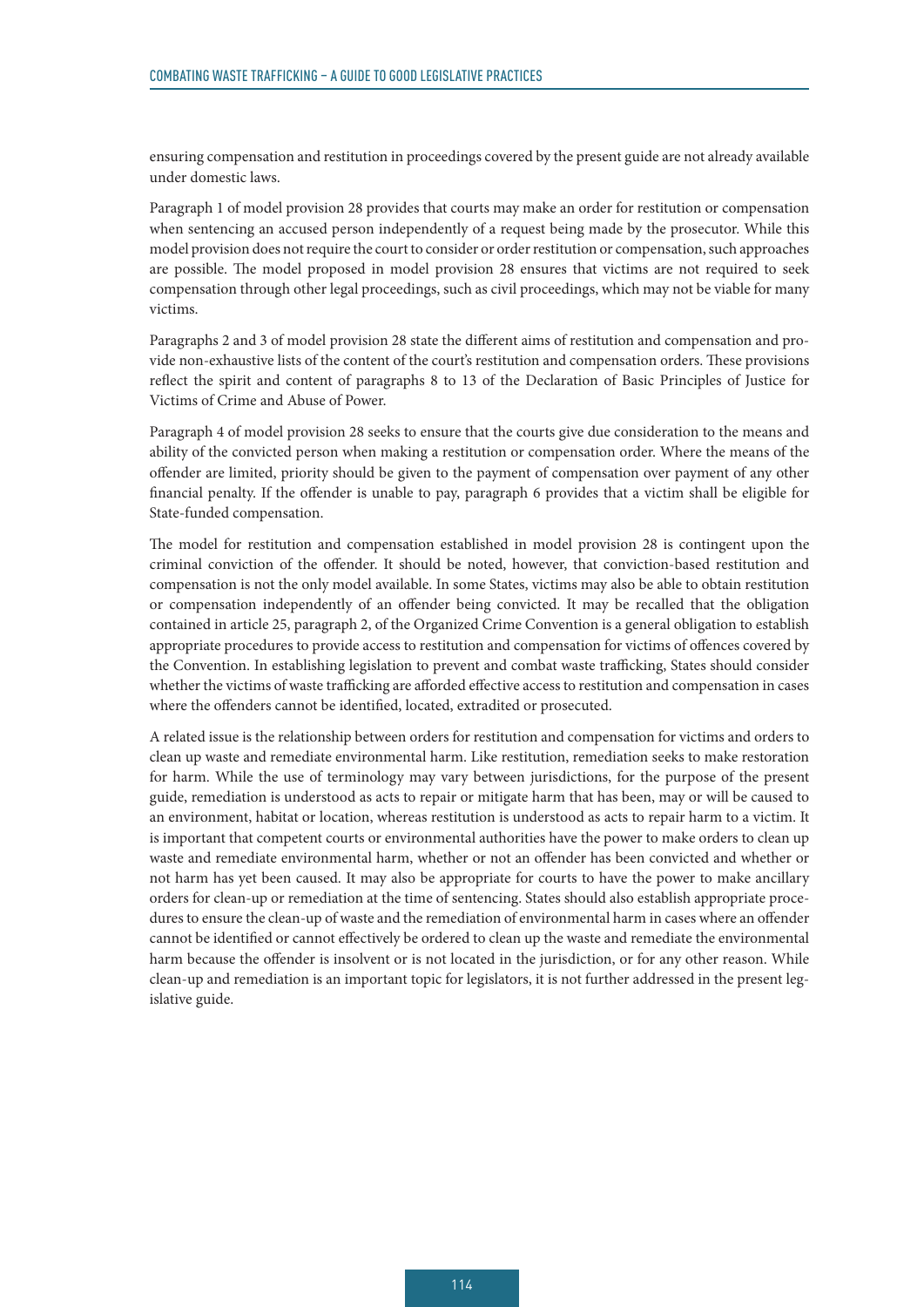ensuring compensation and restitution in proceedings covered by the present guide are not already available under domestic laws.

Paragraph 1 of model provision 28 provides that courts may make an order for restitution or compensation when sentencing an accused person independently of a request being made by the prosecutor. While this model provision does not require the court to consider or order restitution or compensation, such approaches are possible. The model proposed in model provision 28 ensures that victims are not required to seek compensation through other legal proceedings, such as civil proceedings, which may not be viable for many victims.

Paragraphs 2 and 3 of model provision 28 state the different aims of restitution and compensation and provide non-exhaustive lists of the content of the court's restitution and compensation orders. These provisions reflect the spirit and content of paragraphs 8 to 13 of the Declaration of Basic Principles of Justice for Victims of Crime and Abuse of Power.

Paragraph 4 of model provision 28 seeks to ensure that the courts give due consideration to the means and ability of the convicted person when making a restitution or compensation order. Where the means of the offender are limited, priority should be given to the payment of compensation over payment of any other financial penalty. If the offender is unable to pay, paragraph 6 provides that a victim shall be eligible for State-funded compensation.

The model for restitution and compensation established in model provision 28 is contingent upon the criminal conviction of the offender. It should be noted, however, that conviction-based restitution and compensation is not the only model available. In some States, victims may also be able to obtain restitution or compensation independently of an offender being convicted. It may be recalled that the obligation contained in article 25, paragraph 2, of the Organized Crime Convention is a general obligation to establish appropriate procedures to provide access to restitution and compensation for victims of offences covered by the Convention. In establishing legislation to prevent and combat waste trafficking, States should consider whether the victims of waste trafficking are afforded effective access to restitution and compensation in cases where the offenders cannot be identified, located, extradited or prosecuted.

A related issue is the relationship between orders for restitution and compensation for victims and orders to clean up waste and remediate environmental harm. Like restitution, remediation seeks to make restoration for harm. While the use of terminology may vary between jurisdictions, for the purpose of the present guide, remediation is understood as acts to repair or mitigate harm that has been, may or will be caused to an environment, habitat or location, whereas restitution is understood as acts to repair harm to a victim. It is important that competent courts or environmental authorities have the power to make orders to clean up waste and remediate environmental harm, whether or not an offender has been convicted and whether or not harm has yet been caused. It may also be appropriate for courts to have the power to make ancillary orders for clean-up or remediation at the time of sentencing. States should also establish appropriate procedures to ensure the clean-up of waste and the remediation of environmental harm in cases where an offender cannot be identified or cannot effectively be ordered to clean up the waste and remediate the environmental harm because the offender is insolvent or is not located in the jurisdiction, or for any other reason. While clean-up and remediation is an important topic for legislators, it is not further addressed in the present legislative guide.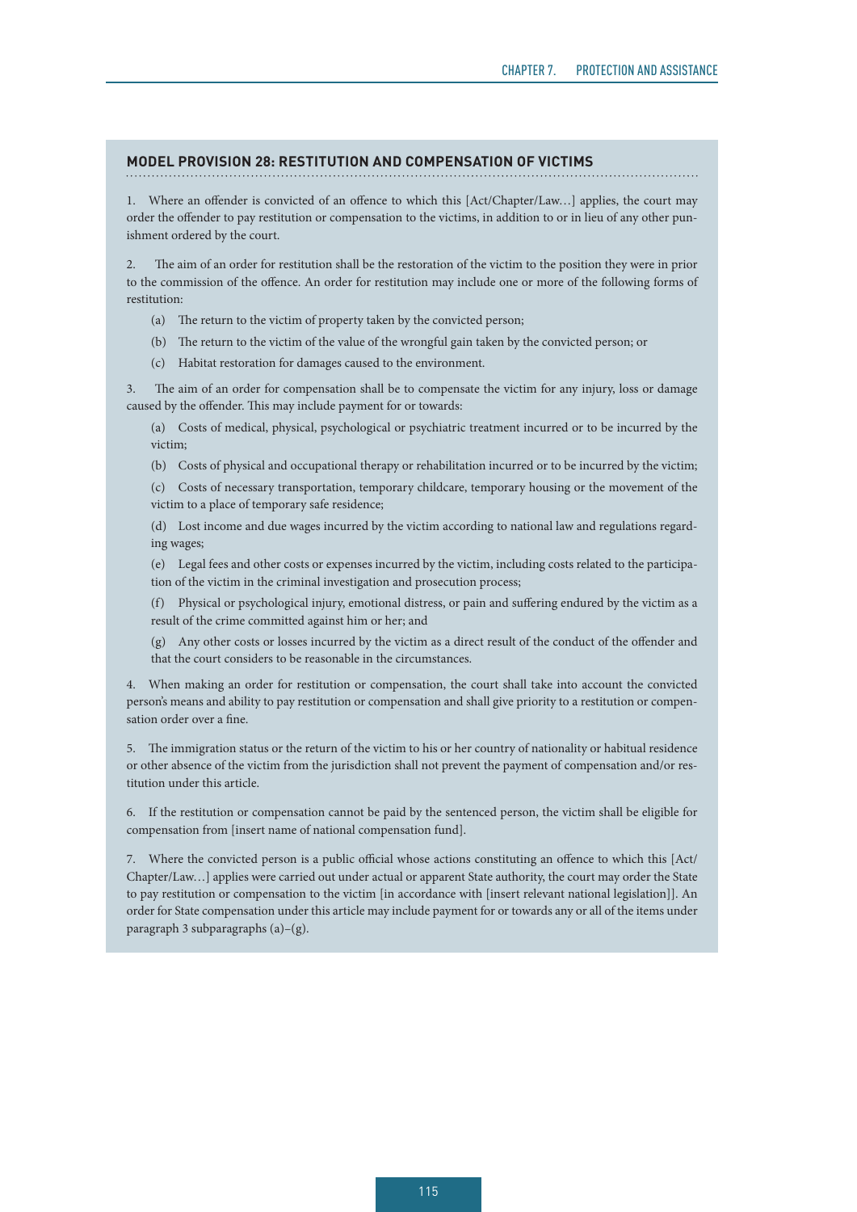### MODEL PROVISION 28: RESTITUTION AND COMPENSATION OF VICTIMS

1. Where an offender is convicted of an offence to which this [Act/Chapter/Law…] applies, the court may order the offender to pay restitution or compensation to the victims, in addition to or in lieu of any other punishment ordered by the court.

2. The aim of an order for restitution shall be the restoration of the victim to the position they were in prior to the commission of the offence. An order for restitution may include one or more of the following forms of restitution:

   (a) The return to the victim of property taken by the convicted person;

   (b) The return to the victim of the value of the wrongful gain taken by the convicted person; or

   (c) Habitat restoration for damages caused to the environment.

3. The aim of an order for compensation shall be to compensate the victim for any injury, loss or damage caused by the offender. This may include payment for or towards:

   (a) Costs of medical, physical, psychological or psychiatric treatment incurred or to be incurred by the victim;

   (b) Costs of physical and occupational therapy or rehabilitation incurred or to be incurred by the victim;

   (c) Costs of necessary transportation, temporary childcare, temporary housing or the movement of the victim to a place of temporary safe residence;

   (d) Lost income and due wages incurred by the victim according to national law and regulations regarding wages;

   (e) Legal fees and other costs or expenses incurred by the victim, including costs related to the participation of the victim in the criminal investigation and prosecution process;

   (f) Physical or psychological injury, emotional distress, or pain and suffering endured by the victim as a result of the crime committed against him or her; and

   (g) Any other costs or losses incurred by the victim as a direct result of the conduct of the offender and that the court considers to be reasonable in the circumstances.

4. When making an order for restitution or compensation, the court shall take into account the convicted person's means and ability to pay restitution or compensation and shall give priority to a restitution or compensation order over a fine.

5. The immigration status or the return of the victim to his or her country of nationality or habitual residence or other absence of the victim from the jurisdiction shall not prevent the payment of compensation and/or restitution under this article.

6. If the restitution or compensation cannot be paid by the sentenced person, the victim shall be eligible for compensation from [insert name of national compensation fund].

7. Where the convicted person is a public official whose actions constituting an offence to which this [Act/Chapter/Law…] applies were carried out under actual or apparent State authority, the court may order the State to pay restitution or compensation to the victim [in accordance with [insert relevant national legislation]]. An order for State compensation under this article may include payment for or towards any or all of the items under paragraph 3 subparagraphs (a)–(g).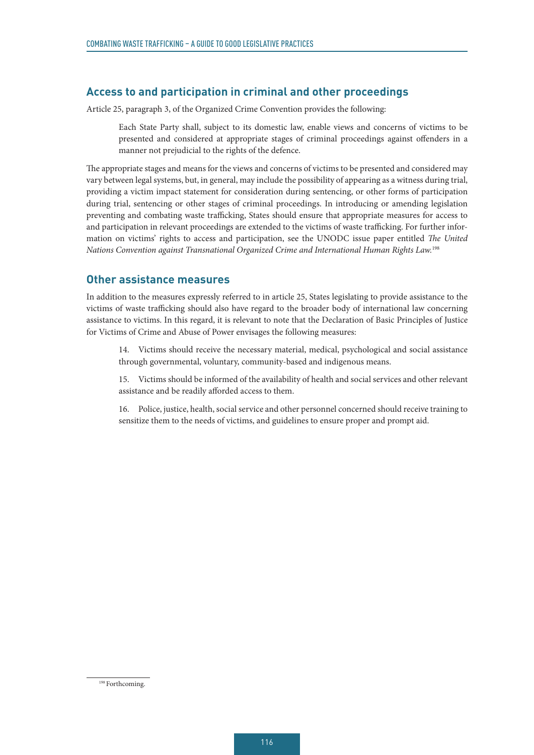## Access to and participation in criminal and other proceedings

Article 25, paragraph 3, of the Organized Crime Convention provides the following:

> Each State Party shall, subject to its domestic law, enable views and concerns of victims to be presented and considered at appropriate stages of criminal proceedings against offenders in a manner not prejudicial to the rights of the defence.

The appropriate stages and means for the views and concerns of victims to be presented and considered may vary between legal systems, but, in general, may include the possibility of appearing as a witness during trial, providing a victim impact statement for consideration during sentencing, or other forms of participation during trial, sentencing or other stages of criminal proceedings. In introducing or amending legislation preventing and combating waste trafficking, States should ensure that appropriate measures for access to and participation in relevant proceedings are extended to the victims of waste trafficking. For further information on victims' rights to access and participation, see the UNODC issue paper entitled *The United Nations Convention against Transnational Organized Crime and International Human Rights Law.*[198]

## Other assistance measures

In addition to the measures expressly referred to in article 25, States legislating to provide assistance to the victims of waste trafficking should also have regard to the broader body of international law concerning assistance to victims. In this regard, it is relevant to note that the Declaration of Basic Principles of Justice for Victims of Crime and Abuse of Power envisages the following measures:

> 14. Victims should receive the necessary material, medical, psychological and social assistance through governmental, voluntary, community-based and indigenous means.
>
> 15. Victims should be informed of the availability of health and social services and other relevant assistance and be readily afforded access to them.
>
> 16. Police, justice, health, social service and other personnel concerned should receive training to sensitize them to the needs of victims, and guidelines to ensure proper and prompt aid.

[198] Forthcoming.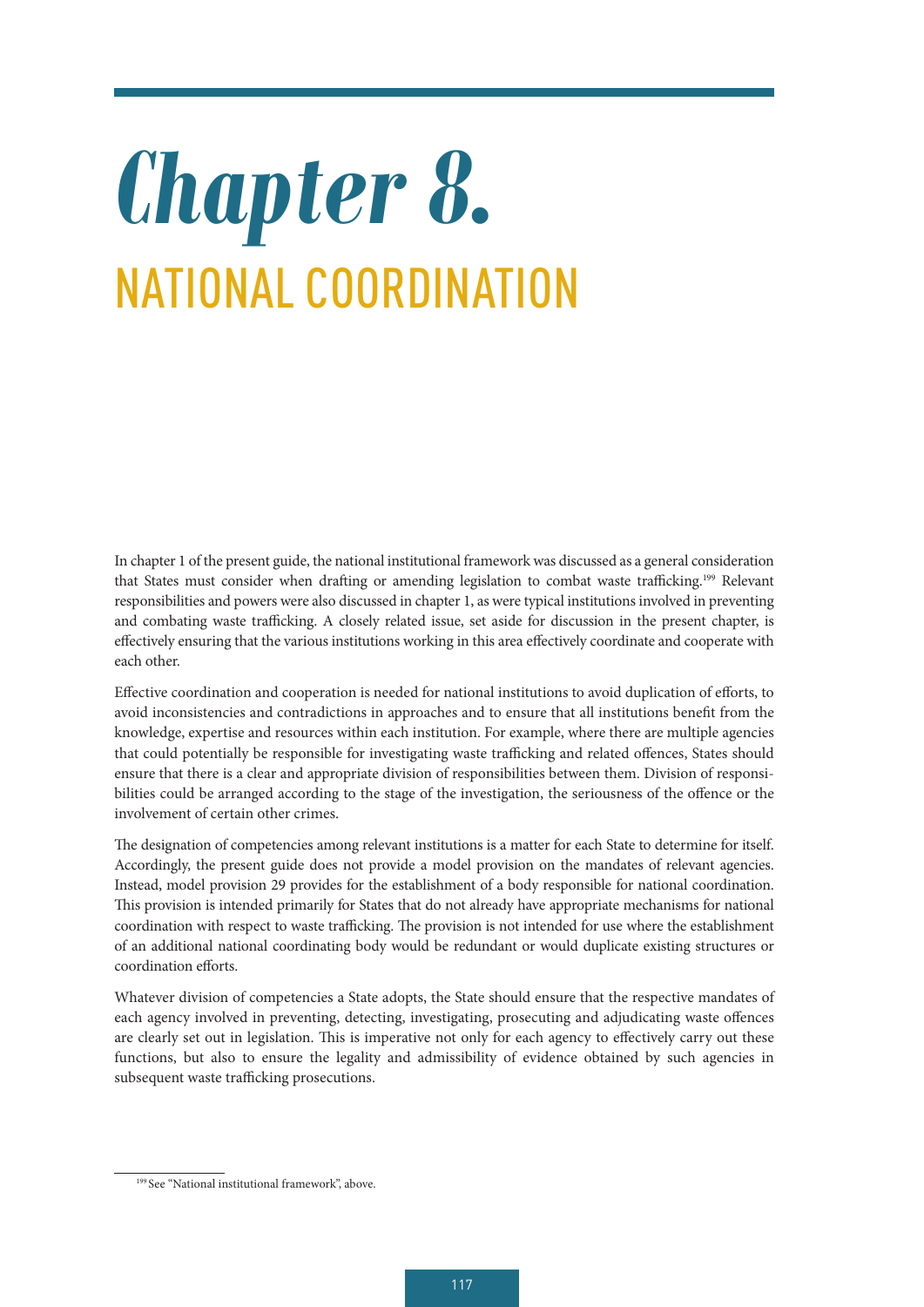# Chapter 8.
# NATIONAL COORDINATION

In chapter 1 of the present guide, the national institutional framework was discussed as a general consideration that States must consider when drafting or amending legislation to combat waste trafficking.[199] Relevant responsibilities and powers were also discussed in chapter 1, as were typical institutions involved in preventing and combating waste trafficking. A closely related issue, set aside for discussion in the present chapter, is effectively ensuring that the various institutions working in this area effectively coordinate and cooperate with each other.

Effective coordination and cooperation is needed for national institutions to avoid duplication of efforts, to avoid inconsistencies and contradictions in approaches and to ensure that all institutions benefit from the knowledge, expertise and resources within each institution. For example, where there are multiple agencies that could potentially be responsible for investigating waste trafficking and related offences, States should ensure that there is a clear and appropriate division of responsibilities between them. Division of responsibilities could be arranged according to the stage of the investigation, the seriousness of the offence or the involvement of certain other crimes.

The designation of competencies among relevant institutions is a matter for each State to determine for itself. Accordingly, the present guide does not provide a model provision on the mandates of relevant agencies. Instead, model provision 29 provides for the establishment of a body responsible for national coordination. This provision is intended primarily for States that do not already have appropriate mechanisms for national coordination with respect to waste trafficking. The provision is not intended for use where the establishment of an additional national coordinating body would be redundant or would duplicate existing structures or coordination efforts.

Whatever division of competencies a State adopts, the State should ensure that the respective mandates of each agency involved in preventing, detecting, investigating, prosecuting and adjudicating waste offences are clearly set out in legislation. This is imperative not only for each agency to effectively carry out these functions, but also to ensure the legality and admissibility of evidence obtained by such agencies in subsequent waste trafficking prosecutions.

[199] See "National institutional framework", above.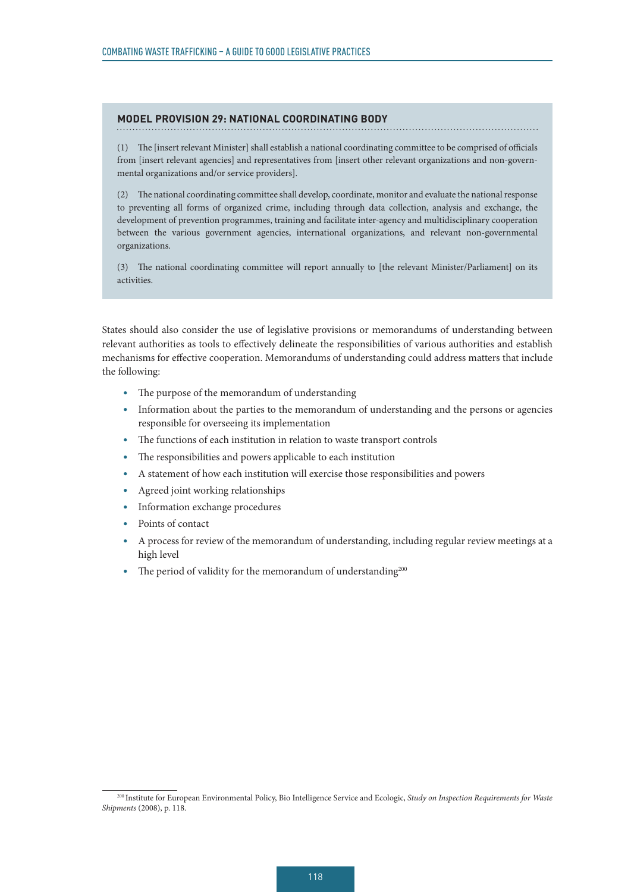### MODEL PROVISION 29: NATIONAL COORDINATING BODY

(1) The [insert relevant Minister] shall establish a national coordinating committee to be comprised of officials from [insert relevant agencies] and representatives from [insert other relevant organizations and non-governmental organizations and/or service providers].

(2) The national coordinating committee shall develop, coordinate, monitor and evaluate the national response to preventing all forms of organized crime, including through data collection, analysis and exchange, the development of prevention programmes, training and facilitate inter-agency and multidisciplinary cooperation between the various government agencies, international organizations, and relevant non-governmental organizations.

(3) The national coordinating committee will report annually to [the relevant Minister/Parliament] on its activities.

States should also consider the use of legislative provisions or memorandums of understanding between relevant authorities as tools to effectively delineate the responsibilities of various authorities and establish mechanisms for effective cooperation. Memorandums of understanding could address matters that include the following:

- The purpose of the memorandum of understanding
- Information about the parties to the memorandum of understanding and the persons or agencies responsible for overseeing its implementation
- The functions of each institution in relation to waste transport controls
- The responsibilities and powers applicable to each institution
- A statement of how each institution will exercise those responsibilities and powers
- Agreed joint working relationships
- Information exchange procedures
- Points of contact
- A process for review of the memorandum of understanding, including regular review meetings at a high level
- The period of validity for the memorandum of understanding[200]

---

[200] Institute for European Environmental Policy, Bio Intelligence Service and Ecologic, *Study on Inspection Requirements for Waste Shipments* (2008), p. 118.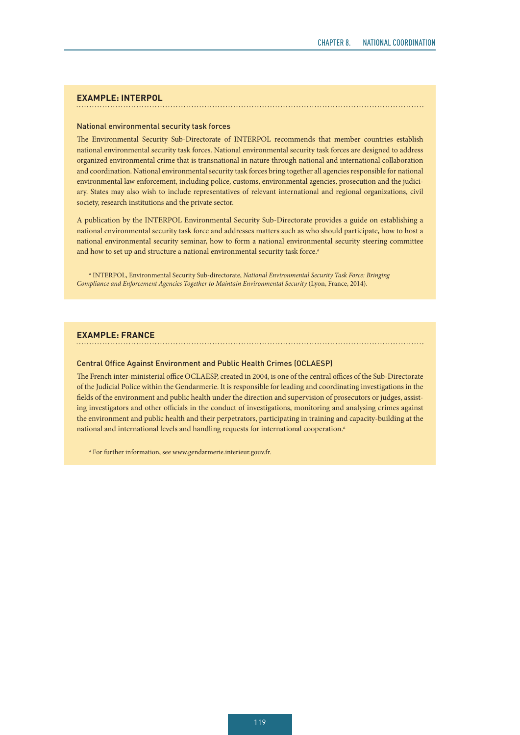**EXAMPLE: INTERPOL**

#### National environmental security task forces

The Environmental Security Sub-Directorate of INTERPOL recommends that member countries establish national environmental security task forces. National environmental security task forces are designed to address organized environmental crime that is transnational in nature through national and international collaboration and coordination. National environmental security task forces bring together all agencies responsible for national environmental law enforcement, including police, customs, environmental agencies, prosecution and the judiciary. States may also wish to include representatives of relevant international and regional organizations, civil society, research institutions and the private sector.

A publication by the INTERPOL Environmental Security Sub-Directorate provides a guide on establishing a national environmental security task force and addresses matters such as who should participate, how to host a national environmental security seminar, how to form a national environmental security steering committee and how to set up and structure a national environmental security task force.[a]

[a] INTERPOL, Environmental Security Sub-directorate, *National Environmental Security Task Force: Bringing Compliance and Enforcement Agencies Together to Maintain Environmental Security* (Lyon, France, 2014).

**EXAMPLE: FRANCE**

#### Central Office Against Environment and Public Health Crimes (OCLAESP)

The French inter-ministerial office OCLAESP, created in 2004, is one of the central offices of the Sub-Directorate of the Judicial Police within the Gendarmerie. It is responsible for leading and coordinating investigations in the fields of the environment and public health under the direction and supervision of prosecutors or judges, assisting investigators and other officials in the conduct of investigations, monitoring and analysing crimes against the environment and public health and their perpetrators, participating in training and capacity-building at the national and international levels and handling requests for international cooperation.[a]

[a] For further information, see www.gendarmerie.interieur.gouv.fr.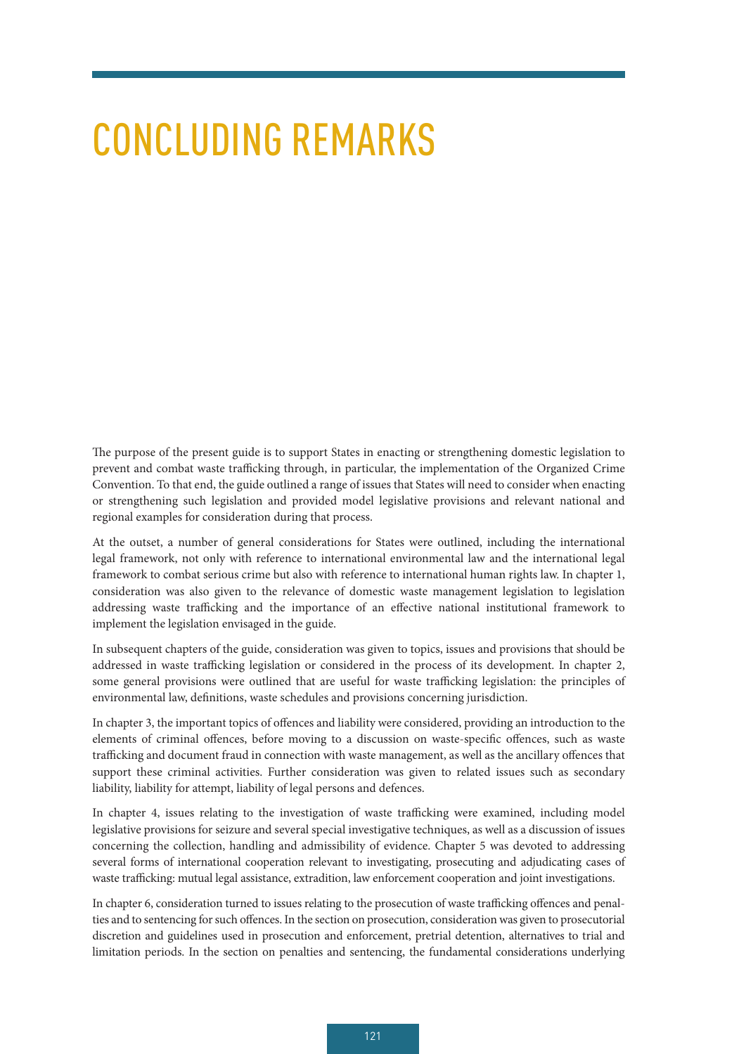# CONCLUDING REMARKS

The purpose of the present guide is to support States in enacting or strengthening domestic legislation to prevent and combat waste trafficking through, in particular, the implementation of the Organized Crime Convention. To that end, the guide outlined a range of issues that States will need to consider when enacting or strengthening such legislation and provided model legislative provisions and relevant national and regional examples for consideration during that process.

At the outset, a number of general considerations for States were outlined, including the international legal framework, not only with reference to international environmental law and the international legal framework to combat serious crime but also with reference to international human rights law. In chapter 1, consideration was also given to the relevance of domestic waste management legislation to legislation addressing waste trafficking and the importance of an effective national institutional framework to implement the legislation envisaged in the guide.

In subsequent chapters of the guide, consideration was given to topics, issues and provisions that should be addressed in waste trafficking legislation or considered in the process of its development. In chapter 2, some general provisions were outlined that are useful for waste trafficking legislation: the principles of environmental law, definitions, waste schedules and provisions concerning jurisdiction.

In chapter 3, the important topics of offences and liability were considered, providing an introduction to the elements of criminal offences, before moving to a discussion on waste-specific offences, such as waste trafficking and document fraud in connection with waste management, as well as the ancillary offences that support these criminal activities. Further consideration was given to related issues such as secondary liability, liability for attempt, liability of legal persons and defences.

In chapter 4, issues relating to the investigation of waste trafficking were examined, including model legislative provisions for seizure and several special investigative techniques, as well as a discussion of issues concerning the collection, handling and admissibility of evidence. Chapter 5 was devoted to addressing several forms of international cooperation relevant to investigating, prosecuting and adjudicating cases of waste trafficking: mutual legal assistance, extradition, law enforcement cooperation and joint investigations.

In chapter 6, consideration turned to issues relating to the prosecution of waste trafficking offences and penalties and to sentencing for such offences. In the section on prosecution, consideration was given to prosecutorial discretion and guidelines used in prosecution and enforcement, pretrial detention, alternatives to trial and limitation periods. In the section on penalties and sentencing, the fundamental considerations underlying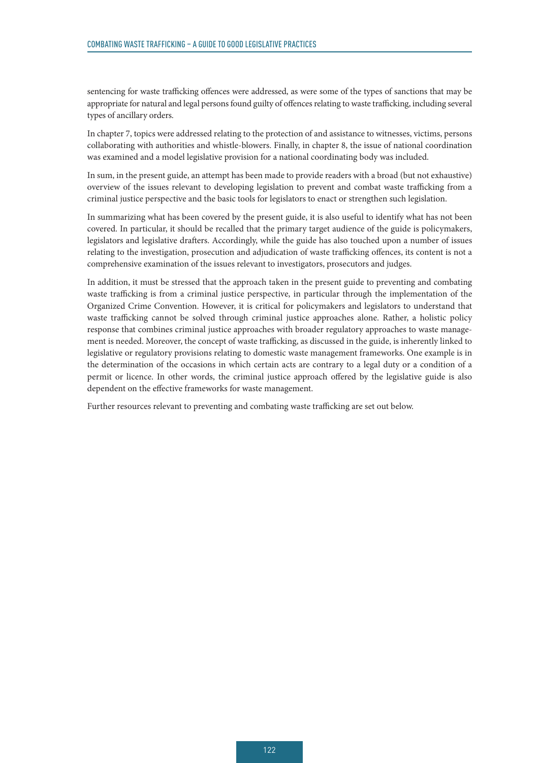sentencing for waste trafficking offences were addressed, as were some of the types of sanctions that may be appropriate for natural and legal persons found guilty of offences relating to waste trafficking, including several types of ancillary orders.

In chapter 7, topics were addressed relating to the protection of and assistance to witnesses, victims, persons collaborating with authorities and whistle-blowers. Finally, in chapter 8, the issue of national coordination was examined and a model legislative provision for a national coordinating body was included.

In sum, in the present guide, an attempt has been made to provide readers with a broad (but not exhaustive) overview of the issues relevant to developing legislation to prevent and combat waste trafficking from a criminal justice perspective and the basic tools for legislators to enact or strengthen such legislation.

In summarizing what has been covered by the present guide, it is also useful to identify what has not been covered. In particular, it should be recalled that the primary target audience of the guide is policymakers, legislators and legislative drafters. Accordingly, while the guide has also touched upon a number of issues relating to the investigation, prosecution and adjudication of waste trafficking offences, its content is not a comprehensive examination of the issues relevant to investigators, prosecutors and judges.

In addition, it must be stressed that the approach taken in the present guide to preventing and combating waste trafficking is from a criminal justice perspective, in particular through the implementation of the Organized Crime Convention. However, it is critical for policymakers and legislators to understand that waste trafficking cannot be solved through criminal justice approaches alone. Rather, a holistic policy response that combines criminal justice approaches with broader regulatory approaches to waste management is needed. Moreover, the concept of waste trafficking, as discussed in the guide, is inherently linked to legislative or regulatory provisions relating to domestic waste management frameworks. One example is in the determination of the occasions in which certain acts are contrary to a legal duty or a condition of a permit or licence. In other words, the criminal justice approach offered by the legislative guide is also dependent on the effective frameworks for waste management.

Further resources relevant to preventing and combating waste trafficking are set out below.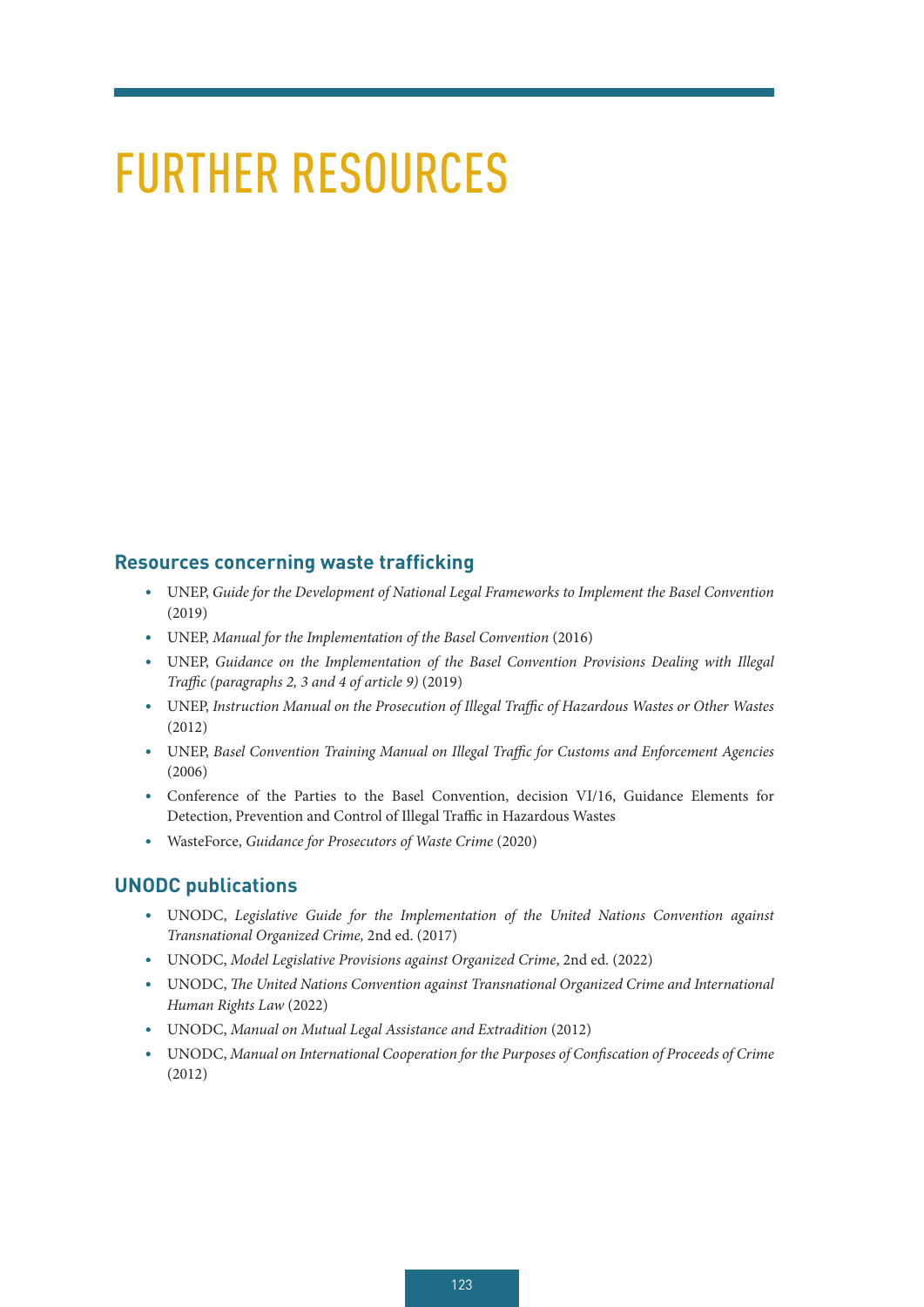# FURTHER RESOURCES

## Resources concerning waste trafficking

- UNEP, *Guide for the Development of National Legal Frameworks to Implement the Basel Convention* (2019)
- UNEP, *Manual for the Implementation of the Basel Convention* (2016)
- UNEP, *Guidance on the Implementation of the Basel Convention Provisions Dealing with Illegal Traffic (paragraphs 2, 3 and 4 of article 9)* (2019)
- UNEP, *Instruction Manual on the Prosecution of Illegal Traffic of Hazardous Wastes or Other Wastes* (2012)
- UNEP, *Basel Convention Training Manual on Illegal Traffic for Customs and Enforcement Agencies* (2006)
- Conference of the Parties to the Basel Convention, decision VI/16, Guidance Elements for Detection, Prevention and Control of Illegal Traffic in Hazardous Wastes
- WasteForce, *Guidance for Prosecutors of Waste Crime* (2020)

## UNODC publications

- UNODC, *Legislative Guide for the Implementation of the United Nations Convention against Transnational Organized Crime,* 2nd ed. (2017)
- UNODC, *Model Legislative Provisions against Organized Crime*, 2nd ed. (2022)
- UNODC, *The United Nations Convention against Transnational Organized Crime and International Human Rights Law* (2022)
- UNODC, *Manual on Mutual Legal Assistance and Extradition* (2012)
- UNODC, *Manual on International Cooperation for the Purposes of Confiscation of Proceeds of Crime* (2012)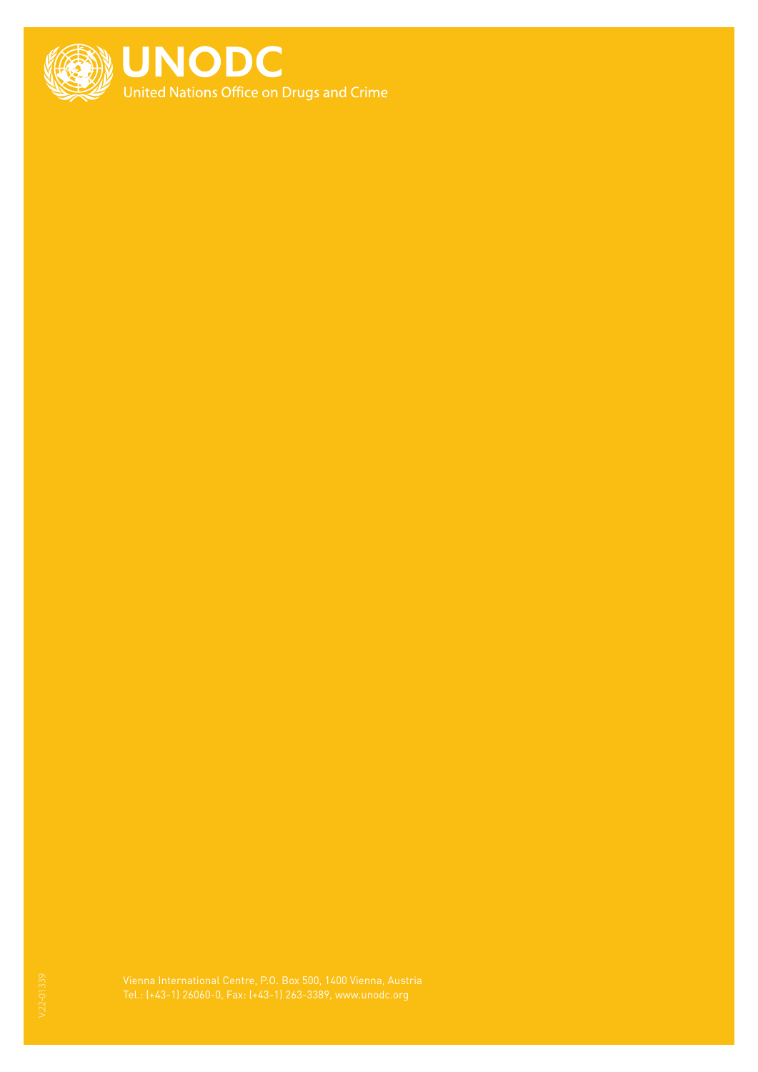# UNODC

United Nations Office on Drugs and Crime

Vienna International Centre, P.O. Box 500, 1400 Vienna, Austria
Tel.: (+43-1) 26060-0, Fax: (+43-1) 263-3389, www.unodc.org

V22-01339